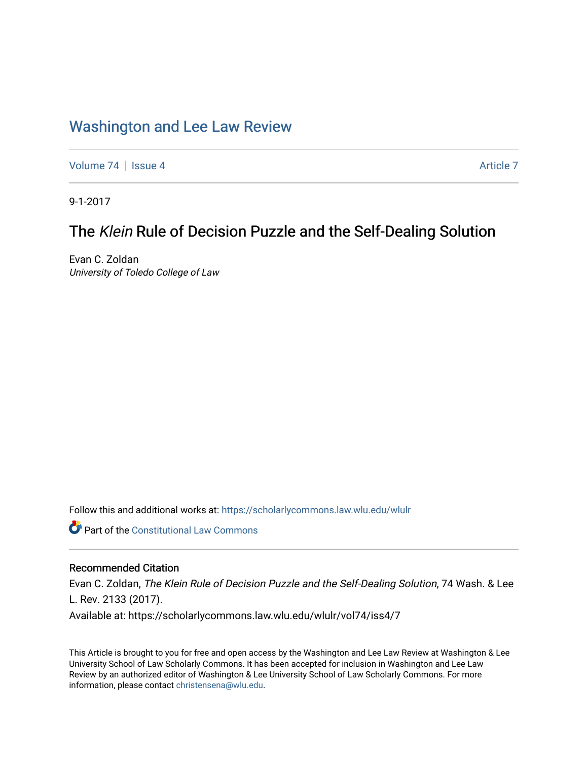# Washington and Lee Law Review

Volume 74 | Issue 4 | Article 7

9-1-2017

## The *Klein* Rule of Decision Puzzle and the Self-Dealing Solution

Evan C. Zoldan
*University of Toledo College of Law*

Follow this and additional works at: https://scholarlycommons.law.wlu.edu/wlulr

Part of the Constitutional Law Commons

### Recommended Citation

Evan C. Zoldan, *The Klein Rule of Decision Puzzle and the Self-Dealing Solution*, 74 Wash. & Lee L. Rev. 2133 (2017).
Available at: https://scholarlycommons.law.wlu.edu/wlulr/vol74/iss4/7

This Article is brought to you for free and open access by the Washington and Lee Law Review at Washington & Lee University School of Law Scholarly Commons. It has been accepted for inclusion in Washington and Lee Law Review by an authorized editor of Washington & Lee University School of Law Scholarly Commons. For more information, please contact christensena@wlu.edu.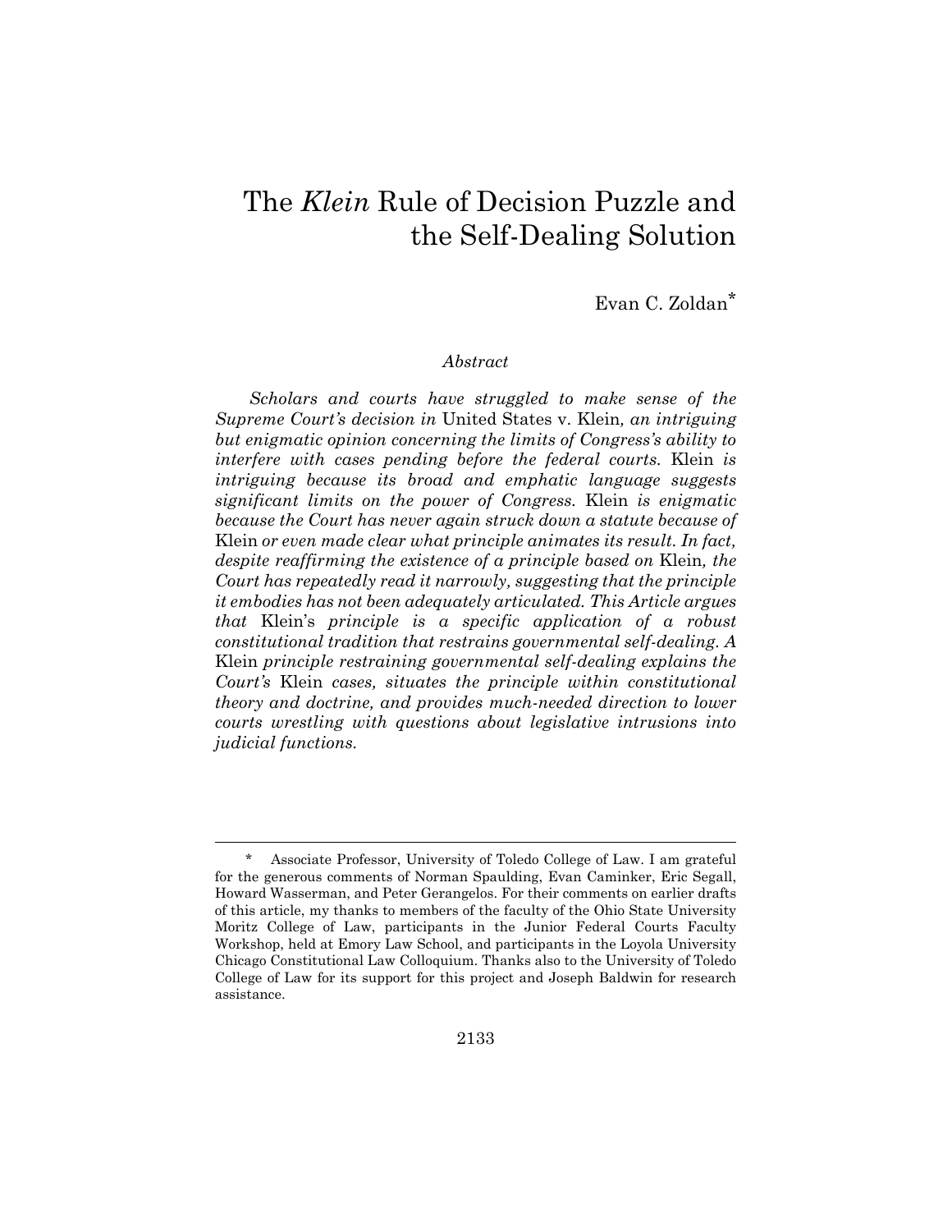# The *Klein* Rule of Decision Puzzle and the Self-Dealing Solution

Evan C. Zoldan*

*Abstract*

*Scholars and courts have struggled to make sense of the Supreme Court's decision in* United States v. Klein*, an intriguing but enigmatic opinion concerning the limits of Congress's ability to interfere with cases pending before the federal courts.* Klein *is intriguing because its broad and emphatic language suggests significant limits on the power of Congress.* Klein *is enigmatic because the Court has never again struck down a statute because of* Klein *or even made clear what principle animates its result. In fact, despite reaffirming the existence of a principle based on* Klein*, the Court has repeatedly read it narrowly, suggesting that the principle it embodies has not been adequately articulated. This Article argues that* Klein*'s *principle is a specific application of a robust constitutional tradition that restrains governmental self-dealing. A* Klein *principle restraining governmental self-dealing explains the Court's* Klein *cases, situates the principle within constitutional theory and doctrine, and provides much-needed direction to lower courts wrestling with questions about legislative intrusions into judicial functions.*

---

\* Associate Professor, University of Toledo College of Law. I am grateful for the generous comments of Norman Spaulding, Evan Caminker, Eric Segall, Howard Wasserman, and Peter Gerangelos. For their comments on earlier drafts of this article, my thanks to members of the faculty of the Ohio State University Moritz College of Law, participants in the Junior Federal Courts Faculty Workshop, held at Emory Law School, and participants in the Loyola University Chicago Constitutional Law Colloquium. Thanks also to the University of Toledo College of Law for its support for this project and Joseph Baldwin for research assistance.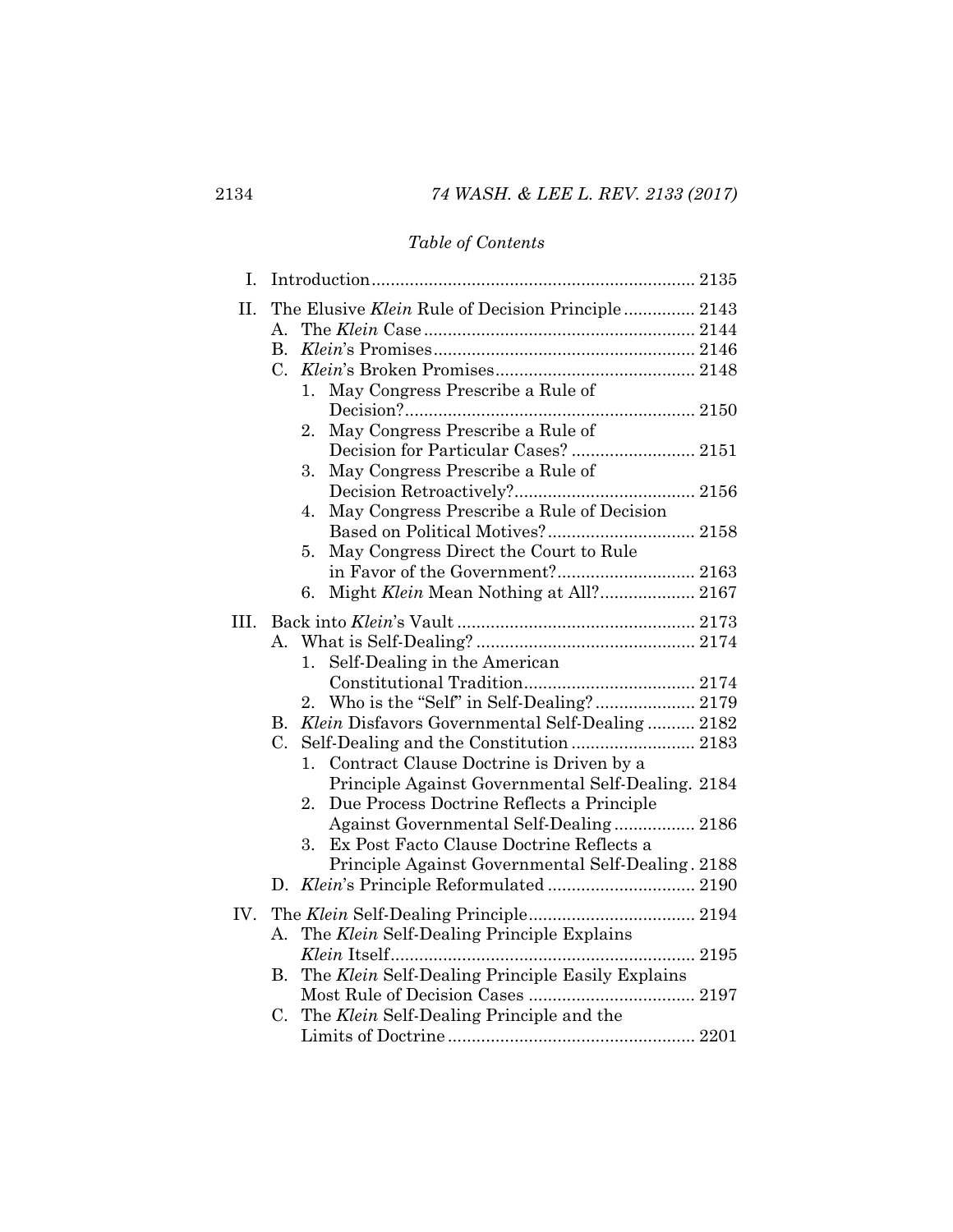*Table of Contents*

I. Introduction .................................................................... 2135

II. The Elusive *Klein* Rule of Decision Principle ............... 2143
   A. The *Klein* Case .......................................................... 2144
   B. *Klein*'s Promises ....................................................... 2146
   C. *Klein*'s Broken Promises .......................................... 2148
      1. May Congress Prescribe a Rule of Decision? ............................................................ 2150
      2. May Congress Prescribe a Rule of Decision for Particular Cases? .......................... 2151
      3. May Congress Prescribe a Rule of Decision Retroactively? ...................................... 2156
      4. May Congress Prescribe a Rule of Decision Based on Political Motives? .............................. 2158
      5. May Congress Direct the Court to Rule in Favor of the Government? ............................ 2163
      6. Might *Klein* Mean Nothing at All? .................... 2167

III. Back into *Klein*'s Vault .................................................. 2173
   A. What is Self-Dealing? .............................................. 2174
      1. Self-Dealing in the American Constitutional Tradition .................................... 2174
      2. Who is the "Self" in Self-Dealing? ..................... 2179
   B. *Klein* Disfavors Governmental Self-Dealing .......... 2182
   C. Self-Dealing and the Constitution .......................... 2183
      1. Contract Clause Doctrine is Driven by a Principle Against Governmental Self-Dealing. 2184
      2. Due Process Doctrine Reflects a Principle Against Governmental Self-Dealing ................. 2186
      3. Ex Post Facto Clause Doctrine Reflects a Principle Against Governmental Self-Dealing . 2188
   D. *Klein*'s Principle Reformulated ............................... 2190

IV. The *Klein* Self-Dealing Principle .................................. 2194
   A. The *Klein* Self-Dealing Principle Explains *Klein* Itself ............................................................... 2195
   B. The *Klein* Self-Dealing Principle Easily Explains Most Rule of Decision Cases ................................... 2197
   C. The *Klein* Self-Dealing Principle and the Limits of Doctrine .................................................... 2201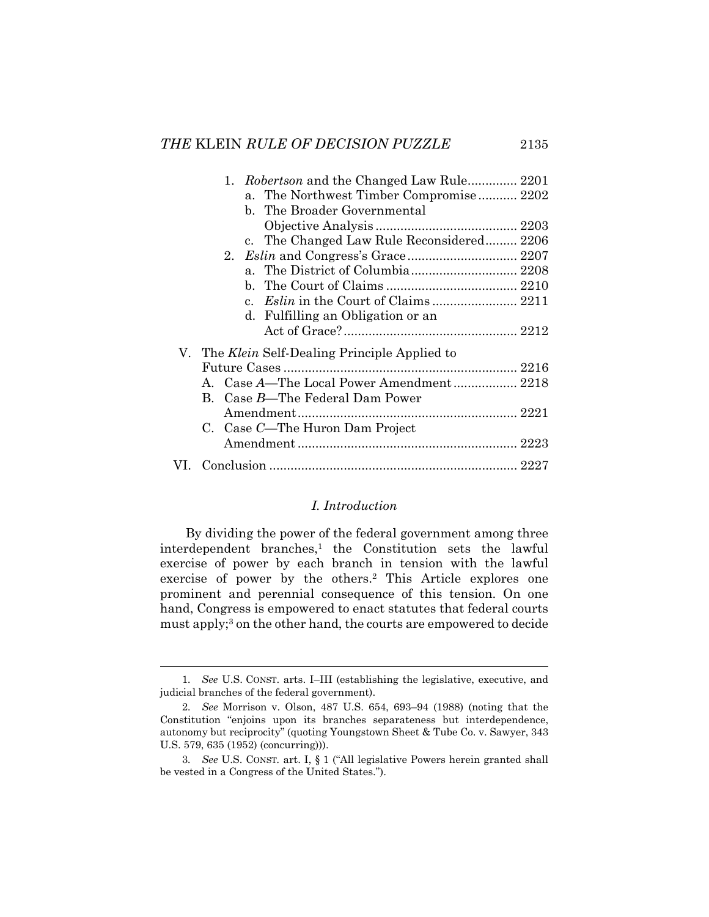1. *Robertson* and the Changed Law Rule .............. 2201
   - a. The Northwest Timber Compromise ........... 2202
   - b. The Broader Governmental Objective Analysis ........................................ 2203
   - c. The Changed Law Rule Reconsidered ......... 2206
2. *Eslin* and Congress's Grace ............................... 2207
   - a. The District of Columbia .............................. 2208
   - b. The Court of Claims ..................................... 2210
   - c. *Eslin* in the Court of Claims ........................ 2211
   - d. Fulfilling an Obligation or an Act of Grace? ................................................ 2212

V. The *Klein* Self-Dealing Principle Applied to Future Cases .................................................................. 2216
- A. Case *A*—The Local Power Amendment .................. 2218
- B. Case *B*—The Federal Dam Power Amendment .............................................................. 2221
- C. Case *C*—The Huron Dam Project Amendment .............................................................. 2223

VI. Conclusion ..................................................................... 2227

## I. Introduction

By dividing the power of the federal government among three interdependent branches,[1] the Constitution sets the lawful exercise of power by each branch in tension with the lawful exercise of power by the others.[2] This Article explores one prominent and perennial consequence of this tension. On one hand, Congress is empowered to enact statutes that federal courts must apply;[3] on the other hand, the courts are empowered to decide

---

1. *See* U.S. CONST. arts. I–III (establishing the legislative, executive, and judicial branches of the federal government).

2. *See* Morrison v. Olson, 487 U.S. 654, 693–94 (1988) (noting that the Constitution "enjoins upon its branches separateness but interdependence, autonomy but reciprocity" (quoting Youngstown Sheet & Tube Co. v. Sawyer, 343 U.S. 579, 635 (1952) (concurring))).

3. *See* U.S. CONST. art. I, § 1 ("All legislative Powers herein granted shall be vested in a Congress of the United States.").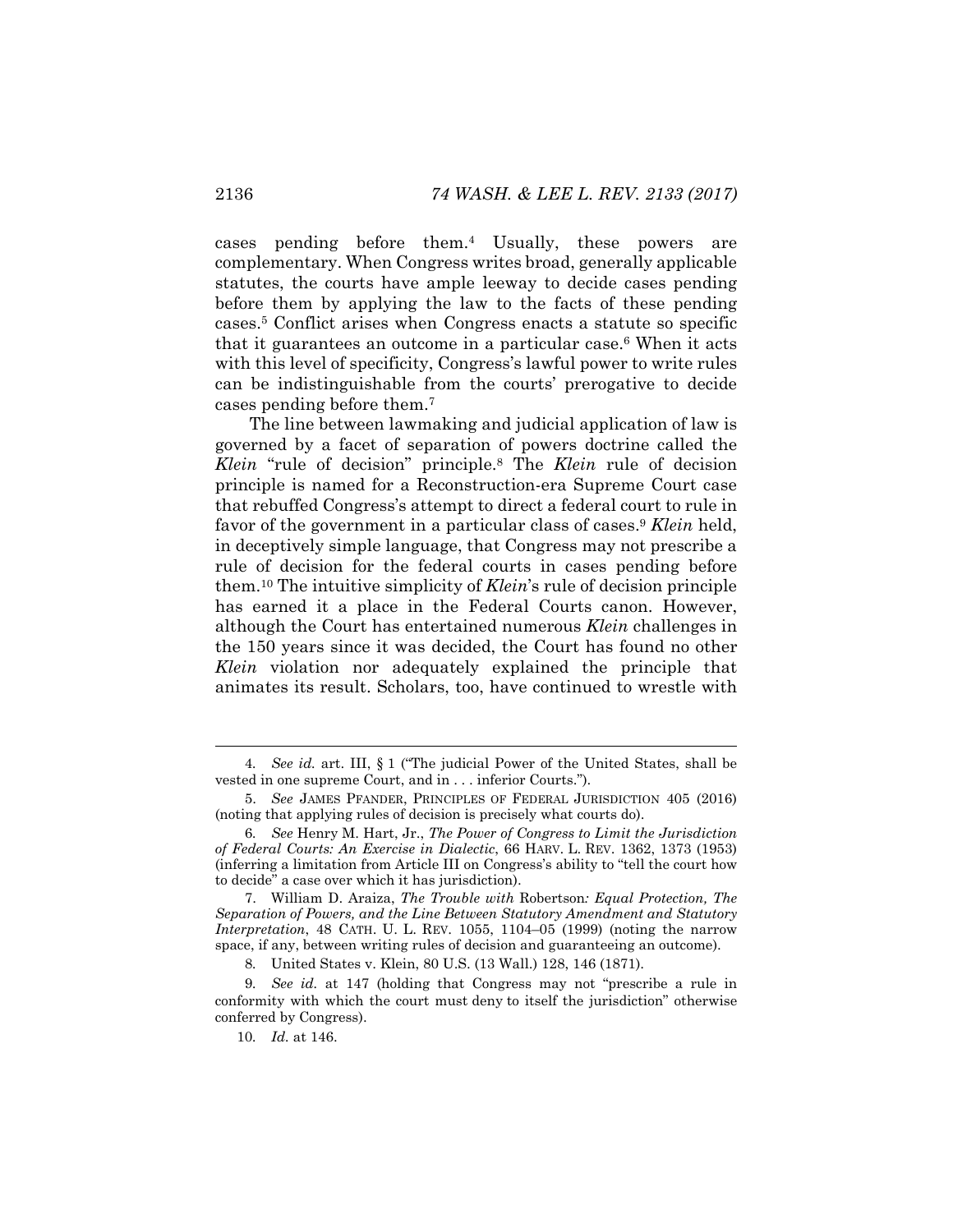cases pending before them.[4] Usually, these powers are complementary. When Congress writes broad, generally applicable statutes, the courts have ample leeway to decide cases pending before them by applying the law to the facts of these pending cases.[5] Conflict arises when Congress enacts a statute so specific that it guarantees an outcome in a particular case.[6] When it acts with this level of specificity, Congress's lawful power to write rules can be indistinguishable from the courts' prerogative to decide cases pending before them.[7]

The line between lawmaking and judicial application of law is governed by a facet of separation of powers doctrine called the *Klein* "rule of decision" principle.[8] The *Klein* rule of decision principle is named for a Reconstruction-era Supreme Court case that rebuffed Congress's attempt to direct a federal court to rule in favor of the government in a particular class of cases.[9] *Klein* held, in deceptively simple language, that Congress may not prescribe a rule of decision for the federal courts in cases pending before them.[10] The intuitive simplicity of *Klein*'s rule of decision principle has earned it a place in the Federal Courts canon. However, although the Court has entertained numerous *Klein* challenges in the 150 years since it was decided, the Court has found no other *Klein* violation nor adequately explained the principle that animates its result. Scholars, too, have continued to wrestle with

---

4. *See id.* art. III, § 1 ("The judicial Power of the United States, shall be vested in one supreme Court, and in . . . inferior Courts.").

5. *See* JAMES PFANDER, PRINCIPLES OF FEDERAL JURISDICTION 405 (2016) (noting that applying rules of decision is precisely what courts do).

6. *See* Henry M. Hart, Jr., *The Power of Congress to Limit the Jurisdiction of Federal Courts: An Exercise in Dialectic*, 66 HARV. L. REV. 1362, 1373 (1953) (inferring a limitation from Article III on Congress's ability to "tell the court how to decide" a case over which it has jurisdiction).

7. William D. Araiza, *The Trouble with* Robertson*: Equal Protection, The Separation of Powers, and the Line Between Statutory Amendment and Statutory Interpretation*, 48 CATH. U. L. REV. 1055, 1104–05 (1999) (noting the narrow space, if any, between writing rules of decision and guaranteeing an outcome).

8. United States v. Klein, 80 U.S. (13 Wall.) 128, 146 (1871).

9. *See id.* at 147 (holding that Congress may not "prescribe a rule in conformity with which the court must deny to itself the jurisdiction" otherwise conferred by Congress).

10. *Id.* at 146.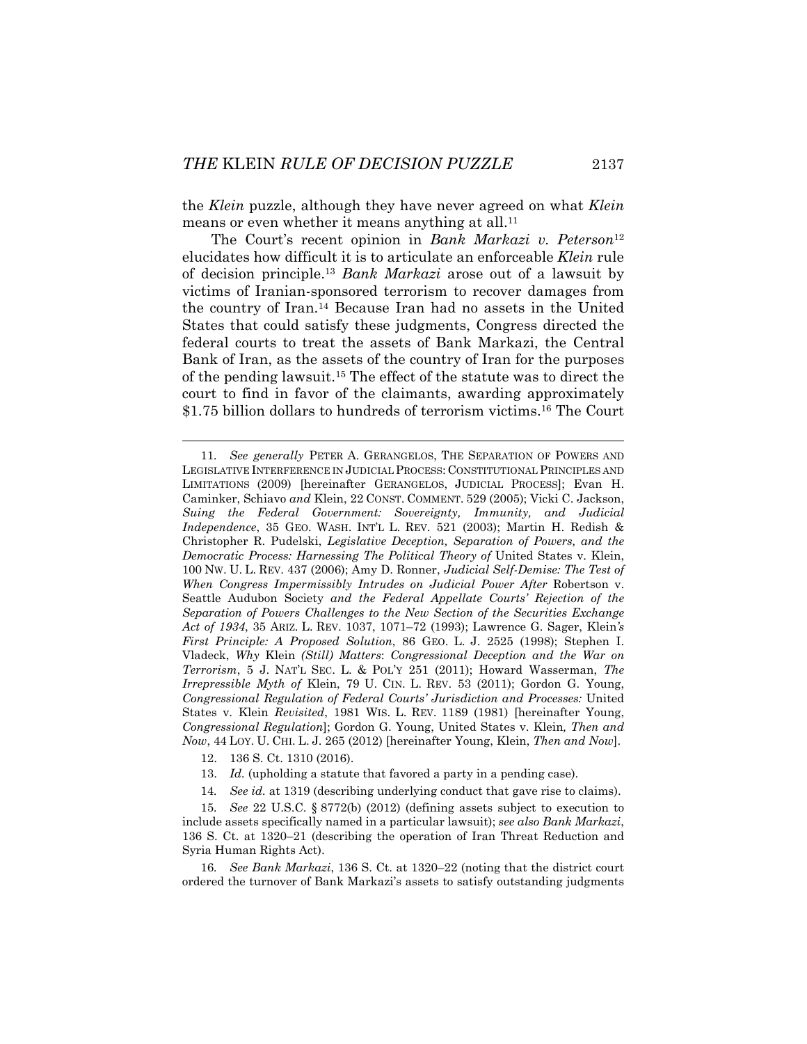the *Klein* puzzle, although they have never agreed on what *Klein* means or even whether it means anything at all.[11]

The Court's recent opinion in *Bank Markazi v. Peterson*[12] elucidates how difficult it is to articulate an enforceable *Klein* rule of decision principle.[13] *Bank Markazi* arose out of a lawsuit by victims of Iranian-sponsored terrorism to recover damages from the country of Iran.[14] Because Iran had no assets in the United States that could satisfy these judgments, Congress directed the federal courts to treat the assets of Bank Markazi, the Central Bank of Iran, as the assets of the country of Iran for the purposes of the pending lawsuit.[15] The effect of the statute was to direct the court to find in favor of the claimants, awarding approximately $1.75 billion dollars to hundreds of terrorism victims.[16] The Court

---

11. *See generally* PETER A. GERANGELOS, THE SEPARATION OF POWERS AND LEGISLATIVE INTERFERENCE IN JUDICIAL PROCESS: CONSTITUTIONAL PRINCIPLES AND LIMITATIONS (2009) [hereinafter GERANGELOS, JUDICIAL PROCESS]; Evan H. Caminker, Schiavo *and* Klein, 22 CONST. COMMENT. 529 (2005); Vicki C. Jackson, *Suing the Federal Government: Sovereignty, Immunity, and Judicial Independence*, 35 GEO. WASH. INT'L L. REV. 521 (2003); Martin H. Redish & Christopher R. Pudelski, *Legislative Deception, Separation of Powers, and the Democratic Process: Harnessing The Political Theory of* United States v. Klein, 100 NW. U. L. REV. 437 (2006); Amy D. Ronner, *Judicial Self-Demise: The Test of When Congress Impermissibly Intrudes on Judicial Power After* Robertson v. Seattle Audubon Society *and the Federal Appellate Courts' Rejection of the Separation of Powers Challenges to the New Section of the Securities Exchange Act of 1934*, 35 ARIZ. L. REV. 1037, 1071–72 (1993); Lawrence G. Sager, Klein*'s First Principle: A Proposed Solution*, 86 GEO. L. J. 2525 (1998); Stephen I. Vladeck, *Why* Klein *(Still) Matters*: *Congressional Deception and the War on Terrorism*, 5 J. NAT'L SEC. L. & POL'Y 251 (2011); Howard Wasserman, *The Irrepressible Myth of* Klein, 79 U. CIN. L. REV. 53 (2011); Gordon G. Young, *Congressional Regulation of Federal Courts' Jurisdiction and Processes:* United States v. Klein *Revisited*, 1981 WIS. L. REV. 1189 (1981) [hereinafter Young, *Congressional Regulation*]; Gordon G. Young, United States v. Klein*, Then and Now*, 44 LOY. U. CHI. L. J. 265 (2012) [hereinafter Young, Klein, *Then and Now*].

12. 136 S. Ct. 1310 (2016).

13. *Id.* (upholding a statute that favored a party in a pending case).

14. *See id.* at 1319 (describing underlying conduct that gave rise to claims).

15. *See* 22 U.S.C. § 8772(b) (2012) (defining assets subject to execution to include assets specifically named in a particular lawsuit); *see also Bank Markazi*, 136 S. Ct. at 1320–21 (describing the operation of Iran Threat Reduction and Syria Human Rights Act).

16. *See Bank Markazi*, 136 S. Ct. at 1320–22 (noting that the district court ordered the turnover of Bank Markazi's assets to satisfy outstanding judgments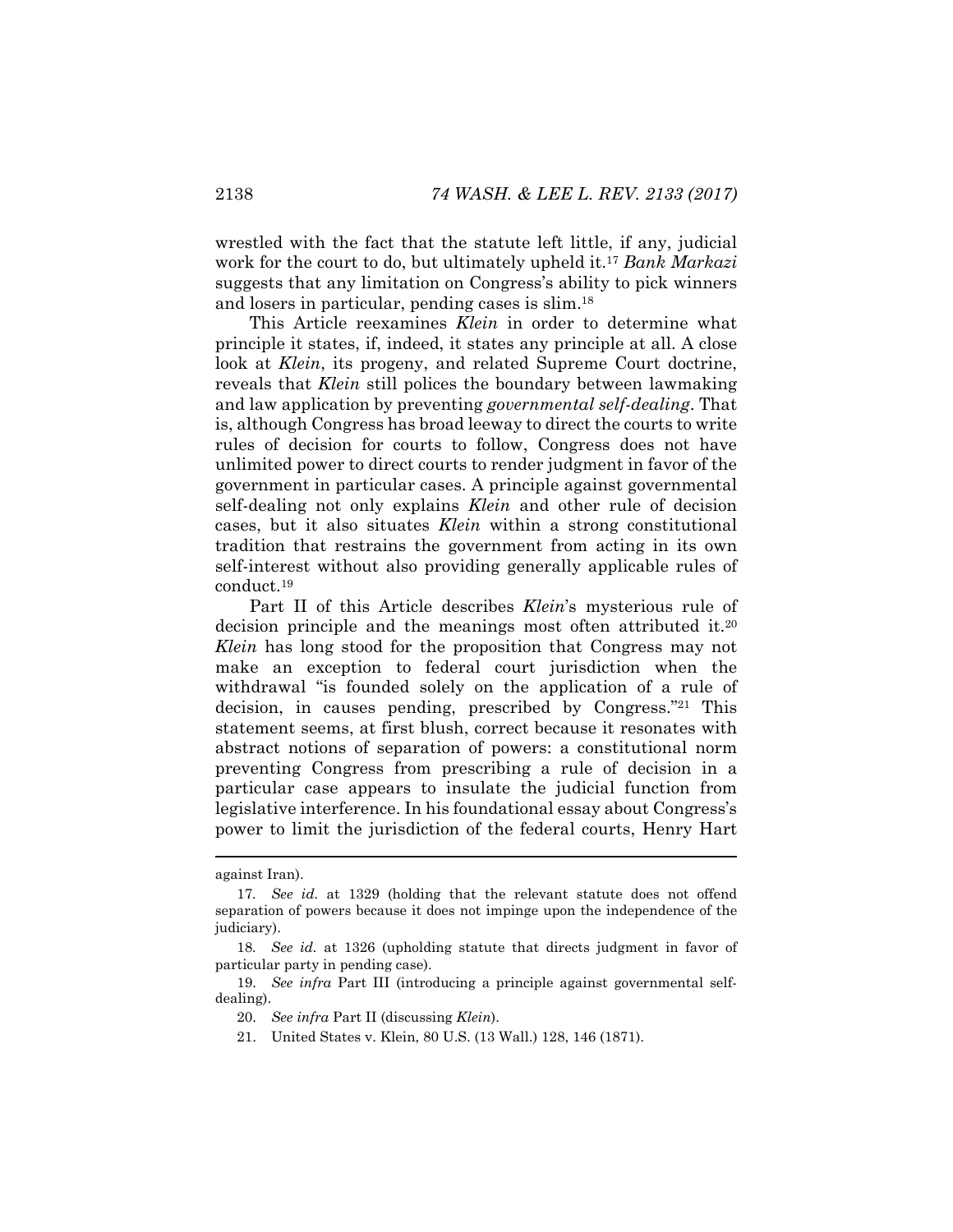wrestled with the fact that the statute left little, if any, judicial work for the court to do, but ultimately upheld it.[17] *Bank Markazi* suggests that any limitation on Congress's ability to pick winners and losers in particular, pending cases is slim.[18]

This Article reexamines *Klein* in order to determine what principle it states, if, indeed, it states any principle at all. A close look at *Klein*, its progeny, and related Supreme Court doctrine, reveals that *Klein* still polices the boundary between lawmaking and law application by preventing *governmental self-dealing*. That is, although Congress has broad leeway to direct the courts to write rules of decision for courts to follow, Congress does not have unlimited power to direct courts to render judgment in favor of the government in particular cases. A principle against governmental self-dealing not only explains *Klein* and other rule of decision cases, but it also situates *Klein* within a strong constitutional tradition that restrains the government from acting in its own self-interest without also providing generally applicable rules of conduct.[19]

Part II of this Article describes *Klein*'s mysterious rule of decision principle and the meanings most often attributed it.[20] *Klein* has long stood for the proposition that Congress may not make an exception to federal court jurisdiction when the withdrawal "is founded solely on the application of a rule of decision, in causes pending, prescribed by Congress."[21] This statement seems, at first blush, correct because it resonates with abstract notions of separation of powers: a constitutional norm preventing Congress from prescribing a rule of decision in a particular case appears to insulate the judicial function from legislative interference. In his foundational essay about Congress's power to limit the jurisdiction of the federal courts, Henry Hart

---

against Iran).

17. *See id.* at 1329 (holding that the relevant statute does not offend separation of powers because it does not impinge upon the independence of the judiciary).

18. *See id.* at 1326 (upholding statute that directs judgment in favor of particular party in pending case).

19. *See infra* Part III (introducing a principle against governmental self-dealing).

20. *See infra* Part II (discussing *Klein*).

21. United States v. Klein, 80 U.S. (13 Wall.) 128, 146 (1871).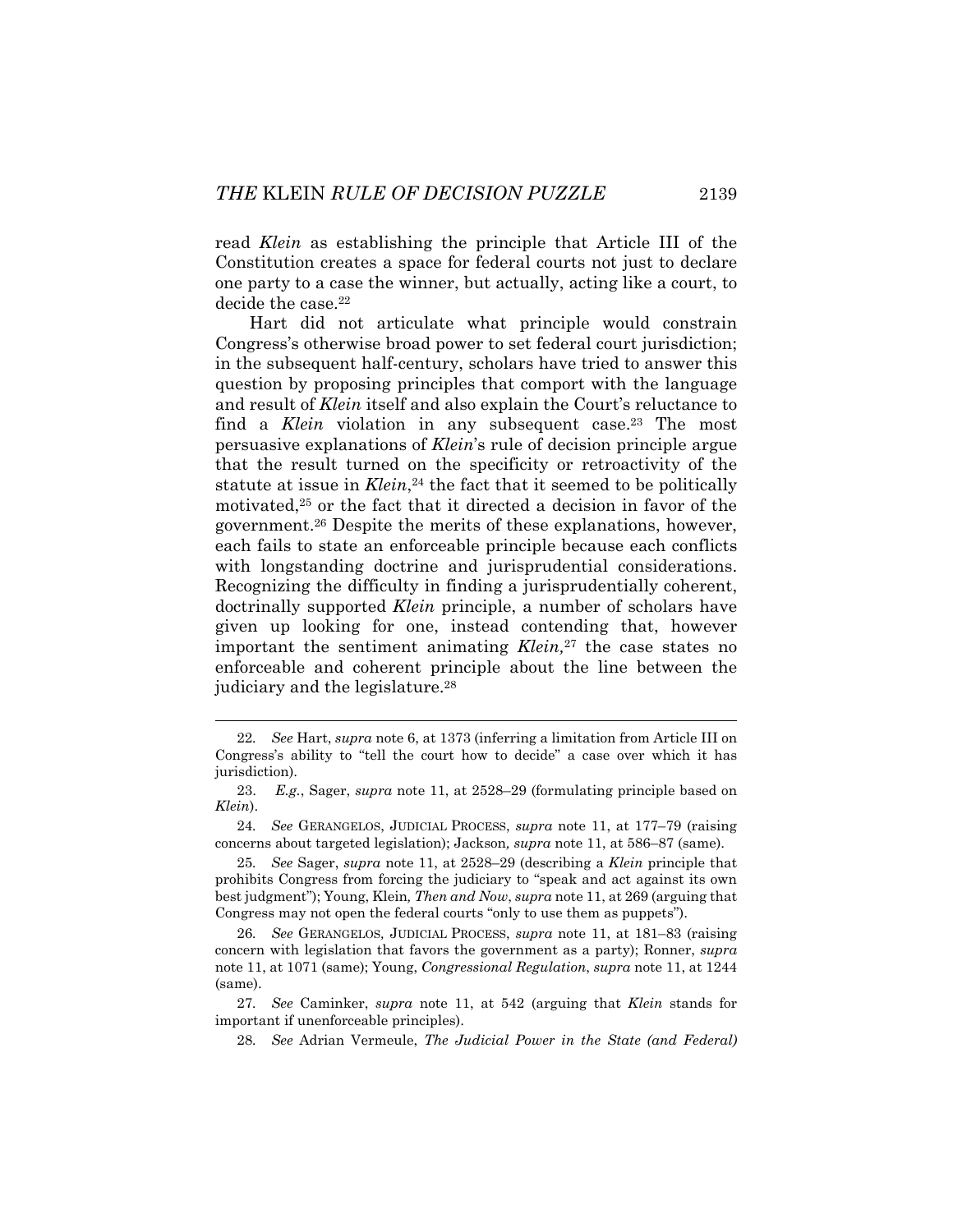read *Klein* as establishing the principle that Article III of the Constitution creates a space for federal courts not just to declare one party to a case the winner, but actually, acting like a court, to decide the case.[22]

Hart did not articulate what principle would constrain Congress's otherwise broad power to set federal court jurisdiction; in the subsequent half-century, scholars have tried to answer this question by proposing principles that comport with the language and result of *Klein* itself and also explain the Court's reluctance to find a *Klein* violation in any subsequent case.[23] The most persuasive explanations of *Klein*'s rule of decision principle argue that the result turned on the specificity or retroactivity of the statute at issue in *Klein*,[24] the fact that it seemed to be politically motivated,[25] or the fact that it directed a decision in favor of the government.[26] Despite the merits of these explanations, however, each fails to state an enforceable principle because each conflicts with longstanding doctrine and jurisprudential considerations. Recognizing the difficulty in finding a jurisprudentially coherent, doctrinally supported *Klein* principle, a number of scholars have given up looking for one, instead contending that, however important the sentiment animating *Klein,*[27] the case states no enforceable and coherent principle about the line between the judiciary and the legislature.[28]

---

22. *See* Hart, *supra* note 6, at 1373 (inferring a limitation from Article III on Congress's ability to "tell the court how to decide" a case over which it has jurisdiction).

23. *E.g.*, Sager, *supra* note 11, at 2528–29 (formulating principle based on *Klein*).

24. *See* GERANGELOS, JUDICIAL PROCESS, *supra* note 11, at 177–79 (raising concerns about targeted legislation); Jackson*, supra* note 11, at 586–87 (same).

25. *See* Sager, *supra* note 11, at 2528–29 (describing a *Klein* principle that prohibits Congress from forcing the judiciary to "speak and act against its own best judgment"); Young, Klein*, Then and Now*, *supra* note 11, at 269 (arguing that Congress may not open the federal courts "only to use them as puppets").

26. *See* GERANGELOS*,* JUDICIAL PROCESS, *supra* note 11, at 181–83 (raising concern with legislation that favors the government as a party); Ronner, *supra* note 11, at 1071 (same); Young, *Congressional Regulation*, *supra* note 11, at 1244 (same).

27. *See* Caminker, *supra* note 11, at 542 (arguing that *Klein* stands for important if unenforceable principles).

28. *See* Adrian Vermeule, *The Judicial Power in the State (and Federal)*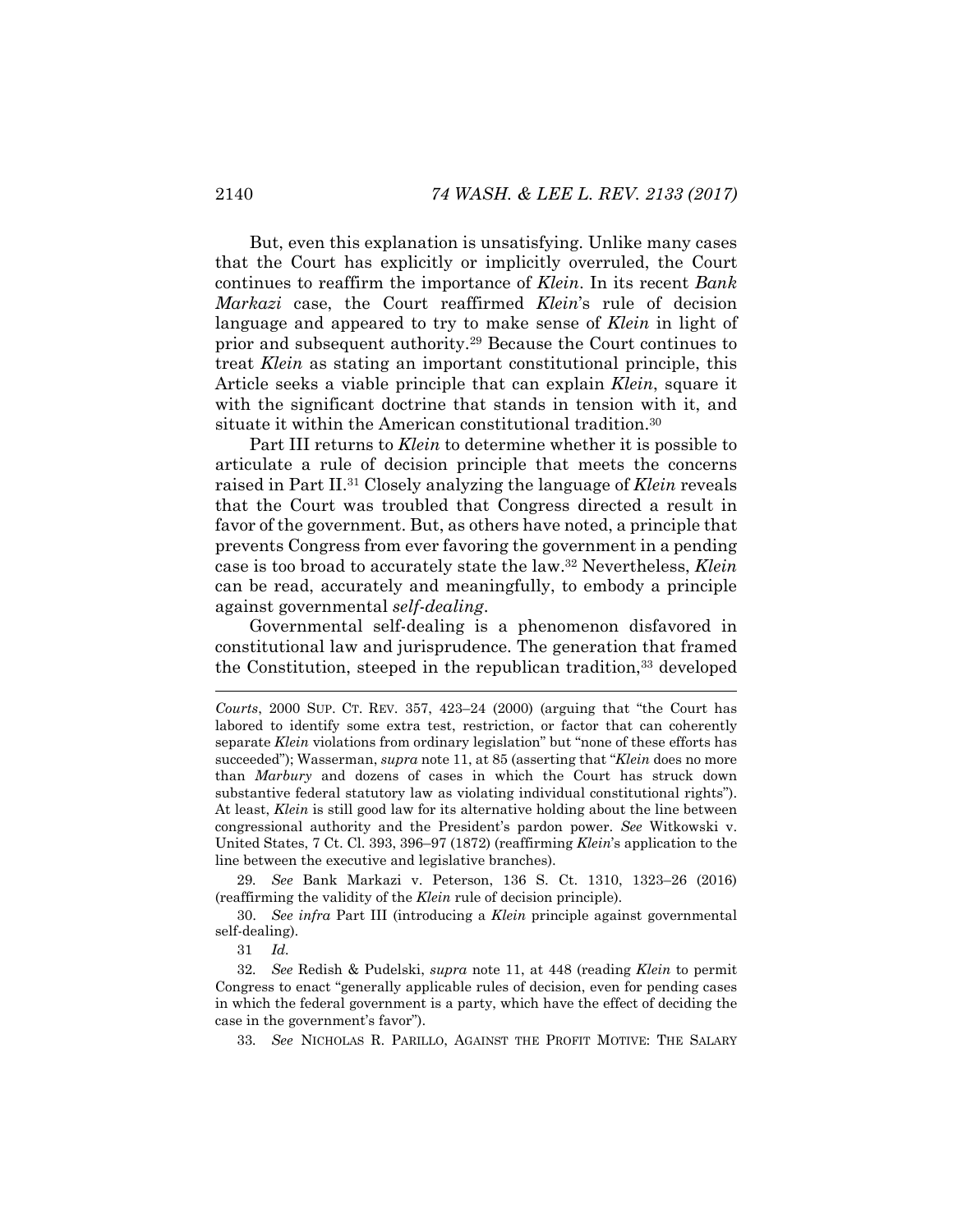But, even this explanation is unsatisfying. Unlike many cases that the Court has explicitly or implicitly overruled, the Court continues to reaffirm the importance of *Klein*. In its recent *Bank Markazi* case, the Court reaffirmed *Klein*'s rule of decision language and appeared to try to make sense of *Klein* in light of prior and subsequent authority.[29] Because the Court continues to treat *Klein* as stating an important constitutional principle, this Article seeks a viable principle that can explain *Klein*, square it with the significant doctrine that stands in tension with it, and situate it within the American constitutional tradition.[30]

Part III returns to *Klein* to determine whether it is possible to articulate a rule of decision principle that meets the concerns raised in Part II.[31] Closely analyzing the language of *Klein* reveals that the Court was troubled that Congress directed a result in favor of the government. But, as others have noted, a principle that prevents Congress from ever favoring the government in a pending case is too broad to accurately state the law.[32] Nevertheless, *Klein* can be read, accurately and meaningfully, to embody a principle against governmental *self-dealing*.

Governmental self-dealing is a phenomenon disfavored in constitutional law and jurisprudence. The generation that framed the Constitution, steeped in the republican tradition,[33] developed

---

*Courts*, 2000 SUP. CT. REV. 357, 423–24 (2000) (arguing that "the Court has labored to identify some extra test, restriction, or factor that can coherently separate *Klein* violations from ordinary legislation" but "none of these efforts has succeeded"); Wasserman, *supra* note 11, at 85 (asserting that "*Klein* does no more than *Marbury* and dozens of cases in which the Court has struck down substantive federal statutory law as violating individual constitutional rights"). At least, *Klein* is still good law for its alternative holding about the line between congressional authority and the President's pardon power. *See* Witkowski v. United States, 7 Ct. Cl. 393, 396–97 (1872) (reaffirming *Klein*'s application to the line between the executive and legislative branches).

29. *See* Bank Markazi v. Peterson, 136 S. Ct. 1310, 1323–26 (2016) (reaffirming the validity of the *Klein* rule of decision principle).

30. *See infra* Part III (introducing a *Klein* principle against governmental self-dealing).

31 *Id.*

32. *See* Redish & Pudelski, *supra* note 11, at 448 (reading *Klein* to permit Congress to enact "generally applicable rules of decision, even for pending cases in which the federal government is a party, which have the effect of deciding the case in the government's favor").

33. *See* NICHOLAS R. PARILLO, AGAINST THE PROFIT MOTIVE: THE SALARY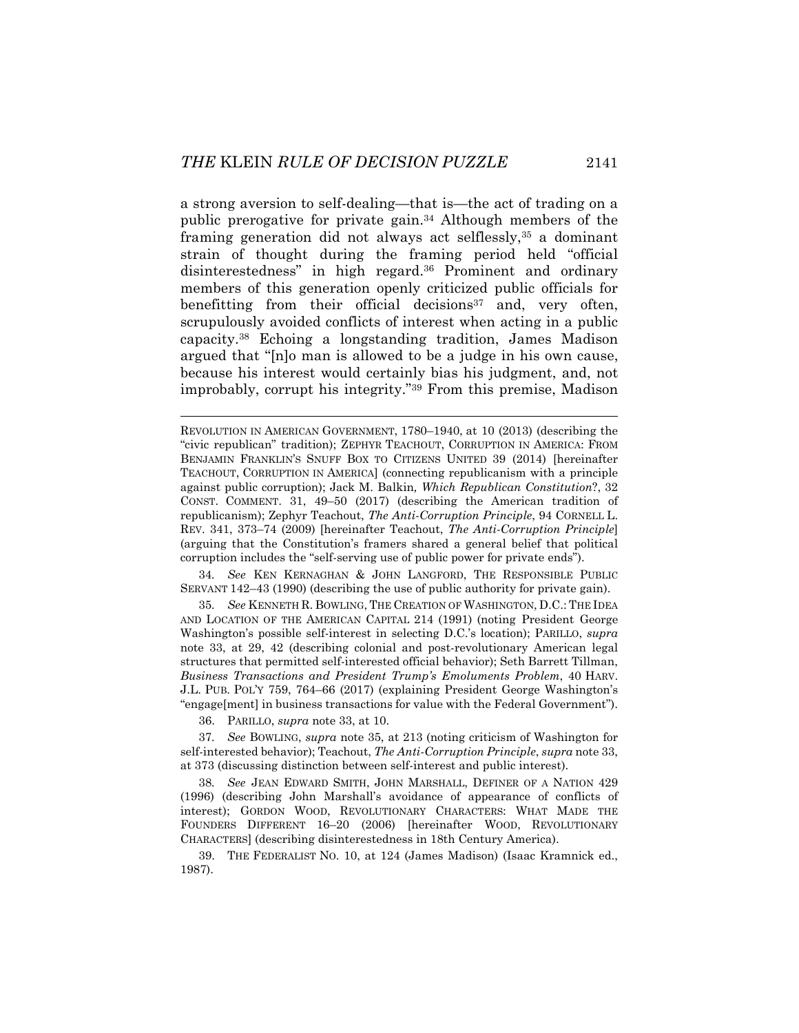a strong aversion to self-dealing—that is—the act of trading on a public prerogative for private gain.[34] Although members of the framing generation did not always act selflessly,[35] a dominant strain of thought during the framing period held "official disinterestedness" in high regard.[36] Prominent and ordinary members of this generation openly criticized public officials for benefitting from their official decisions[37] and, very often, scrupulously avoided conflicts of interest when acting in a public capacity.[38] Echoing a longstanding tradition, James Madison argued that "[n]o man is allowed to be a judge in his own cause, because his interest would certainly bias his judgment, and, not improbably, corrupt his integrity."[39] From this premise, Madison

---

REVOLUTION IN AMERICAN GOVERNMENT, 1780–1940, at 10 (2013) (describing the "civic republican" tradition); ZEPHYR TEACHOUT, CORRUPTION IN AMERICA: FROM BENJAMIN FRANKLIN'S SNUFF BOX TO CITIZENS UNITED 39 (2014) [hereinafter TEACHOUT, CORRUPTION IN AMERICA] (connecting republicanism with a principle against public corruption); Jack M. Balkin, *Which Republican Constitution*?, 32 CONST. COMMENT. 31, 49–50 (2017) (describing the American tradition of republicanism); Zephyr Teachout, *The Anti-Corruption Principle*, 94 CORNELL L. REV. 341, 373–74 (2009) [hereinafter Teachout, *The Anti-Corruption Principle*] (arguing that the Constitution's framers shared a general belief that political corruption includes the "self-serving use of public power for private ends").

34. *See* KEN KERNAGHAN & JOHN LANGFORD, THE RESPONSIBLE PUBLIC SERVANT 142–43 (1990) (describing the use of public authority for private gain).

35. *See* KENNETH R. BOWLING, THE CREATION OF WASHINGTON, D.C.: THE IDEA AND LOCATION OF THE AMERICAN CAPITAL 214 (1991) (noting President George Washington's possible self-interest in selecting D.C.'s location); PARILLO, *supra* note 33, at 29, 42 (describing colonial and post-revolutionary American legal structures that permitted self-interested official behavior); Seth Barrett Tillman, *Business Transactions and President Trump's Emoluments Problem*, 40 HARV. J.L. PUB. POL'Y 759, 764–66 (2017) (explaining President George Washington's "engage[ment] in business transactions for value with the Federal Government").

36. PARILLO, *supra* note 33, at 10.

37. *See* BOWLING, *supra* note 35, at 213 (noting criticism of Washington for self-interested behavior); Teachout, *The Anti-Corruption Principle*, *supra* note 33, at 373 (discussing distinction between self-interest and public interest).

38. *See* JEAN EDWARD SMITH, JOHN MARSHALL, DEFINER OF A NATION 429 (1996) (describing John Marshall's avoidance of appearance of conflicts of interest); GORDON WOOD, REVOLUTIONARY CHARACTERS: WHAT MADE THE FOUNDERS DIFFERENT 16–20 (2006) [hereinafter WOOD, REVOLUTIONARY CHARACTERS] (describing disinterestedness in 18th Century America).

39. THE FEDERALIST NO. 10, at 124 (James Madison) (Isaac Kramnick ed., 1987).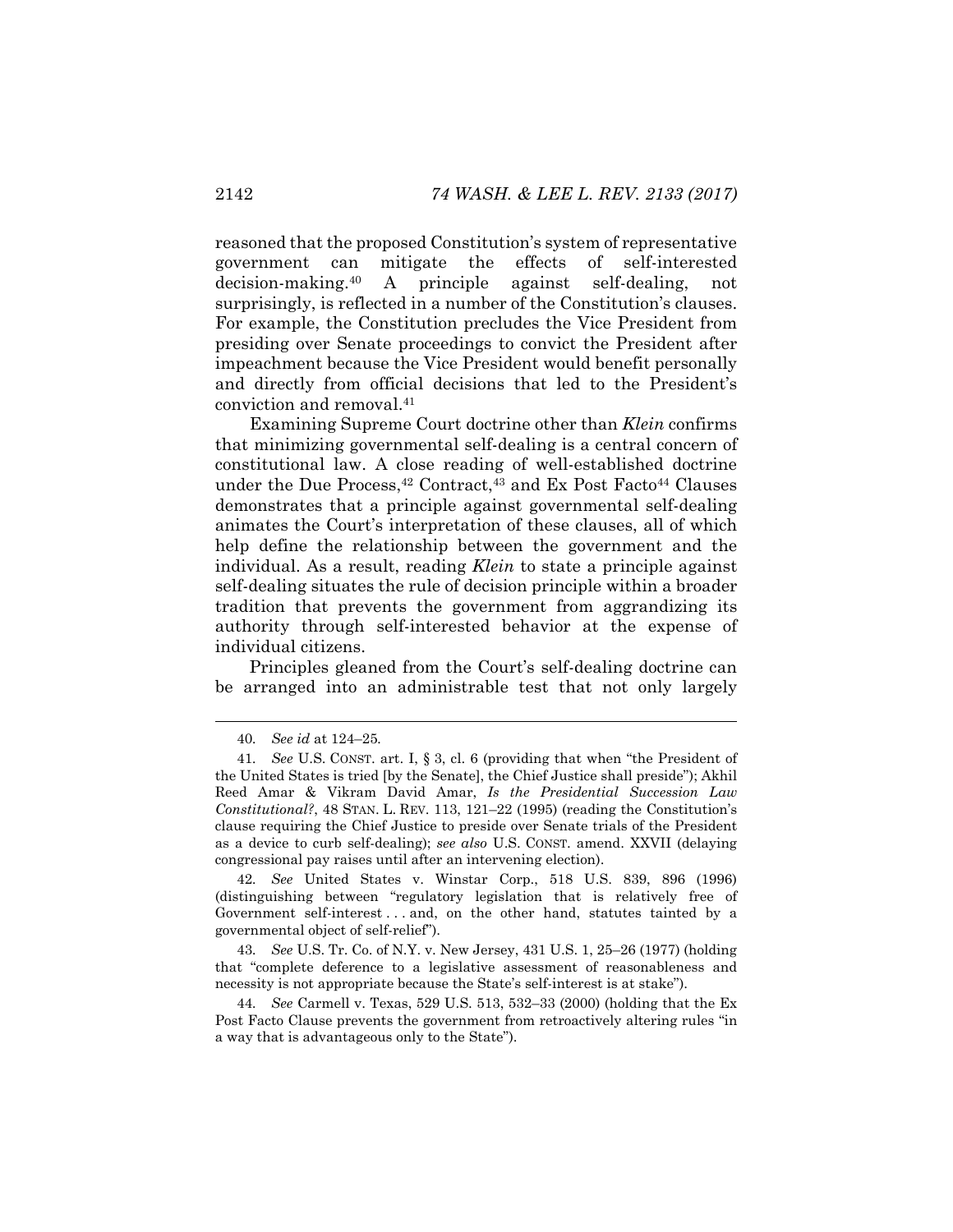reasoned that the proposed Constitution's system of representative government can mitigate the effects of self-interested decision-making.[40] A principle against self-dealing, not surprisingly, is reflected in a number of the Constitution's clauses. For example, the Constitution precludes the Vice President from presiding over Senate proceedings to convict the President after impeachment because the Vice President would benefit personally and directly from official decisions that led to the President's conviction and removal.[41]

Examining Supreme Court doctrine other than *Klein* confirms that minimizing governmental self-dealing is a central concern of constitutional law. A close reading of well-established doctrine under the Due Process,[42] Contract,[43] and Ex Post Facto[44] Clauses demonstrates that a principle against governmental self-dealing animates the Court's interpretation of these clauses, all of which help define the relationship between the government and the individual. As a result, reading *Klein* to state a principle against self-dealing situates the rule of decision principle within a broader tradition that prevents the government from aggrandizing its authority through self-interested behavior at the expense of individual citizens.

Principles gleaned from the Court's self-dealing doctrine can be arranged into an administrable test that not only largely

---

40. *See id* at 124–25.

41. *See* U.S. CONST. art. I, § 3, cl. 6 (providing that when "the President of the United States is tried [by the Senate], the Chief Justice shall preside"); Akhil Reed Amar & Vikram David Amar, *Is the Presidential Succession Law Constitutional?*, 48 STAN. L. REV. 113, 121–22 (1995) (reading the Constitution's clause requiring the Chief Justice to preside over Senate trials of the President as a device to curb self-dealing); *see also* U.S. CONST. amend. XXVII (delaying congressional pay raises until after an intervening election).

42. *See* United States v. Winstar Corp., 518 U.S. 839, 896 (1996) (distinguishing between "regulatory legislation that is relatively free of Government self-interest . . . and, on the other hand, statutes tainted by a governmental object of self-relief").

43. *See* U.S. Tr. Co. of N.Y. v. New Jersey, 431 U.S. 1, 25–26 (1977) (holding that "complete deference to a legislative assessment of reasonableness and necessity is not appropriate because the State's self-interest is at stake").

44. *See* Carmell v. Texas, 529 U.S. 513, 532–33 (2000) (holding that the Ex Post Facto Clause prevents the government from retroactively altering rules "in a way that is advantageous only to the State").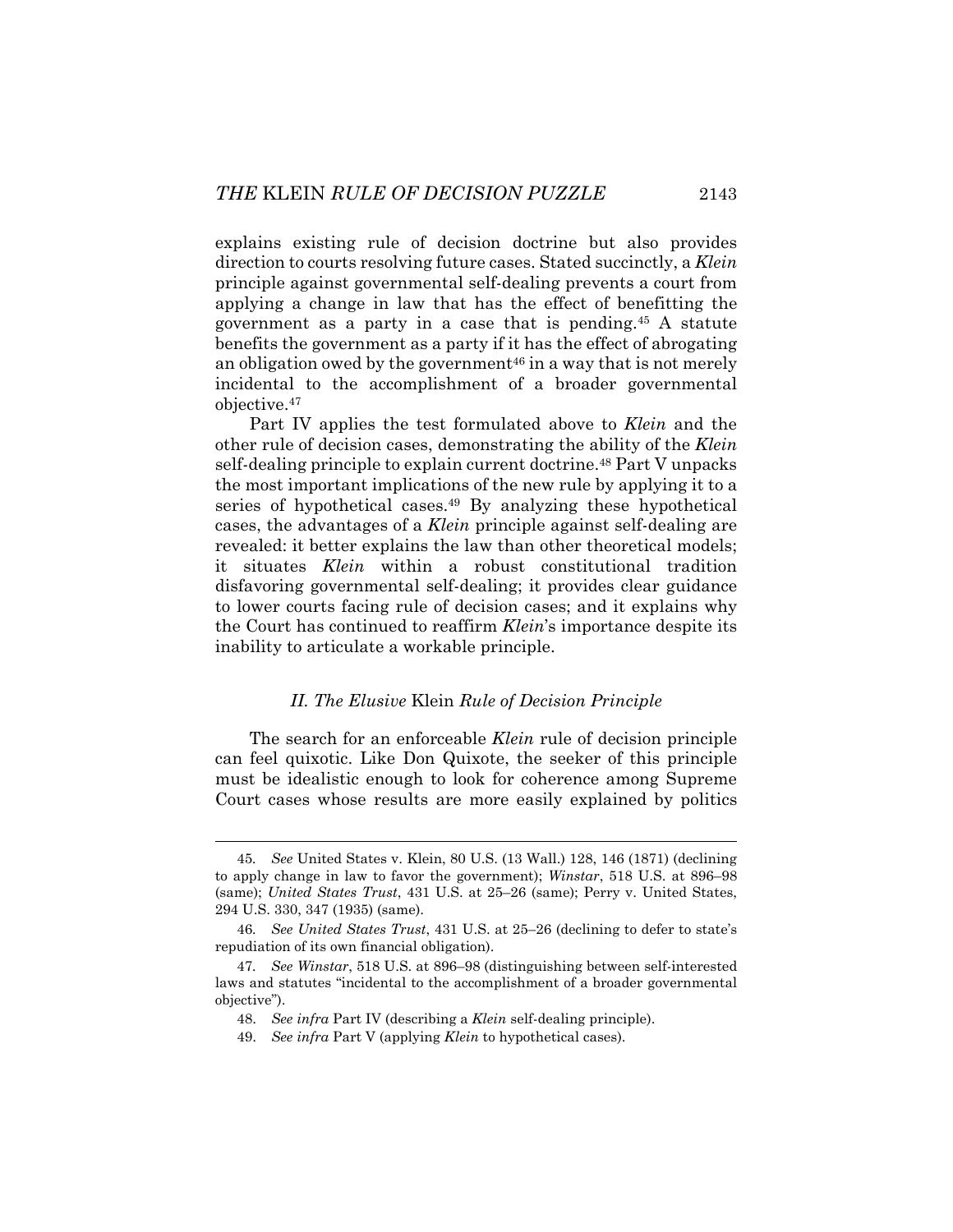explains existing rule of decision doctrine but also provides direction to courts resolving future cases. Stated succinctly, a *Klein* principle against governmental self-dealing prevents a court from applying a change in law that has the effect of benefitting the government as a party in a case that is pending.[45] A statute benefits the government as a party if it has the effect of abrogating an obligation owed by the government[46] in a way that is not merely incidental to the accomplishment of a broader governmental objective.[47]

Part IV applies the test formulated above to *Klein* and the other rule of decision cases, demonstrating the ability of the *Klein* self-dealing principle to explain current doctrine.[48] Part V unpacks the most important implications of the new rule by applying it to a series of hypothetical cases.[49] By analyzing these hypothetical cases, the advantages of a *Klein* principle against self-dealing are revealed: it better explains the law than other theoretical models; it situates *Klein* within a robust constitutional tradition disfavoring governmental self-dealing; it provides clear guidance to lower courts facing rule of decision cases; and it explains why the Court has continued to reaffirm *Klein*'s importance despite its inability to articulate a workable principle.

### II. *The Elusive* Klein *Rule of Decision Principle*

The search for an enforceable *Klein* rule of decision principle can feel quixotic. Like Don Quixote, the seeker of this principle must be idealistic enough to look for coherence among Supreme Court cases whose results are more easily explained by politics

---

45. *See* United States v. Klein, 80 U.S. (13 Wall.) 128, 146 (1871) (declining to apply change in law to favor the government); *Winstar*, 518 U.S. at 896–98 (same); *United States Trust*, 431 U.S. at 25–26 (same); Perry v. United States, 294 U.S. 330, 347 (1935) (same).

46. *See United States Trust*, 431 U.S. at 25–26 (declining to defer to state's repudiation of its own financial obligation).

47. *See Winstar*, 518 U.S. at 896–98 (distinguishing between self-interested laws and statutes "incidental to the accomplishment of a broader governmental objective").

48. *See infra* Part IV (describing a *Klein* self-dealing principle).

49. *See infra* Part V (applying *Klein* to hypothetical cases).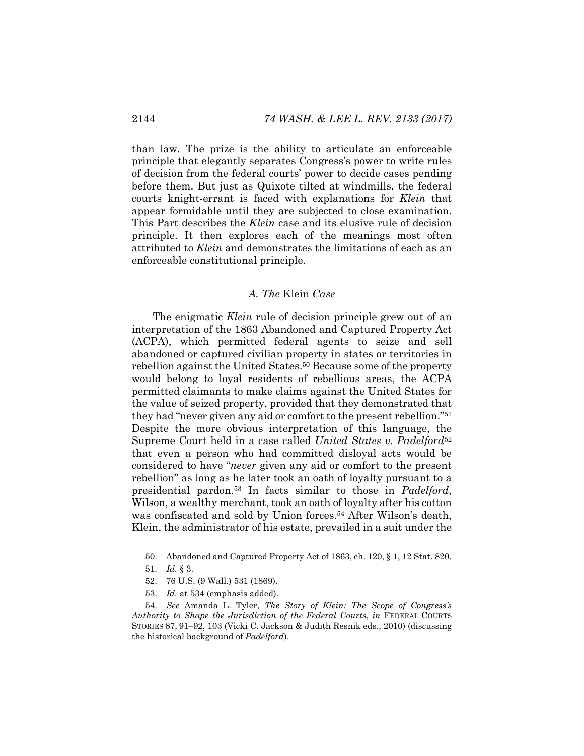than law. The prize is the ability to articulate an enforceable principle that elegantly separates Congress's power to write rules of decision from the federal courts' power to decide cases pending before them. But just as Quixote tilted at windmills, the federal courts knight-errant is faced with explanations for *Klein* that appear formidable until they are subjected to close examination. This Part describes the *Klein* case and its elusive rule of decision principle. It then explores each of the meanings most often attributed to *Klein* and demonstrates the limitations of each as an enforceable constitutional principle.

### *A. The* Klein *Case*

The enigmatic *Klein* rule of decision principle grew out of an interpretation of the 1863 Abandoned and Captured Property Act (ACPA), which permitted federal agents to seize and sell abandoned or captured civilian property in states or territories in rebellion against the United States.[50] Because some of the property would belong to loyal residents of rebellious areas, the ACPA permitted claimants to make claims against the United States for the value of seized property, provided that they demonstrated that they had "never given any aid or comfort to the present rebellion."[51] Despite the more obvious interpretation of this language, the Supreme Court held in a case called *United States v. Padelford*[52] that even a person who had committed disloyal acts would be considered to have "*never* given any aid or comfort to the present rebellion" as long as he later took an oath of loyalty pursuant to a presidential pardon.[53] In facts similar to those in *Padelford*, Wilson, a wealthy merchant, took an oath of loyalty after his cotton was confiscated and sold by Union forces.[54] After Wilson's death, Klein, the administrator of his estate, prevailed in a suit under the

---

50. Abandoned and Captured Property Act of 1863, ch. 120, § 1, 12 Stat. 820.

51. *Id.* § 3.

52. 76 U.S. (9 Wall.) 531 (1869).

53. *Id.* at 534 (emphasis added).

54. *See* Amanda L. Tyler, *The Story of Klein: The Scope of Congress's Authority to Shape the Jurisdiction of the Federal Courts*, *in* FEDERAL COURTS STORIES 87, 91–92, 103 (Vicki C. Jackson & Judith Resnik eds., 2010) (discussing the historical background of *Padelford*).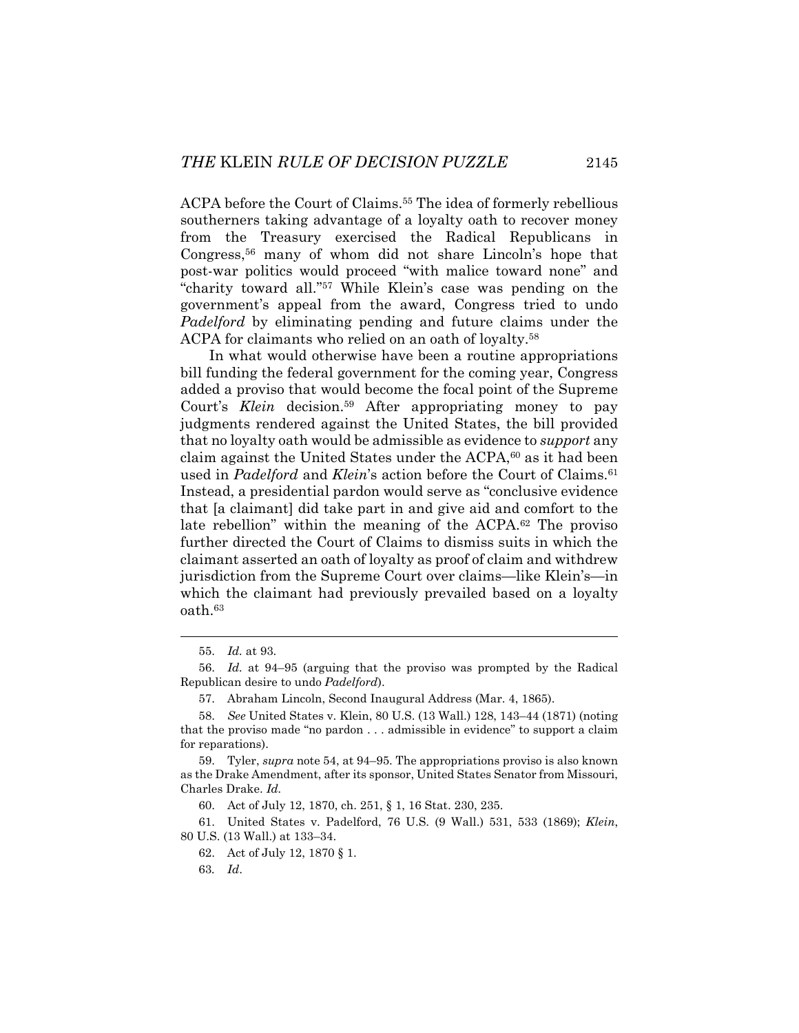ACPA before the Court of Claims.[55] The idea of formerly rebellious southerners taking advantage of a loyalty oath to recover money from the Treasury exercised the Radical Republicans in Congress,[56] many of whom did not share Lincoln's hope that post-war politics would proceed "with malice toward none" and "charity toward all."[57] While Klein's case was pending on the government's appeal from the award, Congress tried to undo *Padelford* by eliminating pending and future claims under the ACPA for claimants who relied on an oath of loyalty.[58]

In what would otherwise have been a routine appropriations bill funding the federal government for the coming year, Congress added a proviso that would become the focal point of the Supreme Court's *Klein* decision.[59] After appropriating money to pay judgments rendered against the United States, the bill provided that no loyalty oath would be admissible as evidence to *support* any claim against the United States under the ACPA,[60] as it had been used in *Padelford* and *Klein*'s action before the Court of Claims.[61] Instead, a presidential pardon would serve as "conclusive evidence that [a claimant] did take part in and give aid and comfort to the late rebellion" within the meaning of the ACPA.[62] The proviso further directed the Court of Claims to dismiss suits in which the claimant asserted an oath of loyalty as proof of claim and withdrew jurisdiction from the Supreme Court over claims—like Klein's—in which the claimant had previously prevailed based on a loyalty oath.[63]

---

55. *Id.* at 93.

56. *Id.* at 94–95 (arguing that the proviso was prompted by the Radical Republican desire to undo *Padelford*).

57. Abraham Lincoln, Second Inaugural Address (Mar. 4, 1865).

58. *See* United States v. Klein, 80 U.S. (13 Wall.) 128, 143–44 (1871) (noting that the proviso made "no pardon . . . admissible in evidence" to support a claim for reparations).

59. Tyler, *supra* note 54, at 94–95. The appropriations proviso is also known as the Drake Amendment, after its sponsor, United States Senator from Missouri, Charles Drake. *Id.*

60. Act of July 12, 1870, ch. 251, § 1, 16 Stat. 230, 235.

61. United States v. Padelford, 76 U.S. (9 Wall.) 531, 533 (1869); *Klein*, 80 U.S. (13 Wall.) at 133–34.

62. Act of July 12, 1870 § 1.

63. *Id*.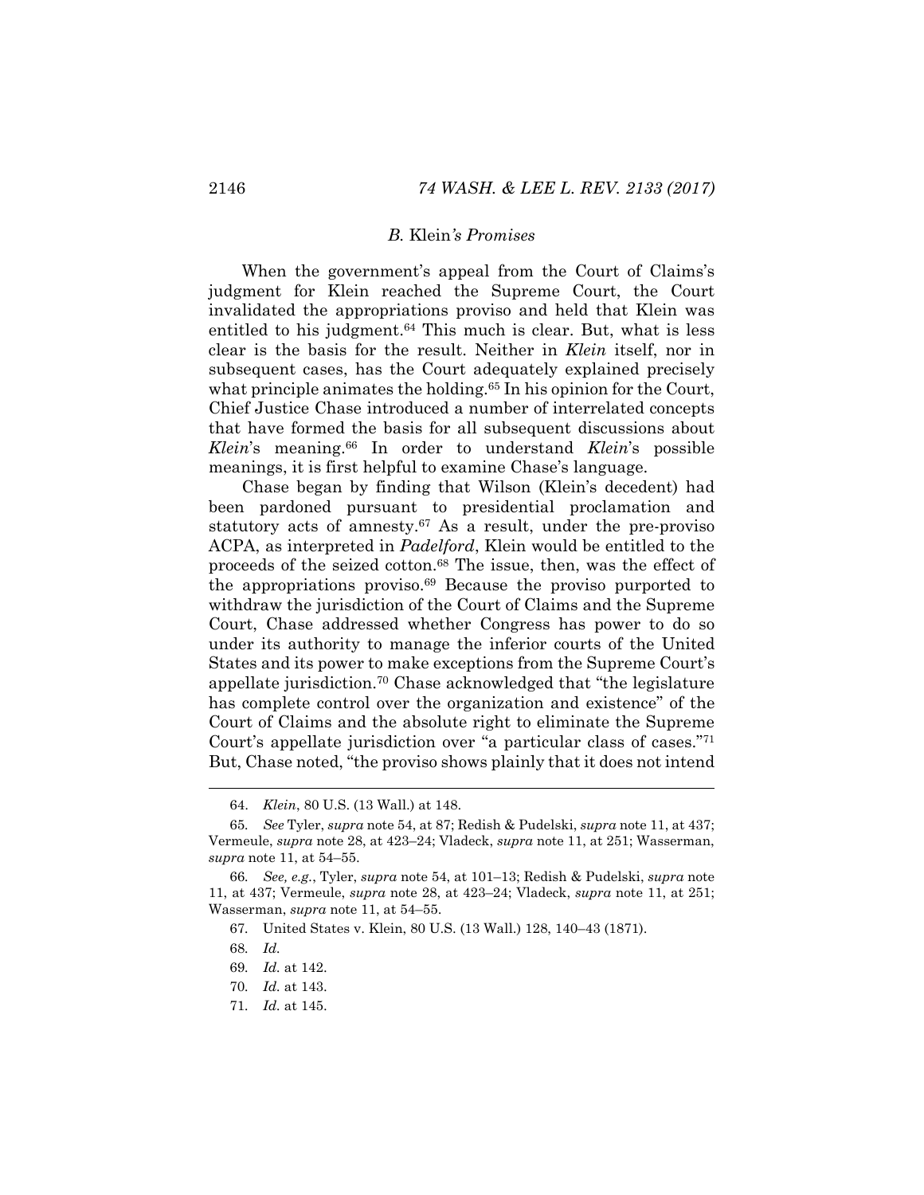### *B.* Klein*'s Promises*

When the government's appeal from the Court of Claims's judgment for Klein reached the Supreme Court, the Court invalidated the appropriations proviso and held that Klein was entitled to his judgment.[64] This much is clear. But, what is less clear is the basis for the result. Neither in *Klein* itself, nor in subsequent cases, has the Court adequately explained precisely what principle animates the holding.[65] In his opinion for the Court, Chief Justice Chase introduced a number of interrelated concepts that have formed the basis for all subsequent discussions about *Klein*'s meaning.[66] In order to understand *Klein*'s possible meanings, it is first helpful to examine Chase's language.

Chase began by finding that Wilson (Klein's decedent) had been pardoned pursuant to presidential proclamation and statutory acts of amnesty.[67] As a result, under the pre-proviso ACPA, as interpreted in *Padelford*, Klein would be entitled to the proceeds of the seized cotton.[68] The issue, then, was the effect of the appropriations proviso.[69] Because the proviso purported to withdraw the jurisdiction of the Court of Claims and the Supreme Court, Chase addressed whether Congress has power to do so under its authority to manage the inferior courts of the United States and its power to make exceptions from the Supreme Court's appellate jurisdiction.[70] Chase acknowledged that "the legislature has complete control over the organization and existence" of the Court of Claims and the absolute right to eliminate the Supreme Court's appellate jurisdiction over "a particular class of cases."[71] But, Chase noted, "the proviso shows plainly that it does not intend

---

64. *Klein*, 80 U.S. (13 Wall.) at 148.

65. *See* Tyler, *supra* note 54, at 87; Redish & Pudelski, *supra* note 11, at 437; Vermeule, *supra* note 28, at 423–24; Vladeck, *supra* note 11, at 251; Wasserman, *supra* note 11, at 54–55.

66. *See, e.g.*, Tyler, *supra* note 54, at 101–13; Redish & Pudelski, *supra* note 11, at 437; Vermeule, *supra* note 28, at 423–24; Vladeck, *supra* note 11, at 251; Wasserman, *supra* note 11, at 54–55.

67. United States v. Klein, 80 U.S. (13 Wall.) 128, 140–43 (1871).

68. *Id.*

69. *Id.* at 142.

70. *Id.* at 143.

71. *Id.* at 145.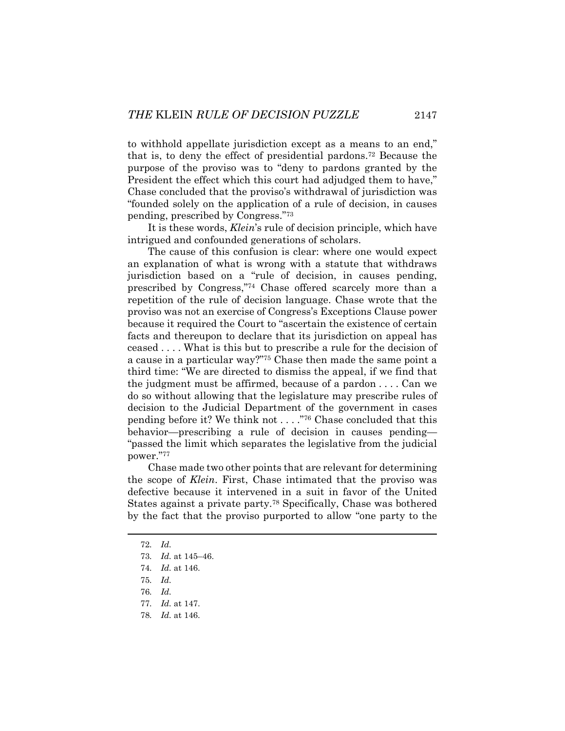to withhold appellate jurisdiction except as a means to an end," that is, to deny the effect of presidential pardons.[72] Because the purpose of the proviso was to "deny to pardons granted by the President the effect which this court had adjudged them to have," Chase concluded that the proviso's withdrawal of jurisdiction was "founded solely on the application of a rule of decision, in causes pending, prescribed by Congress."[73]

It is these words, *Klein*'s rule of decision principle, which have intrigued and confounded generations of scholars.

The cause of this confusion is clear: where one would expect an explanation of what is wrong with a statute that withdraws jurisdiction based on a "rule of decision, in causes pending, prescribed by Congress,"[74] Chase offered scarcely more than a repetition of the rule of decision language. Chase wrote that the proviso was not an exercise of Congress's Exceptions Clause power because it required the Court to "ascertain the existence of certain facts and thereupon to declare that its jurisdiction on appeal has ceased . . . . What is this but to prescribe a rule for the decision of a cause in a particular way?"[75] Chase then made the same point a third time: "We are directed to dismiss the appeal, if we find that the judgment must be affirmed, because of a pardon . . . . Can we do so without allowing that the legislature may prescribe rules of decision to the Judicial Department of the government in cases pending before it? We think not . . . ."[76] Chase concluded that this behavior—prescribing a rule of decision in causes pending—"passed the limit which separates the legislative from the judicial power."[77]

Chase made two other points that are relevant for determining the scope of *Klein*. First, Chase intimated that the proviso was defective because it intervened in a suit in favor of the United States against a private party.[78] Specifically, Chase was bothered by the fact that the proviso purported to allow "one party to the

---

72. *Id.*
73. *Id.* at 145–46.
74. *Id.* at 146.
75. *Id.*
76. *Id.*
77. *Id.* at 147.
78. *Id.* at 146.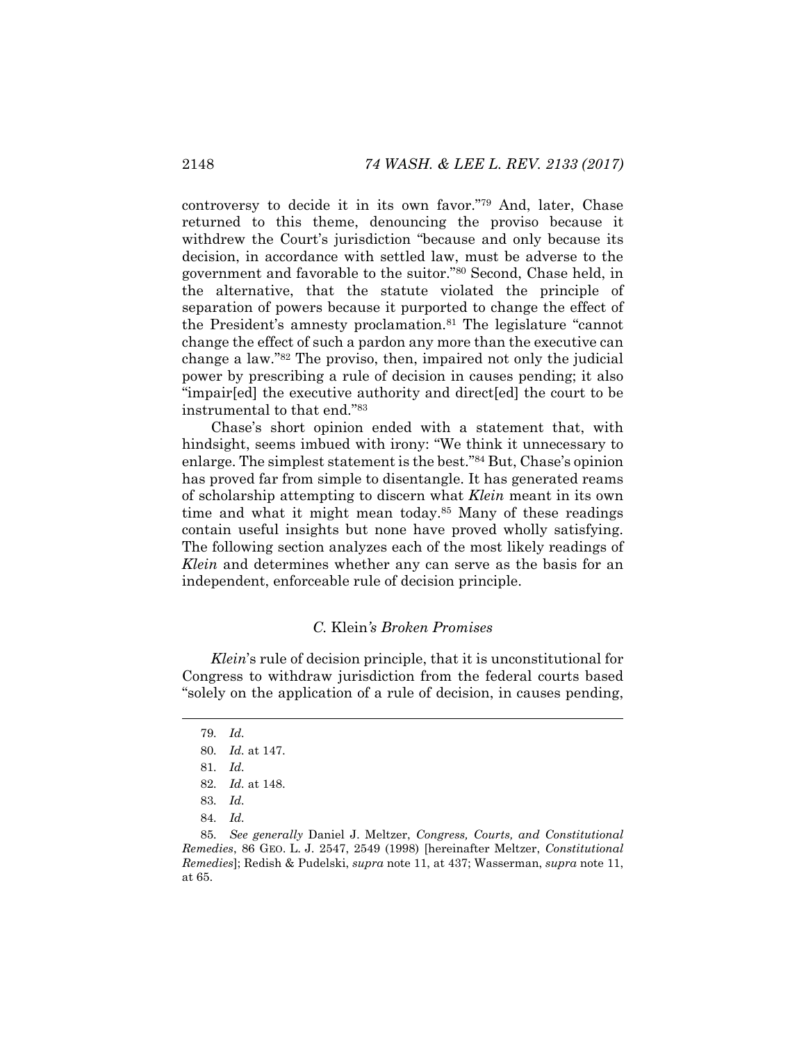controversy to decide it in its own favor."[79] And, later, Chase returned to this theme, denouncing the proviso because it withdrew the Court's jurisdiction "because and only because its decision, in accordance with settled law, must be adverse to the government and favorable to the suitor."[80] Second, Chase held, in the alternative, that the statute violated the principle of separation of powers because it purported to change the effect of the President's amnesty proclamation.[81] The legislature "cannot change the effect of such a pardon any more than the executive can change a law."[82] The proviso, then, impaired not only the judicial power by prescribing a rule of decision in causes pending; it also "impair[ed] the executive authority and direct[ed] the court to be instrumental to that end."[83]

Chase's short opinion ended with a statement that, with hindsight, seems imbued with irony: "We think it unnecessary to enlarge. The simplest statement is the best."[84] But, Chase's opinion has proved far from simple to disentangle. It has generated reams of scholarship attempting to discern what *Klein* meant in its own time and what it might mean today.[85] Many of these readings contain useful insights but none have proved wholly satisfying. The following section analyzes each of the most likely readings of *Klein* and determines whether any can serve as the basis for an independent, enforceable rule of decision principle.

### *C.* Klein*'s Broken Promises*

*Klein*'s rule of decision principle, that it is unconstitutional for Congress to withdraw jurisdiction from the federal courts based "solely on the application of a rule of decision, in causes pending,

---

79. *Id.*

80. *Id.* at 147.

81. *Id.*

82. *Id.* at 148.

83. *Id.*

84. *Id.*

85. *See generally* Daniel J. Meltzer, *Congress, Courts, and Constitutional Remedies*, 86 GEO. L. J. 2547, 2549 (1998) [hereinafter Meltzer, *Constitutional Remedies*]; Redish & Pudelski, *supra* note 11, at 437; Wasserman, *supra* note 11, at 65.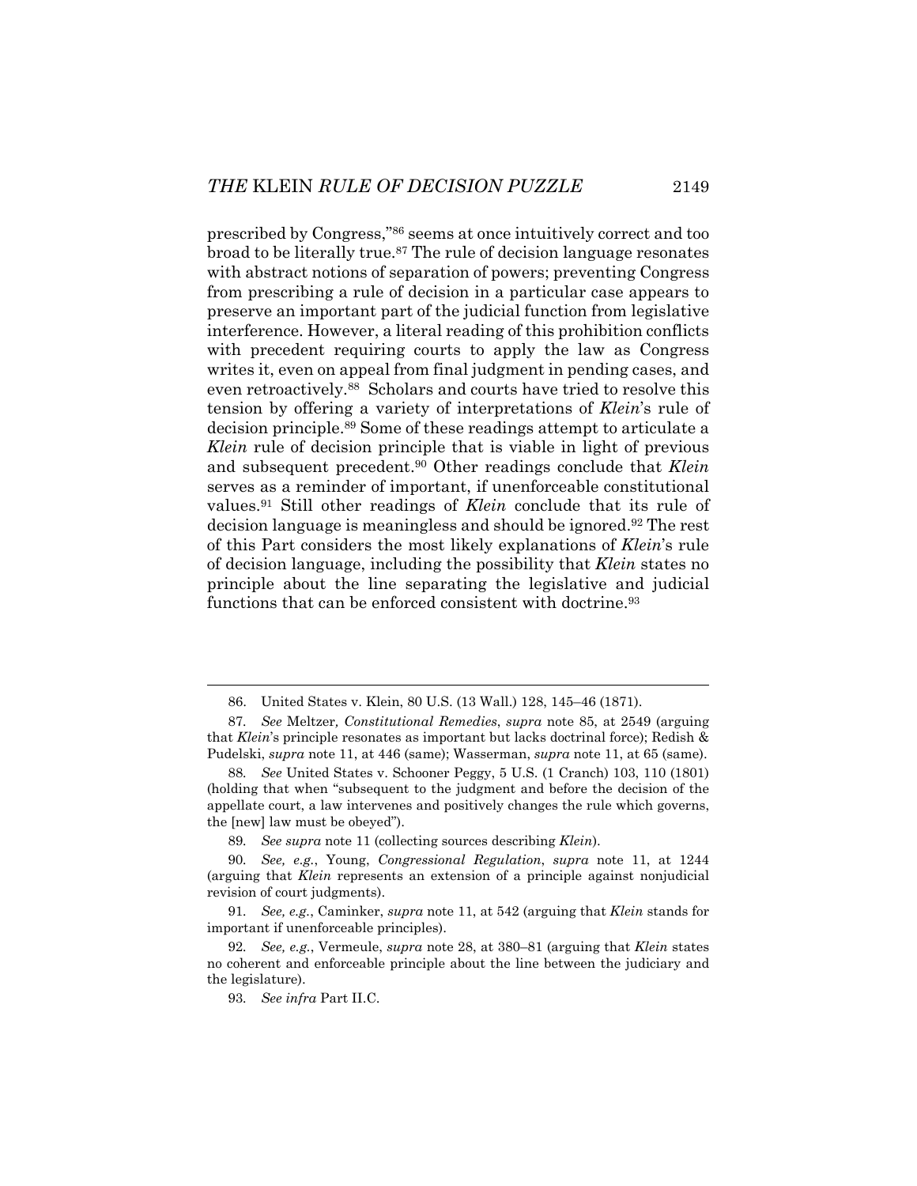prescribed by Congress,"[86] seems at once intuitively correct and too broad to be literally true.[87] The rule of decision language resonates with abstract notions of separation of powers; preventing Congress from prescribing a rule of decision in a particular case appears to preserve an important part of the judicial function from legislative interference. However, a literal reading of this prohibition conflicts with precedent requiring courts to apply the law as Congress writes it, even on appeal from final judgment in pending cases, and even retroactively.[88] Scholars and courts have tried to resolve this tension by offering a variety of interpretations of *Klein*'s rule of decision principle.[89] Some of these readings attempt to articulate a *Klein* rule of decision principle that is viable in light of previous and subsequent precedent.[90] Other readings conclude that *Klein* serves as a reminder of important, if unenforceable constitutional values.[91] Still other readings of *Klein* conclude that its rule of decision language is meaningless and should be ignored.[92] The rest of this Part considers the most likely explanations of *Klein*'s rule of decision language, including the possibility that *Klein* states no principle about the line separating the legislative and judicial functions that can be enforced consistent with doctrine.[93]

---

86. United States v. Klein, 80 U.S. (13 Wall.) 128, 145–46 (1871).

87. *See* Meltzer, *Constitutional Remedies*, *supra* note 85, at 2549 (arguing that *Klein*'s principle resonates as important but lacks doctrinal force); Redish & Pudelski, *supra* note 11, at 446 (same); Wasserman, *supra* note 11, at 65 (same).

88. *See* United States v. Schooner Peggy, 5 U.S. (1 Cranch) 103, 110 (1801) (holding that when "subsequent to the judgment and before the decision of the appellate court, a law intervenes and positively changes the rule which governs, the [new] law must be obeyed").

89. *See supra* note 11 (collecting sources describing *Klein*).

90. *See, e.g.*, Young, *Congressional Regulation*, *supra* note 11, at 1244 (arguing that *Klein* represents an extension of a principle against nonjudicial revision of court judgments).

91. *See, e.g.*, Caminker, *supra* note 11, at 542 (arguing that *Klein* stands for important if unenforceable principles).

92. *See, e.g.*, Vermeule, *supra* note 28, at 380–81 (arguing that *Klein* states no coherent and enforceable principle about the line between the judiciary and the legislature).

93. *See infra* Part II.C.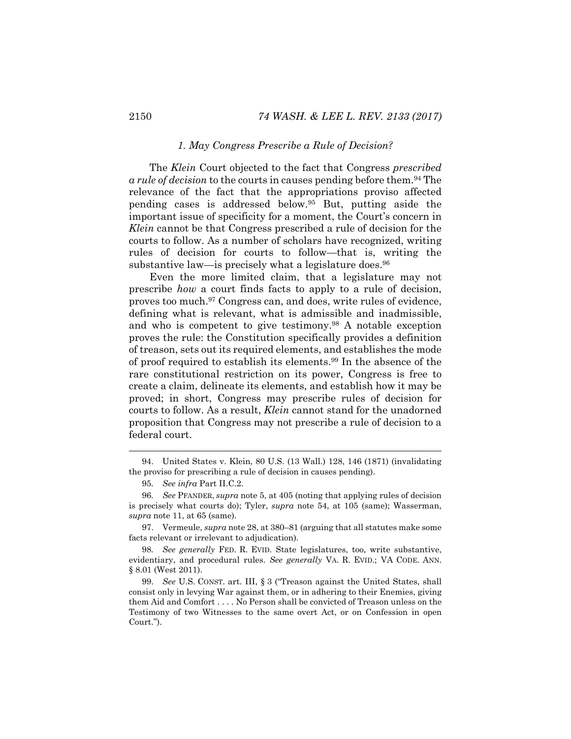### 1. *May Congress Prescribe a Rule of Decision?*

The *Klein* Court objected to the fact that Congress *prescribed a rule of decision* to the courts in causes pending before them.[94] The relevance of the fact that the appropriations proviso affected pending cases is addressed below.[95] But, putting aside the important issue of specificity for a moment, the Court's concern in *Klein* cannot be that Congress prescribed a rule of decision for the courts to follow. As a number of scholars have recognized, writing rules of decision for courts to follow—that is, writing the substantive law—is precisely what a legislature does.[96]

Even the more limited claim, that a legislature may not prescribe *how* a court finds facts to apply to a rule of decision, proves too much.[97] Congress can, and does, write rules of evidence, defining what is relevant, what is admissible and inadmissible, and who is competent to give testimony.[98] A notable exception proves the rule: the Constitution specifically provides a definition of treason, sets out its required elements, and establishes the mode of proof required to establish its elements.[99] In the absence of the rare constitutional restriction on its power, Congress is free to create a claim, delineate its elements, and establish how it may be proved; in short, Congress may prescribe rules of decision for courts to follow. As a result, *Klein* cannot stand for the unadorned proposition that Congress may not prescribe a rule of decision to a federal court.

---

94. United States v. Klein, 80 U.S. (13 Wall.) 128, 146 (1871) (invalidating the proviso for prescribing a rule of decision in causes pending).

95. *See infra* Part II.C.2.

96. *See* PFANDER, *supra* note 5, at 405 (noting that applying rules of decision is precisely what courts do); Tyler, *supra* note 54, at 105 (same); Wasserman, *supra* note 11, at 65 (same).

97. Vermeule, *supra* note 28, at 380–81 (arguing that all statutes make some facts relevant or irrelevant to adjudication).

98. *See generally* FED. R. EVID. State legislatures, too, write substantive, evidentiary, and procedural rules. *See generally* VA. R. EVID.; VA CODE. ANN. § 8.01 (West 2011).

99. *See* U.S. CONST. art. III, § 3 ("Treason against the United States, shall consist only in levying War against them, or in adhering to their Enemies, giving them Aid and Comfort . . . . No Person shall be convicted of Treason unless on the Testimony of two Witnesses to the same overt Act, or on Confession in open Court.").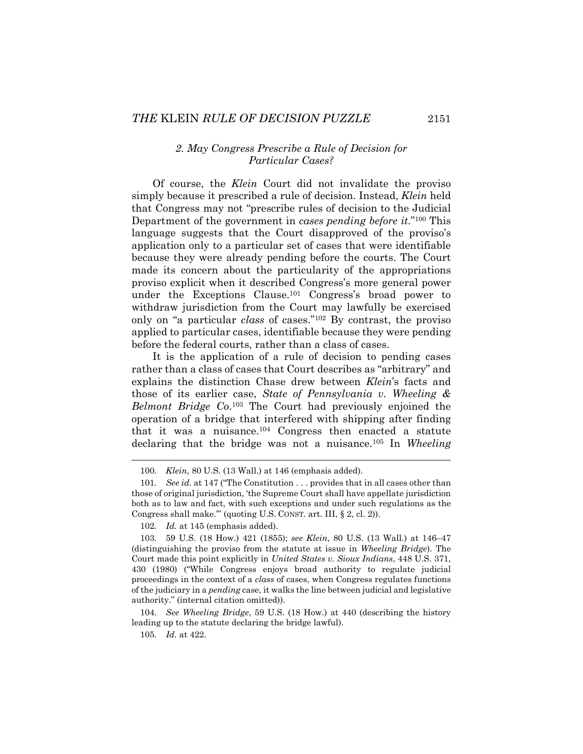### 2. *May Congress Prescribe a Rule of Decision for Particular Cases?*

Of course, the *Klein* Court did not invalidate the proviso simply because it prescribed a rule of decision. Instead, *Klein* held that Congress may not "prescribe rules of decision to the Judicial Department of the government in *cases pending before it*."[100] This language suggests that the Court disapproved of the proviso's application only to a particular set of cases that were identifiable because they were already pending before the courts. The Court made its concern about the particularity of the appropriations proviso explicit when it described Congress's more general power under the Exceptions Clause.[101] Congress's broad power to withdraw jurisdiction from the Court may lawfully be exercised only on "a particular *class* of cases."[102] By contrast, the proviso applied to particular cases, identifiable because they were pending before the federal courts, rather than a class of cases.

It is the application of a rule of decision to pending cases rather than a class of cases that Court describes as "arbitrary" and explains the distinction Chase drew between *Klein*'s facts and those of its earlier case, *State of Pennsylvania v. Wheeling & Belmont Bridge Co*.[103] The Court had previously enjoined the operation of a bridge that interfered with shipping after finding that it was a nuisance.[104] Congress then enacted a statute declaring that the bridge was not a nuisance.[105] In *Wheeling*

---

100. *Klein*, 80 U.S. (13 Wall.) at 146 (emphasis added).

101. *See id.* at 147 ("The Constitution . . . provides that in all cases other than those of original jurisdiction, 'the Supreme Court shall have appellate jurisdiction both as to law and fact, with such exceptions and under such regulations as the Congress shall make.'" (quoting U.S. CONST. art. III, § 2, cl. 2)).

102. *Id.* at 145 (emphasis added).

103. 59 U.S. (18 How.) 421 (1855); *see Klein*, 80 U.S. (13 Wall.) at 146–47 (distinguishing the proviso from the statute at issue in *Wheeling Bridge*). The Court made this point explicitly in *United States v. Sioux Indians*, 448 U.S. 371, 430 (1980) ("While Congress enjoys broad authority to regulate judicial proceedings in the context of a *class* of cases, when Congress regulates functions of the judiciary in a *pending* case, it walks the line between judicial and legislative authority." (internal citation omitted)).

104. *See Wheeling Bridge*, 59 U.S. (18 How.) at 440 (describing the history leading up to the statute declaring the bridge lawful).

105. *Id.* at 422.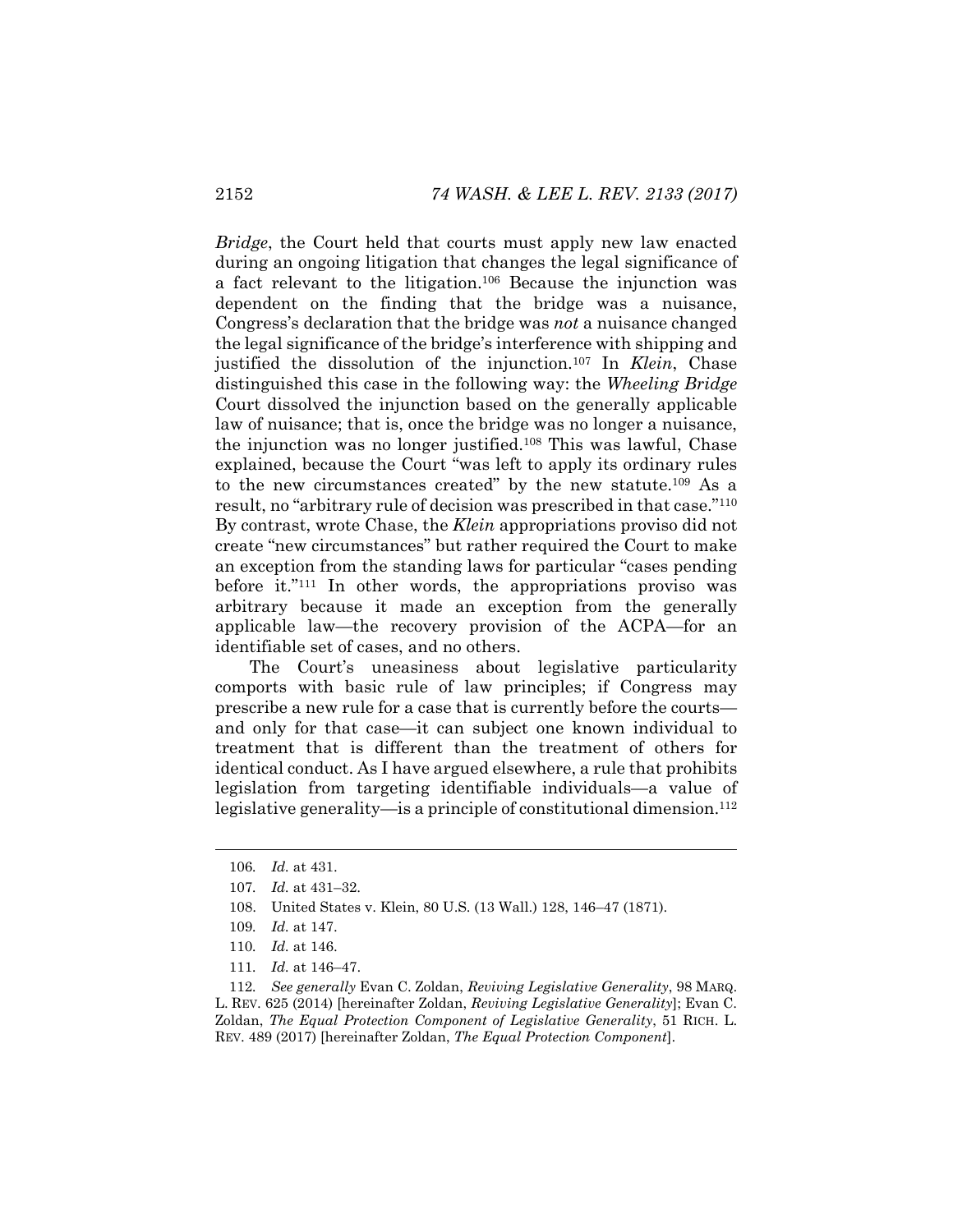*Bridge*, the Court held that courts must apply new law enacted during an ongoing litigation that changes the legal significance of a fact relevant to the litigation.[106] Because the injunction was dependent on the finding that the bridge was a nuisance, Congress's declaration that the bridge was *not* a nuisance changed the legal significance of the bridge's interference with shipping and justified the dissolution of the injunction.[107] In *Klein*, Chase distinguished this case in the following way: the *Wheeling Bridge* Court dissolved the injunction based on the generally applicable law of nuisance; that is, once the bridge was no longer a nuisance, the injunction was no longer justified.[108] This was lawful, Chase explained, because the Court "was left to apply its ordinary rules to the new circumstances created" by the new statute.[109] As a result, no "arbitrary rule of decision was prescribed in that case."[110] By contrast, wrote Chase, the *Klein* appropriations proviso did not create "new circumstances" but rather required the Court to make an exception from the standing laws for particular "cases pending before it."[111] In other words, the appropriations proviso was arbitrary because it made an exception from the generally applicable law—the recovery provision of the ACPA—for an identifiable set of cases, and no others.

The Court's uneasiness about legislative particularity comports with basic rule of law principles; if Congress may prescribe a new rule for a case that is currently before the courts—and only for that case—it can subject one known individual to treatment that is different than the treatment of others for identical conduct. As I have argued elsewhere, a rule that prohibits legislation from targeting identifiable individuals—a value of legislative generality—is a principle of constitutional dimension.[112]

---

106. *Id.* at 431.

107. *Id.* at 431–32.

108. United States v. Klein, 80 U.S. (13 Wall.) 128, 146–47 (1871).

109. *Id.* at 147.

110. *Id.* at 146.

111. *Id.* at 146–47.

112. *See generally* Evan C. Zoldan, *Reviving Legislative Generality*, 98 MARQ. L. REV. 625 (2014) [hereinafter Zoldan, *Reviving Legislative Generality*]; Evan C. Zoldan, *The Equal Protection Component of Legislative Generality*, 51 RICH. L. REV. 489 (2017) [hereinafter Zoldan, *The Equal Protection Component*].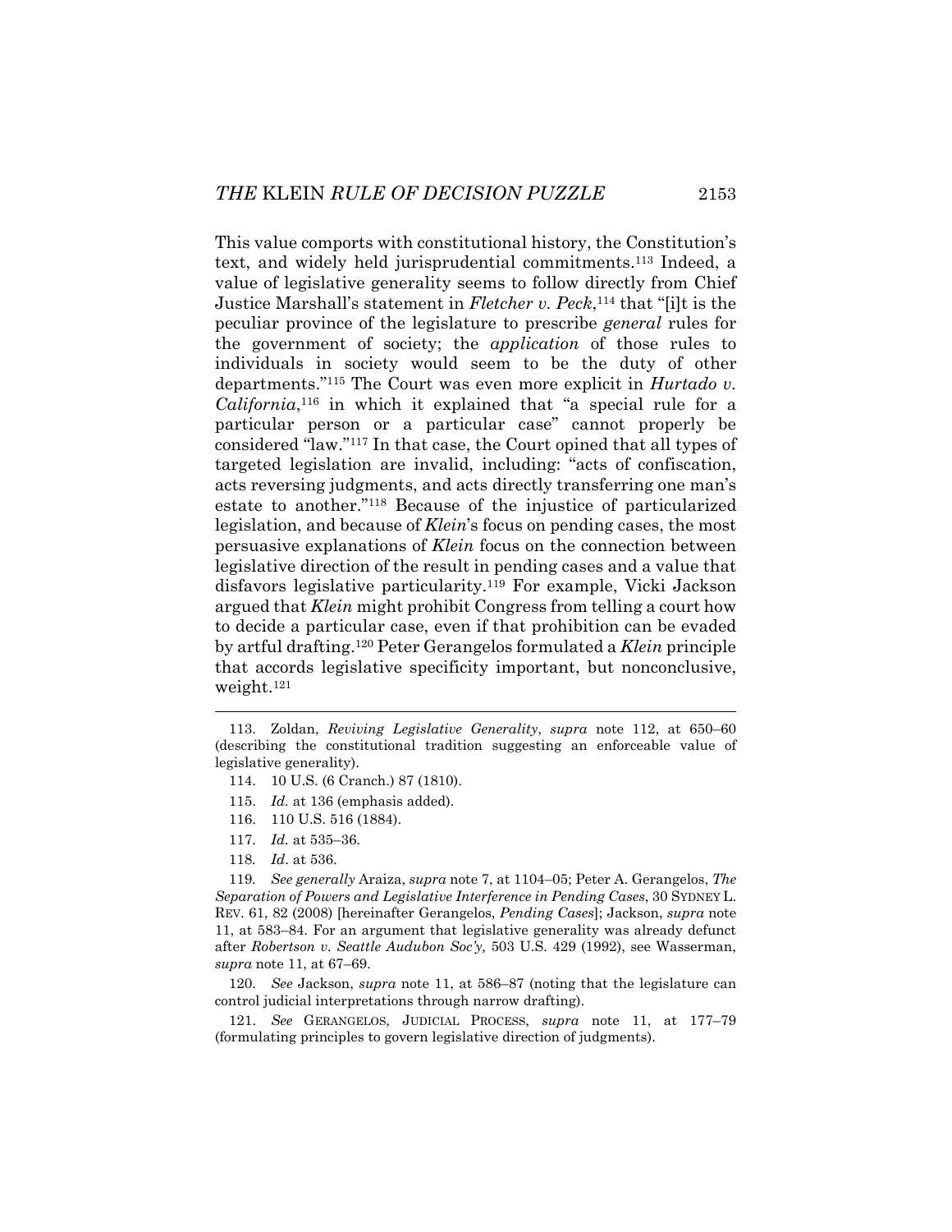This value comports with constitutional history, the Constitution's text, and widely held jurisprudential commitments.[113] Indeed, a value of legislative generality seems to follow directly from Chief Justice Marshall's statement in *Fletcher v. Peck*,[114] that "[i]t is the peculiar province of the legislature to prescribe *general* rules for the government of society; the *application* of those rules to individuals in society would seem to be the duty of other departments."[115] The Court was even more explicit in *Hurtado v. California*,[116] in which it explained that "a special rule for a particular person or a particular case" cannot properly be considered "law."[117] In that case, the Court opined that all types of targeted legislation are invalid, including: "acts of confiscation, acts reversing judgments, and acts directly transferring one man's estate to another."[118] Because of the injustice of particularized legislation, and because of *Klein*'s focus on pending cases, the most persuasive explanations of *Klein* focus on the connection between legislative direction of the result in pending cases and a value that disfavors legislative particularity.[119] For example, Vicki Jackson argued that *Klein* might prohibit Congress from telling a court how to decide a particular case, even if that prohibition can be evaded by artful drafting.[120] Peter Gerangelos formulated a *Klein* principle that accords legislative specificity important, but nonconclusive, weight.[121]

---

113. Zoldan, *Reviving Legislative Generality*, *supra* note 112, at 650–60 (describing the constitutional tradition suggesting an enforceable value of legislative generality).

114. 10 U.S. (6 Cranch.) 87 (1810).

115. *Id.* at 136 (emphasis added).

116. 110 U.S. 516 (1884).

117. *Id.* at 535–36.

118. *Id*. at 536.

119. *See generally* Araiza, *supra* note 7, at 1104–05; Peter A. Gerangelos, *The Separation of Powers and Legislative Interference in Pending Cases*, 30 SYDNEY L. REV. 61, 82 (2008) [hereinafter Gerangelos, *Pending Cases*]; Jackson, *supra* note 11, at 583–84. For an argument that legislative generality was already defunct after *Robertson v. Seattle Audubon Soc'y,* 503 U.S. 429 (1992), see Wasserman, *supra* note 11, at 67–69.

120. *See* Jackson, *supra* note 11, at 586–87 (noting that the legislature can control judicial interpretations through narrow drafting).

121. *See* GERANGELOS, JUDICIAL PROCESS, *supra* note 11, at 177–79 (formulating principles to govern legislative direction of judgments).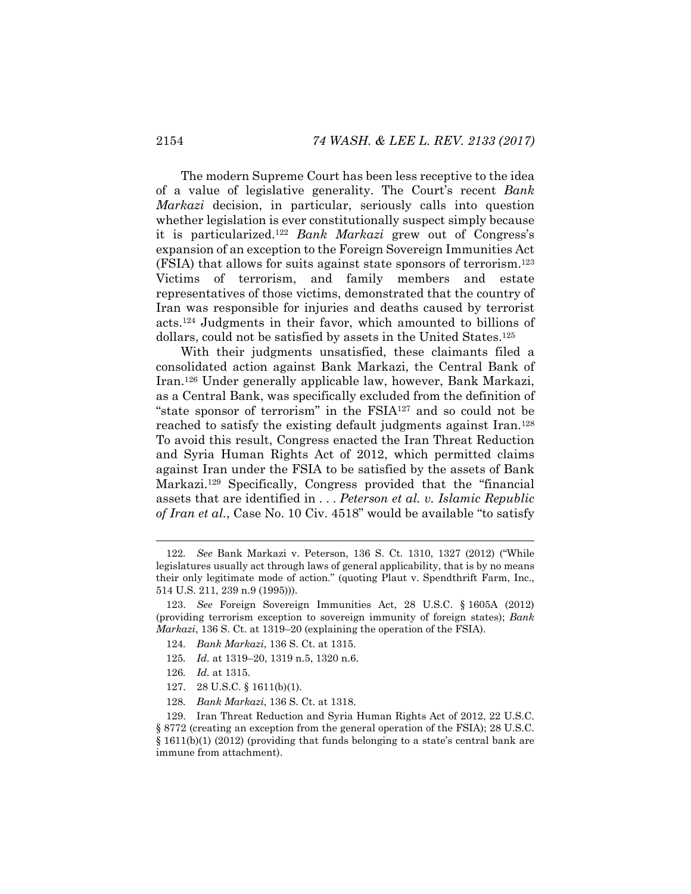The modern Supreme Court has been less receptive to the idea of a value of legislative generality. The Court's recent *Bank Markazi* decision, in particular, seriously calls into question whether legislation is ever constitutionally suspect simply because it is particularized.[122] *Bank Markazi* grew out of Congress's expansion of an exception to the Foreign Sovereign Immunities Act (FSIA) that allows for suits against state sponsors of terrorism.[123] Victims of terrorism, and family members and estate representatives of those victims, demonstrated that the country of Iran was responsible for injuries and deaths caused by terrorist acts.[124] Judgments in their favor, which amounted to billions of dollars, could not be satisfied by assets in the United States.[125]

With their judgments unsatisfied, these claimants filed a consolidated action against Bank Markazi, the Central Bank of Iran.[126] Under generally applicable law, however, Bank Markazi, as a Central Bank, was specifically excluded from the definition of "state sponsor of terrorism" in the FSIA[127] and so could not be reached to satisfy the existing default judgments against Iran.[128] To avoid this result, Congress enacted the Iran Threat Reduction and Syria Human Rights Act of 2012, which permitted claims against Iran under the FSIA to be satisfied by the assets of Bank Markazi.[129] Specifically, Congress provided that the "financial assets that are identified in . . . *Peterson et al. v. Islamic Republic of Iran et al.*, Case No. 10 Civ. 4518" would be available "to satisfy

---

122. *See* Bank Markazi v. Peterson, 136 S. Ct. 1310, 1327 (2012) ("While legislatures usually act through laws of general applicability, that is by no means their only legitimate mode of action." (quoting Plaut v. Spendthrift Farm, Inc., 514 U.S. 211, 239 n.9 (1995))).

123. *See* Foreign Sovereign Immunities Act, 28 U.S.C. § 1605A (2012) (providing terrorism exception to sovereign immunity of foreign states); *Bank Markazi*, 136 S. Ct. at 1319–20 (explaining the operation of the FSIA).

124. *Bank Markazi*, 136 S. Ct. at 1315.

125. *Id.* at 1319–20, 1319 n.5, 1320 n.6.

126. *Id.* at 1315.

127. 28 U.S.C. § 1611(b)(1).

128. *Bank Markazi*, 136 S. Ct. at 1318.

129. Iran Threat Reduction and Syria Human Rights Act of 2012, 22 U.S.C. § 8772 (creating an exception from the general operation of the FSIA); 28 U.S.C. § 1611(b)(1) (2012) (providing that funds belonging to a state's central bank are immune from attachment).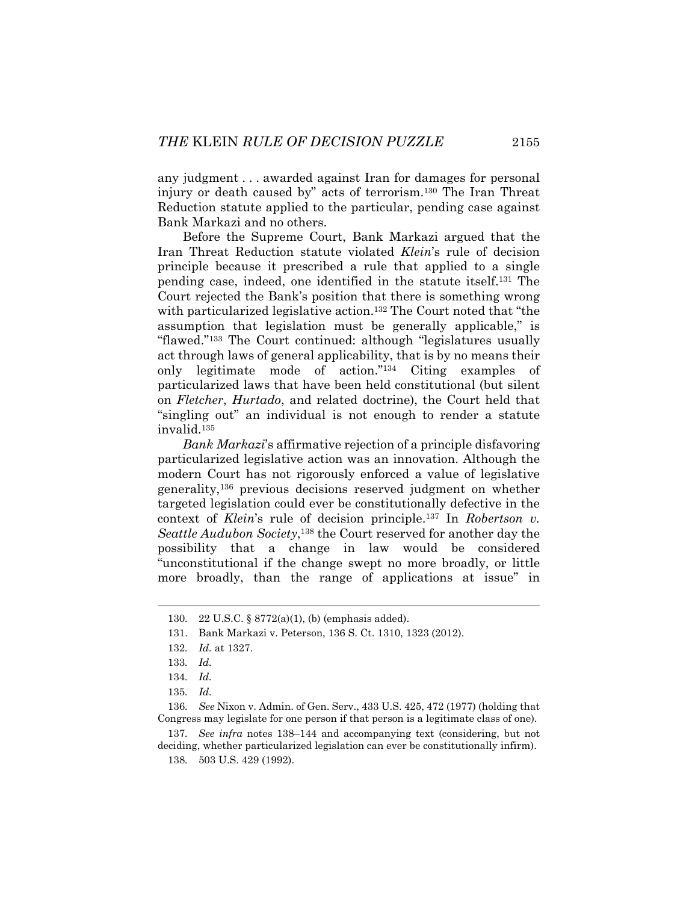any judgment . . . awarded against Iran for damages for personal injury or death caused by" acts of terrorism.[130] The Iran Threat Reduction statute applied to the particular, pending case against Bank Markazi and no others.

Before the Supreme Court, Bank Markazi argued that the Iran Threat Reduction statute violated *Klein*'s rule of decision principle because it prescribed a rule that applied to a single pending case, indeed, one identified in the statute itself.[131] The Court rejected the Bank's position that there is something wrong with particularized legislative action.[132] The Court noted that "the assumption that legislation must be generally applicable," is "flawed."[133] The Court continued: although "legislatures usually act through laws of general applicability, that is by no means their only legitimate mode of action."[134] Citing examples of particularized laws that have been held constitutional (but silent on *Fletcher*, *Hurtado*, and related doctrine), the Court held that "singling out" an individual is not enough to render a statute invalid.[135]

*Bank Markazi*'s affirmative rejection of a principle disfavoring particularized legislative action was an innovation. Although the modern Court has not rigorously enforced a value of legislative generality,[136] previous decisions reserved judgment on whether targeted legislation could ever be constitutionally defective in the context of *Klein*'s rule of decision principle.[137] In *Robertson v. Seattle Audubon Society*,[138] the Court reserved for another day the possibility that a change in law would be considered "unconstitutional if the change swept no more broadly, or little more broadly, than the range of applications at issue" in

---

130. 22 U.S.C. § 8772(a)(1), (b) (emphasis added).

131. Bank Markazi v. Peterson, 136 S. Ct. 1310, 1323 (2012).

132. *Id.* at 1327.

133. *Id.*

134. *Id.*

135. *Id.*

136. *See* Nixon v. Admin. of Gen. Serv., 433 U.S. 425, 472 (1977) (holding that Congress may legislate for one person if that person is a legitimate class of one).

137. *See infra* notes 138–144 and accompanying text (considering, but not deciding, whether particularized legislation can ever be constitutionally infirm).

138. 503 U.S. 429 (1992).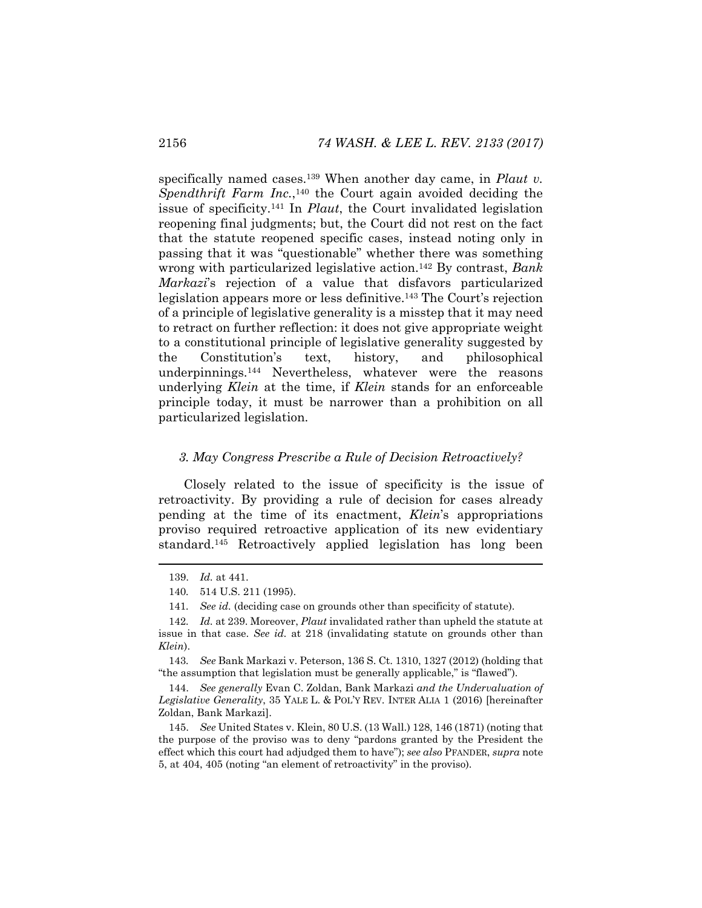specifically named cases.[139] When another day came, in *Plaut v. Spendthrift Farm Inc.*,[140] the Court again avoided deciding the issue of specificity.[141] In *Plaut*, the Court invalidated legislation reopening final judgments; but, the Court did not rest on the fact that the statute reopened specific cases, instead noting only in passing that it was "questionable" whether there was something wrong with particularized legislative action.[142] By contrast, *Bank Markazi*'s rejection of a value that disfavors particularized legislation appears more or less definitive.[143] The Court's rejection of a principle of legislative generality is a misstep that it may need to retract on further reflection: it does not give appropriate weight to a constitutional principle of legislative generality suggested by the Constitution's text, history, and philosophical underpinnings.[144] Nevertheless, whatever were the reasons underlying *Klein* at the time, if *Klein* stands for an enforceable principle today, it must be narrower than a prohibition on all particularized legislation.

### *3. May Congress Prescribe a Rule of Decision Retroactively?*

Closely related to the issue of specificity is the issue of retroactivity. By providing a rule of decision for cases already pending at the time of its enactment, *Klein*'s appropriations proviso required retroactive application of its new evidentiary standard.[145] Retroactively applied legislation has long been

---

139. *Id.* at 441.

140. 514 U.S. 211 (1995).

141. *See id.* (deciding case on grounds other than specificity of statute).

142. *Id.* at 239. Moreover, *Plaut* invalidated rather than upheld the statute at issue in that case. *See id.* at 218 (invalidating statute on grounds other than *Klein*).

143. *See* Bank Markazi v. Peterson, 136 S. Ct. 1310, 1327 (2012) (holding that "the assumption that legislation must be generally applicable," is "flawed").

144. *See generally* Evan C. Zoldan, Bank Markazi *and the Undervaluation of Legislative Generality*, 35 YALE L. & POL'Y REV. INTER ALIA 1 (2016) [hereinafter Zoldan, Bank Markazi].

145. *See* United States v. Klein, 80 U.S. (13 Wall.) 128, 146 (1871) (noting that the purpose of the proviso was to deny "pardons granted by the President the effect which this court had adjudged them to have"); *see also* PFANDER, *supra* note 5, at 404, 405 (noting "an element of retroactivity" in the proviso).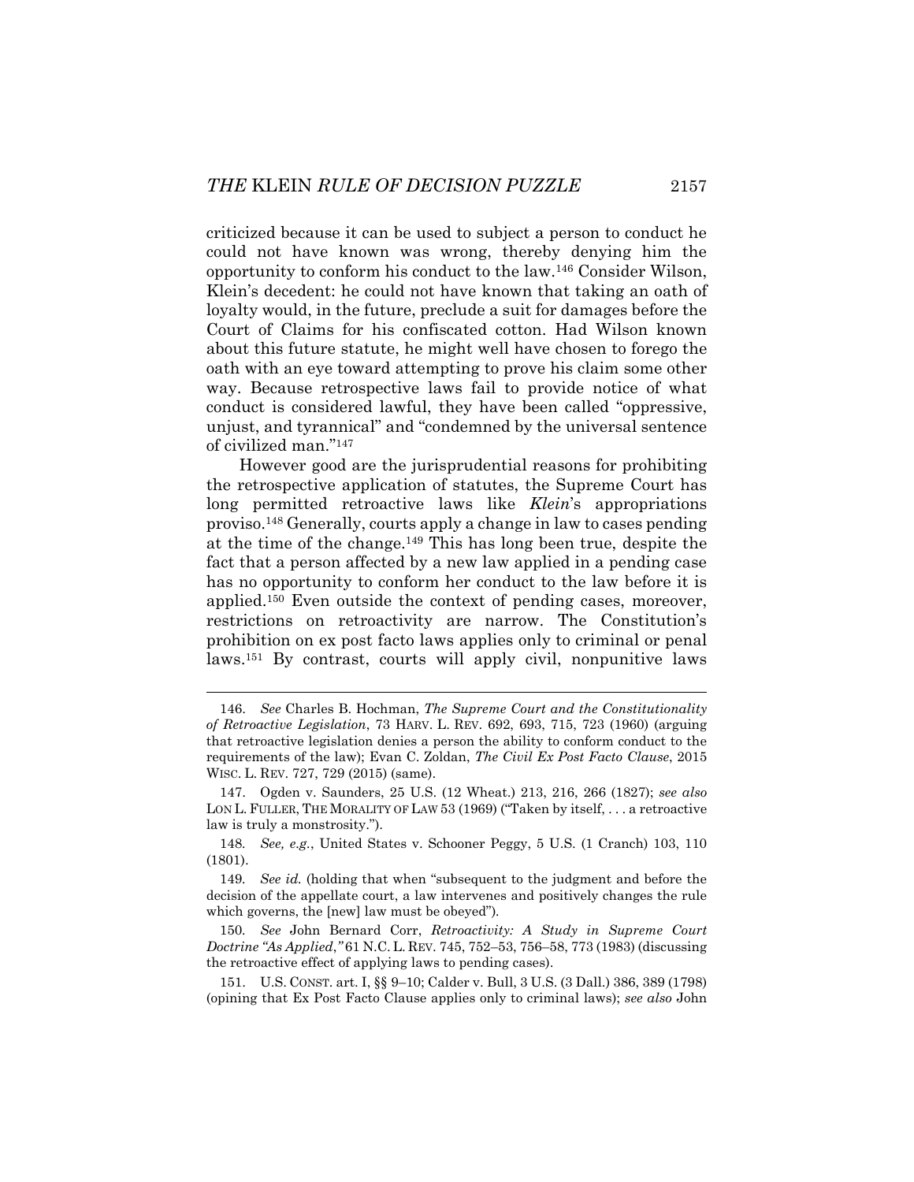criticized because it can be used to subject a person to conduct he could not have known was wrong, thereby denying him the opportunity to conform his conduct to the law.[146] Consider Wilson, Klein's decedent: he could not have known that taking an oath of loyalty would, in the future, preclude a suit for damages before the Court of Claims for his confiscated cotton. Had Wilson known about this future statute, he might well have chosen to forego the oath with an eye toward attempting to prove his claim some other way. Because retrospective laws fail to provide notice of what conduct is considered lawful, they have been called "oppressive, unjust, and tyrannical" and "condemned by the universal sentence of civilized man."[147]

However good are the jurisprudential reasons for prohibiting the retrospective application of statutes, the Supreme Court has long permitted retroactive laws like *Klein*'s appropriations proviso.[148] Generally, courts apply a change in law to cases pending at the time of the change.[149] This has long been true, despite the fact that a person affected by a new law applied in a pending case has no opportunity to conform her conduct to the law before it is applied.[150] Even outside the context of pending cases, moreover, restrictions on retroactivity are narrow. The Constitution's prohibition on ex post facto laws applies only to criminal or penal laws.[151] By contrast, courts will apply civil, nonpunitive laws

---

146. *See* Charles B. Hochman, *The Supreme Court and the Constitutionality of Retroactive Legislation*, 73 HARV. L. REV. 692, 693, 715, 723 (1960) (arguing that retroactive legislation denies a person the ability to conform conduct to the requirements of the law); Evan C. Zoldan, *The Civil Ex Post Facto Clause*, 2015 WISC. L. REV. 727, 729 (2015) (same).

147. Ogden v. Saunders, 25 U.S. (12 Wheat.) 213, 216, 266 (1827); *see also* LON L. FULLER, THE MORALITY OF LAW 53 (1969) ("Taken by itself, . . . a retroactive law is truly a monstrosity.").

148. *See, e.g.*, United States v. Schooner Peggy, 5 U.S. (1 Cranch) 103, 110 (1801).

149. *See id.* (holding that when "subsequent to the judgment and before the decision of the appellate court, a law intervenes and positively changes the rule which governs, the [new] law must be obeyed").

150. *See* John Bernard Corr, *Retroactivity: A Study in Supreme Court Doctrine "As Applied*,*"* 61 N.C. L. REV. 745, 752–53, 756–58, 773 (1983) (discussing the retroactive effect of applying laws to pending cases).

151. U.S. CONST. art. I, §§ 9–10; Calder v. Bull, 3 U.S. (3 Dall.) 386, 389 (1798) (opining that Ex Post Facto Clause applies only to criminal laws); *see also* John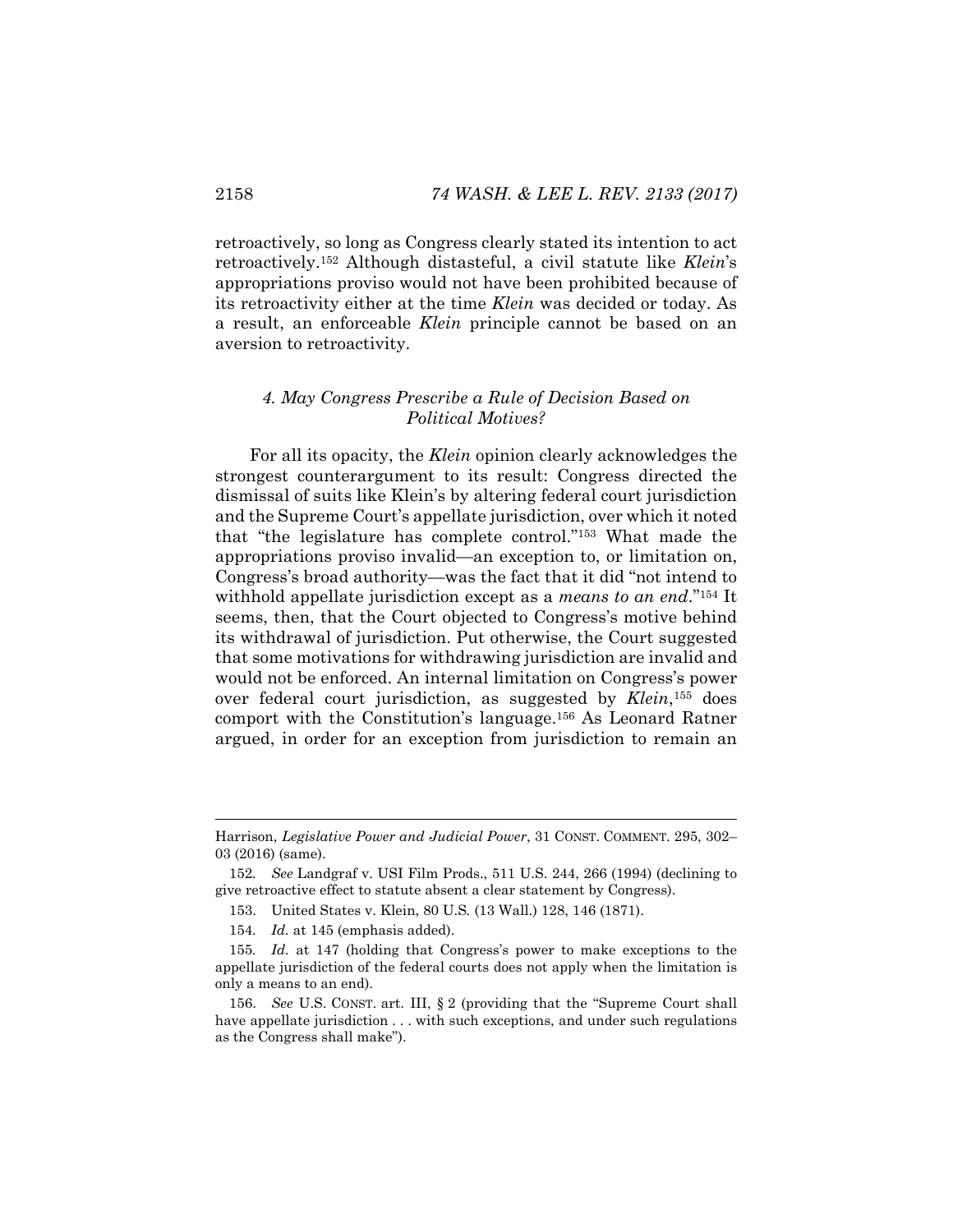retroactively, so long as Congress clearly stated its intention to act retroactively.[152] Although distasteful, a civil statute like *Klein*'s appropriations proviso would not have been prohibited because of its retroactivity either at the time *Klein* was decided or today. As a result, an enforceable *Klein* principle cannot be based on an aversion to retroactivity.

#### *4. May Congress Prescribe a Rule of Decision Based on Political Motives?*

For all its opacity, the *Klein* opinion clearly acknowledges the strongest counterargument to its result: Congress directed the dismissal of suits like Klein's by altering federal court jurisdiction and the Supreme Court's appellate jurisdiction, over which it noted that "the legislature has complete control."[153] What made the appropriations proviso invalid—an exception to, or limitation on, Congress's broad authority—was the fact that it did "not intend to withhold appellate jurisdiction except as a *means to an end*."[154] It seems, then, that the Court objected to Congress's motive behind its withdrawal of jurisdiction. Put otherwise, the Court suggested that some motivations for withdrawing jurisdiction are invalid and would not be enforced. An internal limitation on Congress's power over federal court jurisdiction, as suggested by *Klein*,[155] does comport with the Constitution's language.[156] As Leonard Ratner argued, in order for an exception from jurisdiction to remain an

---

Harrison, *Legislative Power and Judicial Power*, 31 CONST. COMMENT. 295, 302–03 (2016) (same).

152. *See* Landgraf v. USI Film Prods., 511 U.S. 244, 266 (1994) (declining to give retroactive effect to statute absent a clear statement by Congress).

153. United States v. Klein, 80 U.S. (13 Wall.) 128, 146 (1871).

154. *Id.* at 145 (emphasis added).

155. *Id.* at 147 (holding that Congress's power to make exceptions to the appellate jurisdiction of the federal courts does not apply when the limitation is only a means to an end).

156. *See* U.S. CONST. art. III, § 2 (providing that the "Supreme Court shall have appellate jurisdiction . . . with such exceptions, and under such regulations as the Congress shall make").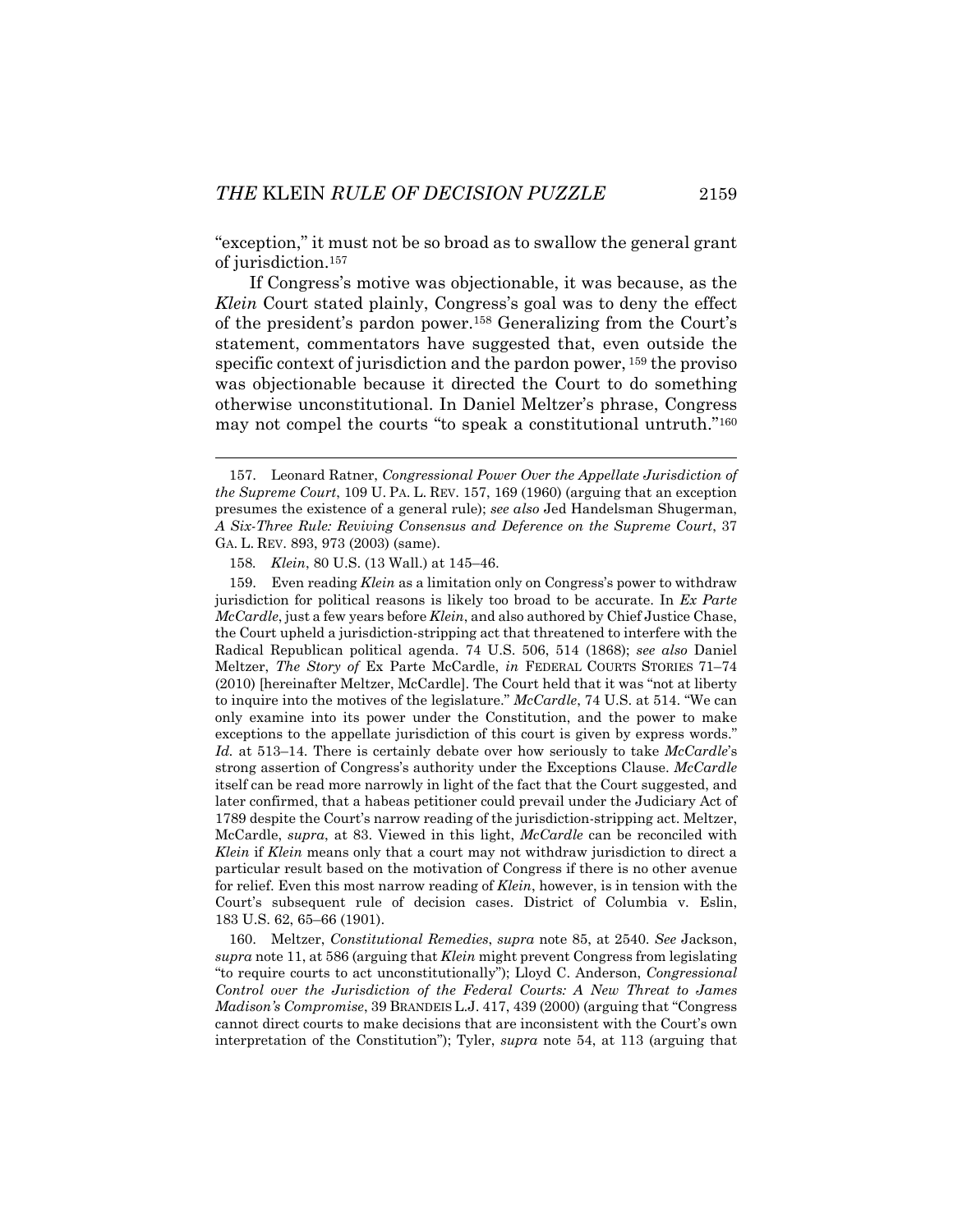"exception," it must not be so broad as to swallow the general grant of jurisdiction.[157]

If Congress's motive was objectionable, it was because, as the *Klein* Court stated plainly, Congress's goal was to deny the effect of the president's pardon power.[158] Generalizing from the Court's statement, commentators have suggested that, even outside the specific context of jurisdiction and the pardon power, [159] the proviso was objectionable because it directed the Court to do something otherwise unconstitutional. In Daniel Meltzer's phrase, Congress may not compel the courts "to speak a constitutional untruth."[160]

---

157. Leonard Ratner, *Congressional Power Over the Appellate Jurisdiction of the Supreme Court*, 109 U. PA. L. REV. 157, 169 (1960) (arguing that an exception presumes the existence of a general rule); *see also* Jed Handelsman Shugerman, *A Six-Three Rule: Reviving Consensus and Deference on the Supreme Court*, 37 GA. L. REV. 893, 973 (2003) (same).

158. *Klein*, 80 U.S. (13 Wall.) at 145–46.

159. Even reading *Klein* as a limitation only on Congress's power to withdraw jurisdiction for political reasons is likely too broad to be accurate. In *Ex Parte McCardle*, just a few years before *Klein*, and also authored by Chief Justice Chase, the Court upheld a jurisdiction-stripping act that threatened to interfere with the Radical Republican political agenda. 74 U.S. 506, 514 (1868); *see also* Daniel Meltzer, *The Story of* Ex Parte McCardle, *in* FEDERAL COURTS STORIES 71–74 (2010) [hereinafter Meltzer, McCardle]. The Court held that it was "not at liberty to inquire into the motives of the legislature." *McCardle*, 74 U.S. at 514. "We can only examine into its power under the Constitution, and the power to make exceptions to the appellate jurisdiction of this court is given by express words." *Id.* at 513–14. There is certainly debate over how seriously to take *McCardle*'s strong assertion of Congress's authority under the Exceptions Clause. *McCardle* itself can be read more narrowly in light of the fact that the Court suggested, and later confirmed, that a habeas petitioner could prevail under the Judiciary Act of 1789 despite the Court's narrow reading of the jurisdiction-stripping act. Meltzer, McCardle, *supra*, at 83. Viewed in this light, *McCardle* can be reconciled with *Klein* if *Klein* means only that a court may not withdraw jurisdiction to direct a particular result based on the motivation of Congress if there is no other avenue for relief. Even this most narrow reading of *Klein*, however, is in tension with the Court's subsequent rule of decision cases. District of Columbia v. Eslin, 183 U.S. 62, 65–66 (1901).

160. Meltzer, *Constitutional Remedies*, *supra* note 85, at 2540. *See* Jackson, *supra* note 11, at 586 (arguing that *Klein* might prevent Congress from legislating "to require courts to act unconstitutionally"); Lloyd C. Anderson, *Congressional Control over the Jurisdiction of the Federal Courts: A New Threat to James Madison's Compromise*, 39 BRANDEIS L.J. 417, 439 (2000) (arguing that "Congress cannot direct courts to make decisions that are inconsistent with the Court's own interpretation of the Constitution"); Tyler, *supra* note 54, at 113 (arguing that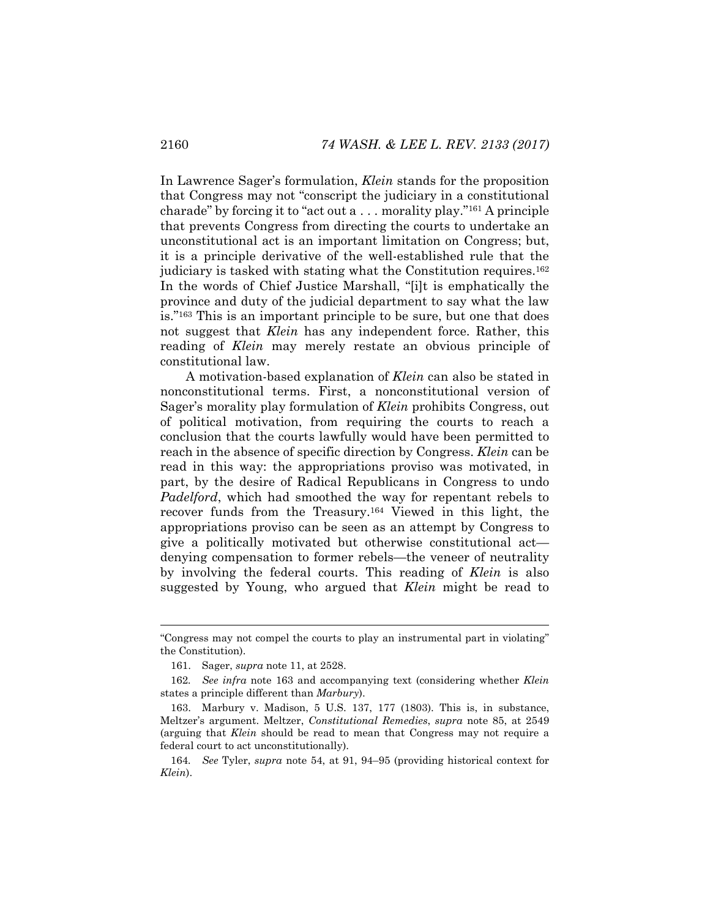In Lawrence Sager's formulation, *Klein* stands for the proposition that Congress may not "conscript the judiciary in a constitutional charade" by forcing it to "act out a . . . morality play."[161] A principle that prevents Congress from directing the courts to undertake an unconstitutional act is an important limitation on Congress; but, it is a principle derivative of the well-established rule that the judiciary is tasked with stating what the Constitution requires.[162] In the words of Chief Justice Marshall, "[i]t is emphatically the province and duty of the judicial department to say what the law is."[163] This is an important principle to be sure, but one that does not suggest that *Klein* has any independent force. Rather, this reading of *Klein* may merely restate an obvious principle of constitutional law.

A motivation-based explanation of *Klein* can also be stated in nonconstitutional terms. First, a nonconstitutional version of Sager's morality play formulation of *Klein* prohibits Congress, out of political motivation, from requiring the courts to reach a conclusion that the courts lawfully would have been permitted to reach in the absence of specific direction by Congress. *Klein* can be read in this way: the appropriations proviso was motivated, in part, by the desire of Radical Republicans in Congress to undo *Padelford*, which had smoothed the way for repentant rebels to recover funds from the Treasury.[164] Viewed in this light, the appropriations proviso can be seen as an attempt by Congress to give a politically motivated but otherwise constitutional act—denying compensation to former rebels—the veneer of neutrality by involving the federal courts. This reading of *Klein* is also suggested by Young, who argued that *Klein* might be read to

---

"Congress may not compel the courts to play an instrumental part in violating" the Constitution).

161. Sager, *supra* note 11, at 2528.

162. *See infra* note 163 and accompanying text (considering whether *Klein* states a principle different than *Marbury*).

163. Marbury v. Madison, 5 U.S. 137, 177 (1803). This is, in substance, Meltzer's argument. Meltzer, *Constitutional Remedies*, *supra* note 85, at 2549 (arguing that *Klein* should be read to mean that Congress may not require a federal court to act unconstitutionally).

164. *See* Tyler, *supra* note 54, at 91, 94–95 (providing historical context for *Klein*).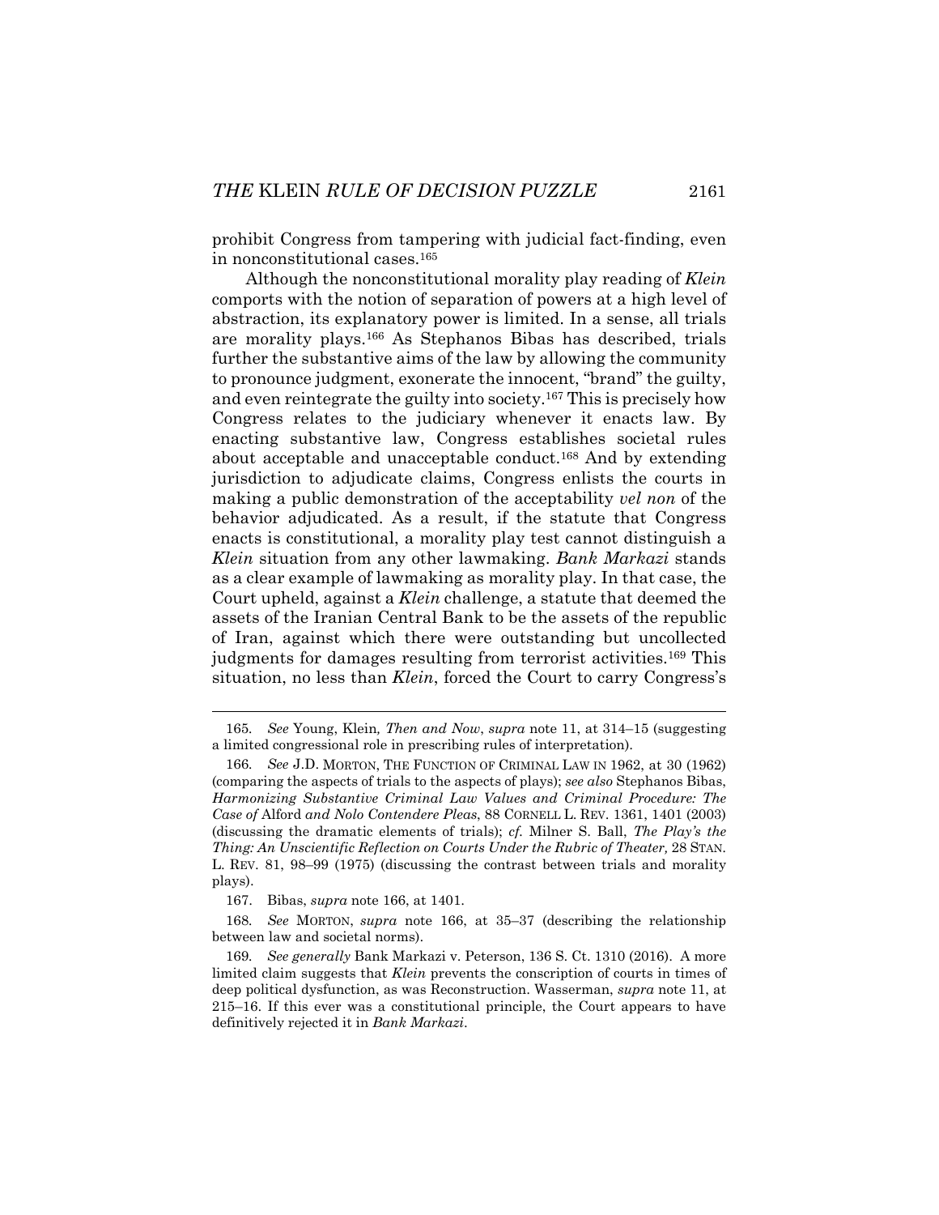prohibit Congress from tampering with judicial fact-finding, even in nonconstitutional cases.[165]

Although the nonconstitutional morality play reading of *Klein* comports with the notion of separation of powers at a high level of abstraction, its explanatory power is limited. In a sense, all trials are morality plays.[166] As Stephanos Bibas has described, trials further the substantive aims of the law by allowing the community to pronounce judgment, exonerate the innocent, "brand" the guilty, and even reintegrate the guilty into society.[167] This is precisely how Congress relates to the judiciary whenever it enacts law. By enacting substantive law, Congress establishes societal rules about acceptable and unacceptable conduct.[168] And by extending jurisdiction to adjudicate claims, Congress enlists the courts in making a public demonstration of the acceptability *vel non* of the behavior adjudicated. As a result, if the statute that Congress enacts is constitutional, a morality play test cannot distinguish a *Klein* situation from any other lawmaking. *Bank Markazi* stands as a clear example of lawmaking as morality play. In that case, the Court upheld, against a *Klein* challenge, a statute that deemed the assets of the Iranian Central Bank to be the assets of the republic of Iran, against which there were outstanding but uncollected judgments for damages resulting from terrorist activities.[169] This situation, no less than *Klein*, forced the Court to carry Congress's

---

165. *See* Young, Klein*, Then and Now*, *supra* note 11, at 314–15 (suggesting a limited congressional role in prescribing rules of interpretation).

166. *See* J.D. MORTON, THE FUNCTION OF CRIMINAL LAW IN 1962, at 30 (1962) (comparing the aspects of trials to the aspects of plays); *see also* Stephanos Bibas, *Harmonizing Substantive Criminal Law Values and Criminal Procedure: The Case of* Alford *and Nolo Contendere Pleas*, 88 CORNELL L. REV. 1361, 1401 (2003) (discussing the dramatic elements of trials); *cf.* Milner S. Ball, *The Play's the Thing: An Unscientific Reflection on Courts Under the Rubric of Theater,* 28 STAN. L. REV. 81, 98–99 (1975) (discussing the contrast between trials and morality plays).

167. Bibas, *supra* note 166, at 1401.

168. *See* MORTON, *supra* note 166, at 35–37 (describing the relationship between law and societal norms).

169. *See generally* Bank Markazi v. Peterson, 136 S. Ct. 1310 (2016). A more limited claim suggests that *Klein* prevents the conscription of courts in times of deep political dysfunction, as was Reconstruction. Wasserman, *supra* note 11, at 215–16. If this ever was a constitutional principle, the Court appears to have definitively rejected it in *Bank Markazi*.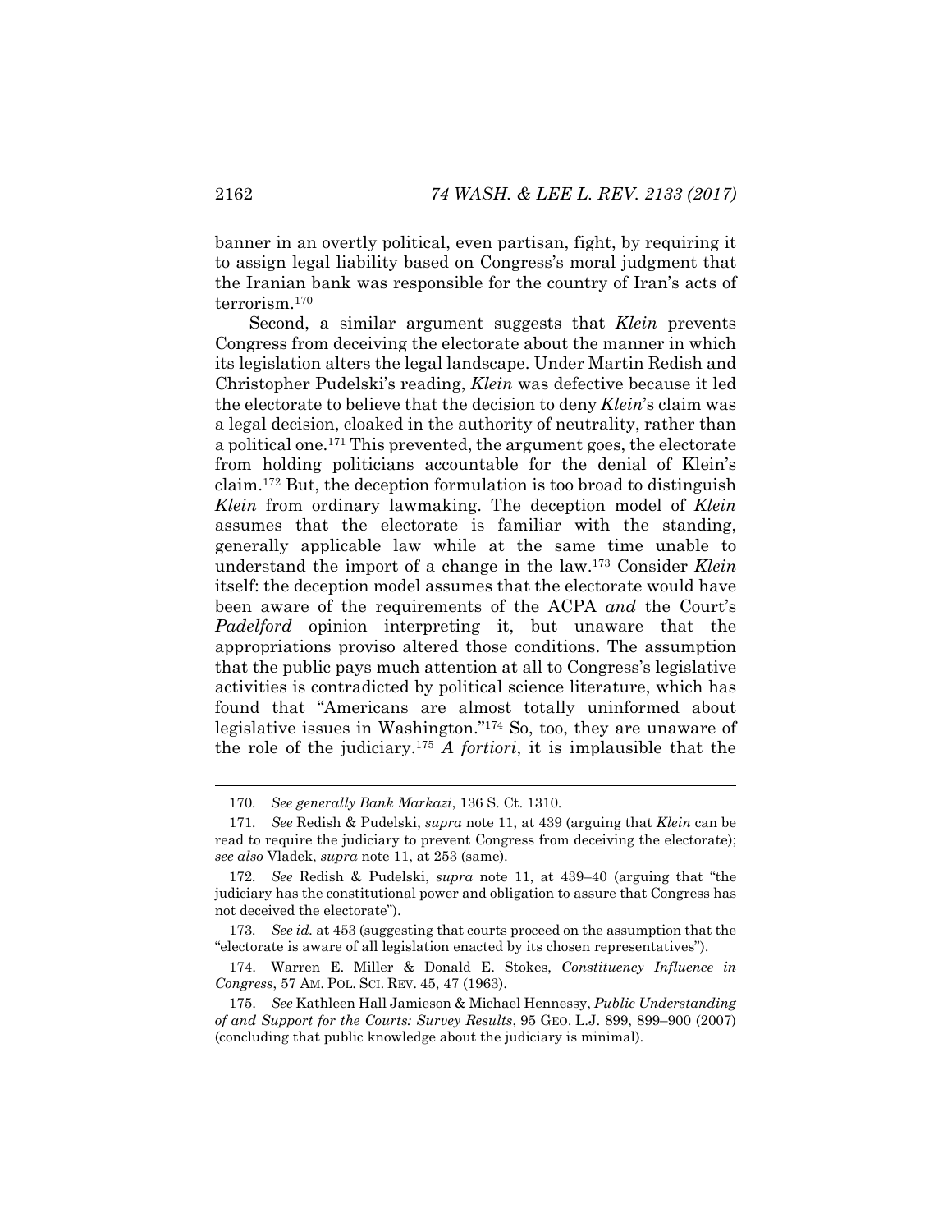banner in an overtly political, even partisan, fight, by requiring it to assign legal liability based on Congress's moral judgment that the Iranian bank was responsible for the country of Iran's acts of terrorism.[170]

Second, a similar argument suggests that *Klein* prevents Congress from deceiving the electorate about the manner in which its legislation alters the legal landscape. Under Martin Redish and Christopher Pudelski's reading, *Klein* was defective because it led the electorate to believe that the decision to deny *Klein*'s claim was a legal decision, cloaked in the authority of neutrality, rather than a political one.[171] This prevented, the argument goes, the electorate from holding politicians accountable for the denial of Klein's claim.[172] But, the deception formulation is too broad to distinguish *Klein* from ordinary lawmaking. The deception model of *Klein* assumes that the electorate is familiar with the standing, generally applicable law while at the same time unable to understand the import of a change in the law.[173] Consider *Klein* itself: the deception model assumes that the electorate would have been aware of the requirements of the ACPA *and* the Court's *Padelford* opinion interpreting it, but unaware that the appropriations proviso altered those conditions. The assumption that the public pays much attention at all to Congress's legislative activities is contradicted by political science literature, which has found that "Americans are almost totally uninformed about legislative issues in Washington."[174] So, too, they are unaware of the role of the judiciary.[175] *A fortiori*, it is implausible that the

---

170. *See generally Bank Markazi*, 136 S. Ct. 1310.

171. *See* Redish & Pudelski, *supra* note 11, at 439 (arguing that *Klein* can be read to require the judiciary to prevent Congress from deceiving the electorate); *see also* Vladek, *supra* note 11, at 253 (same).

172. *See* Redish & Pudelski, *supra* note 11, at 439–40 (arguing that "the judiciary has the constitutional power and obligation to assure that Congress has not deceived the electorate").

173. *See id.* at 453 (suggesting that courts proceed on the assumption that the "electorate is aware of all legislation enacted by its chosen representatives").

174. Warren E. Miller & Donald E. Stokes, *Constituency Influence in Congress*, 57 AM. POL. SCI. REV. 45, 47 (1963).

175. *See* Kathleen Hall Jamieson & Michael Hennessy, *Public Understanding of and Support for the Courts: Survey Results*, 95 GEO. L.J. 899, 899–900 (2007) (concluding that public knowledge about the judiciary is minimal).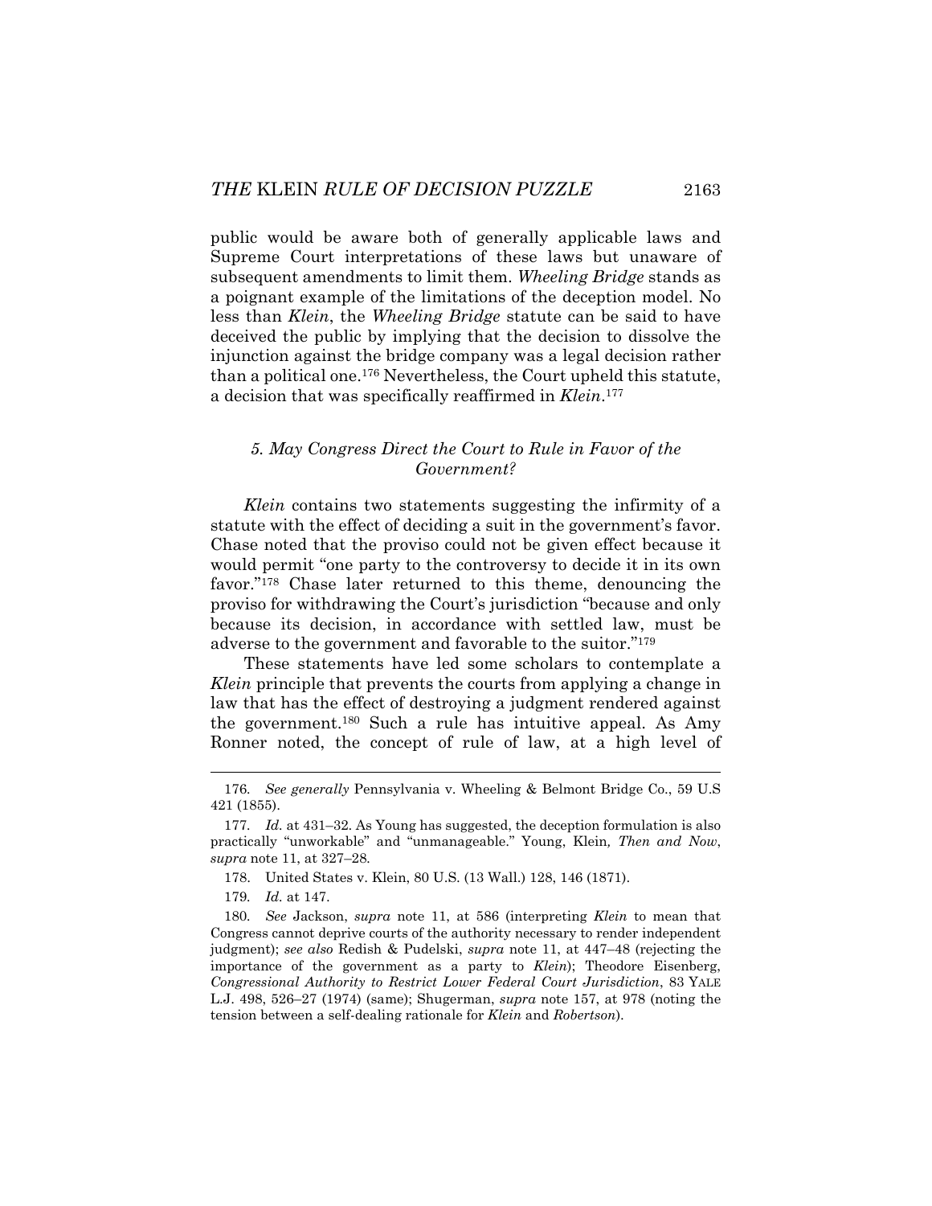public would be aware both of generally applicable laws and Supreme Court interpretations of these laws but unaware of subsequent amendments to limit them. *Wheeling Bridge* stands as a poignant example of the limitations of the deception model. No less than *Klein*, the *Wheeling Bridge* statute can be said to have deceived the public by implying that the decision to dissolve the injunction against the bridge company was a legal decision rather than a political one.[176] Nevertheless, the Court upheld this statute, a decision that was specifically reaffirmed in *Klein*.[177]

### *5. May Congress Direct the Court to Rule in Favor of the Government?*

*Klein* contains two statements suggesting the infirmity of a statute with the effect of deciding a suit in the government's favor. Chase noted that the proviso could not be given effect because it would permit "one party to the controversy to decide it in its own favor."[178] Chase later returned to this theme, denouncing the proviso for withdrawing the Court's jurisdiction "because and only because its decision, in accordance with settled law, must be adverse to the government and favorable to the suitor."[179]

These statements have led some scholars to contemplate a *Klein* principle that prevents the courts from applying a change in law that has the effect of destroying a judgment rendered against the government.[180] Such a rule has intuitive appeal. As Amy Ronner noted, the concept of rule of law, at a high level of

---

176. *See generally* Pennsylvania v. Wheeling & Belmont Bridge Co., 59 U.S 421 (1855).

177. *Id.* at 431–32. As Young has suggested, the deception formulation is also practically "unworkable" and "unmanageable." Young, Klein*, Then and Now*, *supra* note 11, at 327–28.

178. United States v. Klein, 80 U.S. (13 Wall.) 128, 146 (1871).

179. *Id.* at 147.

180. *See* Jackson, *supra* note 11, at 586 (interpreting *Klein* to mean that Congress cannot deprive courts of the authority necessary to render independent judgment); *see also* Redish & Pudelski, *supra* note 11, at 447–48 (rejecting the importance of the government as a party to *Klein*); Theodore Eisenberg, *Congressional Authority to Restrict Lower Federal Court Jurisdiction*, 83 YALE L.J. 498, 526–27 (1974) (same); Shugerman, *supra* note 157, at 978 (noting the tension between a self-dealing rationale for *Klein* and *Robertson*).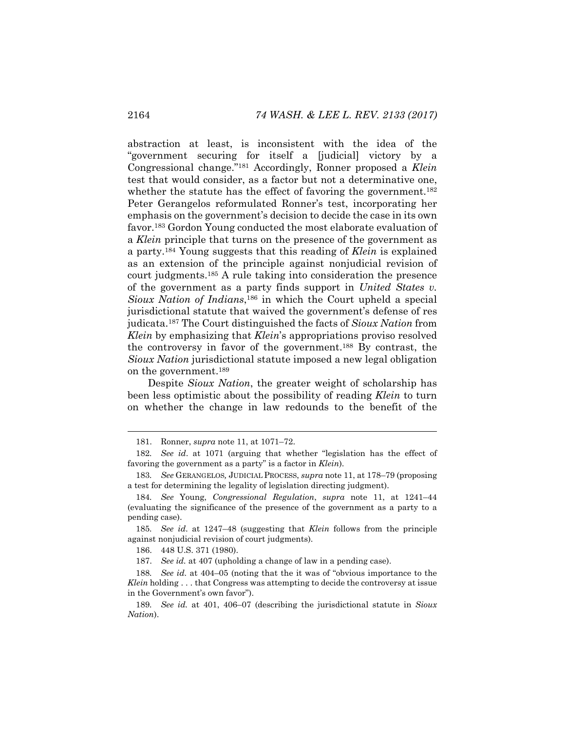abstraction at least, is inconsistent with the idea of the "government securing for itself a [judicial] victory by a Congressional change."[181] Accordingly, Ronner proposed a *Klein* test that would consider, as a factor but not a determinative one, whether the statute has the effect of favoring the government.[182] Peter Gerangelos reformulated Ronner's test, incorporating her emphasis on the government's decision to decide the case in its own favor.[183] Gordon Young conducted the most elaborate evaluation of a *Klein* principle that turns on the presence of the government as a party.[184] Young suggests that this reading of *Klein* is explained as an extension of the principle against nonjudicial revision of court judgments.[185] A rule taking into consideration the presence of the government as a party finds support in *United States v. Sioux Nation of Indians*,[186] in which the Court upheld a special jurisdictional statute that waived the government's defense of res judicata.[187] The Court distinguished the facts of *Sioux Nation* from *Klein* by emphasizing that *Klein*'s appropriations proviso resolved the controversy in favor of the government.[188] By contrast, the *Sioux Nation* jurisdictional statute imposed a new legal obligation on the government.[189]

Despite *Sioux Nation*, the greater weight of scholarship has been less optimistic about the possibility of reading *Klein* to turn on whether the change in law redounds to the benefit of the

---

181. Ronner, *supra* note 11, at 1071–72.

182. *See id*. at 1071 (arguing that whether "legislation has the effect of favoring the government as a party" is a factor in *Klein*).

183. *See* GERANGELOS, JUDICIAL PROCESS, *supra* note 11, at 178–79 (proposing a test for determining the legality of legislation directing judgment).

184. *See* Young, *Congressional Regulation*, *supra* note 11, at 1241–44 (evaluating the significance of the presence of the government as a party to a pending case).

185. *See id.* at 1247–48 (suggesting that *Klein* follows from the principle against nonjudicial revision of court judgments).

186. 448 U.S. 371 (1980).

187. *See id.* at 407 (upholding a change of law in a pending case).

188. *See id.* at 404–05 (noting that the it was of "obvious importance to the *Klein* holding . . . that Congress was attempting to decide the controversy at issue in the Government's own favor").

189. *See id.* at 401, 406–07 (describing the jurisdictional statute in *Sioux Nation*).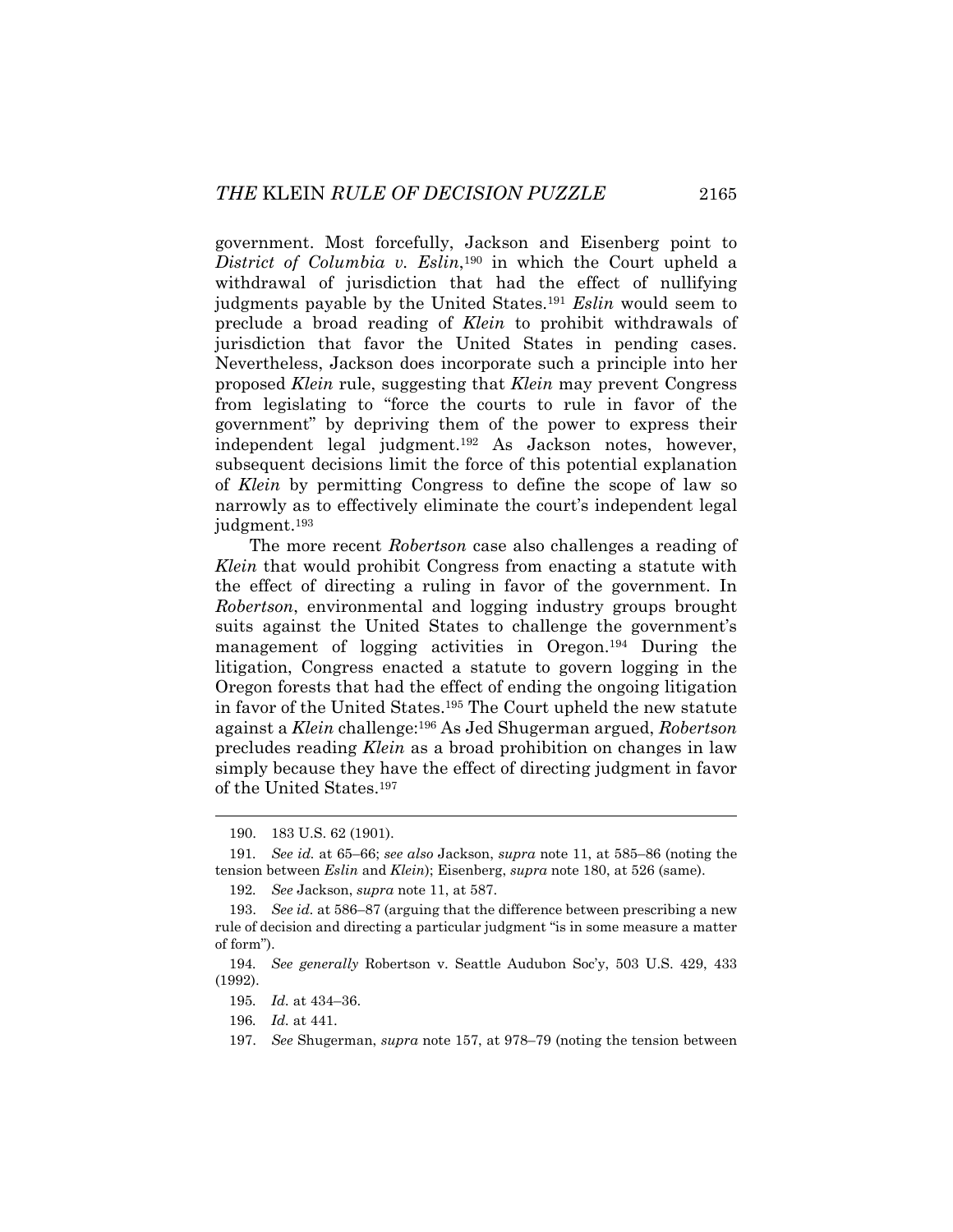government. Most forcefully, Jackson and Eisenberg point to *District of Columbia v. Eslin*,[190] in which the Court upheld a withdrawal of jurisdiction that had the effect of nullifying judgments payable by the United States.[191] *Eslin* would seem to preclude a broad reading of *Klein* to prohibit withdrawals of jurisdiction that favor the United States in pending cases. Nevertheless, Jackson does incorporate such a principle into her proposed *Klein* rule, suggesting that *Klein* may prevent Congress from legislating to "force the courts to rule in favor of the government" by depriving them of the power to express their independent legal judgment.[192] As Jackson notes, however, subsequent decisions limit the force of this potential explanation of *Klein* by permitting Congress to define the scope of law so narrowly as to effectively eliminate the court's independent legal judgment.[193]

The more recent *Robertson* case also challenges a reading of *Klein* that would prohibit Congress from enacting a statute with the effect of directing a ruling in favor of the government. In *Robertson*, environmental and logging industry groups brought suits against the United States to challenge the government's management of logging activities in Oregon.[194] During the litigation, Congress enacted a statute to govern logging in the Oregon forests that had the effect of ending the ongoing litigation in favor of the United States.[195] The Court upheld the new statute against a *Klein* challenge:[196] As Jed Shugerman argued, *Robertson* precludes reading *Klein* as a broad prohibition on changes in law simply because they have the effect of directing judgment in favor of the United States.[197]

---

190. 183 U.S. 62 (1901).

191. *See id.* at 65–66; *see also* Jackson, *supra* note 11, at 585–86 (noting the tension between *Eslin* and *Klein*); Eisenberg, *supra* note 180, at 526 (same).

192. *See* Jackson, *supra* note 11, at 587.

193. *See id.* at 586–87 (arguing that the difference between prescribing a new rule of decision and directing a particular judgment "is in some measure a matter of form").

194. *See generally* Robertson v. Seattle Audubon Soc'y, 503 U.S. 429, 433 (1992).

195. *Id.* at 434–36.

196. *Id.* at 441.

197. *See* Shugerman, *supra* note 157, at 978–79 (noting the tension between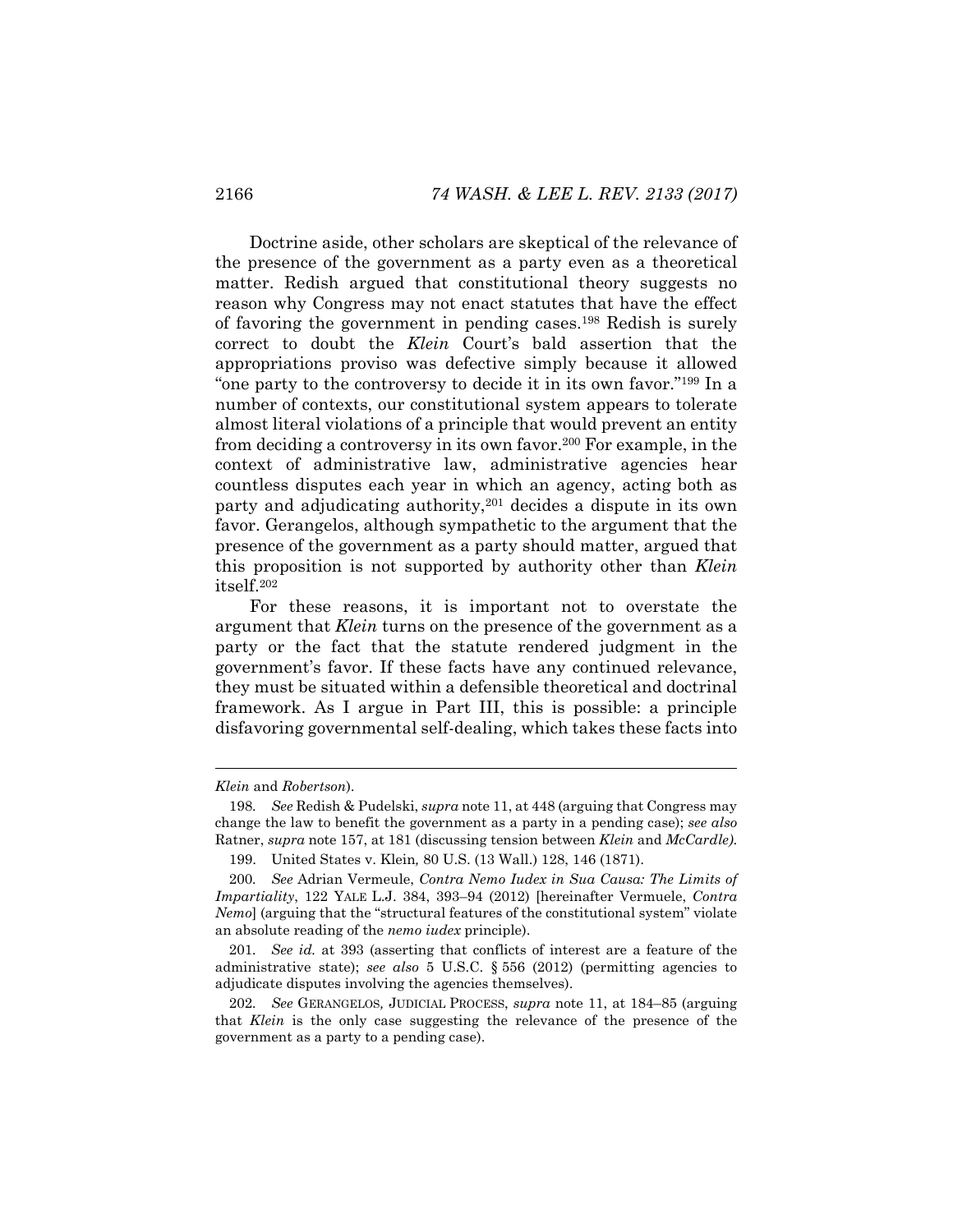Doctrine aside, other scholars are skeptical of the relevance of the presence of the government as a party even as a theoretical matter. Redish argued that constitutional theory suggests no reason why Congress may not enact statutes that have the effect of favoring the government in pending cases.[198] Redish is surely correct to doubt the *Klein* Court's bald assertion that the appropriations proviso was defective simply because it allowed "one party to the controversy to decide it in its own favor."[199] In a number of contexts, our constitutional system appears to tolerate almost literal violations of a principle that would prevent an entity from deciding a controversy in its own favor.[200] For example, in the context of administrative law, administrative agencies hear countless disputes each year in which an agency, acting both as party and adjudicating authority,[201] decides a dispute in its own favor. Gerangelos, although sympathetic to the argument that the presence of the government as a party should matter, argued that this proposition is not supported by authority other than *Klein* itself.[202]

For these reasons, it is important not to overstate the argument that *Klein* turns on the presence of the government as a party or the fact that the statute rendered judgment in the government's favor. If these facts have any continued relevance, they must be situated within a defensible theoretical and doctrinal framework. As I argue in Part III, this is possible: a principle disfavoring governmental self-dealing, which takes these facts into

---

*Klein* and *Robertson*).

198. *See* Redish & Pudelski, *supra* note 11, at 448 (arguing that Congress may change the law to benefit the government as a party in a pending case); *see also* Ratner, *supra* note 157, at 181 (discussing tension between *Klein* and *McCardle)*.

199. United States v. Klein*,* 80 U.S. (13 Wall.) 128, 146 (1871).

200. *See* Adrian Vermeule, *Contra Nemo Iudex in Sua Causa: The Limits of Impartiality*, 122 YALE L.J. 384, 393–94 (2012) [hereinafter Vermeule, *Contra Nemo*] (arguing that the "structural features of the constitutional system" violate an absolute reading of the *nemo iudex* principle).

201. *See id.* at 393 (asserting that conflicts of interest are a feature of the administrative state); *see also* 5 U.S.C. § 556 (2012) (permitting agencies to adjudicate disputes involving the agencies themselves).

202. *See* GERANGELOS*,* JUDICIAL PROCESS, *supra* note 11, at 184–85 (arguing that *Klein* is the only case suggesting the relevance of the presence of the government as a party to a pending case).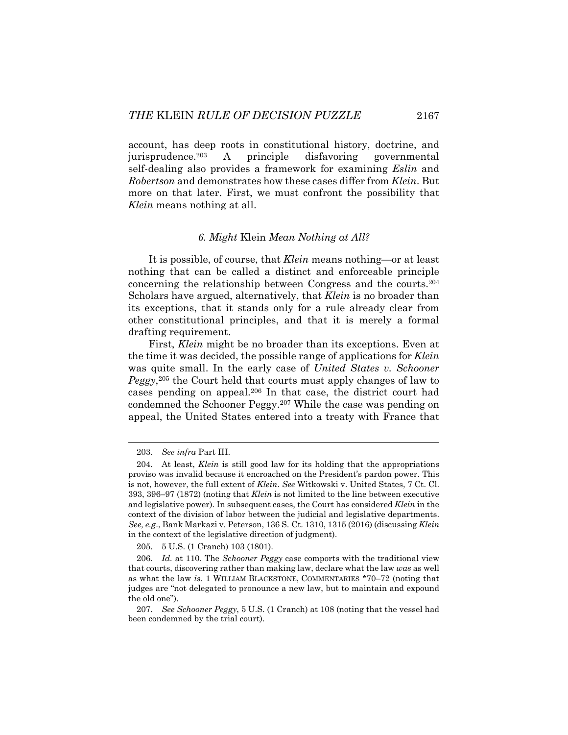account, has deep roots in constitutional history, doctrine, and jurisprudence.[203] A principle disfavoring governmental self-dealing also provides a framework for examining *Eslin* and *Robertson* and demonstrates how these cases differ from *Klein*. But more on that later. First, we must confront the possibility that *Klein* means nothing at all.

### *6. Might* Klein *Mean Nothing at All?*

It is possible, of course, that *Klein* means nothing—or at least nothing that can be called a distinct and enforceable principle concerning the relationship between Congress and the courts.[204] Scholars have argued, alternatively, that *Klein* is no broader than its exceptions, that it stands only for a rule already clear from other constitutional principles, and that it is merely a formal drafting requirement.

First, *Klein* might be no broader than its exceptions. Even at the time it was decided, the possible range of applications for *Klein* was quite small. In the early case of *United States v. Schooner Peggy*,[205] the Court held that courts must apply changes of law to cases pending on appeal.[206] In that case, the district court had condemned the Schooner Peggy.[207] While the case was pending on appeal, the United States entered into a treaty with France that

---

203. *See infra* Part III.

204. At least, *Klein* is still good law for its holding that the appropriations proviso was invalid because it encroached on the President's pardon power. This is not, however, the full extent of *Klein*. *See* Witkowski v. United States, 7 Ct. Cl. 393, 396–97 (1872) (noting that *Klein* is not limited to the line between executive and legislative power). In subsequent cases, the Court has considered *Klein* in the context of the division of labor between the judicial and legislative departments. *See, e.g.*, Bank Markazi v. Peterson, 136 S. Ct. 1310, 1315 (2016) (discussing *Klein* in the context of the legislative direction of judgment).

205. 5 U.S. (1 Cranch) 103 (1801).

206. *Id.* at 110. The *Schooner Peggy* case comports with the traditional view that courts, discovering rather than making law, declare what the law *was* as well as what the law *is*. 1 WILLIAM BLACKSTONE, COMMENTARIES *70–72 (noting that judges are "not delegated to pronounce a new law, but to maintain and expound the old one").

207. *See Schooner Peggy*, 5 U.S. (1 Cranch) at 108 (noting that the vessel had been condemned by the trial court).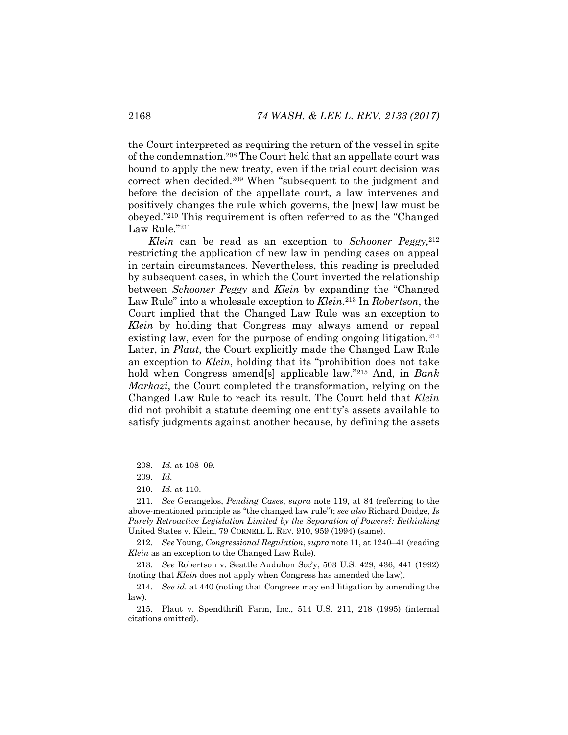the Court interpreted as requiring the return of the vessel in spite of the condemnation.[208] The Court held that an appellate court was bound to apply the new treaty, even if the trial court decision was correct when decided.[209] When "subsequent to the judgment and before the decision of the appellate court, a law intervenes and positively changes the rule which governs, the [new] law must be obeyed."[210] This requirement is often referred to as the "Changed Law Rule."[211]

*Klein* can be read as an exception to *Schooner Peggy*,[212] restricting the application of new law in pending cases on appeal in certain circumstances. Nevertheless, this reading is precluded by subsequent cases, in which the Court inverted the relationship between *Schooner Peggy* and *Klein* by expanding the "Changed Law Rule" into a wholesale exception to *Klein*.[213] In *Robertson*, the Court implied that the Changed Law Rule was an exception to *Klein* by holding that Congress may always amend or repeal existing law, even for the purpose of ending ongoing litigation.[214] Later, in *Plaut*, the Court explicitly made the Changed Law Rule an exception to *Klein*, holding that its "prohibition does not take hold when Congress amend[s] applicable law."[215] And, in *Bank Markazi*, the Court completed the transformation, relying on the Changed Law Rule to reach its result. The Court held that *Klein* did not prohibit a statute deeming one entity's assets available to satisfy judgments against another because, by defining the assets

---

208. *Id.* at 108–09.

209. *Id.*

210. *Id.* at 110.

211. *See* Gerangelos, *Pending Cases*, *supra* note 119, at 84 (referring to the above-mentioned principle as "the changed law rule"); *see also* Richard Doidge, *Is Purely Retroactive Legislation Limited by the Separation of Powers?: Rethinking* United States v. Klein, 79 CORNELL L. REV. 910, 959 (1994) (same).

212. *See* Young, *Congressional Regulation*, *supra* note 11, at 1240–41 (reading *Klein* as an exception to the Changed Law Rule).

213. *See* Robertson v. Seattle Audubon Soc'y, 503 U.S. 429, 436, 441 (1992) (noting that *Klein* does not apply when Congress has amended the law).

214. *See id.* at 440 (noting that Congress may end litigation by amending the law).

215. Plaut v. Spendthrift Farm, Inc., 514 U.S. 211, 218 (1995) (internal citations omitted).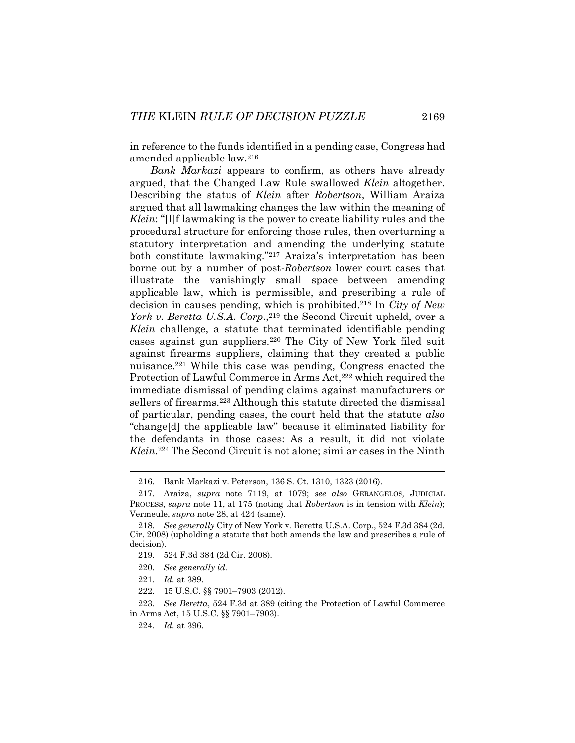in reference to the funds identified in a pending case, Congress had amended applicable law.[216]

*Bank Markazi* appears to confirm, as others have already argued, that the Changed Law Rule swallowed *Klein* altogether. Describing the status of *Klein* after *Robertson*, William Araiza argued that all lawmaking changes the law within the meaning of *Klein*: "[I]f lawmaking is the power to create liability rules and the procedural structure for enforcing those rules, then overturning a statutory interpretation and amending the underlying statute both constitute lawmaking."[217] Araiza's interpretation has been borne out by a number of post-*Robertson* lower court cases that illustrate the vanishingly small space between amending applicable law, which is permissible, and prescribing a rule of decision in causes pending, which is prohibited.[218] In *City of New York v. Beretta U.S.A. Corp.*,[219] the Second Circuit upheld, over a *Klein* challenge, a statute that terminated identifiable pending cases against gun suppliers.[220] The City of New York filed suit against firearms suppliers, claiming that they created a public nuisance.[221] While this case was pending, Congress enacted the Protection of Lawful Commerce in Arms Act,[222] which required the immediate dismissal of pending claims against manufacturers or sellers of firearms.[223] Although this statute directed the dismissal of particular, pending cases, the court held that the statute *also* "change[d] the applicable law" because it eliminated liability for the defendants in those cases: As a result, it did not violate *Klein*.[224] The Second Circuit is not alone; similar cases in the Ninth

---

216. Bank Markazi v. Peterson, 136 S. Ct. 1310, 1323 (2016).

217. Araiza, *supra* note 7119, at 1079; *see also* GERANGELOS, JUDICIAL PROCESS, *supra* note 11, at 175 (noting that *Robertson* is in tension with *Klein*); Vermeule, *supra* note 28, at 424 (same).

218. *See generally* City of New York v. Beretta U.S.A. Corp., 524 F.3d 384 (2d. Cir. 2008) (upholding a statute that both amends the law and prescribes a rule of decision).

219. 524 F.3d 384 (2d Cir. 2008).

220. *See generally id.*

221. *Id.* at 389.

222. 15 U.S.C. §§ 7901–7903 (2012).

223. *See Beretta*, 524 F.3d at 389 (citing the Protection of Lawful Commerce in Arms Act, 15 U.S.C. §§ 7901–7903).

224. *Id.* at 396.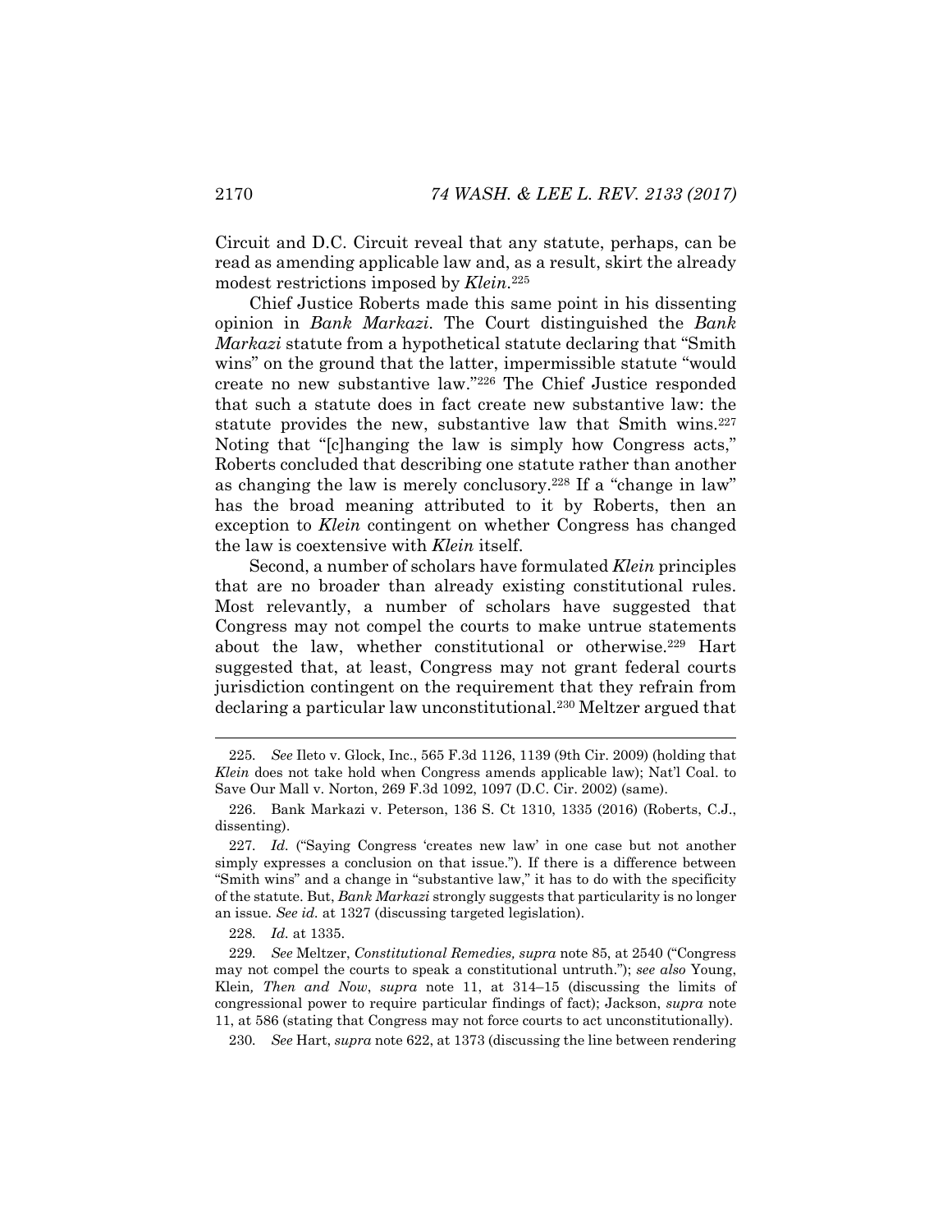Circuit and D.C. Circuit reveal that any statute, perhaps, can be read as amending applicable law and, as a result, skirt the already modest restrictions imposed by *Klein*.[225]

Chief Justice Roberts made this same point in his dissenting opinion in *Bank Markazi*. The Court distinguished the *Bank Markazi* statute from a hypothetical statute declaring that "Smith wins" on the ground that the latter, impermissible statute "would create no new substantive law."[226] The Chief Justice responded that such a statute does in fact create new substantive law: the statute provides the new, substantive law that Smith wins.[227] Noting that "[c]hanging the law is simply how Congress acts," Roberts concluded that describing one statute rather than another as changing the law is merely conclusory.[228] If a "change in law" has the broad meaning attributed to it by Roberts, then an exception to *Klein* contingent on whether Congress has changed the law is coextensive with *Klein* itself.

Second, a number of scholars have formulated *Klein* principles that are no broader than already existing constitutional rules. Most relevantly, a number of scholars have suggested that Congress may not compel the courts to make untrue statements about the law, whether constitutional or otherwise.[229] Hart suggested that, at least, Congress may not grant federal courts jurisdiction contingent on the requirement that they refrain from declaring a particular law unconstitutional.[230] Meltzer argued that

---

225. *See* Ileto v. Glock, Inc., 565 F.3d 1126, 1139 (9th Cir. 2009) (holding that *Klein* does not take hold when Congress amends applicable law); Nat'l Coal. to Save Our Mall v. Norton, 269 F.3d 1092, 1097 (D.C. Cir. 2002) (same).

226. Bank Markazi v. Peterson, 136 S. Ct 1310, 1335 (2016) (Roberts, C.J., dissenting).

227. *Id.* ("Saying Congress 'creates new law' in one case but not another simply expresses a conclusion on that issue."). If there is a difference between "Smith wins" and a change in "substantive law," it has to do with the specificity of the statute. But, *Bank Markazi* strongly suggests that particularity is no longer an issue. *See id.* at 1327 (discussing targeted legislation).

228. *Id.* at 1335.

229. *See* Meltzer, *Constitutional Remedies, supra* note 85, at 2540 ("Congress may not compel the courts to speak a constitutional untruth."); *see also* Young, Klein*, Then and Now*, *supra* note 11, at 314–15 (discussing the limits of congressional power to require particular findings of fact); Jackson, *supra* note 11, at 586 (stating that Congress may not force courts to act unconstitutionally).

230. *See* Hart, *supra* note 622, at 1373 (discussing the line between rendering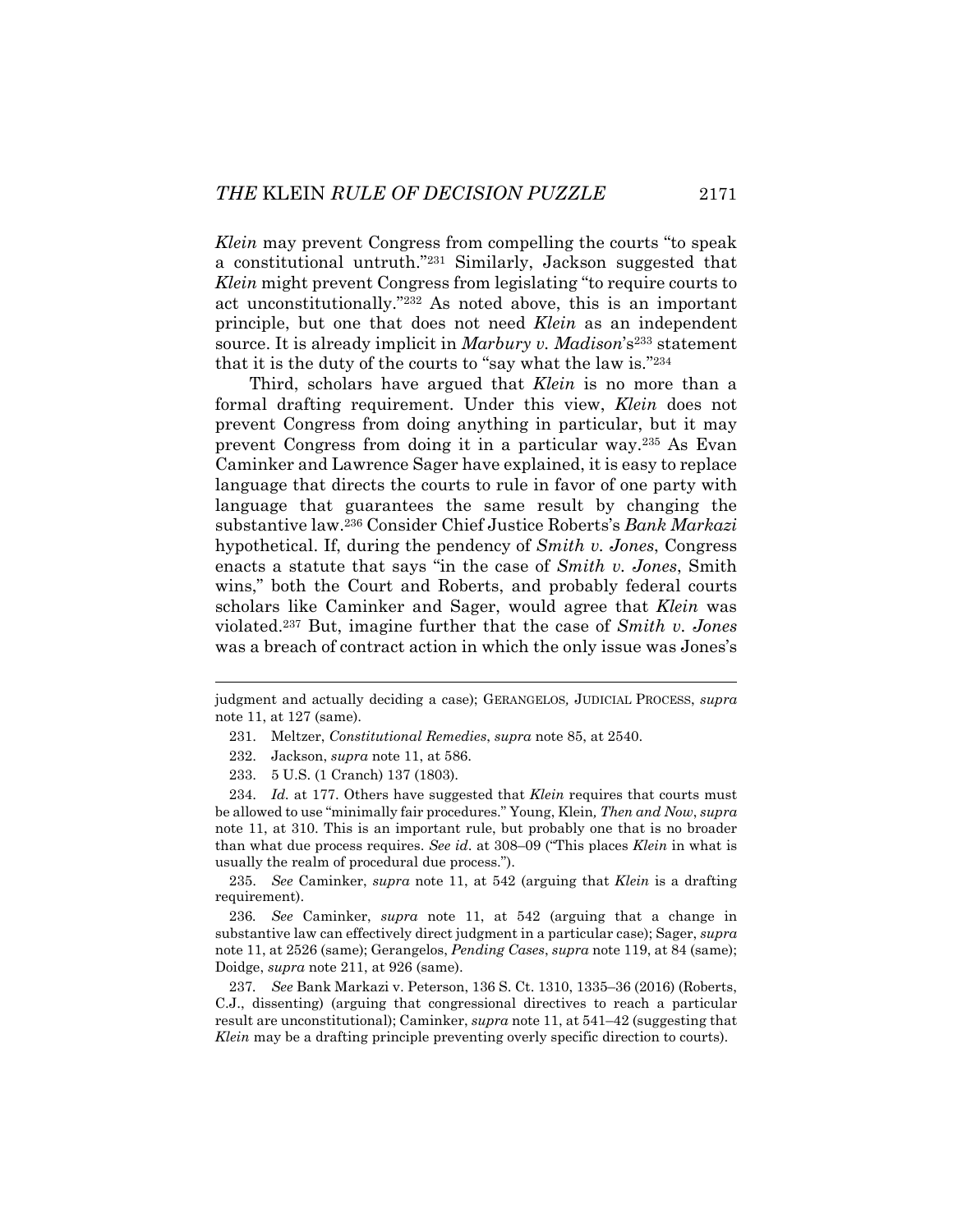*Klein* may prevent Congress from compelling the courts "to speak a constitutional untruth."[231] Similarly, Jackson suggested that *Klein* might prevent Congress from legislating "to require courts to act unconstitutionally."[232] As noted above, this is an important principle, but one that does not need *Klein* as an independent source. It is already implicit in *Marbury v. Madison*'s[233] statement that it is the duty of the courts to "say what the law is."[234]

Third, scholars have argued that *Klein* is no more than a formal drafting requirement. Under this view, *Klein* does not prevent Congress from doing anything in particular, but it may prevent Congress from doing it in a particular way.[235] As Evan Caminker and Lawrence Sager have explained, it is easy to replace language that directs the courts to rule in favor of one party with language that guarantees the same result by changing the substantive law.[236] Consider Chief Justice Roberts's *Bank Markazi* hypothetical. If, during the pendency of *Smith v. Jones*, Congress enacts a statute that says "in the case of *Smith v. Jones*, Smith wins," both the Court and Roberts, and probably federal courts scholars like Caminker and Sager, would agree that *Klein* was violated.[237] But, imagine further that the case of *Smith v. Jones* was a breach of contract action in which the only issue was Jones's

---

judgment and actually deciding a case); GERANGELOS, JUDICIAL PROCESS, *supra* note 11, at 127 (same).

231. Meltzer, *Constitutional Remedies*, *supra* note 85, at 2540.

232. Jackson, *supra* note 11, at 586.

233. 5 U.S. (1 Cranch) 137 (1803).

234. *Id.* at 177. Others have suggested that *Klein* requires that courts must be allowed to use "minimally fair procedures." Young, Klein*, Then and Now*, *supra* note 11, at 310. This is an important rule, but probably one that is no broader than what due process requires. *See id*. at 308–09 ("This places *Klein* in what is usually the realm of procedural due process.").

235. *See* Caminker, *supra* note 11, at 542 (arguing that *Klein* is a drafting requirement).

236. *See* Caminker, *supra* note 11, at 542 (arguing that a change in substantive law can effectively direct judgment in a particular case); Sager, *supra* note 11, at 2526 (same); Gerangelos, *Pending Cases*, *supra* note 119, at 84 (same); Doidge, *supra* note 211, at 926 (same).

237. *See* Bank Markazi v. Peterson, 136 S. Ct. 1310, 1335–36 (2016) (Roberts, C.J., dissenting) (arguing that congressional directives to reach a particular result are unconstitutional); Caminker, *supra* note 11, at 541–42 (suggesting that *Klein* may be a drafting principle preventing overly specific direction to courts).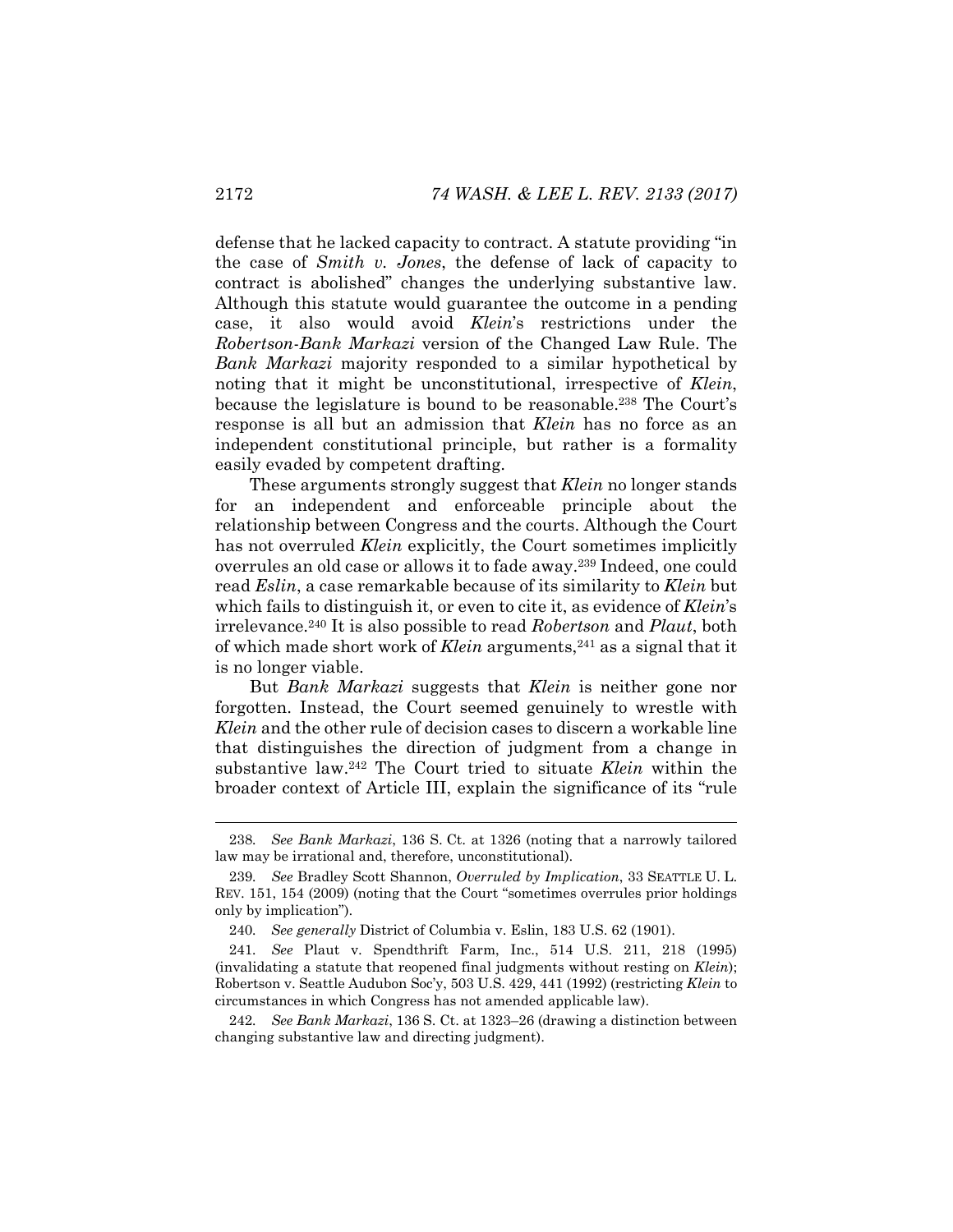defense that he lacked capacity to contract. A statute providing "in the case of *Smith v. Jones*, the defense of lack of capacity to contract is abolished" changes the underlying substantive law. Although this statute would guarantee the outcome in a pending case, it also would avoid *Klein*'s restrictions under the *Robertson*-*Bank Markazi* version of the Changed Law Rule. The *Bank Markazi* majority responded to a similar hypothetical by noting that it might be unconstitutional, irrespective of *Klein*, because the legislature is bound to be reasonable.[238] The Court's response is all but an admission that *Klein* has no force as an independent constitutional principle, but rather is a formality easily evaded by competent drafting.

These arguments strongly suggest that *Klein* no longer stands for an independent and enforceable principle about the relationship between Congress and the courts. Although the Court has not overruled *Klein* explicitly, the Court sometimes implicitly overrules an old case or allows it to fade away.[239] Indeed, one could read *Eslin*, a case remarkable because of its similarity to *Klein* but which fails to distinguish it, or even to cite it, as evidence of *Klein*'s irrelevance.[240] It is also possible to read *Robertson* and *Plaut*, both of which made short work of *Klein* arguments,[241] as a signal that it is no longer viable.

But *Bank Markazi* suggests that *Klein* is neither gone nor forgotten. Instead, the Court seemed genuinely to wrestle with *Klein* and the other rule of decision cases to discern a workable line that distinguishes the direction of judgment from a change in substantive law.[242] The Court tried to situate *Klein* within the broader context of Article III, explain the significance of its "rule

---

238. *See Bank Markazi*, 136 S. Ct. at 1326 (noting that a narrowly tailored law may be irrational and, therefore, unconstitutional).

239. *See* Bradley Scott Shannon, *Overruled by Implication*, 33 SEATTLE U. L. REV. 151, 154 (2009) (noting that the Court "sometimes overrules prior holdings only by implication").

240. *See generally* District of Columbia v. Eslin, 183 U.S. 62 (1901).

241. *See* Plaut v. Spendthrift Farm, Inc., 514 U.S. 211, 218 (1995) (invalidating a statute that reopened final judgments without resting on *Klein*); Robertson v. Seattle Audubon Soc'y, 503 U.S. 429, 441 (1992) (restricting *Klein* to circumstances in which Congress has not amended applicable law).

242. *See Bank Markazi*, 136 S. Ct. at 1323–26 (drawing a distinction between changing substantive law and directing judgment).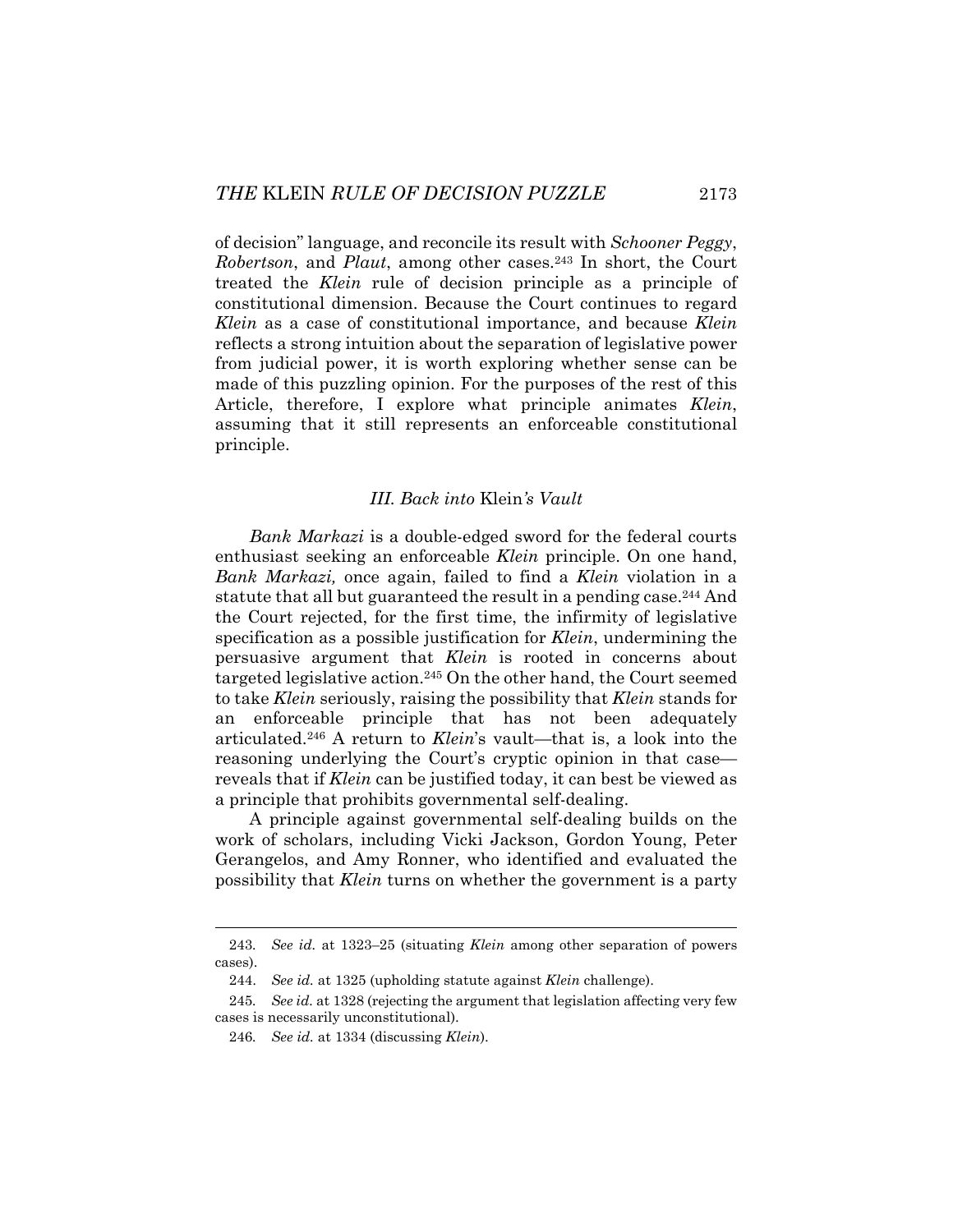of decision" language, and reconcile its result with *Schooner Peggy*, *Robertson*, and *Plaut*, among other cases.[243] In short, the Court treated the *Klein* rule of decision principle as a principle of constitutional dimension. Because the Court continues to regard *Klein* as a case of constitutional importance, and because *Klein* reflects a strong intuition about the separation of legislative power from judicial power, it is worth exploring whether sense can be made of this puzzling opinion. For the purposes of the rest of this Article, therefore, I explore what principle animates *Klein*, assuming that it still represents an enforceable constitutional principle.

### *III. Back into* Klein*'s Vault*

*Bank Markazi* is a double-edged sword for the federal courts enthusiast seeking an enforceable *Klein* principle. On one hand, *Bank Markazi,* once again, failed to find a *Klein* violation in a statute that all but guaranteed the result in a pending case.[244] And the Court rejected, for the first time, the infirmity of legislative specification as a possible justification for *Klein*, undermining the persuasive argument that *Klein* is rooted in concerns about targeted legislative action.[245] On the other hand, the Court seemed to take *Klein* seriously, raising the possibility that *Klein* stands for an enforceable principle that has not been adequately articulated.[246] A return to *Klein*'s vault—that is, a look into the reasoning underlying the Court's cryptic opinion in that case—reveals that if *Klein* can be justified today, it can best be viewed as a principle that prohibits governmental self-dealing.

A principle against governmental self-dealing builds on the work of scholars, including Vicki Jackson, Gordon Young, Peter Gerangelos, and Amy Ronner, who identified and evaluated the possibility that *Klein* turns on whether the government is a party

---

243. *See id.* at 1323–25 (situating *Klein* among other separation of powers cases).

244. *See id.* at 1325 (upholding statute against *Klein* challenge).

245. *See id.* at 1328 (rejecting the argument that legislation affecting very few cases is necessarily unconstitutional).

246. *See id.* at 1334 (discussing *Klein*).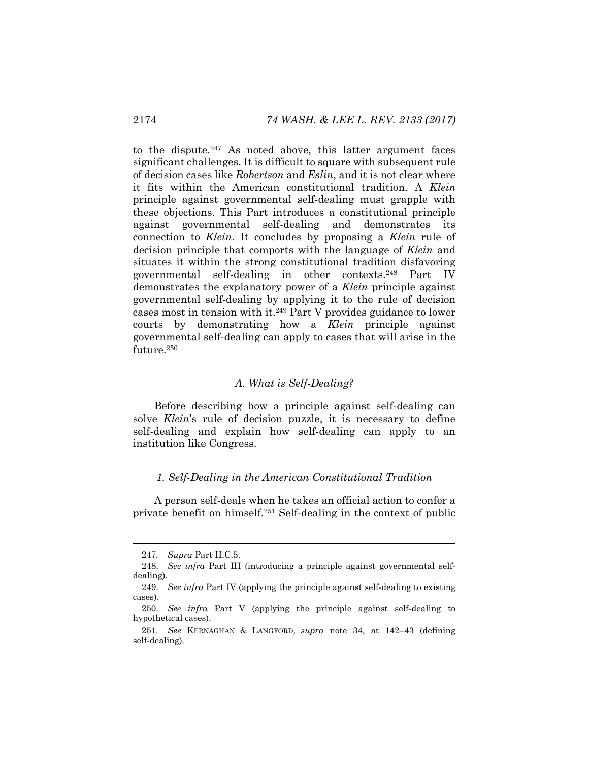to the dispute.[247] As noted above, this latter argument faces significant challenges. It is difficult to square with subsequent rule of decision cases like *Robertson* and *Eslin*, and it is not clear where it fits within the American constitutional tradition. A *Klein* principle against governmental self-dealing must grapple with these objections. This Part introduces a constitutional principle against governmental self-dealing and demonstrates its connection to *Klein*. It concludes by proposing a *Klein* rule of decision principle that comports with the language of *Klein* and situates it within the strong constitutional tradition disfavoring governmental self-dealing in other contexts.[248] Part IV demonstrates the explanatory power of a *Klein* principle against governmental self-dealing by applying it to the rule of decision cases most in tension with it.[249] Part V provides guidance to lower courts by demonstrating how a *Klein* principle against governmental self-dealing can apply to cases that will arise in the future.[250]

### *A. What is Self-Dealing?*

Before describing how a principle against self-dealing can solve *Klein*'s rule of decision puzzle, it is necessary to define self-dealing and explain how self-dealing can apply to an institution like Congress.

#### *1. Self-Dealing in the American Constitutional Tradition*

A person self-deals when he takes an official action to confer a private benefit on himself.[251] Self-dealing in the context of public

---

247. *Supra* Part II.C.5.

248. *See infra* Part III (introducing a principle against governmental self-dealing).

249. *See infra* Part IV (applying the principle against self-dealing to existing cases).

250. *See infra* Part V (applying the principle against self-dealing to hypothetical cases).

251. *See* KERNAGHAN & LANGFORD, *supra* note 34, at 142–43 (defining self-dealing).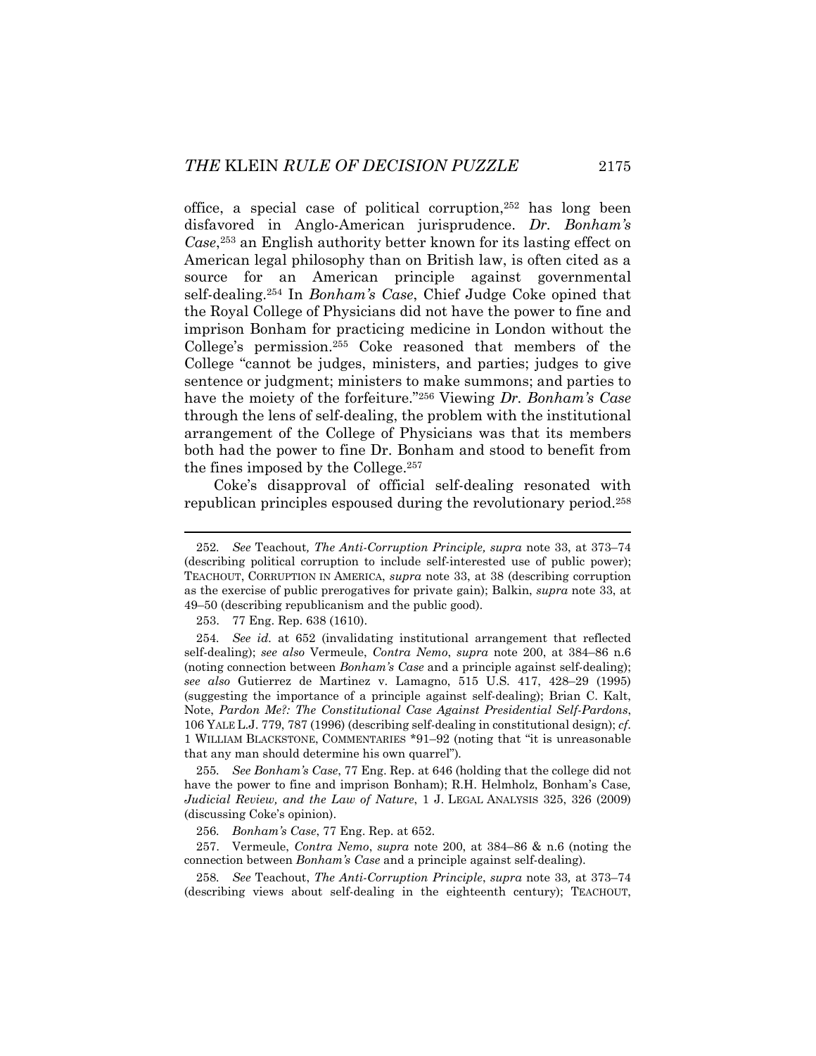office, a special case of political corruption,[252] has long been disfavored in Anglo-American jurisprudence. *Dr. Bonham's Case*,[253] an English authority better known for its lasting effect on American legal philosophy than on British law, is often cited as a source for an American principle against governmental self-dealing.[254] In *Bonham's Case*, Chief Judge Coke opined that the Royal College of Physicians did not have the power to fine and imprison Bonham for practicing medicine in London without the College's permission.[255] Coke reasoned that members of the College "cannot be judges, ministers, and parties; judges to give sentence or judgment; ministers to make summons; and parties to have the moiety of the forfeiture."[256] Viewing *Dr. Bonham's Case* through the lens of self-dealing, the problem with the institutional arrangement of the College of Physicians was that its members both had the power to fine Dr. Bonham and stood to benefit from the fines imposed by the College.[257]

Coke's disapproval of official self-dealing resonated with republican principles espoused during the revolutionary period.[258]

---

252. *See* Teachout*, The Anti-Corruption Principle, supra* note 33, at 373–74 (describing political corruption to include self-interested use of public power); TEACHOUT, CORRUPTION IN AMERICA, *supra* note 33, at 38 (describing corruption as the exercise of public prerogatives for private gain); Balkin, *supra* note 33, at 49–50 (describing republicanism and the public good).

253. 77 Eng. Rep. 638 (1610).

254. *See id.* at 652 (invalidating institutional arrangement that reflected self-dealing); *see also* Vermeule, *Contra Nemo*, *supra* note 200, at 384–86 n.6 (noting connection between *Bonham's Case* and a principle against self-dealing); *see also* Gutierrez de Martinez v. Lamagno, 515 U.S. 417, 428–29 (1995) (suggesting the importance of a principle against self-dealing); Brian C. Kalt, Note, *Pardon Me?: The Constitutional Case Against Presidential Self-Pardons*, 106 YALE L.J. 779, 787 (1996) (describing self-dealing in constitutional design); *cf.* 1 WILLIAM BLACKSTONE, COMMENTARIES \*91–92 (noting that "it is unreasonable that any man should determine his own quarrel").

255. *See Bonham's Case*, 77 Eng. Rep. at 646 (holding that the college did not have the power to fine and imprison Bonham); R.H. Helmholz, Bonham's Case*, Judicial Review, and the Law of Nature*, 1 J. LEGAL ANALYSIS 325, 326 (2009) (discussing Coke's opinion).

256. *Bonham's Case*, 77 Eng. Rep. at 652.

257. Vermeule, *Contra Nemo*, *supra* note 200, at 384–86 & n.6 (noting the connection between *Bonham's Case* and a principle against self-dealing).

258. *See* Teachout, *The Anti-Corruption Principle*, *supra* note 33*,* at 373–74 (describing views about self-dealing in the eighteenth century); TEACHOUT,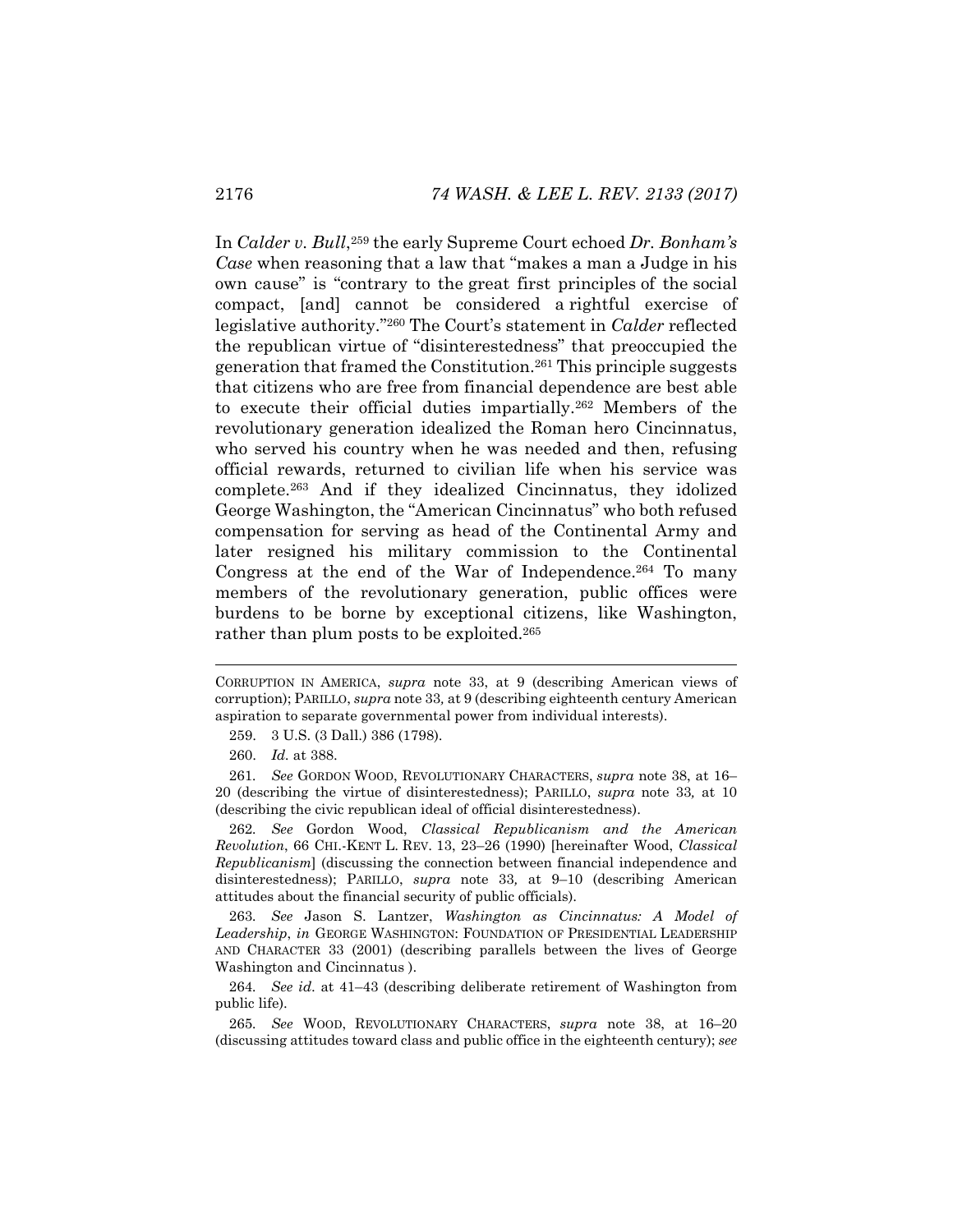In *Calder v. Bull*,[259] the early Supreme Court echoed *Dr. Bonham's Case* when reasoning that a law that "makes a man a Judge in his own cause" is "contrary to the great first principles of the social compact, [and] cannot be considered a rightful exercise of legislative authority."[260] The Court's statement in *Calder* reflected the republican virtue of "disinterestedness" that preoccupied the generation that framed the Constitution.[261] This principle suggests that citizens who are free from financial dependence are best able to execute their official duties impartially.[262] Members of the revolutionary generation idealized the Roman hero Cincinnatus, who served his country when he was needed and then, refusing official rewards, returned to civilian life when his service was complete.[263] And if they idealized Cincinnatus, they idolized George Washington, the "American Cincinnatus" who both refused compensation for serving as head of the Continental Army and later resigned his military commission to the Continental Congress at the end of the War of Independence.[264] To many members of the revolutionary generation, public offices were burdens to be borne by exceptional citizens, like Washington, rather than plum posts to be exploited.[265]

---

CORRUPTION IN AMERICA, *supra* note 33, at 9 (describing American views of corruption); PARILLO, *supra* note 33, at 9 (describing eighteenth century American aspiration to separate governmental power from individual interests).

259. 3 U.S. (3 Dall.) 386 (1798).

260. *Id.* at 388.

261. *See* GORDON WOOD, REVOLUTIONARY CHARACTERS, *supra* note 38, at 16–20 (describing the virtue of disinterestedness); PARILLO, *supra* note 33, at 10 (describing the civic republican ideal of official disinterestedness).

262. *See* Gordon Wood, *Classical Republicanism and the American Revolution*, 66 CHI.-KENT L. REV. 13, 23–26 (1990) [hereinafter Wood, *Classical Republicanism*] (discussing the connection between financial independence and disinterestedness); PARILLO, *supra* note 33, at 9–10 (describing American attitudes about the financial security of public officials).

263. *See* Jason S. Lantzer, *Washington as Cincinnatus: A Model of Leadership*, *in* GEORGE WASHINGTON: FOUNDATION OF PRESIDENTIAL LEADERSHIP AND CHARACTER 33 (2001) (describing parallels between the lives of George Washington and Cincinnatus ).

264. *See id*. at 41–43 (describing deliberate retirement of Washington from public life).

265. *See* WOOD, REVOLUTIONARY CHARACTERS, *supra* note 38, at 16–20 (discussing attitudes toward class and public office in the eighteenth century); *see*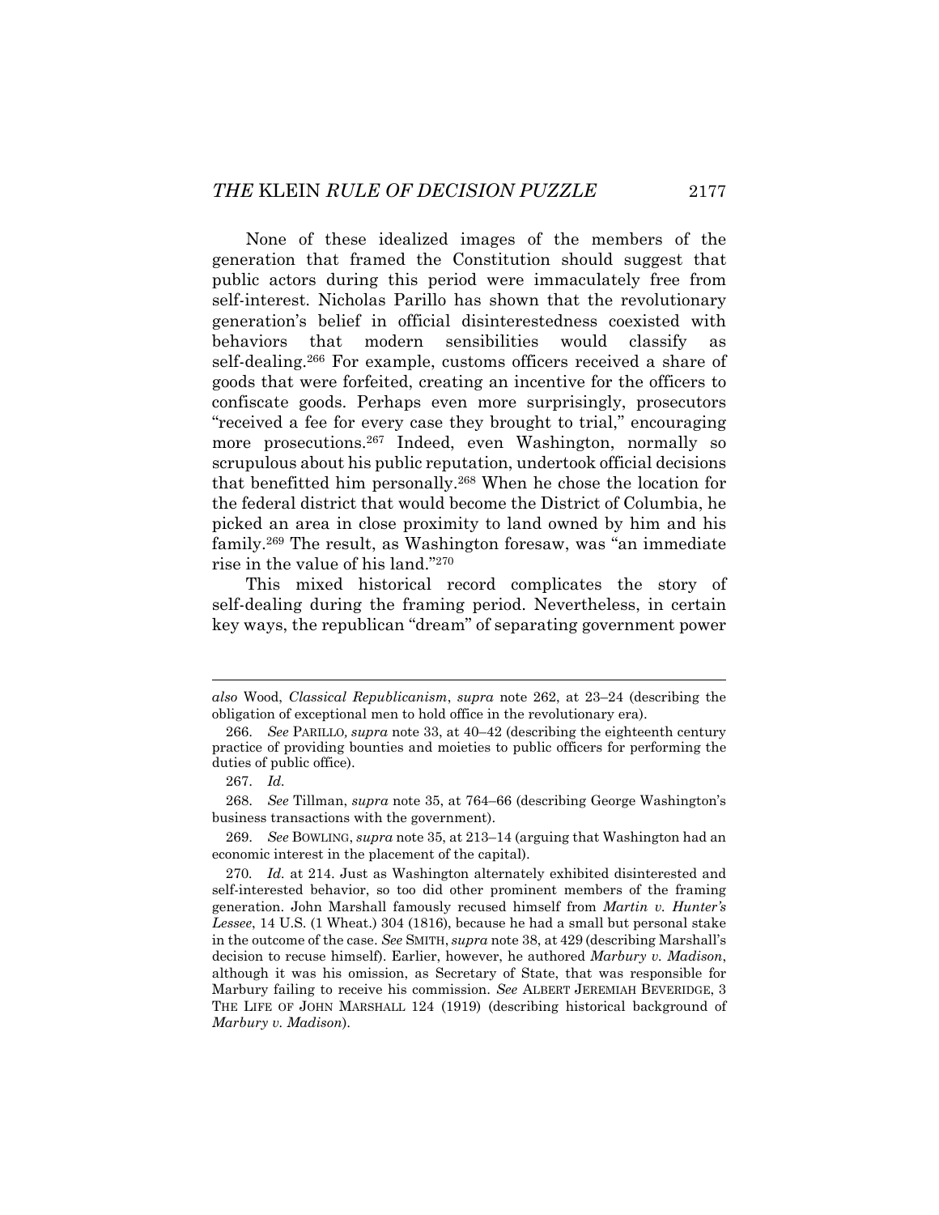None of these idealized images of the members of the generation that framed the Constitution should suggest that public actors during this period were immaculately free from self-interest. Nicholas Parillo has shown that the revolutionary generation's belief in official disinterestedness coexisted with behaviors that modern sensibilities would classify as self-dealing.[266] For example, customs officers received a share of goods that were forfeited, creating an incentive for the officers to confiscate goods. Perhaps even more surprisingly, prosecutors "received a fee for every case they brought to trial," encouraging more prosecutions.[267] Indeed, even Washington, normally so scrupulous about his public reputation, undertook official decisions that benefitted him personally.[268] When he chose the location for the federal district that would become the District of Columbia, he picked an area in close proximity to land owned by him and his family.[269] The result, as Washington foresaw, was "an immediate rise in the value of his land."[270]

This mixed historical record complicates the story of self-dealing during the framing period. Nevertheless, in certain key ways, the republican "dream" of separating government power

---

*also* Wood, *Classical Republicanism*, *supra* note 262, at 23–24 (describing the obligation of exceptional men to hold office in the revolutionary era).

266. *See* PARILLO, *supra* note 33, at 40–42 (describing the eighteenth century practice of providing bounties and moieties to public officers for performing the duties of public office).

267. *Id.*

268. *See* Tillman, *supra* note 35, at 764–66 (describing George Washington's business transactions with the government).

269. *See* BOWLING, *supra* note 35, at 213–14 (arguing that Washington had an economic interest in the placement of the capital).

270. *Id.* at 214. Just as Washington alternately exhibited disinterested and self-interested behavior, so too did other prominent members of the framing generation. John Marshall famously recused himself from *Martin v. Hunter's Lessee*, 14 U.S. (1 Wheat.) 304 (1816), because he had a small but personal stake in the outcome of the case. *See* SMITH, *supra* note 38, at 429 (describing Marshall's decision to recuse himself). Earlier, however, he authored *Marbury v. Madison*, although it was his omission, as Secretary of State, that was responsible for Marbury failing to receive his commission. *See* ALBERT JEREMIAH BEVERIDGE, 3 THE LIFE OF JOHN MARSHALL 124 (1919) (describing historical background of *Marbury v. Madison*).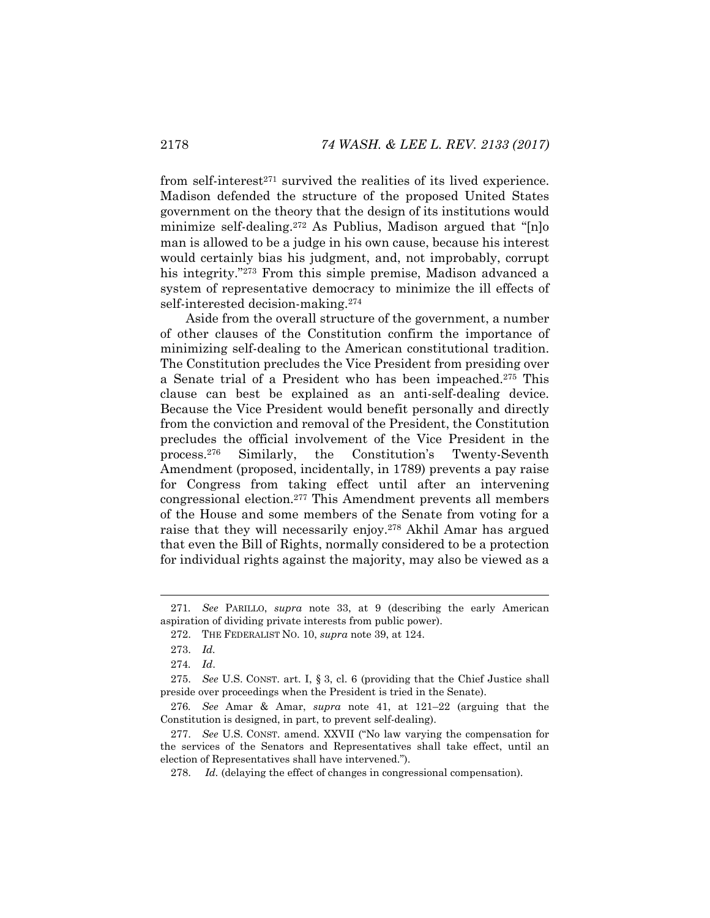from self-interest[271] survived the realities of its lived experience. Madison defended the structure of the proposed United States government on the theory that the design of its institutions would minimize self-dealing.[272] As Publius, Madison argued that "[n]o man is allowed to be a judge in his own cause, because his interest would certainly bias his judgment, and, not improbably, corrupt his integrity."[273] From this simple premise, Madison advanced a system of representative democracy to minimize the ill effects of self-interested decision-making.[274]

Aside from the overall structure of the government, a number of other clauses of the Constitution confirm the importance of minimizing self-dealing to the American constitutional tradition. The Constitution precludes the Vice President from presiding over a Senate trial of a President who has been impeached.[275] This clause can best be explained as an anti-self-dealing device. Because the Vice President would benefit personally and directly from the conviction and removal of the President, the Constitution precludes the official involvement of the Vice President in the process.[276] Similarly, the Constitution's Twenty-Seventh Amendment (proposed, incidentally, in 1789) prevents a pay raise for Congress from taking effect until after an intervening congressional election.[277] This Amendment prevents all members of the House and some members of the Senate from voting for a raise that they will necessarily enjoy.[278] Akhil Amar has argued that even the Bill of Rights, normally considered to be a protection for individual rights against the majority, may also be viewed as a

---

271. *See* PARILLO, *supra* note 33, at 9 (describing the early American aspiration of dividing private interests from public power).

272. THE FEDERALIST NO. 10, *supra* note 39, at 124.

273. *Id.*

274. *Id*.

275. *See* U.S. CONST. art. I, § 3, cl. 6 (providing that the Chief Justice shall preside over proceedings when the President is tried in the Senate).

276. *See* Amar & Amar, *supra* note 41, at 121–22 (arguing that the Constitution is designed, in part, to prevent self-dealing).

277. *See* U.S. CONST. amend. XXVII ("No law varying the compensation for the services of the Senators and Representatives shall take effect, until an election of Representatives shall have intervened.").

278. *Id.* (delaying the effect of changes in congressional compensation).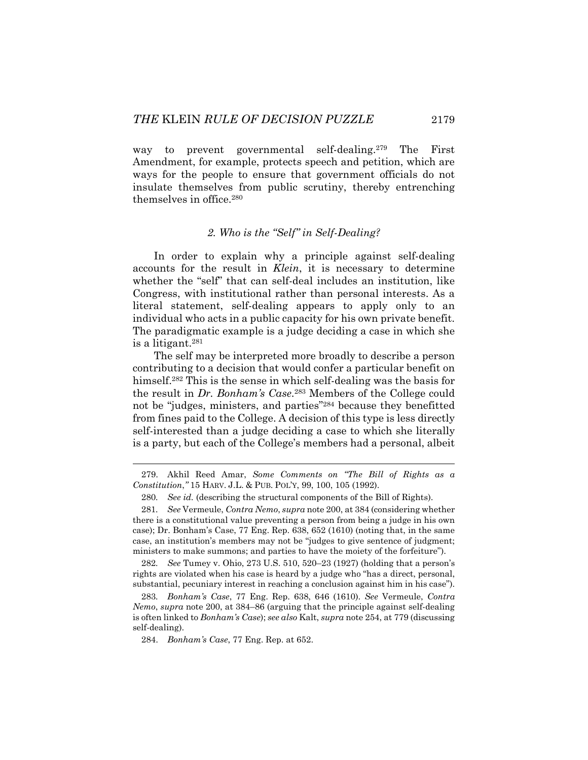way to prevent governmental self-dealing.[279] The First Amendment, for example, protects speech and petition, which are ways for the people to ensure that government officials do not insulate themselves from public scrutiny, thereby entrenching themselves in office.[280]

### 2. *Who is the "Self" in Self-Dealing?*

In order to explain why a principle against self-dealing accounts for the result in *Klein*, it is necessary to determine whether the "self" that can self-deal includes an institution, like Congress, with institutional rather than personal interests. As a literal statement, self-dealing appears to apply only to an individual who acts in a public capacity for his own private benefit. The paradigmatic example is a judge deciding a case in which she is a litigant.[281]

The self may be interpreted more broadly to describe a person contributing to a decision that would confer a particular benefit on himself.[282] This is the sense in which self-dealing was the basis for the result in *Dr. Bonham's Case*.[283] Members of the College could not be "judges, ministers, and parties"[284] because they benefitted from fines paid to the College. A decision of this type is less directly self-interested than a judge deciding a case to which she literally is a party, but each of the College's members had a personal, albeit

---

279. Akhil Reed Amar, *Some Comments on "The Bill of Rights as a Constitution*,*"* 15 HARV. J.L. & PUB. POL'Y, 99, 100, 105 (1992).

280. *See id.* (describing the structural components of the Bill of Rights).

281. *See* Vermeule, *Contra Nemo*, *supra* note 200, at 384 (considering whether there is a constitutional value preventing a person from being a judge in his own case); Dr. Bonham's Case, 77 Eng. Rep. 638, 652 (1610) (noting that, in the same case, an institution's members may not be "judges to give sentence of judgment; ministers to make summons; and parties to have the moiety of the forfeiture").

282. *See* Tumey v. Ohio, 273 U.S. 510, 520–23 (1927) (holding that a person's rights are violated when his case is heard by a judge who "has a direct, personal, substantial, pecuniary interest in reaching a conclusion against him in his case").

283. *Bonham's Case*, 77 Eng. Rep. 638, 646 (1610). *See* Vermeule, *Contra Nemo*, *supra* note 200, at 384–86 (arguing that the principle against self-dealing is often linked to *Bonham's Case*); *see also* Kalt, *supra* note 254, at 779 (discussing self-dealing).

284. *Bonham's Case*, 77 Eng. Rep. at 652.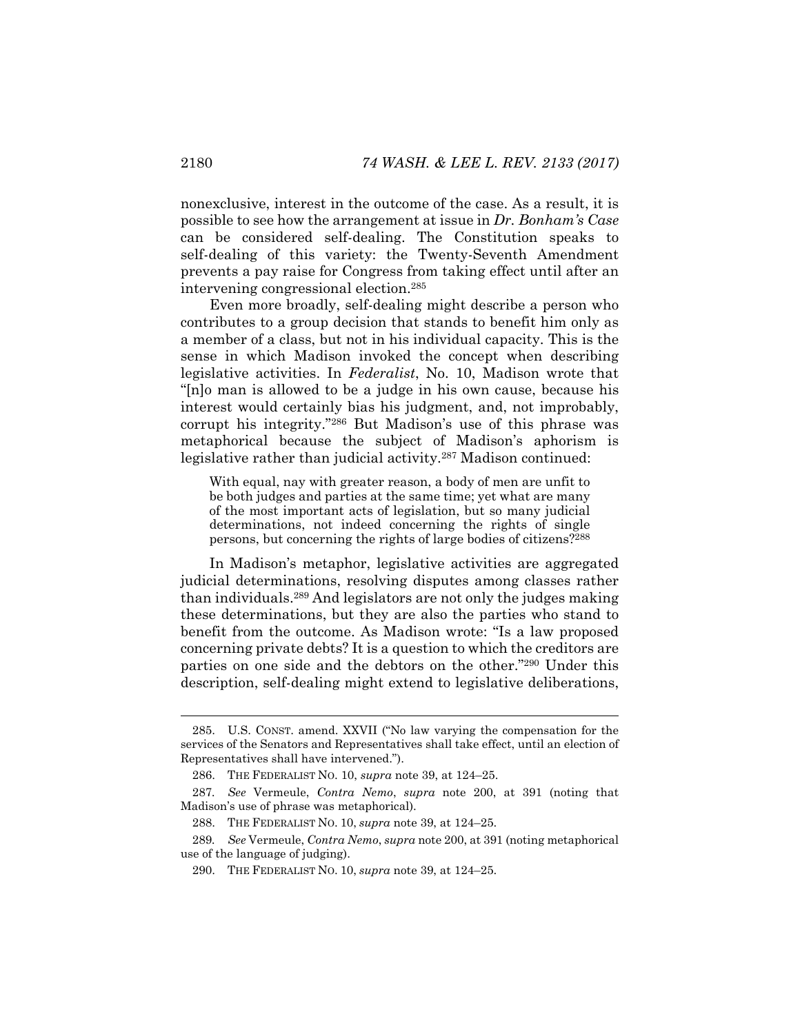nonexclusive, interest in the outcome of the case. As a result, it is possible to see how the arrangement at issue in *Dr. Bonham's Case* can be considered self-dealing. The Constitution speaks to self-dealing of this variety: the Twenty-Seventh Amendment prevents a pay raise for Congress from taking effect until after an intervening congressional election.[285]

Even more broadly, self-dealing might describe a person who contributes to a group decision that stands to benefit him only as a member of a class, but not in his individual capacity. This is the sense in which Madison invoked the concept when describing legislative activities. In *Federalist*, No. 10, Madison wrote that "[n]o man is allowed to be a judge in his own cause, because his interest would certainly bias his judgment, and, not improbably, corrupt his integrity."[286] But Madison's use of this phrase was metaphorical because the subject of Madison's aphorism is legislative rather than judicial activity.[287] Madison continued:

> With equal, nay with greater reason, a body of men are unfit to be both judges and parties at the same time; yet what are many of the most important acts of legislation, but so many judicial determinations, not indeed concerning the rights of single persons, but concerning the rights of large bodies of citizens?[288]

In Madison's metaphor, legislative activities are aggregated judicial determinations, resolving disputes among classes rather than individuals.[289] And legislators are not only the judges making these determinations, but they are also the parties who stand to benefit from the outcome. As Madison wrote: "Is a law proposed concerning private debts? It is a question to which the creditors are parties on one side and the debtors on the other."[290] Under this description, self-dealing might extend to legislative deliberations,

---

285. U.S. CONST. amend. XXVII ("No law varying the compensation for the services of the Senators and Representatives shall take effect, until an election of Representatives shall have intervened.").

286. THE FEDERALIST NO. 10, *supra* note 39, at 124–25.

287. *See* Vermeule, *Contra Nemo*, *supra* note 200, at 391 (noting that Madison's use of phrase was metaphorical).

288. THE FEDERALIST NO. 10, *supra* note 39, at 124–25.

289. *See* Vermeule, *Contra Nemo*, *supra* note 200, at 391 (noting metaphorical use of the language of judging).

290. THE FEDERALIST NO. 10, *supra* note 39, at 124–25.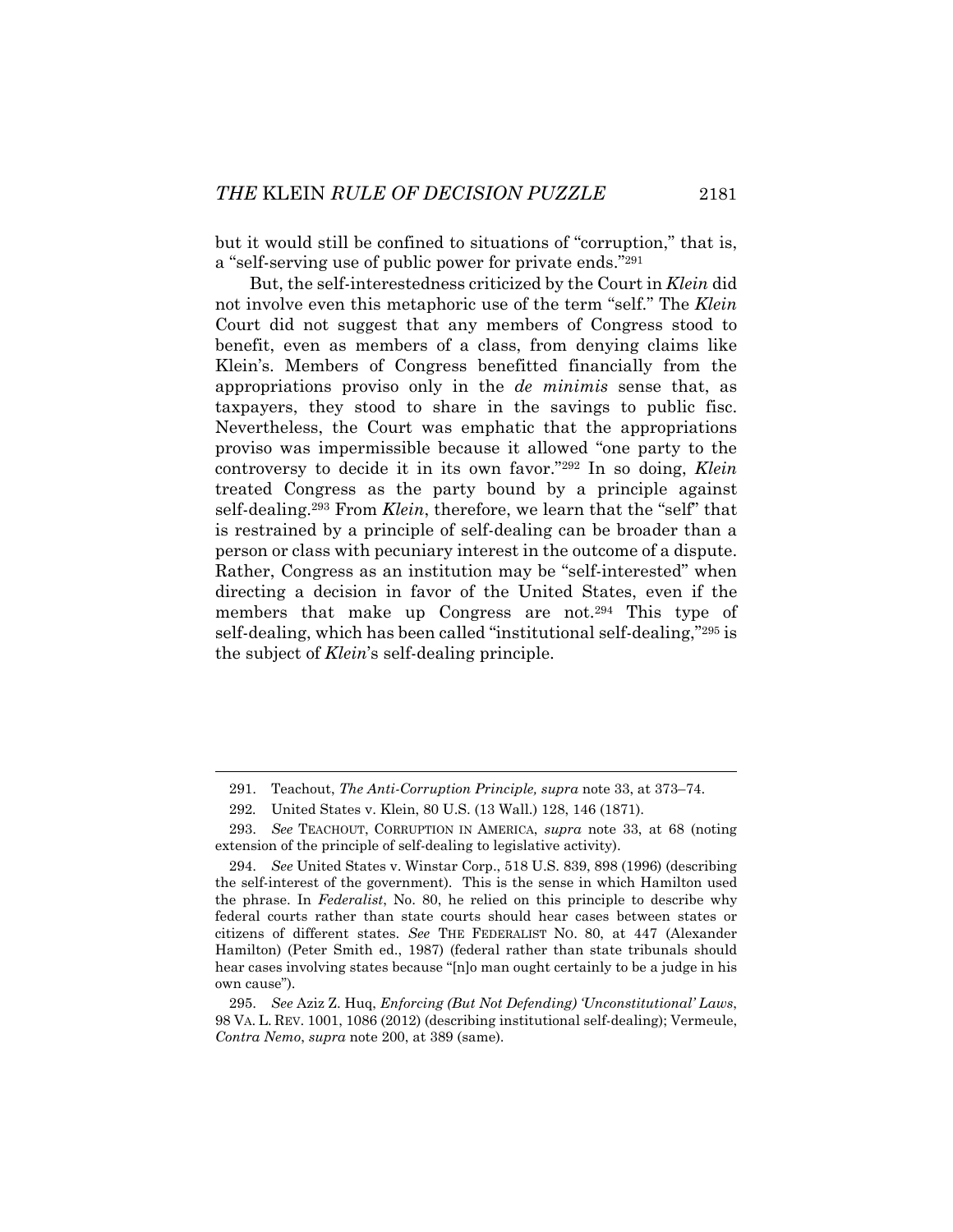but it would still be confined to situations of "corruption," that is, a "self-serving use of public power for private ends."[291]

But, the self-interestedness criticized by the Court in *Klein* did not involve even this metaphoric use of the term "self." The *Klein* Court did not suggest that any members of Congress stood to benefit, even as members of a class, from denying claims like Klein's. Members of Congress benefitted financially from the appropriations proviso only in the *de minimis* sense that, as taxpayers, they stood to share in the savings to public fisc. Nevertheless, the Court was emphatic that the appropriations proviso was impermissible because it allowed "one party to the controversy to decide it in its own favor."[292] In so doing, *Klein* treated Congress as the party bound by a principle against self-dealing.[293] From *Klein*, therefore, we learn that the "self" that is restrained by a principle of self-dealing can be broader than a person or class with pecuniary interest in the outcome of a dispute. Rather, Congress as an institution may be "self-interested" when directing a decision in favor of the United States, even if the members that make up Congress are not.[294] This type of self-dealing, which has been called "institutional self-dealing,"[295] is the subject of *Klein*'s self-dealing principle.

---

291. Teachout, *The Anti-Corruption Principle, supra* note 33, at 373–74.

292. United States v. Klein, 80 U.S. (13 Wall.) 128, 146 (1871).

293. *See* TEACHOUT, CORRUPTION IN AMERICA, *supra* note 33, at 68 (noting extension of the principle of self-dealing to legislative activity).

294. *See* United States v. Winstar Corp., 518 U.S. 839, 898 (1996) (describing the self-interest of the government). This is the sense in which Hamilton used the phrase. In *Federalist*, No. 80, he relied on this principle to describe why federal courts rather than state courts should hear cases between states or citizens of different states. *See* THE FEDERALIST NO. 80, at 447 (Alexander Hamilton) (Peter Smith ed., 1987) (federal rather than state tribunals should hear cases involving states because "[n]o man ought certainly to be a judge in his own cause").

295. *See* Aziz Z. Huq, *Enforcing (But Not Defending) 'Unconstitutional' Laws*, 98 VA. L. REV. 1001, 1086 (2012) (describing institutional self-dealing); Vermeule, *Contra Nemo*, *supra* note 200, at 389 (same).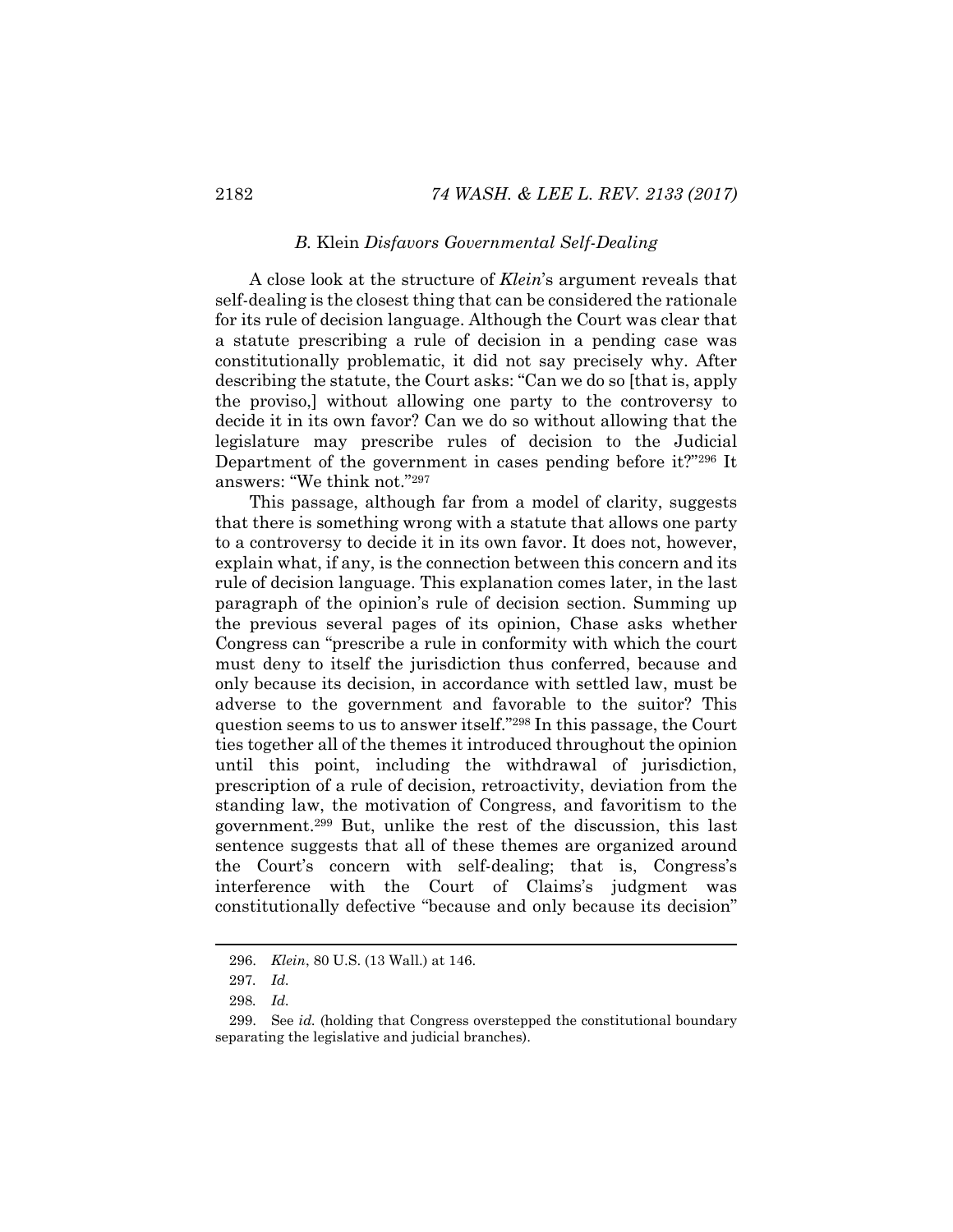### *B.* Klein *Disfavors Governmental Self-Dealing*

A close look at the structure of *Klein*'s argument reveals that self-dealing is the closest thing that can be considered the rationale for its rule of decision language. Although the Court was clear that a statute prescribing a rule of decision in a pending case was constitutionally problematic, it did not say precisely why. After describing the statute, the Court asks: "Can we do so [that is, apply the proviso,] without allowing one party to the controversy to decide it in its own favor? Can we do so without allowing that the legislature may prescribe rules of decision to the Judicial Department of the government in cases pending before it?"[296] It answers: "We think not."[297]

This passage, although far from a model of clarity, suggests that there is something wrong with a statute that allows one party to a controversy to decide it in its own favor. It does not, however, explain what, if any, is the connection between this concern and its rule of decision language. This explanation comes later, in the last paragraph of the opinion's rule of decision section. Summing up the previous several pages of its opinion, Chase asks whether Congress can "prescribe a rule in conformity with which the court must deny to itself the jurisdiction thus conferred, because and only because its decision, in accordance with settled law, must be adverse to the government and favorable to the suitor? This question seems to us to answer itself."[298] In this passage, the Court ties together all of the themes it introduced throughout the opinion until this point, including the withdrawal of jurisdiction, prescription of a rule of decision, retroactivity, deviation from the standing law, the motivation of Congress, and favoritism to the government.[299] But, unlike the rest of the discussion, this last sentence suggests that all of these themes are organized around the Court's concern with self-dealing; that is, Congress's interference with the Court of Claims's judgment was constitutionally defective "because and only because its decision"

---

296. *Klein*, 80 U.S. (13 Wall.) at 146.

297. *Id.*

298. *Id.*

299. See *id.* (holding that Congress overstepped the constitutional boundary separating the legislative and judicial branches).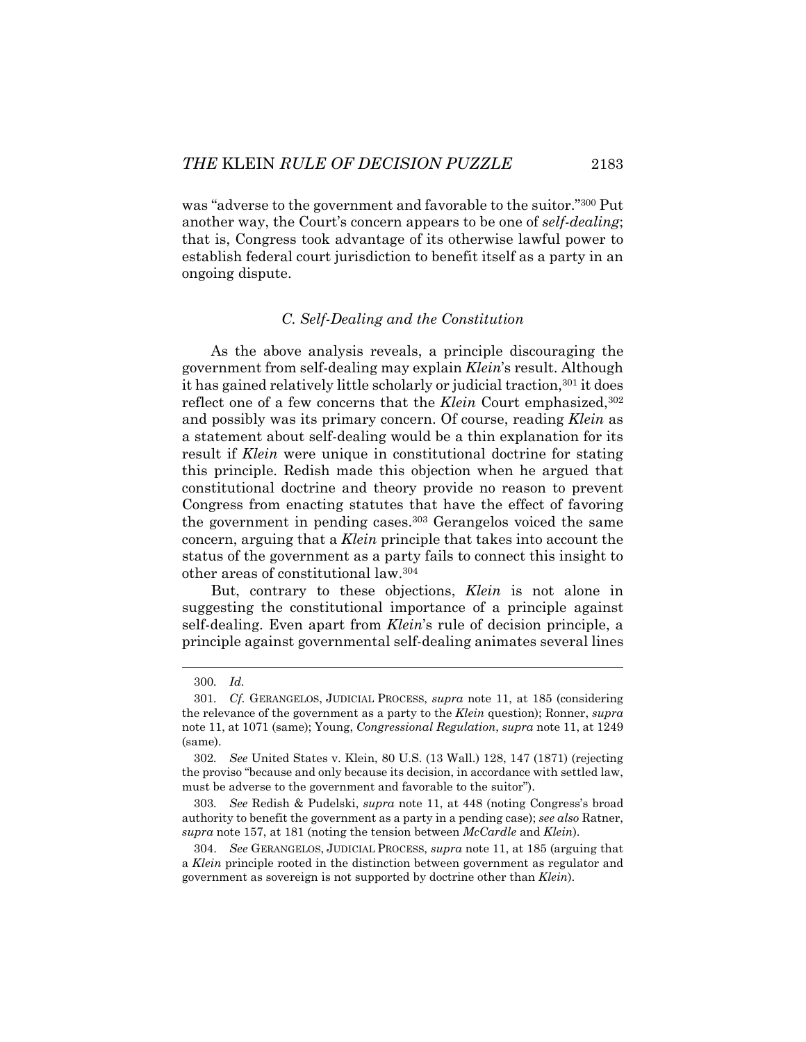was "adverse to the government and favorable to the suitor."[300] Put another way, the Court's concern appears to be one of *self-dealing*; that is, Congress took advantage of its otherwise lawful power to establish federal court jurisdiction to benefit itself as a party in an ongoing dispute.

### C. Self-Dealing and the Constitution

As the above analysis reveals, a principle discouraging the government from self-dealing may explain *Klein*'s result. Although it has gained relatively little scholarly or judicial traction,[301] it does reflect one of a few concerns that the *Klein* Court emphasized,[302] and possibly was its primary concern. Of course, reading *Klein* as a statement about self-dealing would be a thin explanation for its result if *Klein* were unique in constitutional doctrine for stating this principle. Redish made this objection when he argued that constitutional doctrine and theory provide no reason to prevent Congress from enacting statutes that have the effect of favoring the government in pending cases.[303] Gerangelos voiced the same concern, arguing that a *Klein* principle that takes into account the status of the government as a party fails to connect this insight to other areas of constitutional law.[304]

But, contrary to these objections, *Klein* is not alone in suggesting the constitutional importance of a principle against self-dealing. Even apart from *Klein*'s rule of decision principle, a principle against governmental self-dealing animates several lines

300. *Id.*

301. *Cf.* GERANGELOS, JUDICIAL PROCESS, *supra* note 11, at 185 (considering the relevance of the government as a party to the *Klein* question); Ronner, *supra* note 11, at 1071 (same); Young, *Congressional Regulation*, *supra* note 11, at 1249 (same).

302. *See* United States v. Klein, 80 U.S. (13 Wall.) 128, 147 (1871) (rejecting the proviso "because and only because its decision, in accordance with settled law, must be adverse to the government and favorable to the suitor").

303. *See* Redish & Pudelski, *supra* note 11, at 448 (noting Congress's broad authority to benefit the government as a party in a pending case); *see also* Ratner, *supra* note 157, at 181 (noting the tension between *McCardle* and *Klein*).

304. *See* GERANGELOS, JUDICIAL PROCESS, *supra* note 11, at 185 (arguing that a *Klein* principle rooted in the distinction between government as regulator and government as sovereign is not supported by doctrine other than *Klein*).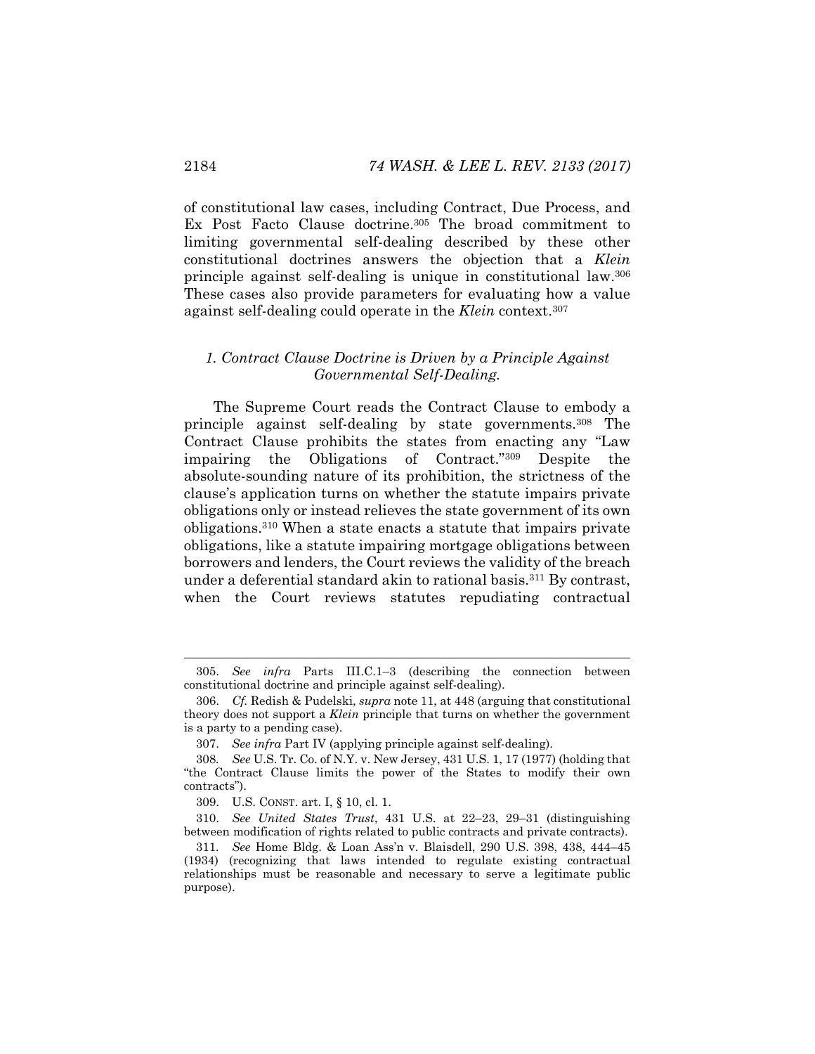of constitutional law cases, including Contract, Due Process, and Ex Post Facto Clause doctrine.[305] The broad commitment to limiting governmental self-dealing described by these other constitutional doctrines answers the objection that a *Klein* principle against self-dealing is unique in constitutional law.[306] These cases also provide parameters for evaluating how a value against self-dealing could operate in the *Klein* context.[307]

### *1. Contract Clause Doctrine is Driven by a Principle Against Governmental Self-Dealing.*

The Supreme Court reads the Contract Clause to embody a principle against self-dealing by state governments.[308] The Contract Clause prohibits the states from enacting any "Law impairing the Obligations of Contract."[309] Despite the absolute-sounding nature of its prohibition, the strictness of the clause's application turns on whether the statute impairs private obligations only or instead relieves the state government of its own obligations.[310] When a state enacts a statute that impairs private obligations, like a statute impairing mortgage obligations between borrowers and lenders, the Court reviews the validity of the breach under a deferential standard akin to rational basis.[311] By contrast, when the Court reviews statutes repudiating contractual

---

305. *See infra* Parts III.C.1–3 (describing the connection between constitutional doctrine and principle against self-dealing).

306. *Cf.* Redish & Pudelski, *supra* note 11, at 448 (arguing that constitutional theory does not support a *Klein* principle that turns on whether the government is a party to a pending case).

307. *See infra* Part IV (applying principle against self-dealing).

308. *See* U.S. Tr. Co. of N.Y. v. New Jersey, 431 U.S. 1, 17 (1977) (holding that "the Contract Clause limits the power of the States to modify their own contracts").

309. U.S. CONST. art. I, § 10, cl. 1.

310. *See United States Trust*, 431 U.S. at 22–23, 29–31 (distinguishing between modification of rights related to public contracts and private contracts).

311. *See* Home Bldg. & Loan Ass'n v. Blaisdell, 290 U.S. 398, 438, 444–45 (1934) (recognizing that laws intended to regulate existing contractual relationships must be reasonable and necessary to serve a legitimate public purpose).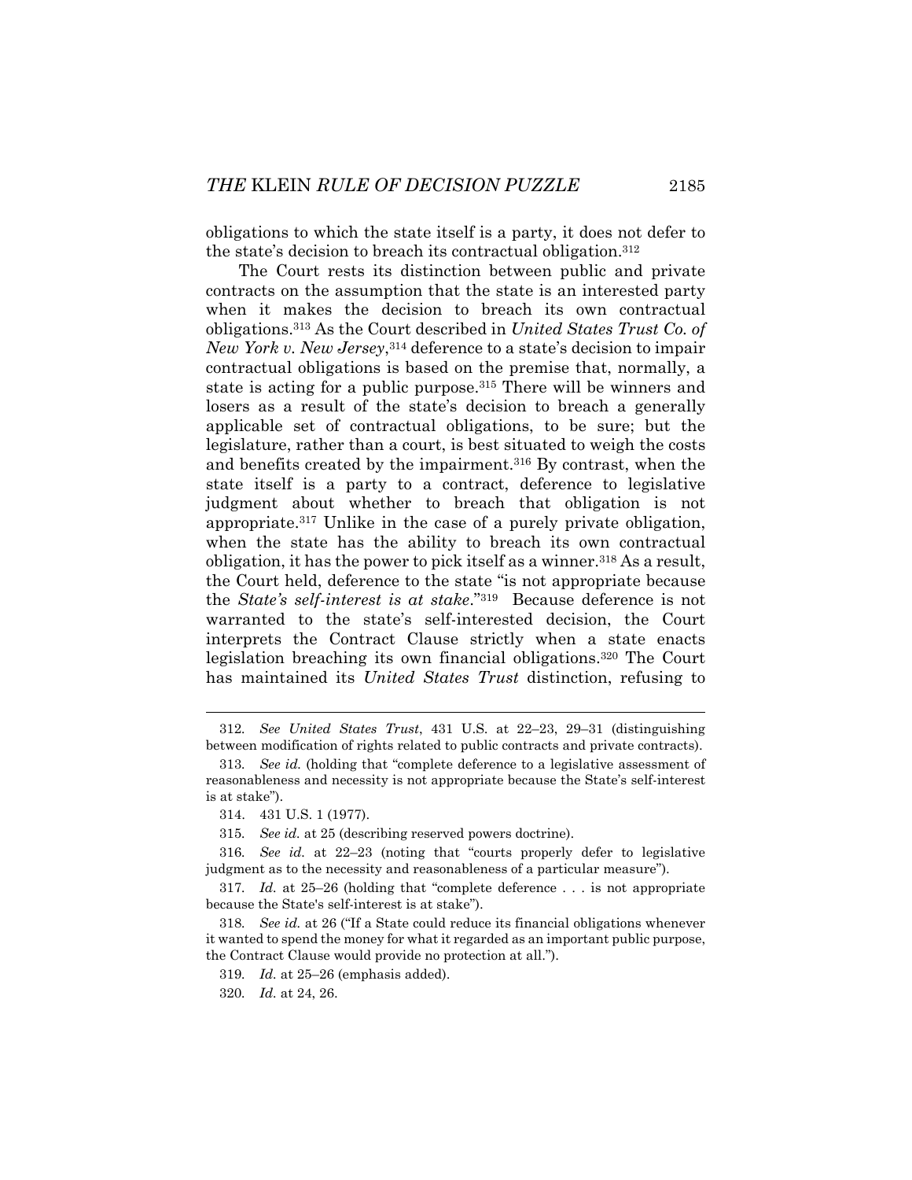obligations to which the state itself is a party, it does not defer to the state's decision to breach its contractual obligation.[312]

The Court rests its distinction between public and private contracts on the assumption that the state is an interested party when it makes the decision to breach its own contractual obligations.[313] As the Court described in *United States Trust Co. of New York v. New Jersey*,[314] deference to a state's decision to impair contractual obligations is based on the premise that, normally, a state is acting for a public purpose.[315] There will be winners and losers as a result of the state's decision to breach a generally applicable set of contractual obligations, to be sure; but the legislature, rather than a court, is best situated to weigh the costs and benefits created by the impairment.[316] By contrast, when the state itself is a party to a contract, deference to legislative judgment about whether to breach that obligation is not appropriate.[317] Unlike in the case of a purely private obligation, when the state has the ability to breach its own contractual obligation, it has the power to pick itself as a winner.[318] As a result, the Court held, deference to the state "is not appropriate because the *State's self-interest is at stake*."[319] Because deference is not warranted to the state's self-interested decision, the Court interprets the Contract Clause strictly when a state enacts legislation breaching its own financial obligations.[320] The Court has maintained its *United States Trust* distinction, refusing to

---

312. *See United States Trust*, 431 U.S. at 22–23, 29–31 (distinguishing between modification of rights related to public contracts and private contracts).

313. *See id.* (holding that "complete deference to a legislative assessment of reasonableness and necessity is not appropriate because the State's self-interest is at stake").

314. 431 U.S. 1 (1977).

315. *See id.* at 25 (describing reserved powers doctrine).

316. *See id.* at 22–23 (noting that "courts properly defer to legislative judgment as to the necessity and reasonableness of a particular measure").

317. *Id.* at 25–26 (holding that "complete deference . . . is not appropriate because the State's self-interest is at stake").

318. *See id.* at 26 ("If a State could reduce its financial obligations whenever it wanted to spend the money for what it regarded as an important public purpose, the Contract Clause would provide no protection at all.").

319. *Id.* at 25–26 (emphasis added).

320. *Id.* at 24, 26.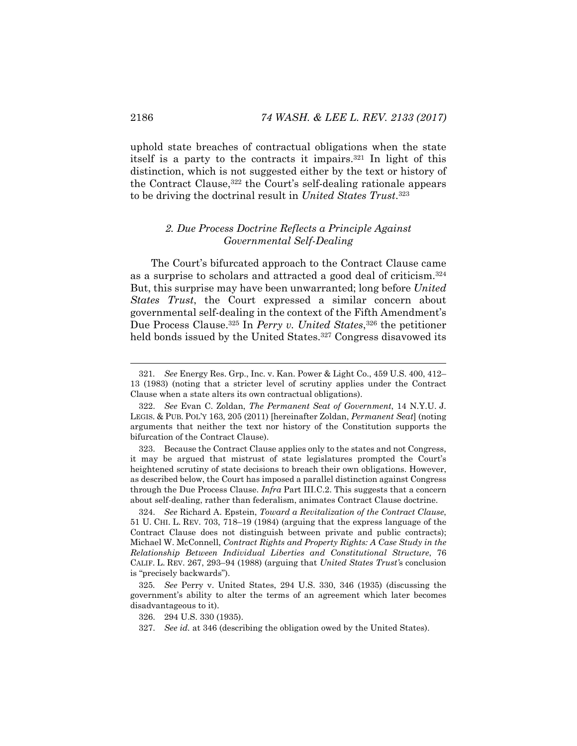uphold state breaches of contractual obligations when the state itself is a party to the contracts it impairs.[321] In light of this distinction, which is not suggested either by the text or history of the Contract Clause,[322] the Court's self-dealing rationale appears to be driving the doctrinal result in *United States Trust*.[323]

### *2. Due Process Doctrine Reflects a Principle Against Governmental Self-Dealing*

The Court's bifurcated approach to the Contract Clause came as a surprise to scholars and attracted a good deal of criticism.[324] But, this surprise may have been unwarranted; long before *United States Trust*, the Court expressed a similar concern about governmental self-dealing in the context of the Fifth Amendment's Due Process Clause.[325] In *Perry v. United States*,[326] the petitioner held bonds issued by the United States.[327] Congress disavowed its

---

321. *See* Energy Res. Grp., Inc. v. Kan. Power & Light Co., 459 U.S. 400, 412–13 (1983) (noting that a stricter level of scrutiny applies under the Contract Clause when a state alters its own contractual obligations).

322. *See* Evan C. Zoldan, *The Permanent Seat of Government*, 14 N.Y.U. J. LEGIS. & PUB. POL'Y 163, 205 (2011) [hereinafter Zoldan, *Permanent Seat*] (noting arguments that neither the text nor history of the Constitution supports the bifurcation of the Contract Clause).

323. Because the Contract Clause applies only to the states and not Congress, it may be argued that mistrust of state legislatures prompted the Court's heightened scrutiny of state decisions to breach their own obligations. However, as described below, the Court has imposed a parallel distinction against Congress through the Due Process Clause. *Infra* Part III.C.2. This suggests that a concern about self-dealing, rather than federalism, animates Contract Clause doctrine.

324. *See* Richard A. Epstein, *Toward a Revitalization of the Contract Clause*, 51 U. CHI. L. REV. 703, 718–19 (1984) (arguing that the express language of the Contract Clause does not distinguish between private and public contracts); Michael W. McConnell, *Contract Rights and Property Rights: A Case Study in the Relationship Between Individual Liberties and Constitutional Structure*, 76 CALIF. L. REV. 267, 293–94 (1988) (arguing that *United States Trust*'s conclusion is "precisely backwards").

325. *See* Perry v. United States, 294 U.S. 330, 346 (1935) (discussing the government's ability to alter the terms of an agreement which later becomes disadvantageous to it).

326. 294 U.S. 330 (1935).

327. *See id.* at 346 (describing the obligation owed by the United States).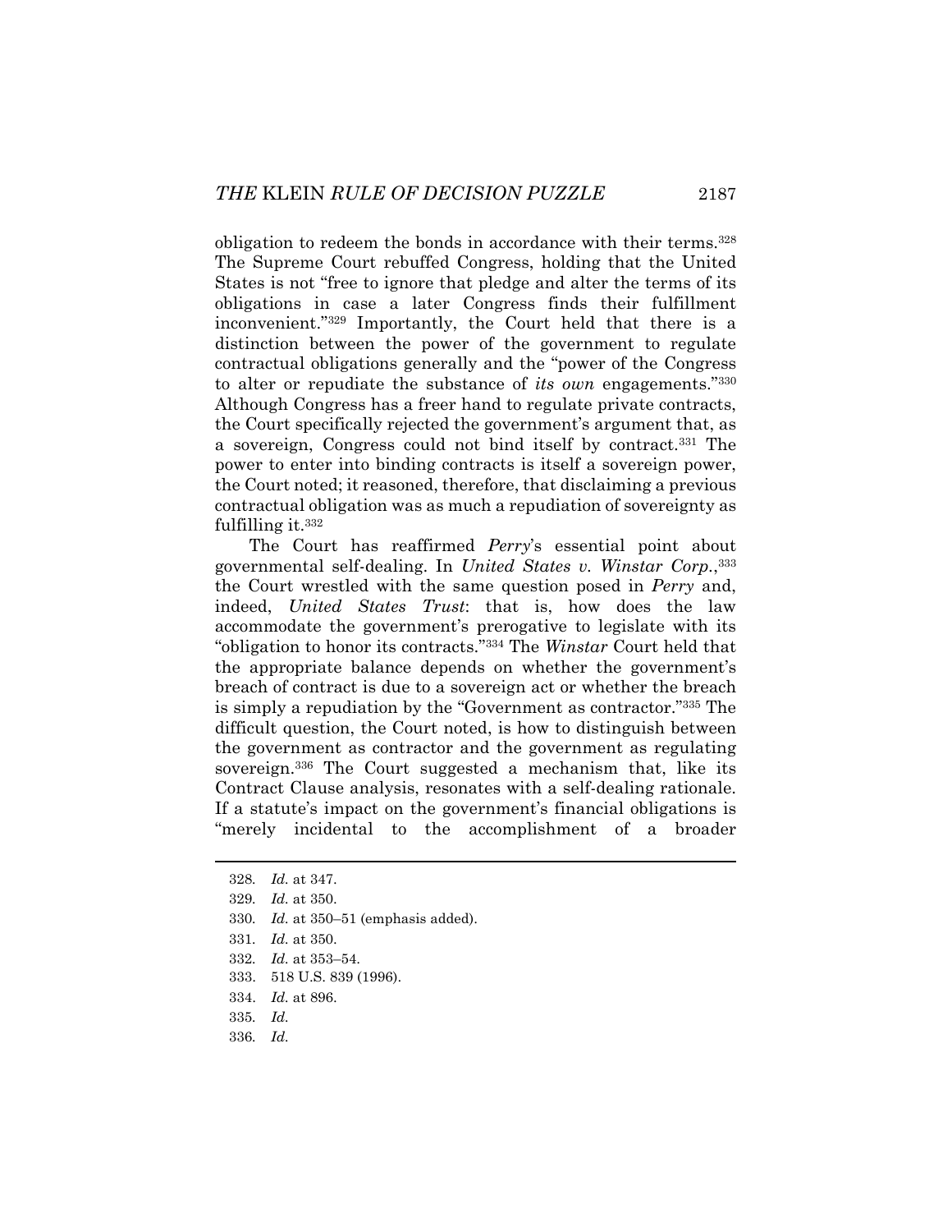obligation to redeem the bonds in accordance with their terms.[328] The Supreme Court rebuffed Congress, holding that the United States is not "free to ignore that pledge and alter the terms of its obligations in case a later Congress finds their fulfillment inconvenient."[329] Importantly, the Court held that there is a distinction between the power of the government to regulate contractual obligations generally and the "power of the Congress to alter or repudiate the substance of *its own* engagements."[330] Although Congress has a freer hand to regulate private contracts, the Court specifically rejected the government's argument that, as a sovereign, Congress could not bind itself by contract.[331] The power to enter into binding contracts is itself a sovereign power, the Court noted; it reasoned, therefore, that disclaiming a previous contractual obligation was as much a repudiation of sovereignty as fulfilling it.[332]

The Court has reaffirmed *Perry*'s essential point about governmental self-dealing. In *United States v. Winstar Corp.*,[333] the Court wrestled with the same question posed in *Perry* and, indeed, *United States Trust*: that is, how does the law accommodate the government's prerogative to legislate with its "obligation to honor its contracts."[334] The *Winstar* Court held that the appropriate balance depends on whether the government's breach of contract is due to a sovereign act or whether the breach is simply a repudiation by the "Government as contractor."[335] The difficult question, the Court noted, is how to distinguish between the government as contractor and the government as regulating sovereign.[336] The Court suggested a mechanism that, like its Contract Clause analysis, resonates with a self-dealing rationale. If a statute's impact on the government's financial obligations is "merely incidental to the accomplishment of a broader

---

328. *Id.* at 347.

329. *Id.* at 350.

330. *Id.* at 350–51 (emphasis added).

331. *Id.* at 350.

332. *Id.* at 353–54.

333. 518 U.S. 839 (1996).

334. *Id.* at 896.

335. *Id.*

336. *Id.*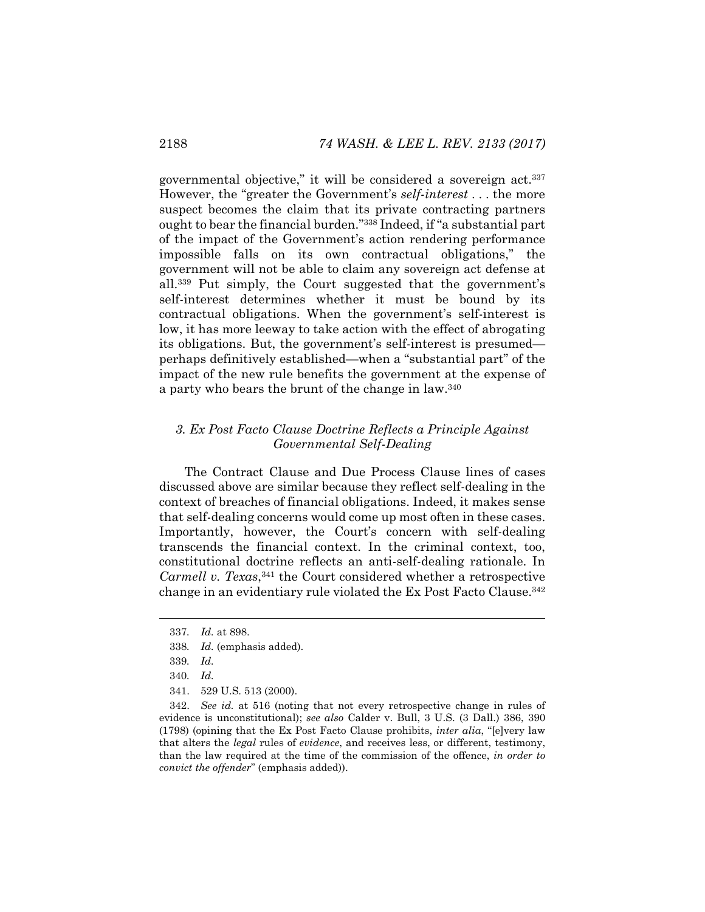governmental objective," it will be considered a sovereign act.[337] However, the "greater the Government's *self-interest* . . . the more suspect becomes the claim that its private contracting partners ought to bear the financial burden."[338] Indeed, if "a substantial part of the impact of the Government's action rendering performance impossible falls on its own contractual obligations," the government will not be able to claim any sovereign act defense at all.[339] Put simply, the Court suggested that the government's self-interest determines whether it must be bound by its contractual obligations. When the government's self-interest is low, it has more leeway to take action with the effect of abrogating its obligations. But, the government's self-interest is presumed—perhaps definitively established—when a "substantial part" of the impact of the new rule benefits the government at the expense of a party who bears the brunt of the change in law.[340]

### *3. Ex Post Facto Clause Doctrine Reflects a Principle Against Governmental Self-Dealing*

The Contract Clause and Due Process Clause lines of cases discussed above are similar because they reflect self-dealing in the context of breaches of financial obligations. Indeed, it makes sense that self-dealing concerns would come up most often in these cases. Importantly, however, the Court's concern with self-dealing transcends the financial context. In the criminal context, too, constitutional doctrine reflects an anti-self-dealing rationale. In *Carmell v. Texas*,[341] the Court considered whether a retrospective change in an evidentiary rule violated the Ex Post Facto Clause.[342]

---

337. *Id.* at 898.

338. *Id.* (emphasis added).

339. *Id.*

340. *Id.*

341. 529 U.S. 513 (2000).

342. *See id.* at 516 (noting that not every retrospective change in rules of evidence is unconstitutional); *see also* Calder v. Bull, 3 U.S. (3 Dall.) 386, 390 (1798) (opining that the Ex Post Facto Clause prohibits, *inter alia*, "[e]very law that alters the *legal* rules of *evidence*, and receives less, or different, testimony, than the law required at the time of the commission of the offence, *in order to convict the offender*" (emphasis added)).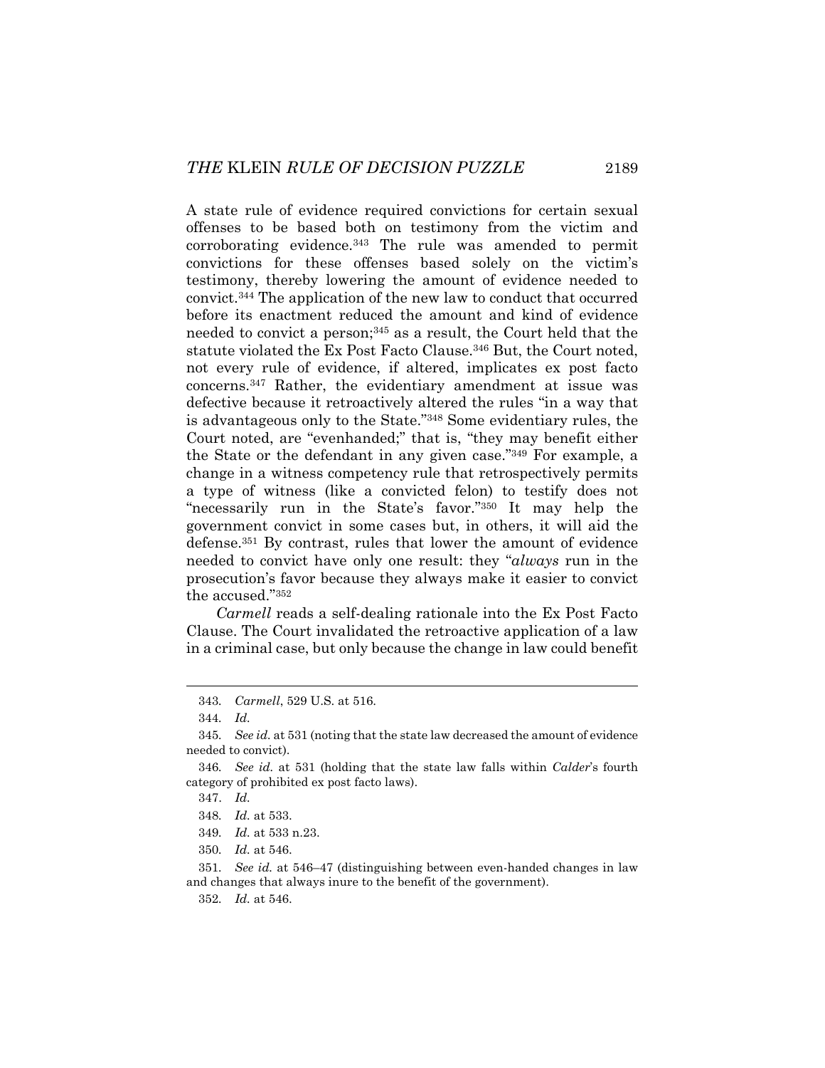A state rule of evidence required convictions for certain sexual offenses to be based both on testimony from the victim and corroborating evidence.[343] The rule was amended to permit convictions for these offenses based solely on the victim's testimony, thereby lowering the amount of evidence needed to convict.[344] The application of the new law to conduct that occurred before its enactment reduced the amount and kind of evidence needed to convict a person;[345] as a result, the Court held that the statute violated the Ex Post Facto Clause.[346] But, the Court noted, not every rule of evidence, if altered, implicates ex post facto concerns.[347] Rather, the evidentiary amendment at issue was defective because it retroactively altered the rules "in a way that is advantageous only to the State."[348] Some evidentiary rules, the Court noted, are "evenhanded;" that is, "they may benefit either the State or the defendant in any given case."[349] For example, a change in a witness competency rule that retrospectively permits a type of witness (like a convicted felon) to testify does not "necessarily run in the State's favor."[350] It may help the government convict in some cases but, in others, it will aid the defense.[351] By contrast, rules that lower the amount of evidence needed to convict have only one result: they "*always* run in the prosecution's favor because they always make it easier to convict the accused."[352]

*Carmell* reads a self-dealing rationale into the Ex Post Facto Clause. The Court invalidated the retroactive application of a law in a criminal case, but only because the change in law could benefit

---

343. *Carmell*, 529 U.S. at 516.

344. *Id.*

345. *See id.* at 531 (noting that the state law decreased the amount of evidence needed to convict).

346. *See id.* at 531 (holding that the state law falls within *Calder*'s fourth category of prohibited ex post facto laws).

347. *Id.*

348. *Id.* at 533.

349. *Id.* at 533 n.23.

350. *Id.* at 546.

351. *See id.* at 546–47 (distinguishing between even-handed changes in law and changes that always inure to the benefit of the government).

352. *Id.* at 546.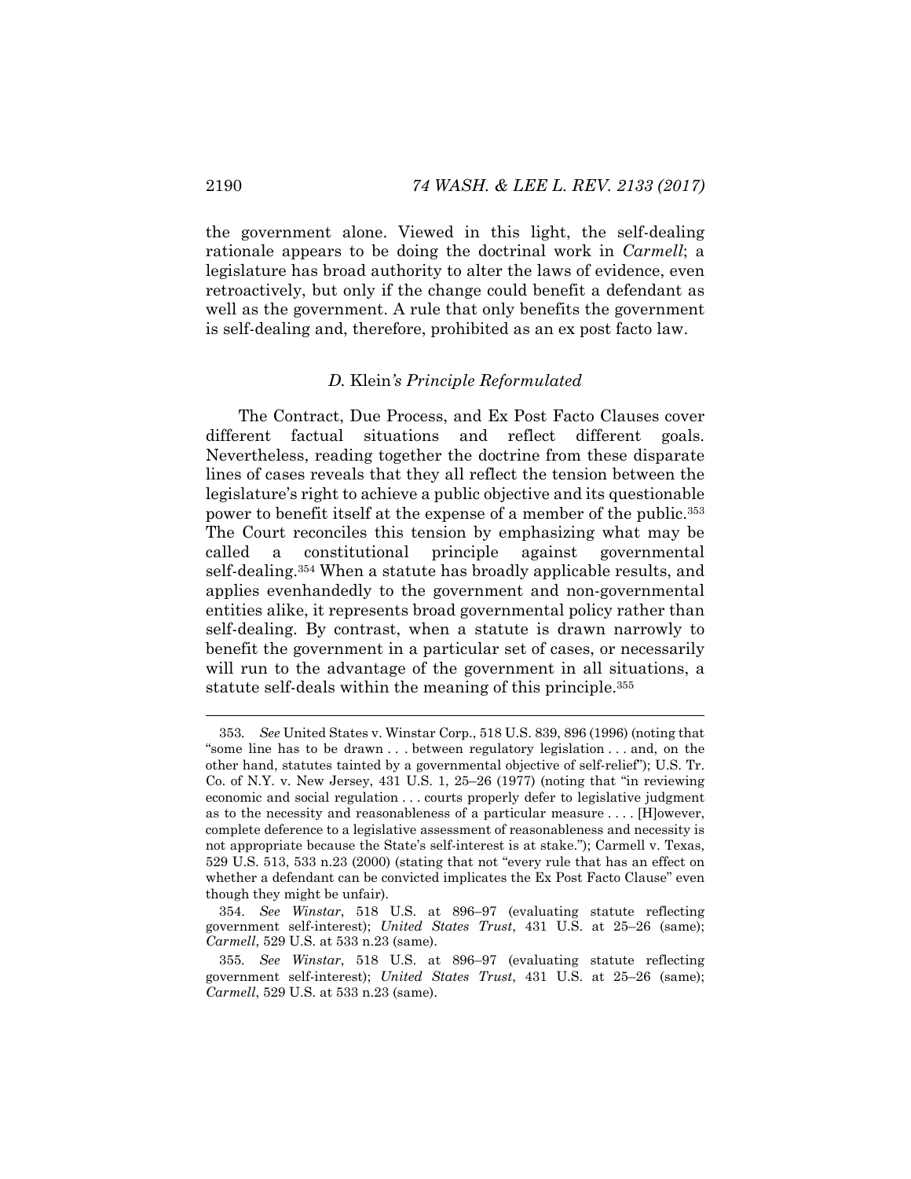the government alone. Viewed in this light, the self-dealing rationale appears to be doing the doctrinal work in *Carmell*; a legislature has broad authority to alter the laws of evidence, even retroactively, but only if the change could benefit a defendant as well as the government. A rule that only benefits the government is self-dealing and, therefore, prohibited as an ex post facto law.

### *D.* Klein*'s Principle Reformulated*

The Contract, Due Process, and Ex Post Facto Clauses cover different factual situations and reflect different goals. Nevertheless, reading together the doctrine from these disparate lines of cases reveals that they all reflect the tension between the legislature's right to achieve a public objective and its questionable power to benefit itself at the expense of a member of the public.[353] The Court reconciles this tension by emphasizing what may be called a constitutional principle against governmental self-dealing.[354] When a statute has broadly applicable results, and applies evenhandedly to the government and non-governmental entities alike, it represents broad governmental policy rather than self-dealing. By contrast, when a statute is drawn narrowly to benefit the government in a particular set of cases, or necessarily will run to the advantage of the government in all situations, a statute self-deals within the meaning of this principle.[355]

---

353. *See* United States v. Winstar Corp., 518 U.S. 839, 896 (1996) (noting that "some line has to be drawn . . . between regulatory legislation . . . and, on the other hand, statutes tainted by a governmental objective of self-relief"); U.S. Tr. Co. of N.Y. v. New Jersey, 431 U.S. 1, 25–26 (1977) (noting that "in reviewing economic and social regulation . . . courts properly defer to legislative judgment as to the necessity and reasonableness of a particular measure . . . . [H]owever, complete deference to a legislative assessment of reasonableness and necessity is not appropriate because the State's self-interest is at stake."); Carmell v. Texas, 529 U.S. 513, 533 n.23 (2000) (stating that not "every rule that has an effect on whether a defendant can be convicted implicates the Ex Post Facto Clause" even though they might be unfair).

354. *See Winstar*, 518 U.S. at 896–97 (evaluating statute reflecting government self-interest); *United States Trust*, 431 U.S. at 25–26 (same); *Carmell*, 529 U.S. at 533 n.23 (same).

355. *See Winstar*, 518 U.S. at 896–97 (evaluating statute reflecting government self-interest); *United States Trust*, 431 U.S. at 25–26 (same); *Carmell*, 529 U.S. at 533 n.23 (same).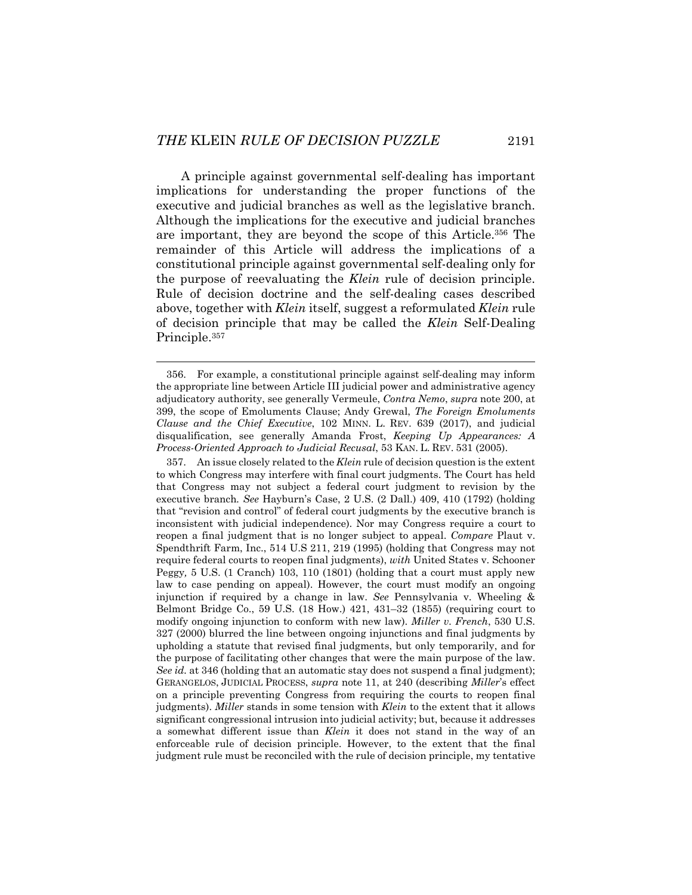A principle against governmental self-dealing has important implications for understanding the proper functions of the executive and judicial branches as well as the legislative branch. Although the implications for the executive and judicial branches are important, they are beyond the scope of this Article.[356] The remainder of this Article will address the implications of a constitutional principle against governmental self-dealing only for the purpose of reevaluating the *Klein* rule of decision principle. Rule of decision doctrine and the self-dealing cases described above, together with *Klein* itself, suggest a reformulated *Klein* rule of decision principle that may be called the *Klein* Self-Dealing Principle.[357]

---

356. For example, a constitutional principle against self-dealing may inform the appropriate line between Article III judicial power and administrative agency adjudicatory authority, see generally Vermeule, *Contra Nemo*, *supra* note 200, at 399, the scope of Emoluments Clause; Andy Grewal, *The Foreign Emoluments Clause and the Chief Executive*, 102 MINN. L. REV. 639 (2017), and judicial disqualification, see generally Amanda Frost, *Keeping Up Appearances: A Process-Oriented Approach to Judicial Recusal*, 53 KAN. L. REV. 531 (2005).

357. An issue closely related to the *Klein* rule of decision question is the extent to which Congress may interfere with final court judgments. The Court has held that Congress may not subject a federal court judgment to revision by the executive branch. *See* Hayburn's Case, 2 U.S. (2 Dall.) 409, 410 (1792) (holding that "revision and control" of federal court judgments by the executive branch is inconsistent with judicial independence). Nor may Congress require a court to reopen a final judgment that is no longer subject to appeal. *Compare* Plaut v. Spendthrift Farm, Inc., 514 U.S 211, 219 (1995) (holding that Congress may not require federal courts to reopen final judgments), *with* United States v. Schooner Peggy*,* 5 U.S. (1 Cranch) 103, 110 (1801) (holding that a court must apply new law to case pending on appeal). However, the court must modify an ongoing injunction if required by a change in law. *See* Pennsylvania v. Wheeling & Belmont Bridge Co., 59 U.S. (18 How.) 421, 431–32 (1855) (requiring court to modify ongoing injunction to conform with new law). *Miller v. French*, 530 U.S. 327 (2000) blurred the line between ongoing injunctions and final judgments by upholding a statute that revised final judgments, but only temporarily, and for the purpose of facilitating other changes that were the main purpose of the law. *See id.* at 346 (holding that an automatic stay does not suspend a final judgment); GERANGELOS, JUDICIAL PROCESS, *supra* note 11, at 240 (describing *Miller*'s effect on a principle preventing Congress from requiring the courts to reopen final judgments). *Miller* stands in some tension with *Klein* to the extent that it allows significant congressional intrusion into judicial activity; but, because it addresses a somewhat different issue than *Klein* it does not stand in the way of an enforceable rule of decision principle. However, to the extent that the final judgment rule must be reconciled with the rule of decision principle, my tentative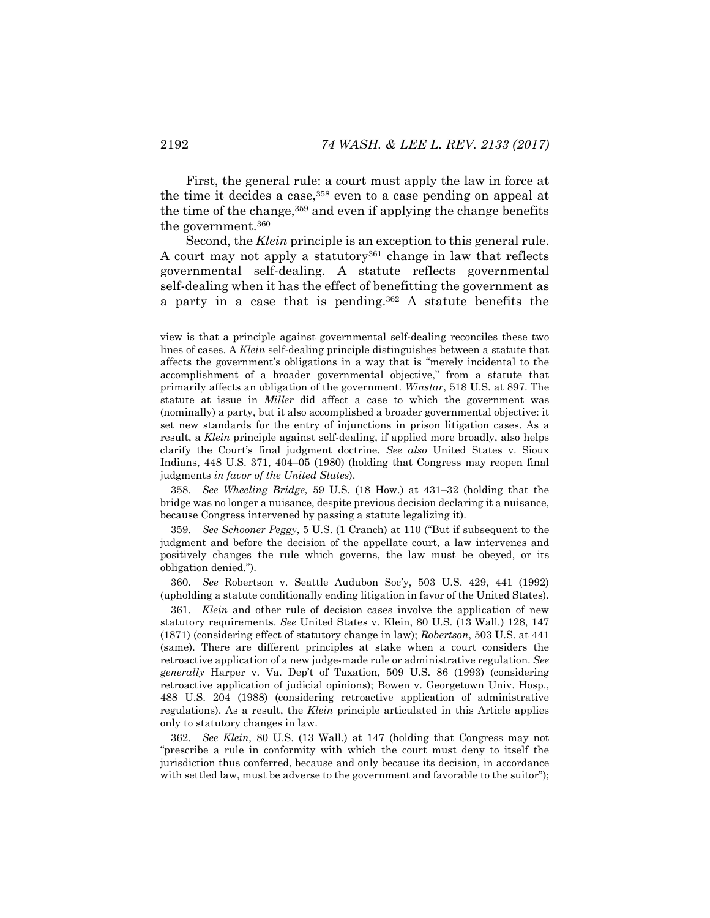First, the general rule: a court must apply the law in force at the time it decides a case,[358] even to a case pending on appeal at the time of the change,[359] and even if applying the change benefits the government.[360]

Second, the *Klein* principle is an exception to this general rule. A court may not apply a statutory[361] change in law that reflects governmental self-dealing. A statute reflects governmental self-dealing when it has the effect of benefitting the government as a party in a case that is pending.[362] A statute benefits the

---

view is that a principle against governmental self-dealing reconciles these two lines of cases. A *Klein* self-dealing principle distinguishes between a statute that affects the government's obligations in a way that is "merely incidental to the accomplishment of a broader governmental objective," from a statute that primarily affects an obligation of the government. *Winstar*, 518 U.S. at 897. The statute at issue in *Miller* did affect a case to which the government was (nominally) a party, but it also accomplished a broader governmental objective: it set new standards for the entry of injunctions in prison litigation cases. As a result, a *Klein* principle against self-dealing, if applied more broadly, also helps clarify the Court's final judgment doctrine. *See also* United States v. Sioux Indians, 448 U.S. 371, 404–05 (1980) (holding that Congress may reopen final judgments *in favor of the United States*).

358. *See Wheeling Bridge*, 59 U.S. (18 How.) at 431–32 (holding that the bridge was no longer a nuisance, despite previous decision declaring it a nuisance, because Congress intervened by passing a statute legalizing it).

359. *See Schooner Peggy*, 5 U.S. (1 Cranch) at 110 ("But if subsequent to the judgment and before the decision of the appellate court, a law intervenes and positively changes the rule which governs, the law must be obeyed, or its obligation denied.").

360. *See* Robertson v. Seattle Audubon Soc'y, 503 U.S. 429, 441 (1992) (upholding a statute conditionally ending litigation in favor of the United States).

361. *Klein* and other rule of decision cases involve the application of new statutory requirements. *See* United States v. Klein, 80 U.S. (13 Wall.) 128, 147 (1871) (considering effect of statutory change in law); *Robertson*, 503 U.S. at 441 (same). There are different principles at stake when a court considers the retroactive application of a new judge-made rule or administrative regulation. *See generally* Harper v. Va. Dep't of Taxation, 509 U.S. 86 (1993) (considering retroactive application of judicial opinions); Bowen v. Georgetown Univ. Hosp., 488 U.S. 204 (1988) (considering retroactive application of administrative regulations). As a result, the *Klein* principle articulated in this Article applies only to statutory changes in law.

362. *See Klein*, 80 U.S. (13 Wall.) at 147 (holding that Congress may not "prescribe a rule in conformity with which the court must deny to itself the jurisdiction thus conferred, because and only because its decision, in accordance with settled law, must be adverse to the government and favorable to the suitor");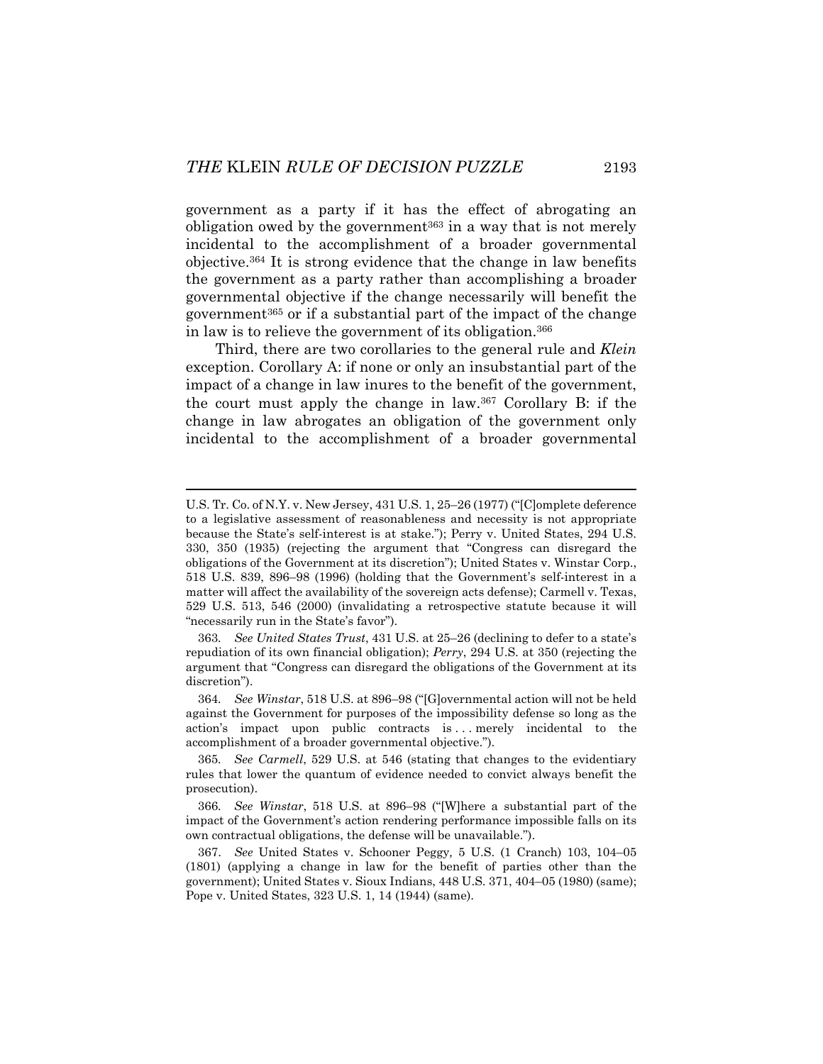government as a party if it has the effect of abrogating an obligation owed by the government[363] in a way that is not merely incidental to the accomplishment of a broader governmental objective.[364] It is strong evidence that the change in law benefits the government as a party rather than accomplishing a broader governmental objective if the change necessarily will benefit the government[365] or if a substantial part of the impact of the change in law is to relieve the government of its obligation.[366]

Third, there are two corollaries to the general rule and *Klein* exception. Corollary A: if none or only an insubstantial part of the impact of a change in law inures to the benefit of the government, the court must apply the change in law.[367] Corollary B: if the change in law abrogates an obligation of the government only incidental to the accomplishment of a broader governmental

---

U.S. Tr. Co. of N.Y. v. New Jersey, 431 U.S. 1, 25–26 (1977) ("[C]omplete deference to a legislative assessment of reasonableness and necessity is not appropriate because the State's self-interest is at stake."); Perry v. United States, 294 U.S. 330, 350 (1935) (rejecting the argument that "Congress can disregard the obligations of the Government at its discretion"); United States v. Winstar Corp., 518 U.S. 839, 896–98 (1996) (holding that the Government's self-interest in a matter will affect the availability of the sovereign acts defense); Carmell v. Texas, 529 U.S. 513, 546 (2000) (invalidating a retrospective statute because it will "necessarily run in the State's favor").

363. *See United States Trust*, 431 U.S. at 25–26 (declining to defer to a state's repudiation of its own financial obligation); *Perry*, 294 U.S. at 350 (rejecting the argument that "Congress can disregard the obligations of the Government at its discretion").

364. *See Winstar*, 518 U.S. at 896–98 ("[G]overnmental action will not be held against the Government for purposes of the impossibility defense so long as the action's impact upon public contracts is . . . merely incidental to the accomplishment of a broader governmental objective.").

365. *See Carmell*, 529 U.S. at 546 (stating that changes to the evidentiary rules that lower the quantum of evidence needed to convict always benefit the prosecution).

366. *See Winstar*, 518 U.S. at 896–98 ("[W]here a substantial part of the impact of the Government's action rendering performance impossible falls on its own contractual obligations, the defense will be unavailable.").

367. *See* United States v. Schooner Peggy*,* 5 U.S. (1 Cranch) 103, 104–05 (1801) (applying a change in law for the benefit of parties other than the government); United States v. Sioux Indians, 448 U.S. 371, 404–05 (1980) (same); Pope v. United States, 323 U.S. 1, 14 (1944) (same).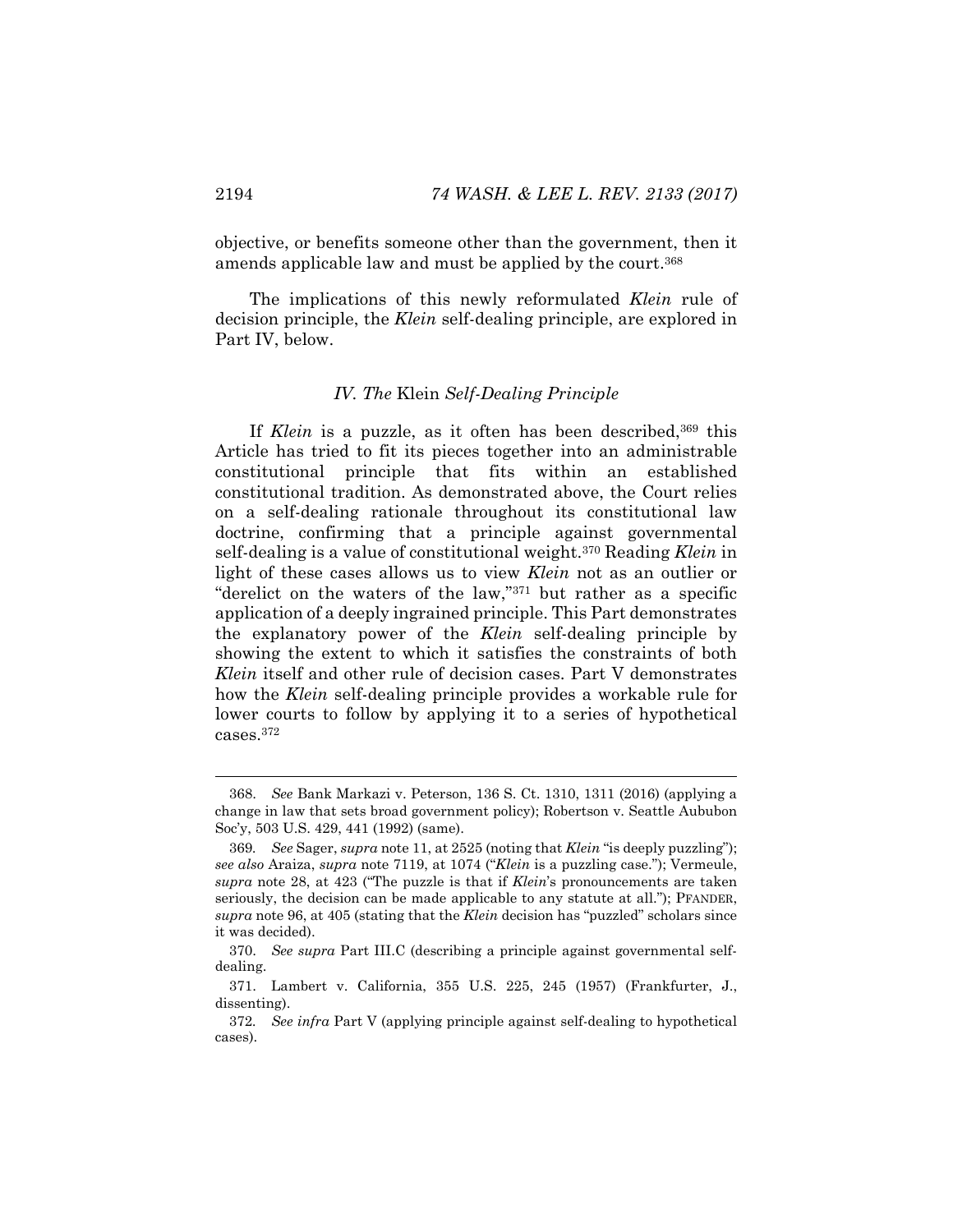objective, or benefits someone other than the government, then it amends applicable law and must be applied by the court.[368]

The implications of this newly reformulated *Klein* rule of decision principle, the *Klein* self-dealing principle, are explored in Part IV, below.

### *IV. The* Klein *Self-Dealing Principle*

If *Klein* is a puzzle, as it often has been described,[369] this Article has tried to fit its pieces together into an administrable constitutional principle that fits within an established constitutional tradition. As demonstrated above, the Court relies on a self-dealing rationale throughout its constitutional law doctrine, confirming that a principle against governmental self-dealing is a value of constitutional weight.[370] Reading *Klein* in light of these cases allows us to view *Klein* not as an outlier or "derelict on the waters of the law,"[371] but rather as a specific application of a deeply ingrained principle. This Part demonstrates the explanatory power of the *Klein* self-dealing principle by showing the extent to which it satisfies the constraints of both *Klein* itself and other rule of decision cases. Part V demonstrates how the *Klein* self-dealing principle provides a workable rule for lower courts to follow by applying it to a series of hypothetical cases.[372]

---

368. *See* Bank Markazi v. Peterson, 136 S. Ct. 1310, 1311 (2016) (applying a change in law that sets broad government policy); Robertson v. Seattle Aububon Soc'y, 503 U.S. 429, 441 (1992) (same).

369. *See* Sager, *supra* note 11, at 2525 (noting that *Klein* "is deeply puzzling"); *see also* Araiza, *supra* note 7119, at 1074 ("*Klein* is a puzzling case."); Vermeule, *supra* note 28, at 423 ("The puzzle is that if *Klein*'s pronouncements are taken seriously, the decision can be made applicable to any statute at all."); PFANDER, *supra* note 96, at 405 (stating that the *Klein* decision has "puzzled" scholars since it was decided).

370. *See supra* Part III.C (describing a principle against governmental self-dealing.

371. Lambert v. California, 355 U.S. 225, 245 (1957) (Frankfurter, J., dissenting).

372. *See infra* Part V (applying principle against self-dealing to hypothetical cases).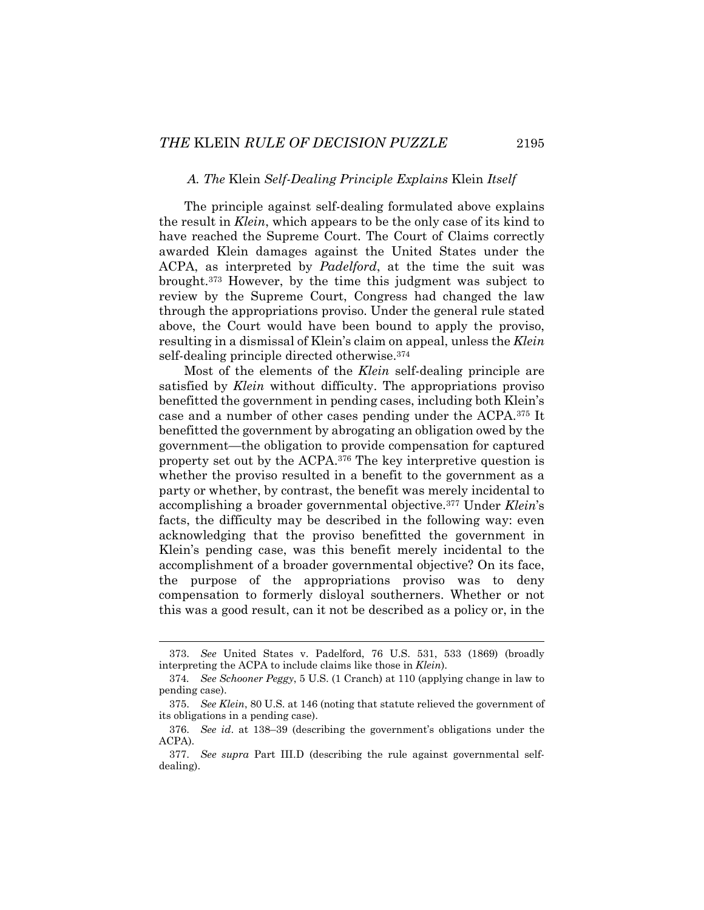### *A. The* Klein *Self-Dealing Principle Explains* Klein *Itself*

The principle against self-dealing formulated above explains the result in *Klein*, which appears to be the only case of its kind to have reached the Supreme Court. The Court of Claims correctly awarded Klein damages against the United States under the ACPA, as interpreted by *Padelford*, at the time the suit was brought.[373] However, by the time this judgment was subject to review by the Supreme Court, Congress had changed the law through the appropriations proviso. Under the general rule stated above, the Court would have been bound to apply the proviso, resulting in a dismissal of Klein's claim on appeal, unless the *Klein* self-dealing principle directed otherwise.[374]

Most of the elements of the *Klein* self-dealing principle are satisfied by *Klein* without difficulty. The appropriations proviso benefitted the government in pending cases, including both Klein's case and a number of other cases pending under the ACPA.[375] It benefitted the government by abrogating an obligation owed by the government—the obligation to provide compensation for captured property set out by the ACPA.[376] The key interpretive question is whether the proviso resulted in a benefit to the government as a party or whether, by contrast, the benefit was merely incidental to accomplishing a broader governmental objective.[377] Under *Klein*'s facts, the difficulty may be described in the following way: even acknowledging that the proviso benefitted the government in Klein's pending case, was this benefit merely incidental to the accomplishment of a broader governmental objective? On its face, the purpose of the appropriations proviso was to deny compensation to formerly disloyal southerners. Whether or not this was a good result, can it not be described as a policy or, in the

---

373. *See* United States v. Padelford, 76 U.S. 531, 533 (1869) (broadly interpreting the ACPA to include claims like those in *Klein*).

374. *See Schooner Peggy*, 5 U.S. (1 Cranch) at 110 (applying change in law to pending case).

375. *See Klein*, 80 U.S. at 146 (noting that statute relieved the government of its obligations in a pending case).

376. *See id*. at 138–39 (describing the government's obligations under the ACPA).

377. *See supra* Part III.D (describing the rule against governmental self-dealing).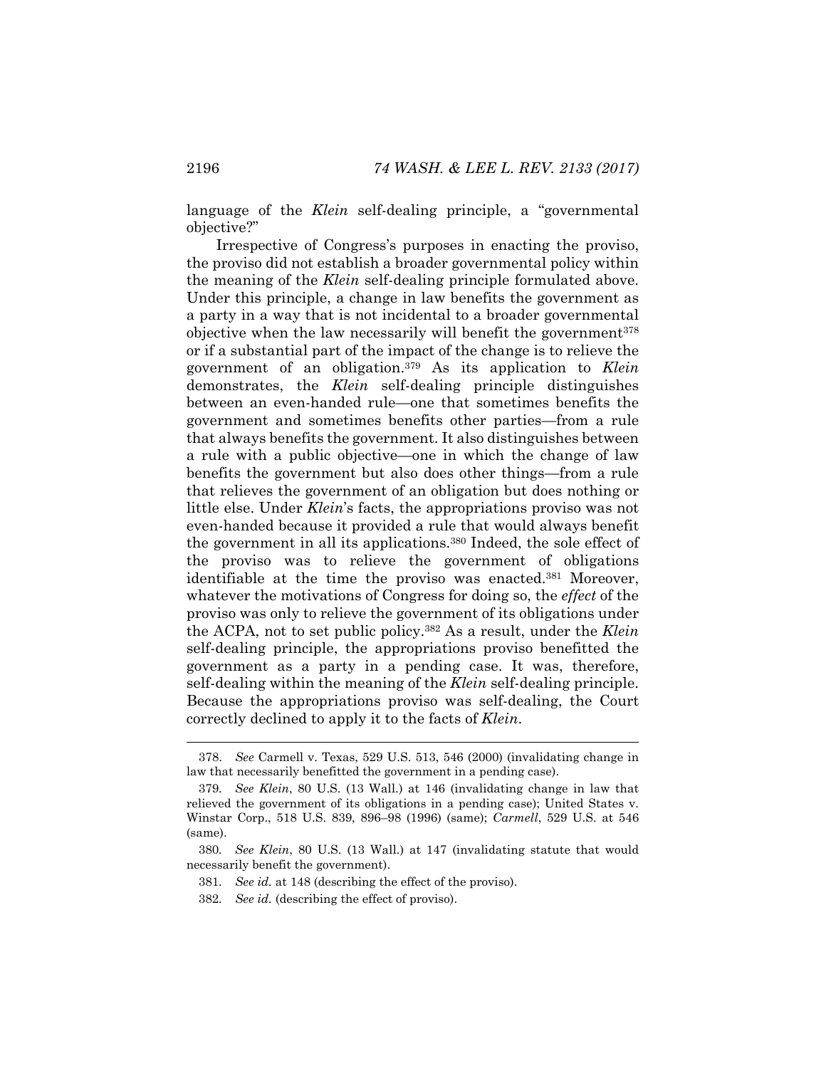language of the *Klein* self-dealing principle, a "governmental objective?"

Irrespective of Congress's purposes in enacting the proviso, the proviso did not establish a broader governmental policy within the meaning of the *Klein* self-dealing principle formulated above. Under this principle, a change in law benefits the government as a party in a way that is not incidental to a broader governmental objective when the law necessarily will benefit the government[378] or if a substantial part of the impact of the change is to relieve the government of an obligation.[379] As its application to *Klein* demonstrates, the *Klein* self-dealing principle distinguishes between an even-handed rule—one that sometimes benefits the government and sometimes benefits other parties—from a rule that always benefits the government. It also distinguishes between a rule with a public objective—one in which the change of law benefits the government but also does other things—from a rule that relieves the government of an obligation but does nothing or little else. Under *Klein*'s facts, the appropriations proviso was not even-handed because it provided a rule that would always benefit the government in all its applications.[380] Indeed, the sole effect of the proviso was to relieve the government of obligations identifiable at the time the proviso was enacted.[381] Moreover, whatever the motivations of Congress for doing so, the *effect* of the proviso was only to relieve the government of its obligations under the ACPA, not to set public policy.[382] As a result, under the *Klein* self-dealing principle, the appropriations proviso benefitted the government as a party in a pending case. It was, therefore, self-dealing within the meaning of the *Klein* self-dealing principle. Because the appropriations proviso was self-dealing, the Court correctly declined to apply it to the facts of *Klein*.

---

378. *See* Carmell v. Texas, 529 U.S. 513, 546 (2000) (invalidating change in law that necessarily benefitted the government in a pending case).

379. *See Klein*, 80 U.S. (13 Wall.) at 146 (invalidating change in law that relieved the government of its obligations in a pending case); United States v. Winstar Corp., 518 U.S. 839, 896–98 (1996) (same); *Carmell*, 529 U.S. at 546 (same).

380. *See Klein*, 80 U.S. (13 Wall.) at 147 (invalidating statute that would necessarily benefit the government).

381. *See id.* at 148 (describing the effect of the proviso).

382. *See id.* (describing the effect of proviso).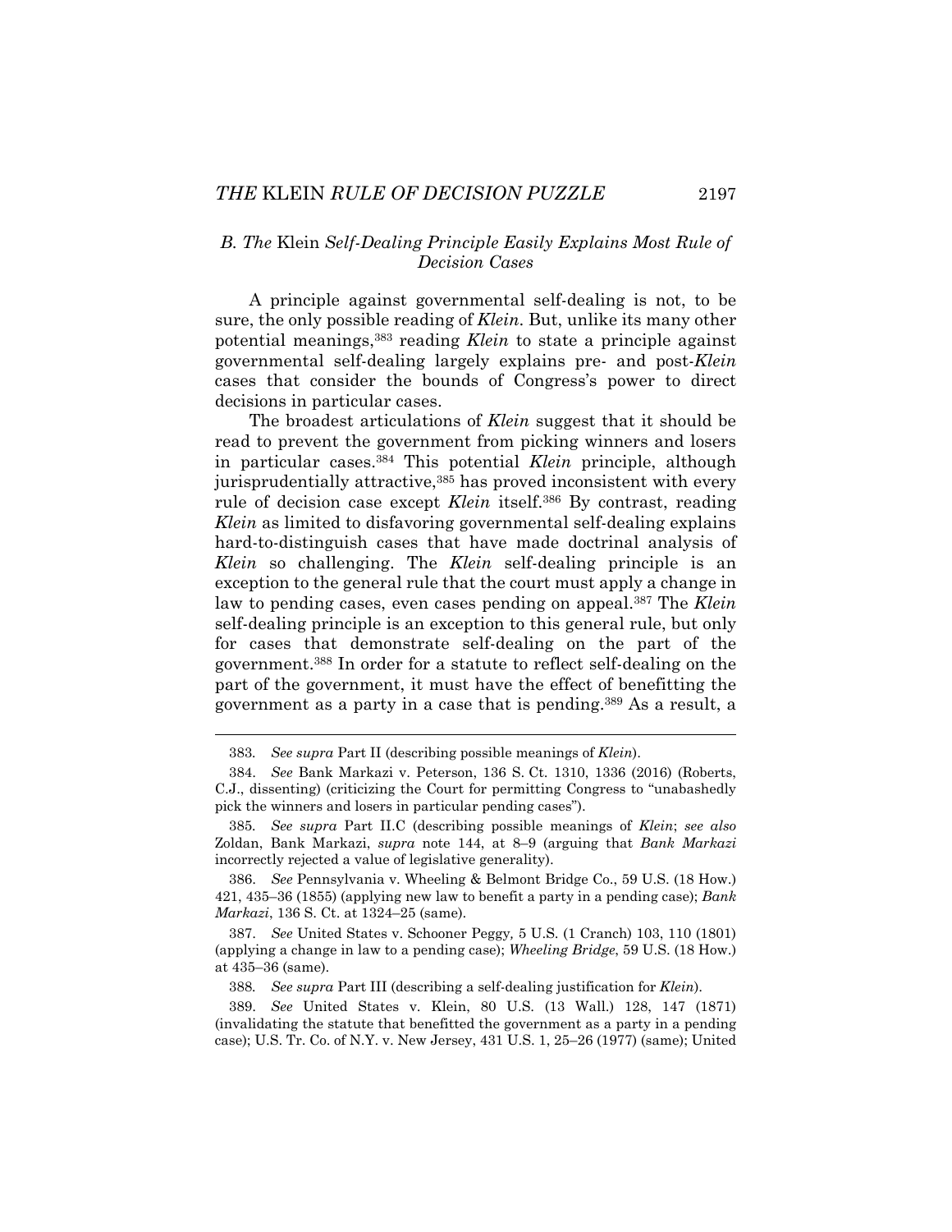### *B. The* Klein *Self-Dealing Principle Easily Explains Most Rule of Decision Cases*

A principle against governmental self-dealing is not, to be sure, the only possible reading of *Klein*. But, unlike its many other potential meanings,[383] reading *Klein* to state a principle against governmental self-dealing largely explains pre- and post-*Klein* cases that consider the bounds of Congress's power to direct decisions in particular cases.

The broadest articulations of *Klein* suggest that it should be read to prevent the government from picking winners and losers in particular cases.[384] This potential *Klein* principle, although jurisprudentially attractive,[385] has proved inconsistent with every rule of decision case except *Klein* itself.[386] By contrast, reading *Klein* as limited to disfavoring governmental self-dealing explains hard-to-distinguish cases that have made doctrinal analysis of *Klein* so challenging. The *Klein* self-dealing principle is an exception to the general rule that the court must apply a change in law to pending cases, even cases pending on appeal.[387] The *Klein* self-dealing principle is an exception to this general rule, but only for cases that demonstrate self-dealing on the part of the government.[388] In order for a statute to reflect self-dealing on the part of the government, it must have the effect of benefitting the government as a party in a case that is pending.[389] As a result, a

---

383. *See supra* Part II (describing possible meanings of *Klein*).

384. *See* Bank Markazi v. Peterson, 136 S. Ct. 1310, 1336 (2016) (Roberts, C.J., dissenting) (criticizing the Court for permitting Congress to "unabashedly pick the winners and losers in particular pending cases").

385. *See supra* Part II.C (describing possible meanings of *Klein*; *see also* Zoldan, Bank Markazi, *supra* note 144, at 8–9 (arguing that *Bank Markazi* incorrectly rejected a value of legislative generality).

386. *See* Pennsylvania v. Wheeling & Belmont Bridge Co., 59 U.S. (18 How.) 421, 435–36 (1855) (applying new law to benefit a party in a pending case); *Bank Markazi*, 136 S. Ct. at 1324–25 (same).

387. *See* United States v. Schooner Peggy*,* 5 U.S. (1 Cranch) 103, 110 (1801) (applying a change in law to a pending case); *Wheeling Bridge*, 59 U.S. (18 How.) at 435–36 (same).

388. *See supra* Part III (describing a self-dealing justification for *Klein*).

389. *See* United States v. Klein, 80 U.S. (13 Wall.) 128, 147 (1871) (invalidating the statute that benefitted the government as a party in a pending case); U.S. Tr. Co. of N.Y. v. New Jersey, 431 U.S. 1, 25–26 (1977) (same); United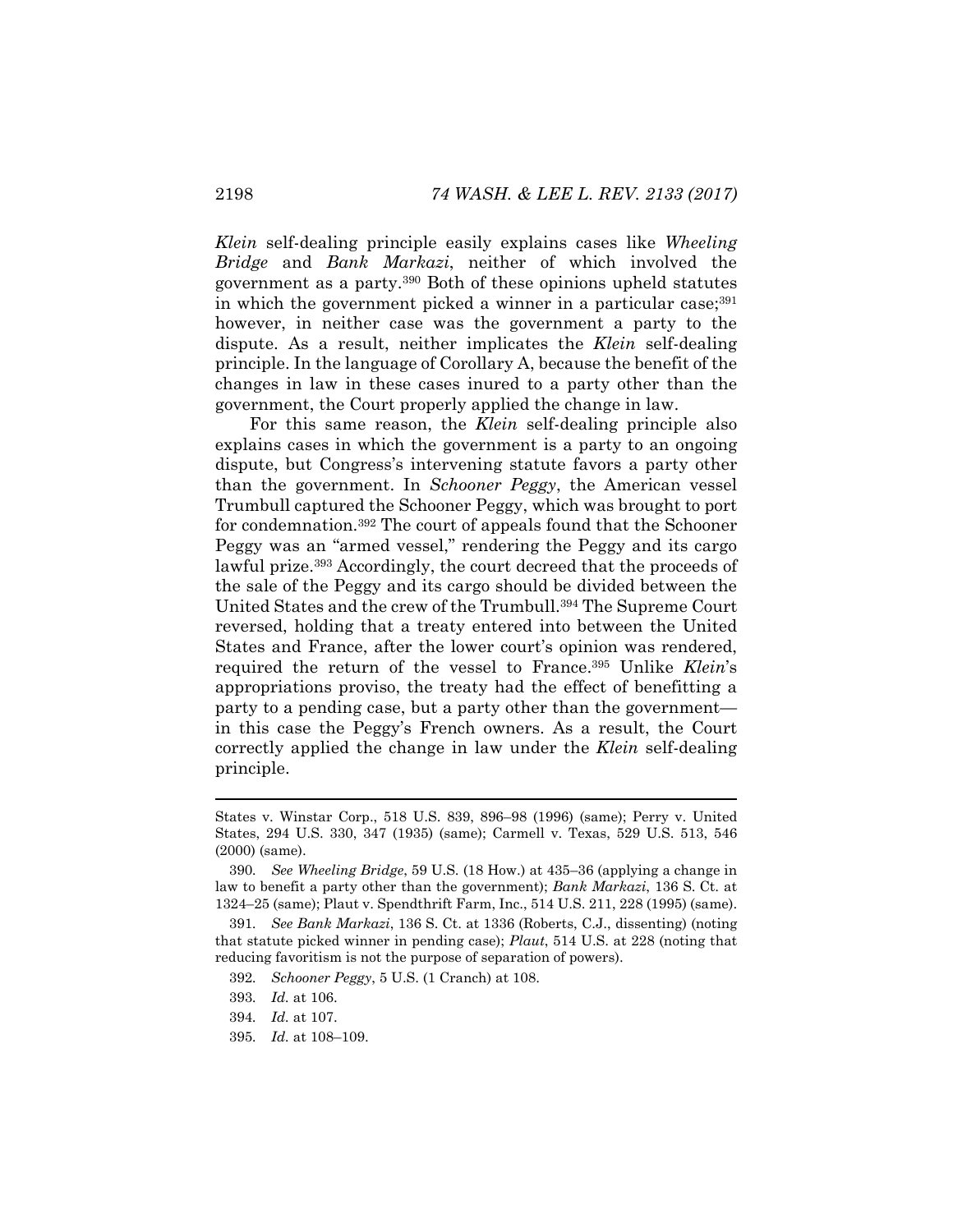*Klein* self-dealing principle easily explains cases like *Wheeling Bridge* and *Bank Markazi*, neither of which involved the government as a party.[390] Both of these opinions upheld statutes in which the government picked a winner in a particular case;[391] however, in neither case was the government a party to the dispute. As a result, neither implicates the *Klein* self-dealing principle. In the language of Corollary A, because the benefit of the changes in law in these cases inured to a party other than the government, the Court properly applied the change in law.

For this same reason, the *Klein* self-dealing principle also explains cases in which the government is a party to an ongoing dispute, but Congress's intervening statute favors a party other than the government. In *Schooner Peggy*, the American vessel Trumbull captured the Schooner Peggy, which was brought to port for condemnation.[392] The court of appeals found that the Schooner Peggy was an "armed vessel," rendering the Peggy and its cargo lawful prize.[393] Accordingly, the court decreed that the proceeds of the sale of the Peggy and its cargo should be divided between the United States and the crew of the Trumbull.[394] The Supreme Court reversed, holding that a treaty entered into between the United States and France, after the lower court's opinion was rendered, required the return of the vessel to France.[395] Unlike *Klein*'s appropriations proviso, the treaty had the effect of benefitting a party to a pending case, but a party other than the government—in this case the Peggy's French owners. As a result, the Court correctly applied the change in law under the *Klein* self-dealing principle.

---

States v. Winstar Corp., 518 U.S. 839, 896–98 (1996) (same); Perry v. United States, 294 U.S. 330, 347 (1935) (same); Carmell v. Texas, 529 U.S. 513, 546 (2000) (same).

390. *See Wheeling Bridge*, 59 U.S. (18 How.) at 435–36 (applying a change in law to benefit a party other than the government); *Bank Markazi*, 136 S. Ct. at 1324–25 (same); Plaut v. Spendthrift Farm, Inc., 514 U.S. 211, 228 (1995) (same).

391. *See Bank Markazi*, 136 S. Ct. at 1336 (Roberts, C.J., dissenting) (noting that statute picked winner in pending case); *Plaut*, 514 U.S. at 228 (noting that reducing favoritism is not the purpose of separation of powers).

392. *Schooner Peggy*, 5 U.S. (1 Cranch) at 108.

393. *Id.* at 106.

394. *Id.* at 107.

395. *Id.* at 108–109.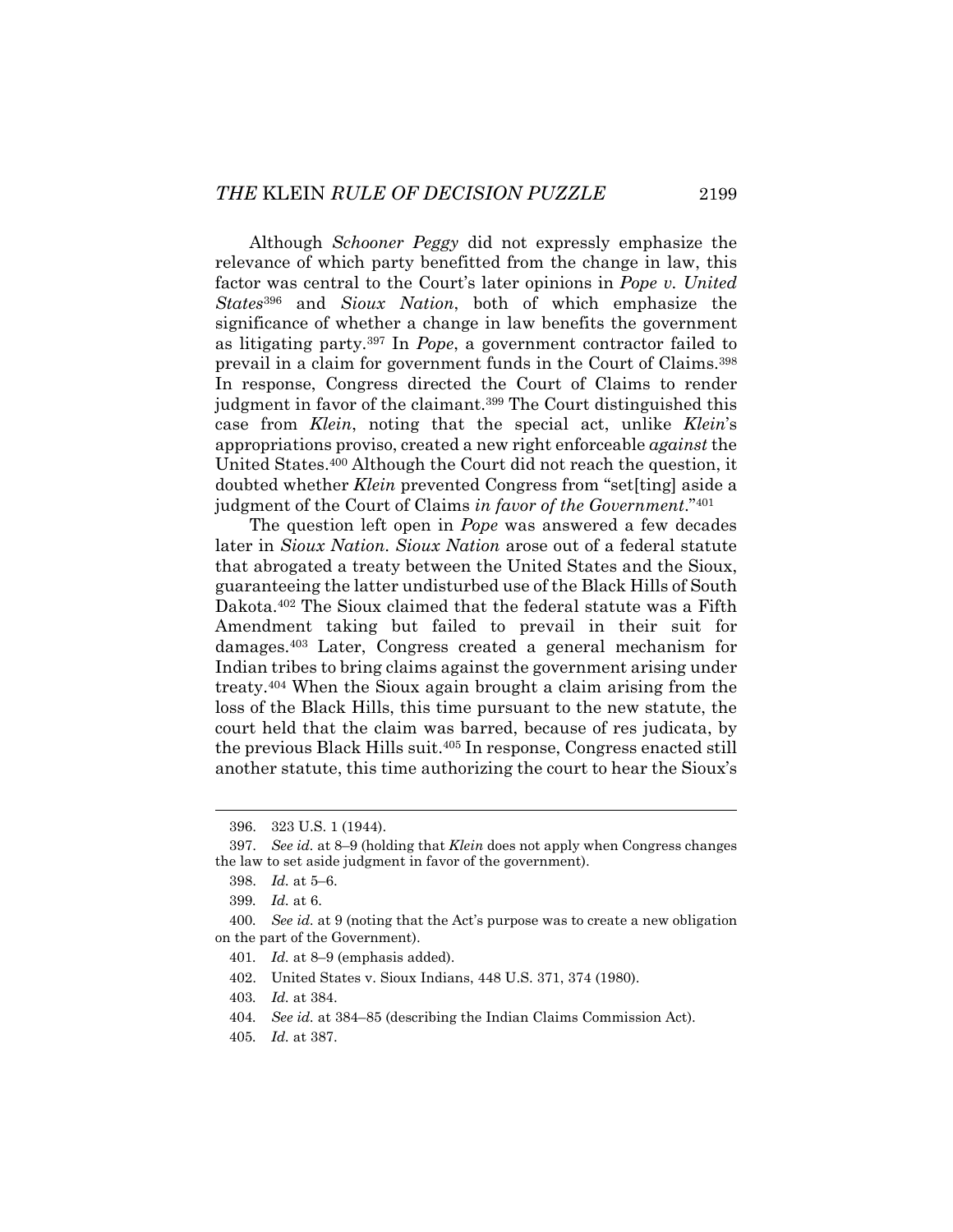Although *Schooner Peggy* did not expressly emphasize the relevance of which party benefitted from the change in law, this factor was central to the Court's later opinions in *Pope v. United States*[396] and *Sioux Nation*, both of which emphasize the significance of whether a change in law benefits the government as litigating party.[397] In *Pope*, a government contractor failed to prevail in a claim for government funds in the Court of Claims.[398] In response, Congress directed the Court of Claims to render judgment in favor of the claimant.[399] The Court distinguished this case from *Klein*, noting that the special act, unlike *Klein*'s appropriations proviso, created a new right enforceable *against* the United States.[400] Although the Court did not reach the question, it doubted whether *Klein* prevented Congress from "set[ting] aside a judgment of the Court of Claims *in favor of the Government*."[401]

The question left open in *Pope* was answered a few decades later in *Sioux Nation*. *Sioux Nation* arose out of a federal statute that abrogated a treaty between the United States and the Sioux, guaranteeing the latter undisturbed use of the Black Hills of South Dakota.[402] The Sioux claimed that the federal statute was a Fifth Amendment taking but failed to prevail in their suit for damages.[403] Later, Congress created a general mechanism for Indian tribes to bring claims against the government arising under treaty.[404] When the Sioux again brought a claim arising from the loss of the Black Hills, this time pursuant to the new statute, the court held that the claim was barred, because of res judicata, by the previous Black Hills suit.[405] In response, Congress enacted still another statute, this time authorizing the court to hear the Sioux's

---

396. 323 U.S. 1 (1944).

397. *See id.* at 8–9 (holding that *Klein* does not apply when Congress changes the law to set aside judgment in favor of the government).

398. *Id.* at 5–6.

399. *Id.* at 6.

400. *See id.* at 9 (noting that the Act's purpose was to create a new obligation on the part of the Government).

401. *Id.* at 8–9 (emphasis added).

402. United States v. Sioux Indians, 448 U.S. 371, 374 (1980).

403. *Id.* at 384.

404. *See id.* at 384–85 (describing the Indian Claims Commission Act).

405. *Id.* at 387.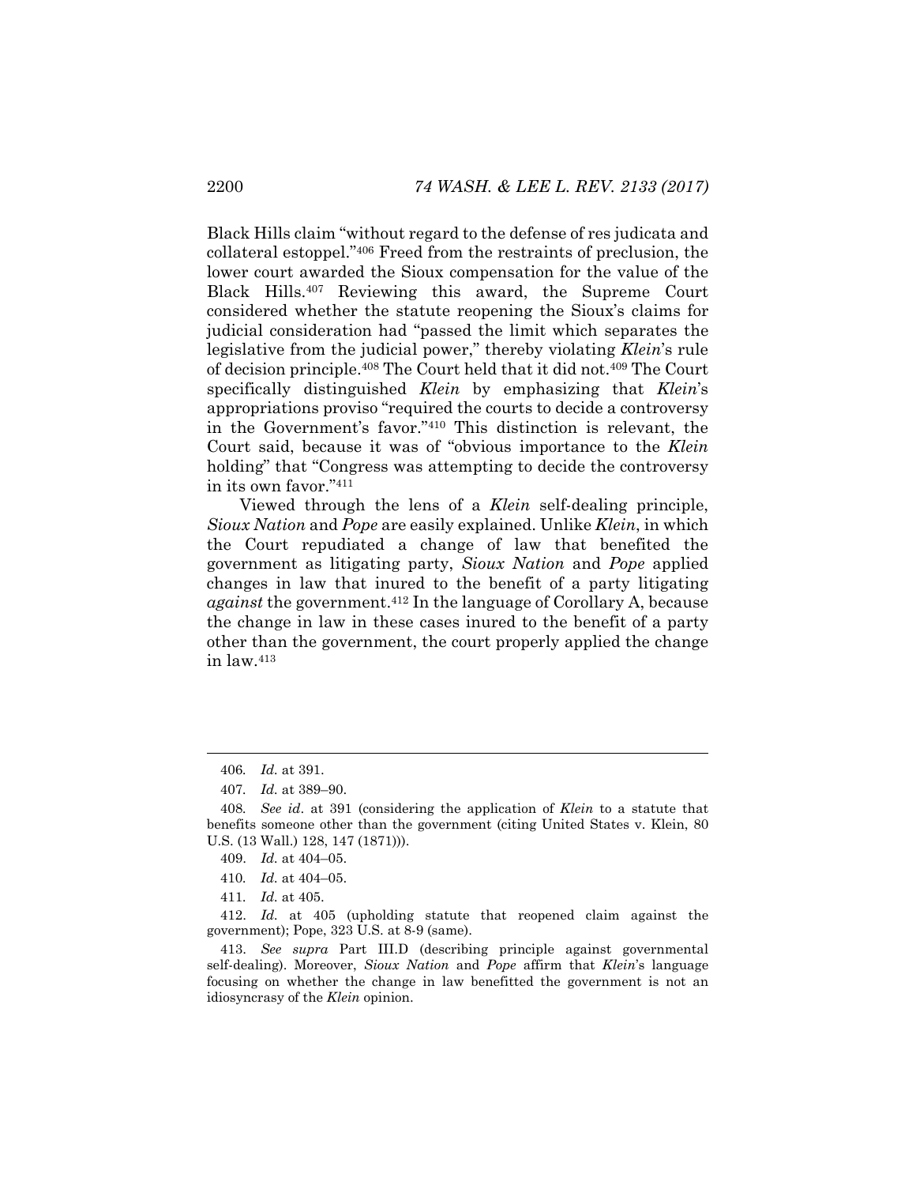Black Hills claim "without regard to the defense of res judicata and collateral estoppel."[406] Freed from the restraints of preclusion, the lower court awarded the Sioux compensation for the value of the Black Hills.[407] Reviewing this award, the Supreme Court considered whether the statute reopening the Sioux's claims for judicial consideration had "passed the limit which separates the legislative from the judicial power," thereby violating *Klein*'s rule of decision principle.[408] The Court held that it did not.[409] The Court specifically distinguished *Klein* by emphasizing that *Klein*'s appropriations proviso "required the courts to decide a controversy in the Government's favor."[410] This distinction is relevant, the Court said, because it was of "obvious importance to the *Klein* holding" that "Congress was attempting to decide the controversy in its own favor."[411]

Viewed through the lens of a *Klein* self-dealing principle, *Sioux Nation* and *Pope* are easily explained. Unlike *Klein*, in which the Court repudiated a change of law that benefited the government as litigating party, *Sioux Nation* and *Pope* applied changes in law that inured to the benefit of a party litigating *against* the government.[412] In the language of Corollary A, because the change in law in these cases inured to the benefit of a party other than the government, the court properly applied the change in law.[413]

---

406. *Id.* at 391.

407. *Id.* at 389–90.

408. *See id*. at 391 (considering the application of *Klein* to a statute that benefits someone other than the government (citing United States v. Klein, 80 U.S. (13 Wall.) 128, 147 (1871))).

409. *Id.* at 404–05.

410. *Id.* at 404–05.

411. *Id.* at 405.

412. *Id.* at 405 (upholding statute that reopened claim against the government); Pope, 323 U.S. at 8-9 (same).

413. *See supra* Part III.D (describing principle against governmental self-dealing). Moreover, *Sioux Nation* and *Pope* affirm that *Klein*'s language focusing on whether the change in law benefitted the government is not an idiosyncrasy of the *Klein* opinion.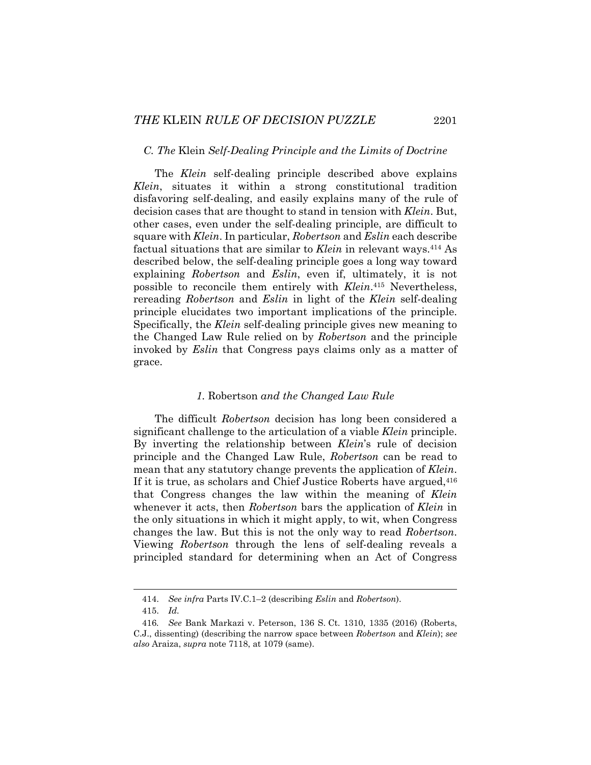### C. *The* Klein *Self-Dealing Principle and the Limits of Doctrine*

The *Klein* self-dealing principle described above explains *Klein*, situates it within a strong constitutional tradition disfavoring self-dealing, and easily explains many of the rule of decision cases that are thought to stand in tension with *Klein*. But, other cases, even under the self-dealing principle, are difficult to square with *Klein*. In particular, *Robertson* and *Eslin* each describe factual situations that are similar to *Klein* in relevant ways.[414] As described below, the self-dealing principle goes a long way toward explaining *Robertson* and *Eslin*, even if, ultimately, it is not possible to reconcile them entirely with *Klein*.[415] Nevertheless, rereading *Robertson* and *Eslin* in light of the *Klein* self-dealing principle elucidates two important implications of the principle. Specifically, the *Klein* self-dealing principle gives new meaning to the Changed Law Rule relied on by *Robertson* and the principle invoked by *Eslin* that Congress pays claims only as a matter of grace.

#### *1.* Robertson *and the Changed Law Rule*

The difficult *Robertson* decision has long been considered a significant challenge to the articulation of a viable *Klein* principle. By inverting the relationship between *Klein*'s rule of decision principle and the Changed Law Rule, *Robertson* can be read to mean that any statutory change prevents the application of *Klein*. If it is true, as scholars and Chief Justice Roberts have argued,[416] that Congress changes the law within the meaning of *Klein* whenever it acts, then *Robertson* bars the application of *Klein* in the only situations in which it might apply, to wit, when Congress changes the law. But this is not the only way to read *Robertson*. Viewing *Robertson* through the lens of self-dealing reveals a principled standard for determining when an Act of Congress

---

414. *See infra* Parts IV.C.1–2 (describing *Eslin* and *Robertson*).

415. *Id.*

416. *See* Bank Markazi v. Peterson, 136 S. Ct. 1310, 1335 (2016) (Roberts, C.J., dissenting) (describing the narrow space between *Robertson* and *Klein*); *see also* Araiza, *supra* note 7118, at 1079 (same).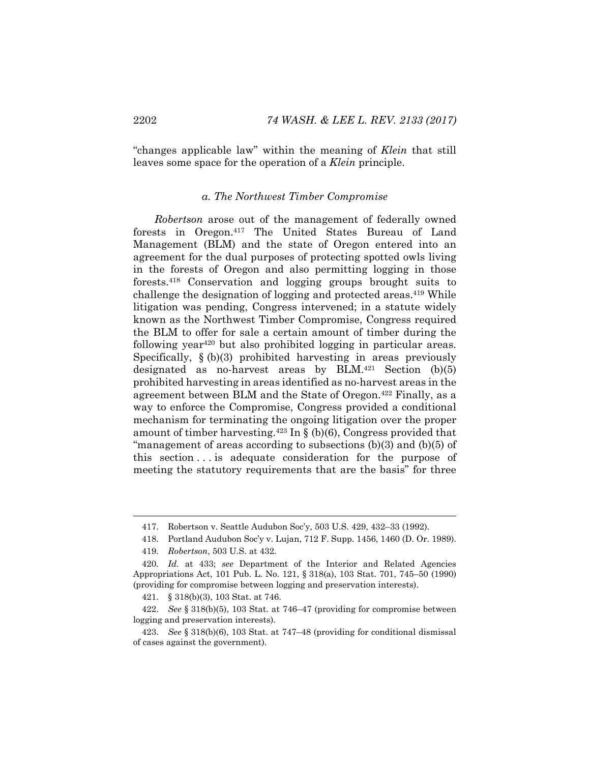"changes applicable law" within the meaning of *Klein* that still leaves some space for the operation of a *Klein* principle.

#### *a. The Northwest Timber Compromise*

*Robertson* arose out of the management of federally owned forests in Oregon.[417] The United States Bureau of Land Management (BLM) and the state of Oregon entered into an agreement for the dual purposes of protecting spotted owls living in the forests of Oregon and also permitting logging in those forests.[418] Conservation and logging groups brought suits to challenge the designation of logging and protected areas.[419] While litigation was pending, Congress intervened; in a statute widely known as the Northwest Timber Compromise, Congress required the BLM to offer for sale a certain amount of timber during the following year[420] but also prohibited logging in particular areas. Specifically, § (b)(3) prohibited harvesting in areas previously designated as no-harvest areas by BLM.[421] Section (b)(5) prohibited harvesting in areas identified as no-harvest areas in the agreement between BLM and the State of Oregon.[422] Finally, as a way to enforce the Compromise, Congress provided a conditional mechanism for terminating the ongoing litigation over the proper amount of timber harvesting.[423] In § (b)(6), Congress provided that "management of areas according to subsections (b)(3) and (b)(5) of this section . . . is adequate consideration for the purpose of meeting the statutory requirements that are the basis" for three

---

417. Robertson v. Seattle Audubon Soc'y, 503 U.S. 429, 432–33 (1992).

418. Portland Audubon Soc'y v. Lujan, 712 F. Supp. 1456, 1460 (D. Or. 1989).

419. *Robertson*, 503 U.S. at 432.

420. *Id.* at 433; *see* Department of the Interior and Related Agencies Appropriations Act, 101 Pub. L. No. 121, § 318(a), 103 Stat. 701, 745–50 (1990) (providing for compromise between logging and preservation interests).

421. § 318(b)(3), 103 Stat. at 746.

422. *See* § 318(b)(5), 103 Stat. at 746–47 (providing for compromise between logging and preservation interests).

423. *See* § 318(b)(6), 103 Stat. at 747–48 (providing for conditional dismissal of cases against the government).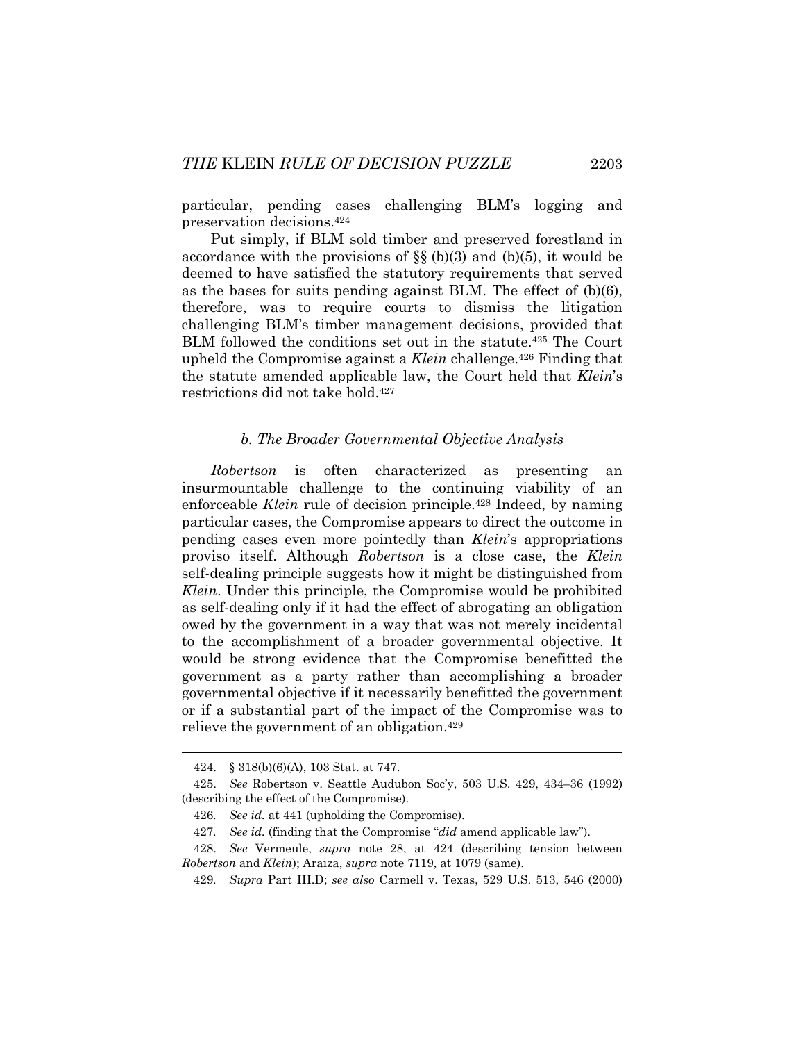particular, pending cases challenging BLM's logging and preservation decisions.[424]

Put simply, if BLM sold timber and preserved forestland in accordance with the provisions of §§ (b)(3) and (b)(5), it would be deemed to have satisfied the statutory requirements that served as the bases for suits pending against BLM. The effect of (b)(6), therefore, was to require courts to dismiss the litigation challenging BLM's timber management decisions, provided that BLM followed the conditions set out in the statute.[425] The Court upheld the Compromise against a *Klein* challenge.[426] Finding that the statute amended applicable law, the Court held that *Klein*'s restrictions did not take hold.[427]

### *b. The Broader Governmental Objective Analysis*

*Robertson* is often characterized as presenting an insurmountable challenge to the continuing viability of an enforceable *Klein* rule of decision principle.[428] Indeed, by naming particular cases, the Compromise appears to direct the outcome in pending cases even more pointedly than *Klein*'s appropriations proviso itself. Although *Robertson* is a close case, the *Klein* self-dealing principle suggests how it might be distinguished from *Klein*. Under this principle, the Compromise would be prohibited as self-dealing only if it had the effect of abrogating an obligation owed by the government in a way that was not merely incidental to the accomplishment of a broader governmental objective. It would be strong evidence that the Compromise benefitted the government as a party rather than accomplishing a broader governmental objective if it necessarily benefitted the government or if a substantial part of the impact of the Compromise was to relieve the government of an obligation.[429]

---

424. § 318(b)(6)(A), 103 Stat. at 747.

425. *See* Robertson v. Seattle Audubon Soc'y, 503 U.S. 429, 434–36 (1992) (describing the effect of the Compromise).

426. *See id.* at 441 (upholding the Compromise).

427. *See id.* (finding that the Compromise "*did* amend applicable law").

428. *See* Vermeule, *supra* note 28, at 424 (describing tension between *Robertson* and *Klein*); Araiza, *supra* note 7119, at 1079 (same).

429. *Supra* Part III.D; *see also* Carmell v. Texas, 529 U.S. 513, 546 (2000)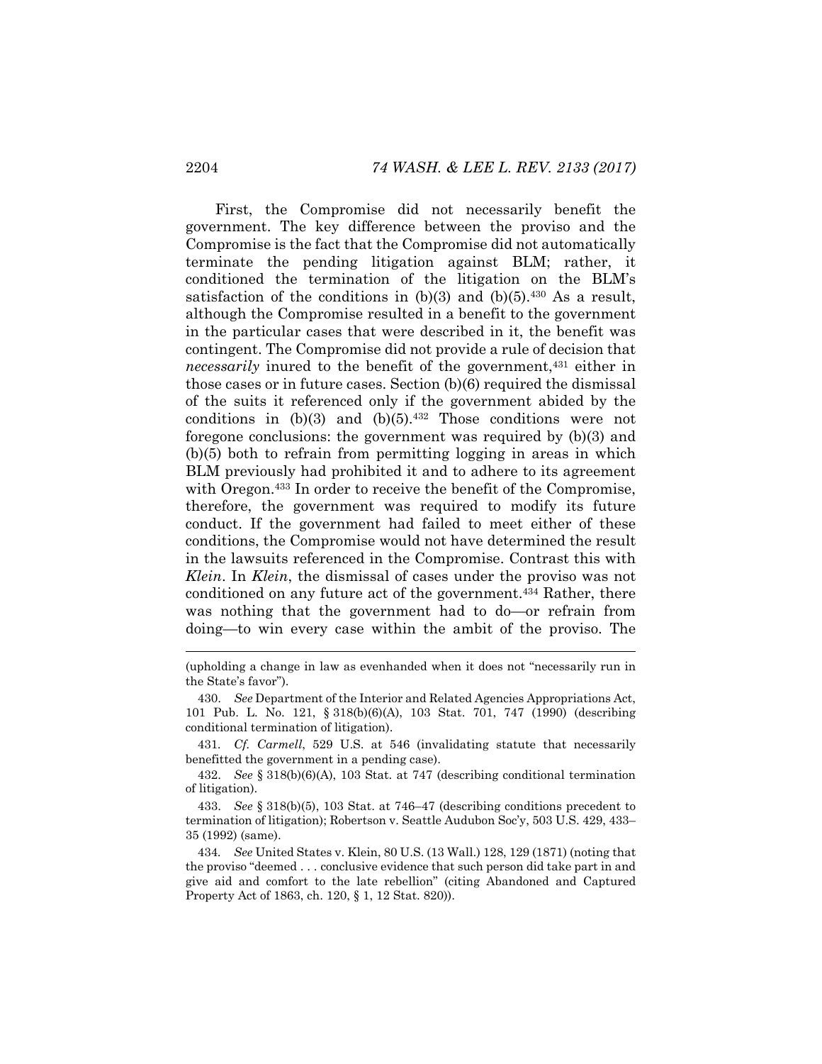First, the Compromise did not necessarily benefit the government. The key difference between the proviso and the Compromise is the fact that the Compromise did not automatically terminate the pending litigation against BLM; rather, it conditioned the termination of the litigation on the BLM's satisfaction of the conditions in (b)(3) and (b)(5).[430] As a result, although the Compromise resulted in a benefit to the government in the particular cases that were described in it, the benefit was contingent. The Compromise did not provide a rule of decision that *necessarily* inured to the benefit of the government,[431] either in those cases or in future cases. Section (b)(6) required the dismissal of the suits it referenced only if the government abided by the conditions in (b)(3) and (b)(5).[432] Those conditions were not foregone conclusions: the government was required by (b)(3) and (b)(5) both to refrain from permitting logging in areas in which BLM previously had prohibited it and to adhere to its agreement with Oregon.[433] In order to receive the benefit of the Compromise, therefore, the government was required to modify its future conduct. If the government had failed to meet either of these conditions, the Compromise would not have determined the result in the lawsuits referenced in the Compromise. Contrast this with *Klein*. In *Klein*, the dismissal of cases under the proviso was not conditioned on any future act of the government.[434] Rather, there was nothing that the government had to do—or refrain from doing—to win every case within the ambit of the proviso. The

---

(upholding a change in law as evenhanded when it does not "necessarily run in the State's favor").

430. *See* Department of the Interior and Related Agencies Appropriations Act, 101 Pub. L. No. 121, § 318(b)(6)(A), 103 Stat. 701, 747 (1990) (describing conditional termination of litigation).

431. *Cf. Carmell*, 529 U.S. at 546 (invalidating statute that necessarily benefitted the government in a pending case).

432. *See* § 318(b)(6)(A), 103 Stat. at 747 (describing conditional termination of litigation).

433. *See* § 318(b)(5), 103 Stat. at 746–47 (describing conditions precedent to termination of litigation); Robertson v. Seattle Audubon Soc'y, 503 U.S. 429, 433–35 (1992) (same).

434. *See* United States v. Klein, 80 U.S. (13 Wall.) 128, 129 (1871) (noting that the proviso "deemed . . . conclusive evidence that such person did take part in and give aid and comfort to the late rebellion" (citing Abandoned and Captured Property Act of 1863, ch. 120, § 1, 12 Stat. 820)).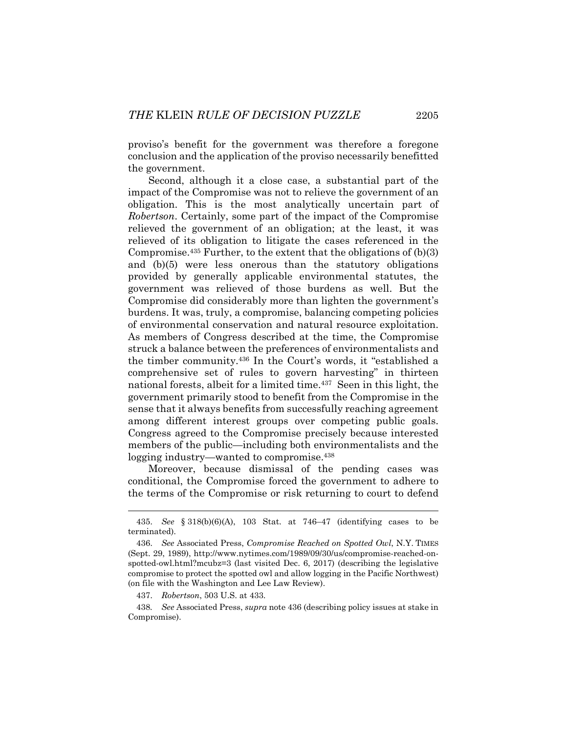proviso's benefit for the government was therefore a foregone conclusion and the application of the proviso necessarily benefitted the government.

Second, although it a close case, a substantial part of the impact of the Compromise was not to relieve the government of an obligation. This is the most analytically uncertain part of *Robertson*. Certainly, some part of the impact of the Compromise relieved the government of an obligation; at the least, it was relieved of its obligation to litigate the cases referenced in the Compromise.[435] Further, to the extent that the obligations of (b)(3) and (b)(5) were less onerous than the statutory obligations provided by generally applicable environmental statutes, the government was relieved of those burdens as well. But the Compromise did considerably more than lighten the government's burdens. It was, truly, a compromise, balancing competing policies of environmental conservation and natural resource exploitation. As members of Congress described at the time, the Compromise struck a balance between the preferences of environmentalists and the timber community.[436] In the Court's words, it "established a comprehensive set of rules to govern harvesting" in thirteen national forests, albeit for a limited time.[437] Seen in this light, the government primarily stood to benefit from the Compromise in the sense that it always benefits from successfully reaching agreement among different interest groups over competing public goals. Congress agreed to the Compromise precisely because interested members of the public—including both environmentalists and the logging industry—wanted to compromise.[438]

Moreover, because dismissal of the pending cases was conditional, the Compromise forced the government to adhere to the terms of the Compromise or risk returning to court to defend

---

435. *See* § 318(b)(6)(A), 103 Stat. at 746–47 (identifying cases to be terminated).

436. *See* Associated Press, *Compromise Reached on Spotted Owl*, N.Y. TIMES (Sept. 29, 1989), http://www.nytimes.com/1989/09/30/us/compromise-reached-on-spotted-owl.html?mcubz=3 (last visited Dec. 6, 2017) (describing the legislative compromise to protect the spotted owl and allow logging in the Pacific Northwest) (on file with the Washington and Lee Law Review).

437. *Robertson*, 503 U.S. at 433.

438. *See* Associated Press, *supra* note 436 (describing policy issues at stake in Compromise).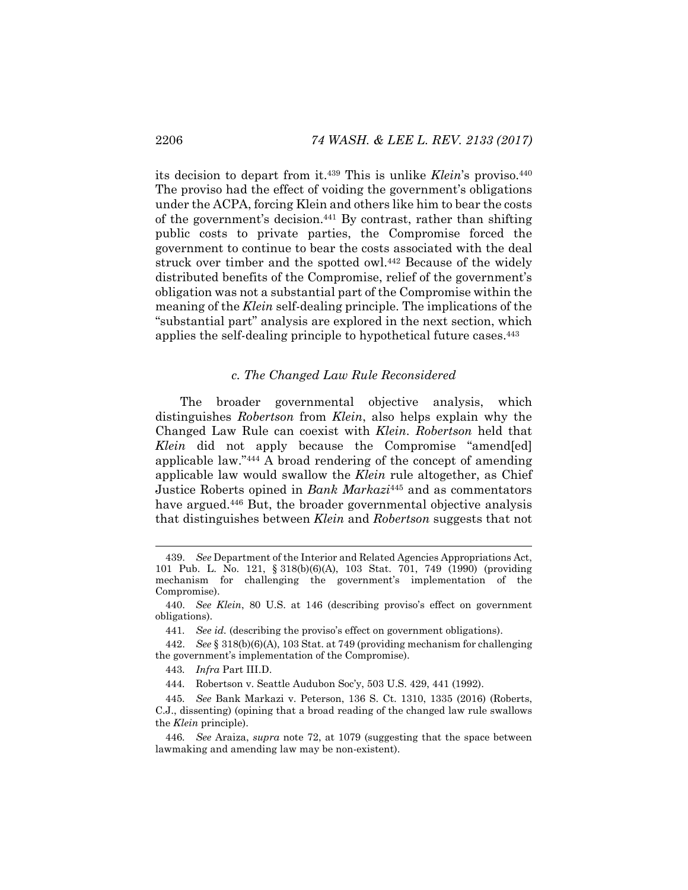its decision to depart from it.[439] This is unlike *Klein*'s proviso.[440] The proviso had the effect of voiding the government's obligations under the ACPA, forcing Klein and others like him to bear the costs of the government's decision.[441] By contrast, rather than shifting public costs to private parties, the Compromise forced the government to continue to bear the costs associated with the deal struck over timber and the spotted owl.[442] Because of the widely distributed benefits of the Compromise, relief of the government's obligation was not a substantial part of the Compromise within the meaning of the *Klein* self-dealing principle. The implications of the "substantial part" analysis are explored in the next section, which applies the self-dealing principle to hypothetical future cases.[443]

#### *c. The Changed Law Rule Reconsidered*

The broader governmental objective analysis, which distinguishes *Robertson* from *Klein*, also helps explain why the Changed Law Rule can coexist with *Klein*. *Robertson* held that *Klein* did not apply because the Compromise "amend[ed] applicable law."[444] A broad rendering of the concept of amending applicable law would swallow the *Klein* rule altogether, as Chief Justice Roberts opined in *Bank Markazi*[445] and as commentators have argued.[446] But, the broader governmental objective analysis that distinguishes between *Klein* and *Robertson* suggests that not

---

439. *See* Department of the Interior and Related Agencies Appropriations Act, 101 Pub. L. No. 121, § 318(b)(6)(A), 103 Stat. 701, 749 (1990) (providing mechanism for challenging the government's implementation of the Compromise).

440. *See Klein*, 80 U.S. at 146 (describing proviso's effect on government obligations).

441. *See id.* (describing the proviso's effect on government obligations).

442. *See* § 318(b)(6)(A), 103 Stat. at 749 (providing mechanism for challenging the government's implementation of the Compromise).

443. *Infra* Part III.D.

444. Robertson v. Seattle Audubon Soc'y, 503 U.S. 429, 441 (1992).

445. *See* Bank Markazi v. Peterson, 136 S. Ct. 1310, 1335 (2016) (Roberts, C.J., dissenting) (opining that a broad reading of the changed law rule swallows the *Klein* principle).

446. *See* Araiza, *supra* note 72, at 1079 (suggesting that the space between lawmaking and amending law may be non-existent).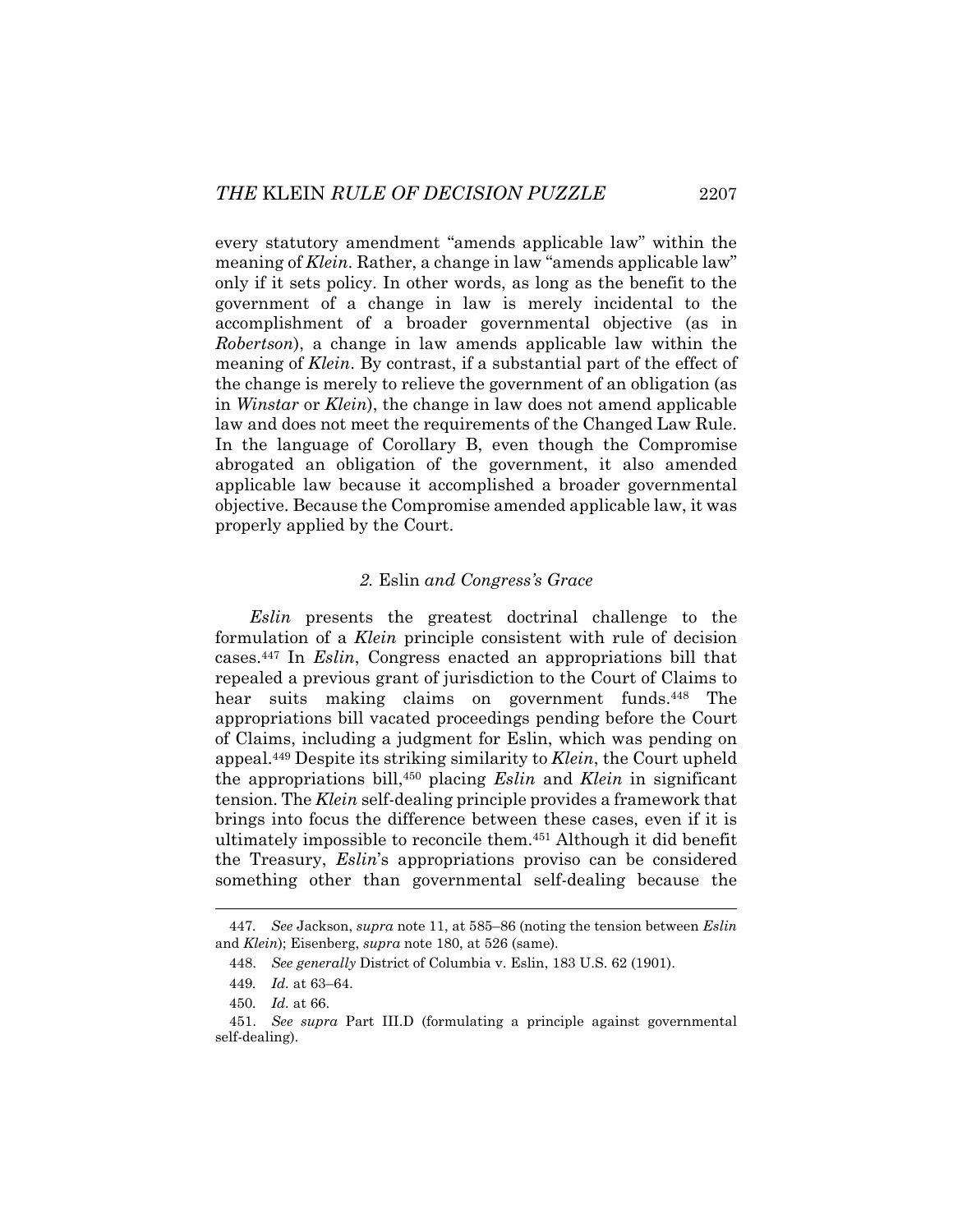every statutory amendment "amends applicable law" within the meaning of *Klein*. Rather, a change in law "amends applicable law" only if it sets policy. In other words, as long as the benefit to the government of a change in law is merely incidental to the accomplishment of a broader governmental objective (as in *Robertson*), a change in law amends applicable law within the meaning of *Klein*. By contrast, if a substantial part of the effect of the change is merely to relieve the government of an obligation (as in *Winstar* or *Klein*), the change in law does not amend applicable law and does not meet the requirements of the Changed Law Rule. In the language of Corollary B, even though the Compromise abrogated an obligation of the government, it also amended applicable law because it accomplished a broader governmental objective. Because the Compromise amended applicable law, it was properly applied by the Court.

### *2.* Eslin *and Congress's Grace*

*Eslin* presents the greatest doctrinal challenge to the formulation of a *Klein* principle consistent with rule of decision cases.[447] In *Eslin*, Congress enacted an appropriations bill that repealed a previous grant of jurisdiction to the Court of Claims to hear suits making claims on government funds.[448] The appropriations bill vacated proceedings pending before the Court of Claims, including a judgment for Eslin, which was pending on appeal.[449] Despite its striking similarity to *Klein*, the Court upheld the appropriations bill,[450] placing *Eslin* and *Klein* in significant tension. The *Klein* self-dealing principle provides a framework that brings into focus the difference between these cases, even if it is ultimately impossible to reconcile them.[451] Although it did benefit the Treasury, *Eslin*'s appropriations proviso can be considered something other than governmental self-dealing because the

---

447. *See* Jackson, *supra* note 11, at 585–86 (noting the tension between *Eslin* and *Klein*); Eisenberg, *supra* note 180, at 526 (same).

448. *See generally* District of Columbia v. Eslin, 183 U.S. 62 (1901).

449. *Id.* at 63–64.

450. *Id.* at 66.

451. *See supra* Part III.D (formulating a principle against governmental self-dealing).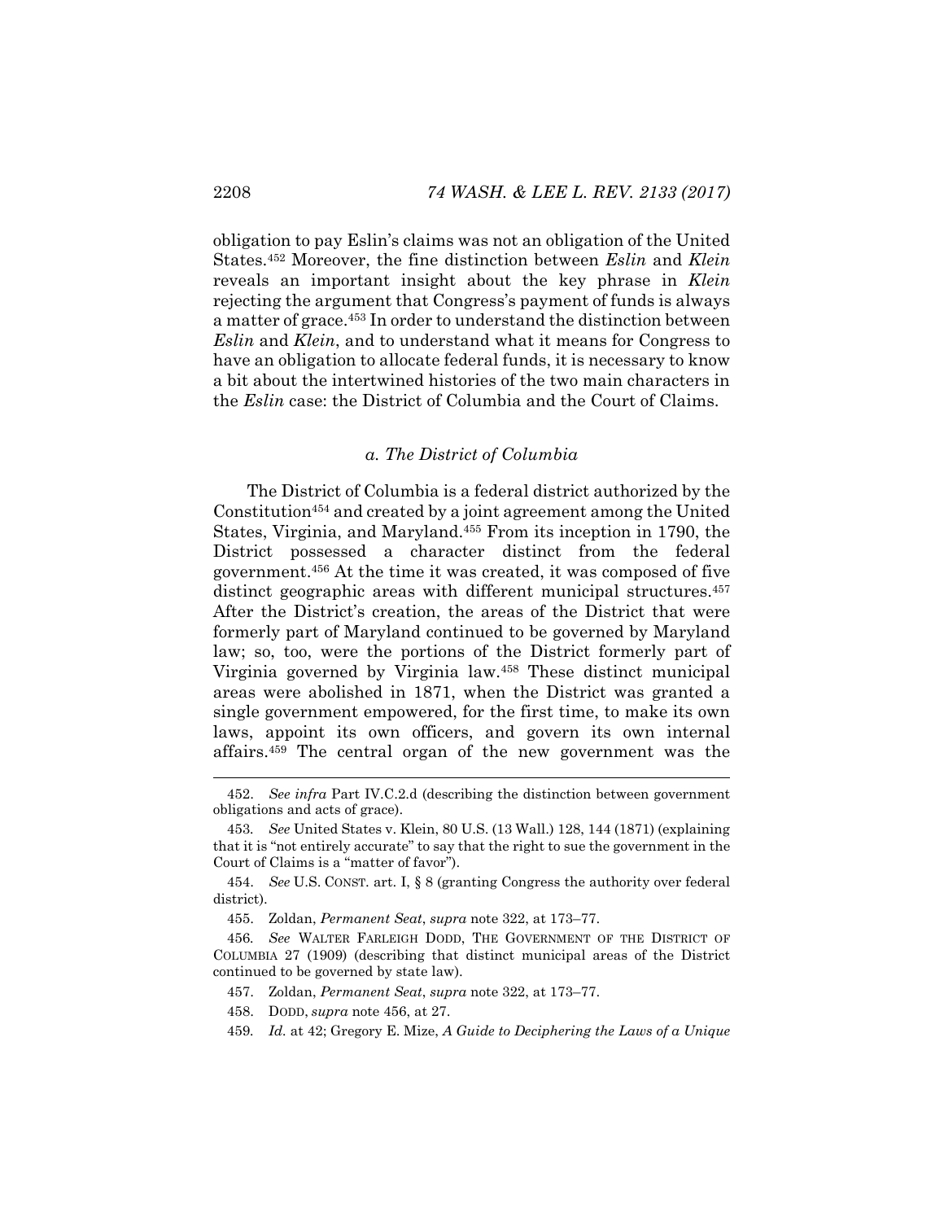obligation to pay Eslin's claims was not an obligation of the United States.[452] Moreover, the fine distinction between *Eslin* and *Klein* reveals an important insight about the key phrase in *Klein* rejecting the argument that Congress's payment of funds is always a matter of grace.[453] In order to understand the distinction between *Eslin* and *Klein*, and to understand what it means for Congress to have an obligation to allocate federal funds, it is necessary to know a bit about the intertwined histories of the two main characters in the *Eslin* case: the District of Columbia and the Court of Claims.

### *a. The District of Columbia*

The District of Columbia is a federal district authorized by the Constitution[454] and created by a joint agreement among the United States, Virginia, and Maryland.[455] From its inception in 1790, the District possessed a character distinct from the federal government.[456] At the time it was created, it was composed of five distinct geographic areas with different municipal structures.[457] After the District's creation, the areas of the District that were formerly part of Maryland continued to be governed by Maryland law; so, too, were the portions of the District formerly part of Virginia governed by Virginia law.[458] These distinct municipal areas were abolished in 1871, when the District was granted a single government empowered, for the first time, to make its own laws, appoint its own officers, and govern its own internal affairs.[459] The central organ of the new government was the

---

452. *See infra* Part IV.C.2.d (describing the distinction between government obligations and acts of grace).

453. *See* United States v. Klein, 80 U.S. (13 Wall.) 128, 144 (1871) (explaining that it is "not entirely accurate" to say that the right to sue the government in the Court of Claims is a "matter of favor").

454. *See* U.S. CONST. art. I, § 8 (granting Congress the authority over federal district).

455. Zoldan, *Permanent Seat*, *supra* note 322, at 173–77.

456. *See* WALTER FARLEIGH DODD, THE GOVERNMENT OF THE DISTRICT OF COLUMBIA 27 (1909) (describing that distinct municipal areas of the District continued to be governed by state law).

457. Zoldan, *Permanent Seat*, *supra* note 322, at 173–77.

458. DODD, *supra* note 456, at 27.

459. *Id.* at 42; Gregory E. Mize, *A Guide to Deciphering the Laws of a Unique*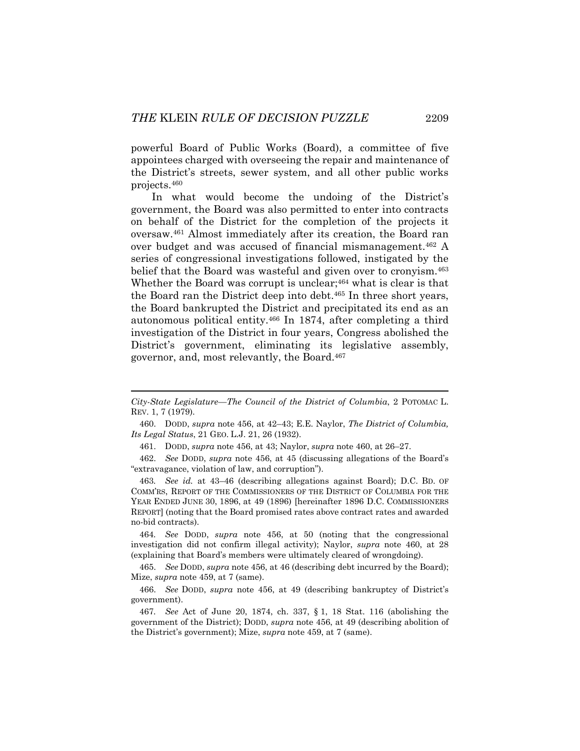powerful Board of Public Works (Board), a committee of five appointees charged with overseeing the repair and maintenance of the District's streets, sewer system, and all other public works projects.[460]

In what would become the undoing of the District's government, the Board was also permitted to enter into contracts on behalf of the District for the completion of the projects it oversaw.[461] Almost immediately after its creation, the Board ran over budget and was accused of financial mismanagement.[462] A series of congressional investigations followed, instigated by the belief that the Board was wasteful and given over to cronyism.[463] Whether the Board was corrupt is unclear;[464] what is clear is that the Board ran the District deep into debt.[465] In three short years, the Board bankrupted the District and precipitated its end as an autonomous political entity.[466] In 1874, after completing a third investigation of the District in four years, Congress abolished the District's government, eliminating its legislative assembly, governor, and, most relevantly, the Board.[467]

---

*City-State Legislature—The Council of the District of Columbia*, 2 POTOMAC L. REV. 1, 7 (1979).

460. DODD, *supra* note 456, at 42–43; E.E. Naylor, *The District of Columbia, Its Legal Status*, 21 GEO. L.J. 21, 26 (1932).

461. DODD, *supra* note 456, at 43; Naylor, *supra* note 460, at 26–27.

462. *See* DODD, *supra* note 456, at 45 (discussing allegations of the Board's "extravagance, violation of law, and corruption").

463. *See id.* at 43–46 (describing allegations against Board); D.C. BD. OF COMM'RS, REPORT OF THE COMMISSIONERS OF THE DISTRICT OF COLUMBIA FOR THE YEAR ENDED JUNE 30, 1896, at 49 (1896) [hereinafter 1896 D.C. COMMISSIONERS REPORT] (noting that the Board promised rates above contract rates and awarded no-bid contracts).

464. *See* DODD, *supra* note 456, at 50 (noting that the congressional investigation did not confirm illegal activity); Naylor, *supra* note 460, at 28 (explaining that Board's members were ultimately cleared of wrongdoing).

465. *See* DODD, *supra* note 456, at 46 (describing debt incurred by the Board); Mize, *supra* note 459, at 7 (same).

466. *See* DODD, *supra* note 456, at 49 (describing bankruptcy of District's government).

467. *See* Act of June 20, 1874, ch. 337, § 1, 18 Stat. 116 (abolishing the government of the District); DODD, *supra* note 456, at 49 (describing abolition of the District's government); Mize, *supra* note 459, at 7 (same).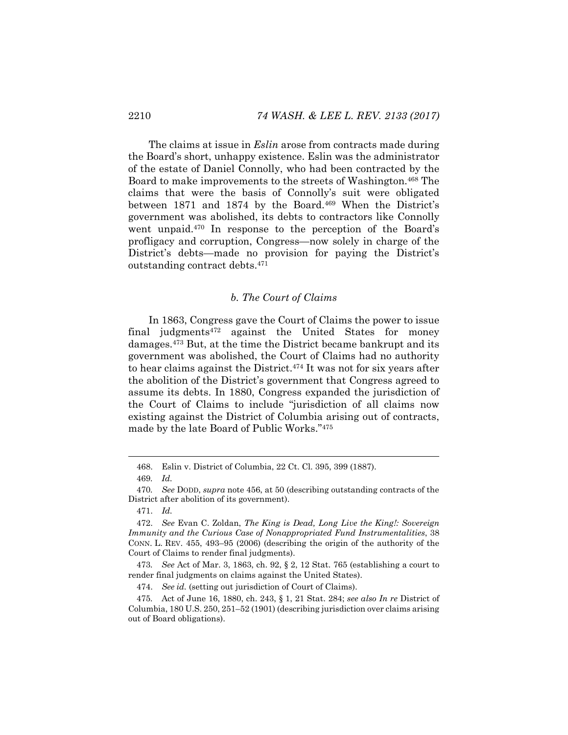The claims at issue in *Eslin* arose from contracts made during the Board's short, unhappy existence. Eslin was the administrator of the estate of Daniel Connolly, who had been contracted by the Board to make improvements to the streets of Washington.[468] The claims that were the basis of Connolly's suit were obligated between 1871 and 1874 by the Board.[469] When the District's government was abolished, its debts to contractors like Connolly went unpaid.[470] In response to the perception of the Board's profligacy and corruption, Congress—now solely in charge of the District's debts—made no provision for paying the District's outstanding contract debts.[471]

### *b. The Court of Claims*

In 1863, Congress gave the Court of Claims the power to issue final judgments[472] against the United States for money damages.[473] But, at the time the District became bankrupt and its government was abolished, the Court of Claims had no authority to hear claims against the District.[474] It was not for six years after the abolition of the District's government that Congress agreed to assume its debts. In 1880, Congress expanded the jurisdiction of the Court of Claims to include "jurisdiction of all claims now existing against the District of Columbia arising out of contracts, made by the late Board of Public Works."[475]

---

468. Eslin v. District of Columbia, 22 Ct. Cl. 395, 399 (1887).

469. *Id.*

470. *See* DODD, *supra* note 456, at 50 (describing outstanding contracts of the District after abolition of its government).

471. *Id.*

472. *See* Evan C. Zoldan, *The King is Dead, Long Live the King!: Sovereign Immunity and the Curious Case of Nonappropriated Fund Instrumentalities*, 38 CONN. L. REV. 455, 493–95 (2006) (describing the origin of the authority of the Court of Claims to render final judgments).

473. *See* Act of Mar. 3, 1863, ch. 92, § 2, 12 Stat. 765 (establishing a court to render final judgments on claims against the United States).

474. *See id.* (setting out jurisdiction of Court of Claims).

475. Act of June 16, 1880, ch. 243, § 1, 21 Stat. 284; *see also In re* District of Columbia, 180 U.S. 250, 251–52 (1901) (describing jurisdiction over claims arising out of Board obligations).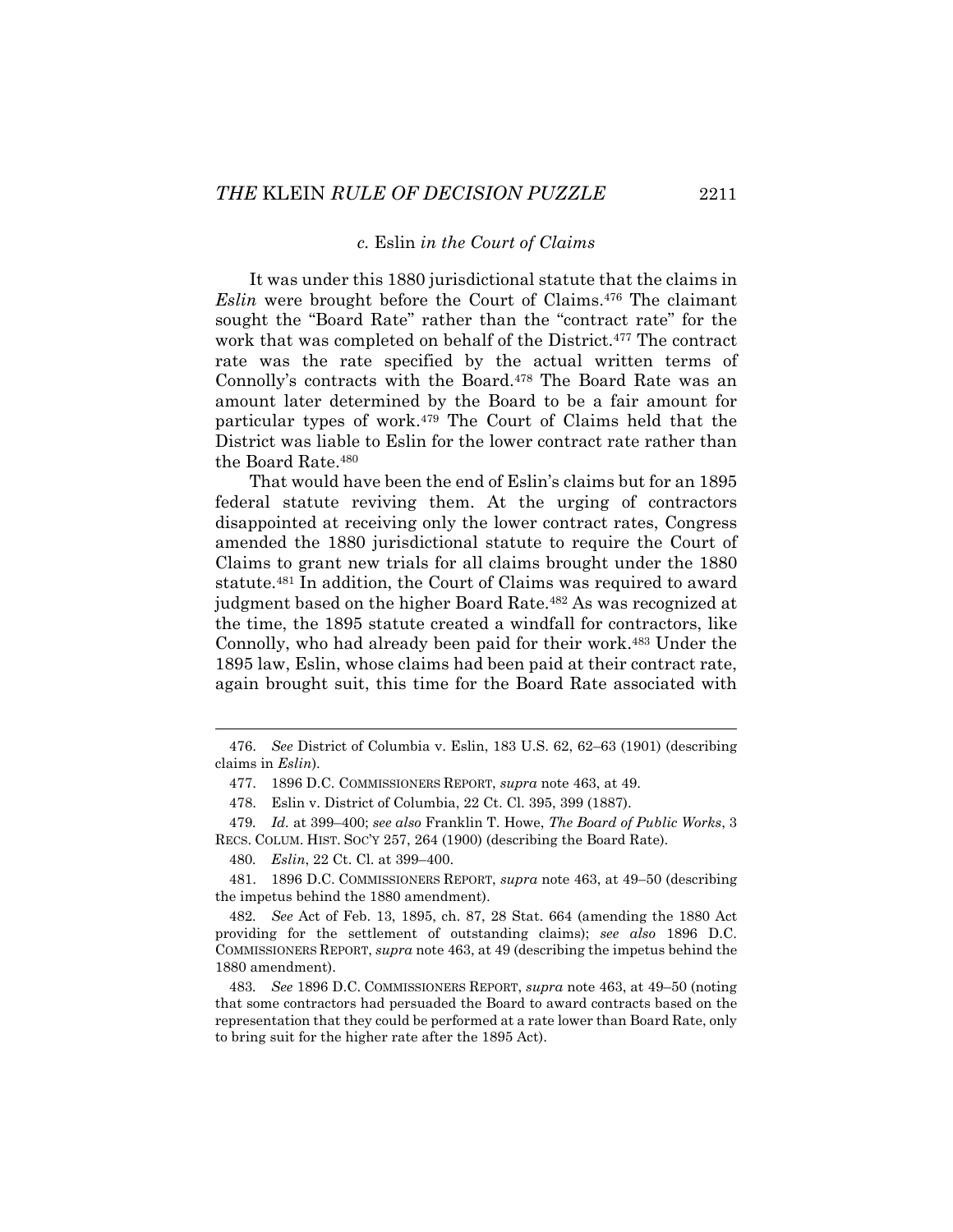#### *c.* Eslin *in the Court of Claims*

It was under this 1880 jurisdictional statute that the claims in *Eslin* were brought before the Court of Claims.[476] The claimant sought the "Board Rate" rather than the "contract rate" for the work that was completed on behalf of the District.[477] The contract rate was the rate specified by the actual written terms of Connolly's contracts with the Board.[478] The Board Rate was an amount later determined by the Board to be a fair amount for particular types of work.[479] The Court of Claims held that the District was liable to Eslin for the lower contract rate rather than the Board Rate.[480]

That would have been the end of Eslin's claims but for an 1895 federal statute reviving them. At the urging of contractors disappointed at receiving only the lower contract rates, Congress amended the 1880 jurisdictional statute to require the Court of Claims to grant new trials for all claims brought under the 1880 statute.[481] In addition, the Court of Claims was required to award judgment based on the higher Board Rate.[482] As was recognized at the time, the 1895 statute created a windfall for contractors, like Connolly, who had already been paid for their work.[483] Under the 1895 law, Eslin, whose claims had been paid at their contract rate, again brought suit, this time for the Board Rate associated with

---

476. *See* District of Columbia v. Eslin, 183 U.S. 62, 62–63 (1901) (describing claims in *Eslin*).

477. 1896 D.C. COMMISSIONERS REPORT, *supra* note 463, at 49.

478. Eslin v. District of Columbia, 22 Ct. Cl. 395, 399 (1887).

479. *Id.* at 399–400; *see also* Franklin T. Howe, *The Board of Public Works*, 3 RECS. COLUM. HIST. SOC'Y 257, 264 (1900) (describing the Board Rate).

480. *Eslin*, 22 Ct. Cl. at 399–400.

481. 1896 D.C. COMMISSIONERS REPORT, *supra* note 463, at 49–50 (describing the impetus behind the 1880 amendment).

482. *See* Act of Feb. 13, 1895, ch. 87, 28 Stat. 664 (amending the 1880 Act providing for the settlement of outstanding claims); *see also* 1896 D.C. COMMISSIONERS REPORT, *supra* note 463, at 49 (describing the impetus behind the 1880 amendment).

483. *See* 1896 D.C. COMMISSIONERS REPORT, *supra* note 463, at 49–50 (noting that some contractors had persuaded the Board to award contracts based on the representation that they could be performed at a rate lower than Board Rate, only to bring suit for the higher rate after the 1895 Act).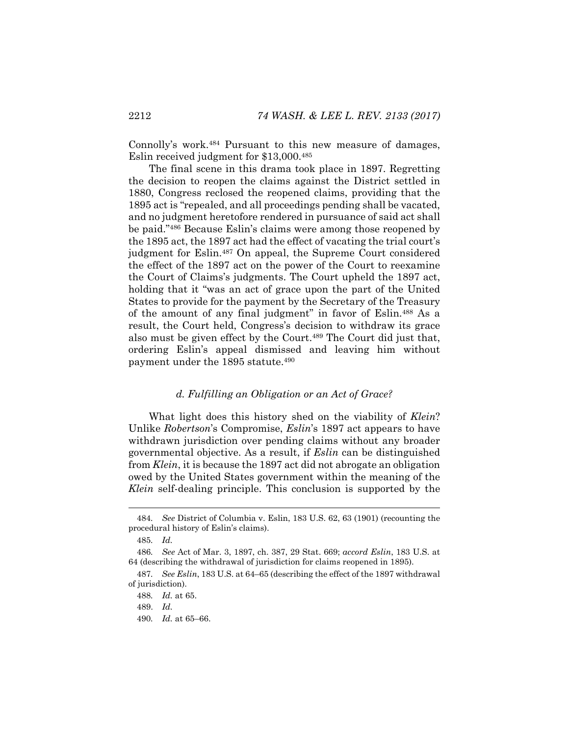Connolly's work.[484] Pursuant to this new measure of damages, Eslin received judgment for $13,000.[485]

The final scene in this drama took place in 1897. Regretting the decision to reopen the claims against the District settled in 1880, Congress reclosed the reopened claims, providing that the 1895 act is "repealed, and all proceedings pending shall be vacated, and no judgment heretofore rendered in pursuance of said act shall be paid."[486] Because Eslin's claims were among those reopened by the 1895 act, the 1897 act had the effect of vacating the trial court's judgment for Eslin.[487] On appeal, the Supreme Court considered the effect of the 1897 act on the power of the Court to reexamine the Court of Claims's judgments. The Court upheld the 1897 act, holding that it "was an act of grace upon the part of the United States to provide for the payment by the Secretary of the Treasury of the amount of any final judgment" in favor of Eslin.[488] As a result, the Court held, Congress's decision to withdraw its grace also must be given effect by the Court.[489] The Court did just that, ordering Eslin's appeal dismissed and leaving him without payment under the 1895 statute.[490]

#### *d. Fulfilling an Obligation or an Act of Grace?*

What light does this history shed on the viability of *Klein*? Unlike *Robertson*'s Compromise, *Eslin*'s 1897 act appears to have withdrawn jurisdiction over pending claims without any broader governmental objective. As a result, if *Eslin* can be distinguished from *Klein*, it is because the 1897 act did not abrogate an obligation owed by the United States government within the meaning of the *Klein* self-dealing principle. This conclusion is supported by the

---

484. *See* District of Columbia v. Eslin, 183 U.S. 62, 63 (1901) (recounting the procedural history of Eslin's claims).

485. *Id.*

486. *See* Act of Mar. 3, 1897, ch. 387, 29 Stat. 669; *accord Eslin*, 183 U.S. at 64 (describing the withdrawal of jurisdiction for claims reopened in 1895).

487. *See Eslin*, 183 U.S. at 64–65 (describing the effect of the 1897 withdrawal of jurisdiction).

488. *Id.* at 65.

489. *Id.*

490. *Id.* at 65–66.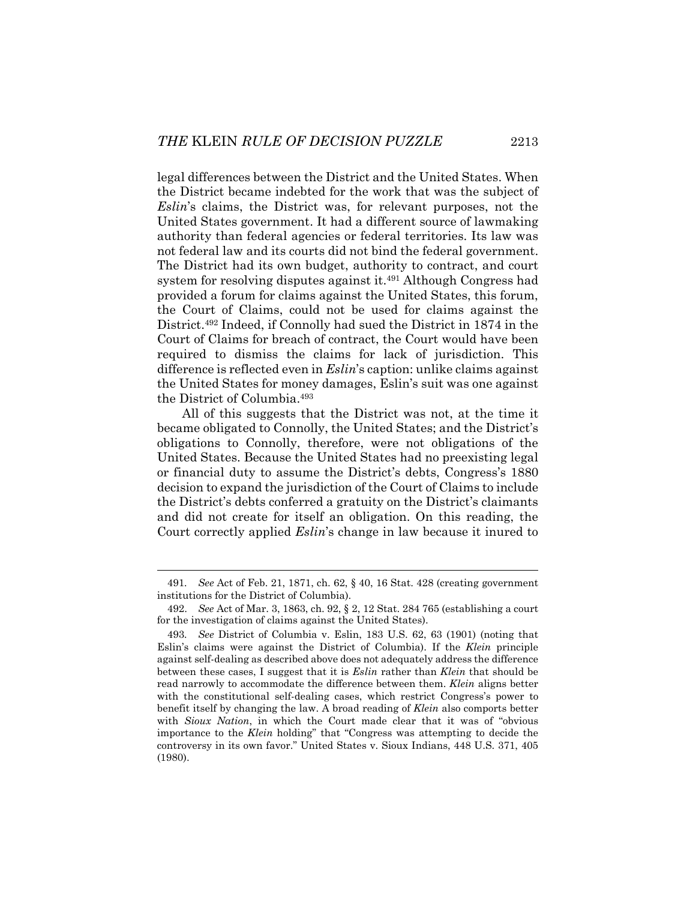legal differences between the District and the United States. When the District became indebted for the work that was the subject of *Eslin*'s claims, the District was, for relevant purposes, not the United States government. It had a different source of lawmaking authority than federal agencies or federal territories. Its law was not federal law and its courts did not bind the federal government. The District had its own budget, authority to contract, and court system for resolving disputes against it.[491] Although Congress had provided a forum for claims against the United States, this forum, the Court of Claims, could not be used for claims against the District.[492] Indeed, if Connolly had sued the District in 1874 in the Court of Claims for breach of contract, the Court would have been required to dismiss the claims for lack of jurisdiction. This difference is reflected even in *Eslin*'s caption: unlike claims against the United States for money damages, Eslin's suit was one against the District of Columbia.[493]

All of this suggests that the District was not, at the time it became obligated to Connolly, the United States; and the District's obligations to Connolly, therefore, were not obligations of the United States. Because the United States had no preexisting legal or financial duty to assume the District's debts, Congress's 1880 decision to expand the jurisdiction of the Court of Claims to include the District's debts conferred a gratuity on the District's claimants and did not create for itself an obligation. On this reading, the Court correctly applied *Eslin*'s change in law because it inured to

---

491. *See* Act of Feb. 21, 1871, ch. 62, § 40, 16 Stat. 428 (creating government institutions for the District of Columbia).

492. *See* Act of Mar. 3, 1863, ch. 92, § 2, 12 Stat. 284 765 (establishing a court for the investigation of claims against the United States).

493. *See* District of Columbia v. Eslin, 183 U.S. 62, 63 (1901) (noting that Eslin's claims were against the District of Columbia). If the *Klein* principle against self-dealing as described above does not adequately address the difference between these cases, I suggest that it is *Eslin* rather than *Klein* that should be read narrowly to accommodate the difference between them. *Klein* aligns better with the constitutional self-dealing cases, which restrict Congress's power to benefit itself by changing the law. A broad reading of *Klein* also comports better with *Sioux Nation*, in which the Court made clear that it was of "obvious importance to the *Klein* holding" that "Congress was attempting to decide the controversy in its own favor." United States v. Sioux Indians, 448 U.S. 371, 405 (1980).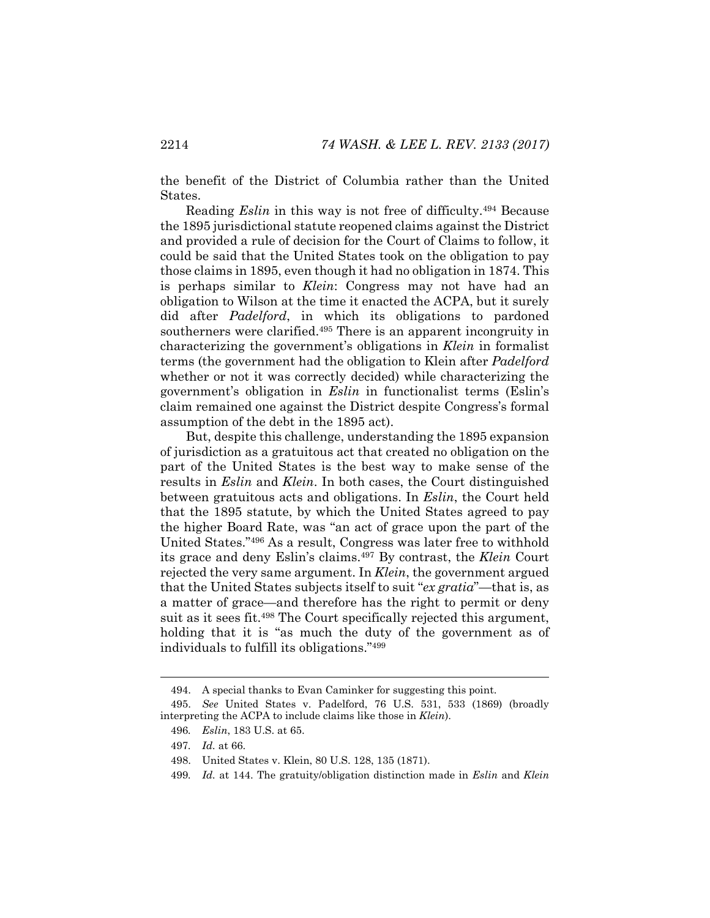the benefit of the District of Columbia rather than the United States.

Reading *Eslin* in this way is not free of difficulty.[494] Because the 1895 jurisdictional statute reopened claims against the District and provided a rule of decision for the Court of Claims to follow, it could be said that the United States took on the obligation to pay those claims in 1895, even though it had no obligation in 1874. This is perhaps similar to *Klein*: Congress may not have had an obligation to Wilson at the time it enacted the ACPA, but it surely did after *Padelford*, in which its obligations to pardoned southerners were clarified.[495] There is an apparent incongruity in characterizing the government's obligations in *Klein* in formalist terms (the government had the obligation to Klein after *Padelford* whether or not it was correctly decided) while characterizing the government's obligation in *Eslin* in functionalist terms (Eslin's claim remained one against the District despite Congress's formal assumption of the debt in the 1895 act).

But, despite this challenge, understanding the 1895 expansion of jurisdiction as a gratuitous act that created no obligation on the part of the United States is the best way to make sense of the results in *Eslin* and *Klein*. In both cases, the Court distinguished between gratuitous acts and obligations. In *Eslin*, the Court held that the 1895 statute, by which the United States agreed to pay the higher Board Rate, was "an act of grace upon the part of the United States."[496] As a result, Congress was later free to withhold its grace and deny Eslin's claims.[497] By contrast, the *Klein* Court rejected the very same argument. In *Klein*, the government argued that the United States subjects itself to suit "*ex gratia*"—that is, as a matter of grace—and therefore has the right to permit or deny suit as it sees fit.[498] The Court specifically rejected this argument, holding that it is "as much the duty of the government as of individuals to fulfill its obligations."[499]

---

494. A special thanks to Evan Caminker for suggesting this point.

495. *See* United States v. Padelford, 76 U.S. 531, 533 (1869) (broadly interpreting the ACPA to include claims like those in *Klein*).

496. *Eslin*, 183 U.S. at 65.

497. *Id.* at 66.

498. United States v. Klein, 80 U.S. 128, 135 (1871).

499. *Id.* at 144. The gratuity/obligation distinction made in *Eslin* and *Klein*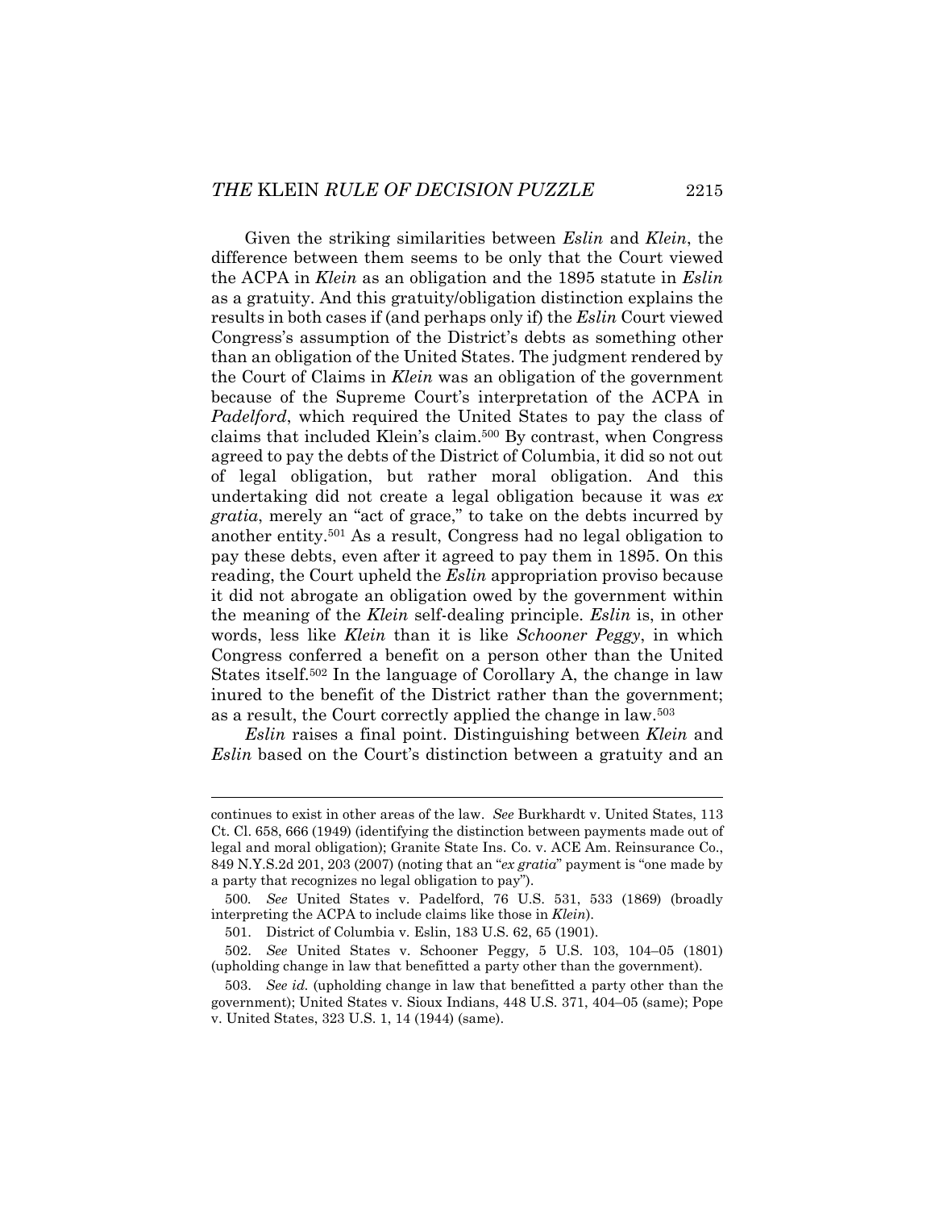Given the striking similarities between *Eslin* and *Klein*, the difference between them seems to be only that the Court viewed the ACPA in *Klein* as an obligation and the 1895 statute in *Eslin* as a gratuity. And this gratuity/obligation distinction explains the results in both cases if (and perhaps only if) the *Eslin* Court viewed Congress's assumption of the District's debts as something other than an obligation of the United States. The judgment rendered by the Court of Claims in *Klein* was an obligation of the government because of the Supreme Court's interpretation of the ACPA in *Padelford*, which required the United States to pay the class of claims that included Klein's claim.[500] By contrast, when Congress agreed to pay the debts of the District of Columbia, it did so not out of legal obligation, but rather moral obligation. And this undertaking did not create a legal obligation because it was *ex gratia*, merely an "act of grace," to take on the debts incurred by another entity.[501] As a result, Congress had no legal obligation to pay these debts, even after it agreed to pay them in 1895. On this reading, the Court upheld the *Eslin* appropriation proviso because it did not abrogate an obligation owed by the government within the meaning of the *Klein* self-dealing principle. *Eslin* is, in other words, less like *Klein* than it is like *Schooner Peggy*, in which Congress conferred a benefit on a person other than the United States itself.[502] In the language of Corollary A, the change in law inured to the benefit of the District rather than the government; as a result, the Court correctly applied the change in law.[503]

*Eslin* raises a final point. Distinguishing between *Klein* and *Eslin* based on the Court's distinction between a gratuity and an

---

continues to exist in other areas of the law. *See* Burkhardt v. United States, 113 Ct. Cl. 658, 666 (1949) (identifying the distinction between payments made out of legal and moral obligation); Granite State Ins. Co. v. ACE Am. Reinsurance Co., 849 N.Y.S.2d 201, 203 (2007) (noting that an "*ex gratia*" payment is "one made by a party that recognizes no legal obligation to pay").

500. *See* United States v. Padelford, 76 U.S. 531, 533 (1869) (broadly interpreting the ACPA to include claims like those in *Klein*).

501. District of Columbia v. Eslin, 183 U.S. 62, 65 (1901).

502. *See* United States v. Schooner Peggy*,* 5 U.S. 103, 104–05 (1801) (upholding change in law that benefitted a party other than the government).

503. *See id.* (upholding change in law that benefitted a party other than the government); United States v. Sioux Indians, 448 U.S. 371, 404–05 (same); Pope v. United States, 323 U.S. 1, 14 (1944) (same).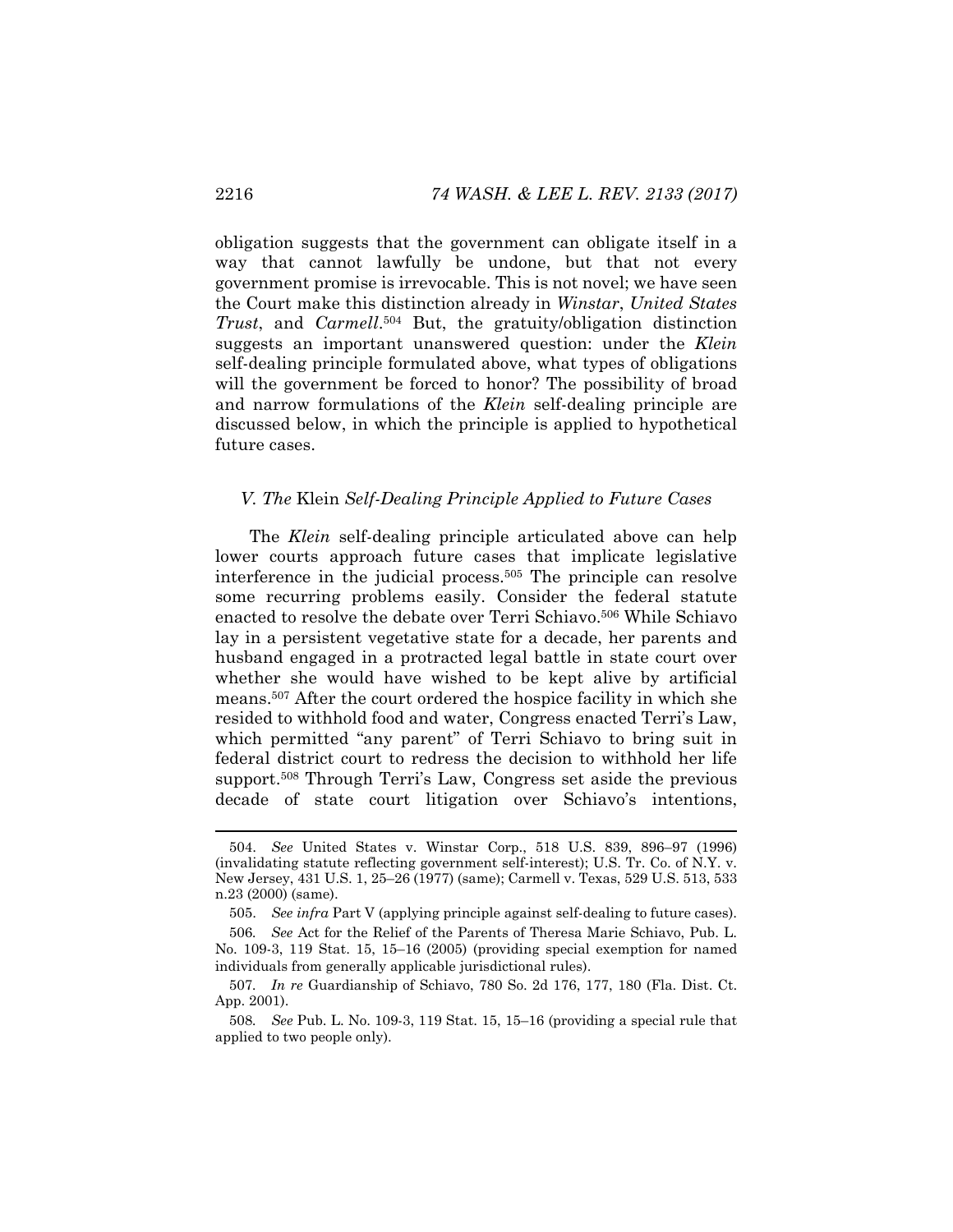obligation suggests that the government can obligate itself in a way that cannot lawfully be undone, but that not every government promise is irrevocable. This is not novel; we have seen the Court make this distinction already in *Winstar*, *United States Trust*, and *Carmell*.[504] But, the gratuity/obligation distinction suggests an important unanswered question: under the *Klein* self-dealing principle formulated above, what types of obligations will the government be forced to honor? The possibility of broad and narrow formulations of the *Klein* self-dealing principle are discussed below, in which the principle is applied to hypothetical future cases.

## *V. The* Klein *Self-Dealing Principle Applied to Future Cases*

The *Klein* self-dealing principle articulated above can help lower courts approach future cases that implicate legislative interference in the judicial process.[505] The principle can resolve some recurring problems easily. Consider the federal statute enacted to resolve the debate over Terri Schiavo.[506] While Schiavo lay in a persistent vegetative state for a decade, her parents and husband engaged in a protracted legal battle in state court over whether she would have wished to be kept alive by artificial means.[507] After the court ordered the hospice facility in which she resided to withhold food and water, Congress enacted Terri's Law, which permitted "any parent" of Terri Schiavo to bring suit in federal district court to redress the decision to withhold her life support.[508] Through Terri's Law, Congress set aside the previous decade of state court litigation over Schiavo's intentions,

---

504. *See* United States v. Winstar Corp., 518 U.S. 839, 896–97 (1996) (invalidating statute reflecting government self-interest); U.S. Tr. Co. of N.Y. v. New Jersey, 431 U.S. 1, 25–26 (1977) (same); Carmell v. Texas, 529 U.S. 513, 533 n.23 (2000) (same).

505. *See infra* Part V (applying principle against self-dealing to future cases).

506. *See* Act for the Relief of the Parents of Theresa Marie Schiavo, Pub. L. No. 109-3, 119 Stat. 15, 15–16 (2005) (providing special exemption for named individuals from generally applicable jurisdictional rules).

507. *In re* Guardianship of Schiavo, 780 So. 2d 176, 177, 180 (Fla. Dist. Ct. App. 2001).

508. *See* Pub. L. No. 109-3, 119 Stat. 15, 15–16 (providing a special rule that applied to two people only).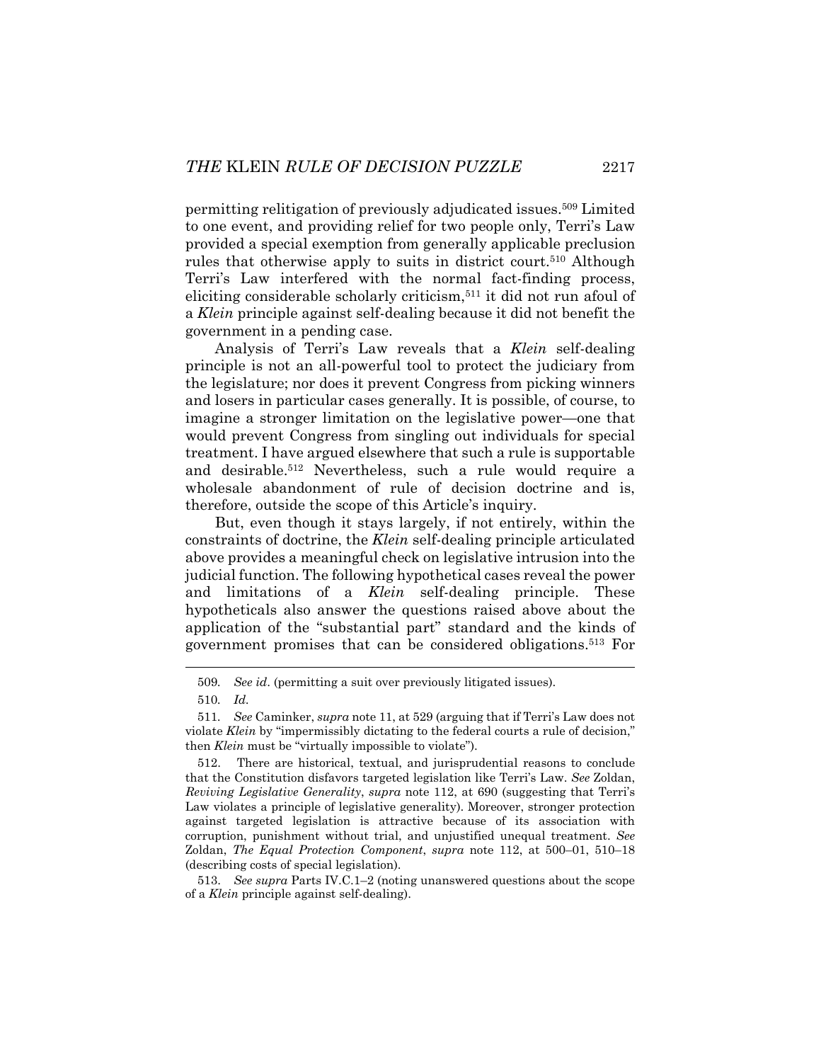permitting relitigation of previously adjudicated issues.[509] Limited to one event, and providing relief for two people only, Terri's Law provided a special exemption from generally applicable preclusion rules that otherwise apply to suits in district court.[510] Although Terri's Law interfered with the normal fact-finding process, eliciting considerable scholarly criticism,[511] it did not run afoul of a *Klein* principle against self-dealing because it did not benefit the government in a pending case.

Analysis of Terri's Law reveals that a *Klein* self-dealing principle is not an all-powerful tool to protect the judiciary from the legislature; nor does it prevent Congress from picking winners and losers in particular cases generally. It is possible, of course, to imagine a stronger limitation on the legislative power—one that would prevent Congress from singling out individuals for special treatment. I have argued elsewhere that such a rule is supportable and desirable.[512] Nevertheless, such a rule would require a wholesale abandonment of rule of decision doctrine and is, therefore, outside the scope of this Article's inquiry.

But, even though it stays largely, if not entirely, within the constraints of doctrine, the *Klein* self-dealing principle articulated above provides a meaningful check on legislative intrusion into the judicial function. The following hypothetical cases reveal the power and limitations of a *Klein* self-dealing principle. These hypotheticals also answer the questions raised above about the application of the "substantial part" standard and the kinds of government promises that can be considered obligations.[513] For

---

509. *See id*. (permitting a suit over previously litigated issues).

510. *Id.*

511. *See* Caminker, *supra* note 11, at 529 (arguing that if Terri's Law does not violate *Klein* by "impermissibly dictating to the federal courts a rule of decision," then *Klein* must be "virtually impossible to violate").

512. There are historical, textual, and jurisprudential reasons to conclude that the Constitution disfavors targeted legislation like Terri's Law. *See* Zoldan, *Reviving Legislative Generality*, *supra* note 112, at 690 (suggesting that Terri's Law violates a principle of legislative generality). Moreover, stronger protection against targeted legislation is attractive because of its association with corruption, punishment without trial, and unjustified unequal treatment. *See* Zoldan, *The Equal Protection Component*, *supra* note 112, at 500–01, 510–18 (describing costs of special legislation).

513. *See supra* Parts IV.C.1–2 (noting unanswered questions about the scope of a *Klein* principle against self-dealing).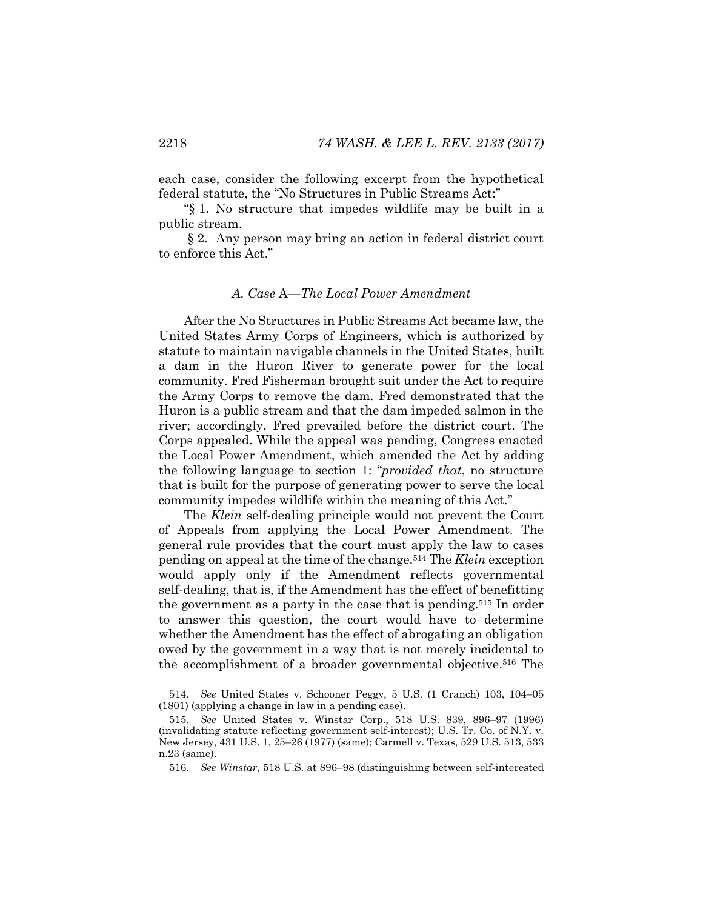each case, consider the following excerpt from the hypothetical federal statute, the "No Structures in Public Streams Act:"

"§ 1. No structure that impedes wildlife may be built in a public stream.

§ 2. Any person may bring an action in federal district court to enforce this Act."

### *A. Case* A—*The Local Power Amendment*

After the No Structures in Public Streams Act became law, the United States Army Corps of Engineers, which is authorized by statute to maintain navigable channels in the United States, built a dam in the Huron River to generate power for the local community. Fred Fisherman brought suit under the Act to require the Army Corps to remove the dam. Fred demonstrated that the Huron is a public stream and that the dam impeded salmon in the river; accordingly, Fred prevailed before the district court. The Corps appealed. While the appeal was pending, Congress enacted the Local Power Amendment, which amended the Act by adding the following language to section 1: "*provided that*, no structure that is built for the purpose of generating power to serve the local community impedes wildlife within the meaning of this Act."

The *Klein* self-dealing principle would not prevent the Court of Appeals from applying the Local Power Amendment. The general rule provides that the court must apply the law to cases pending on appeal at the time of the change.[514] The *Klein* exception would apply only if the Amendment reflects governmental self-dealing, that is, if the Amendment has the effect of benefitting the government as a party in the case that is pending.[515] In order to answer this question, the court would have to determine whether the Amendment has the effect of abrogating an obligation owed by the government in a way that is not merely incidental to the accomplishment of a broader governmental objective.[516] The

514. *See* United States v. Schooner Peggy*,* 5 U.S. (1 Cranch) 103, 104–05 (1801) (applying a change in law in a pending case).

515. *See* United States v. Winstar Corp., 518 U.S. 839, 896–97 (1996) (invalidating statute reflecting government self-interest); U.S. Tr. Co. of N.Y. v. New Jersey, 431 U.S. 1, 25–26 (1977) (same); Carmell v. Texas, 529 U.S. 513, 533 n.23 (same).

516. *See Winstar*, 518 U.S. at 896–98 (distinguishing between self-interested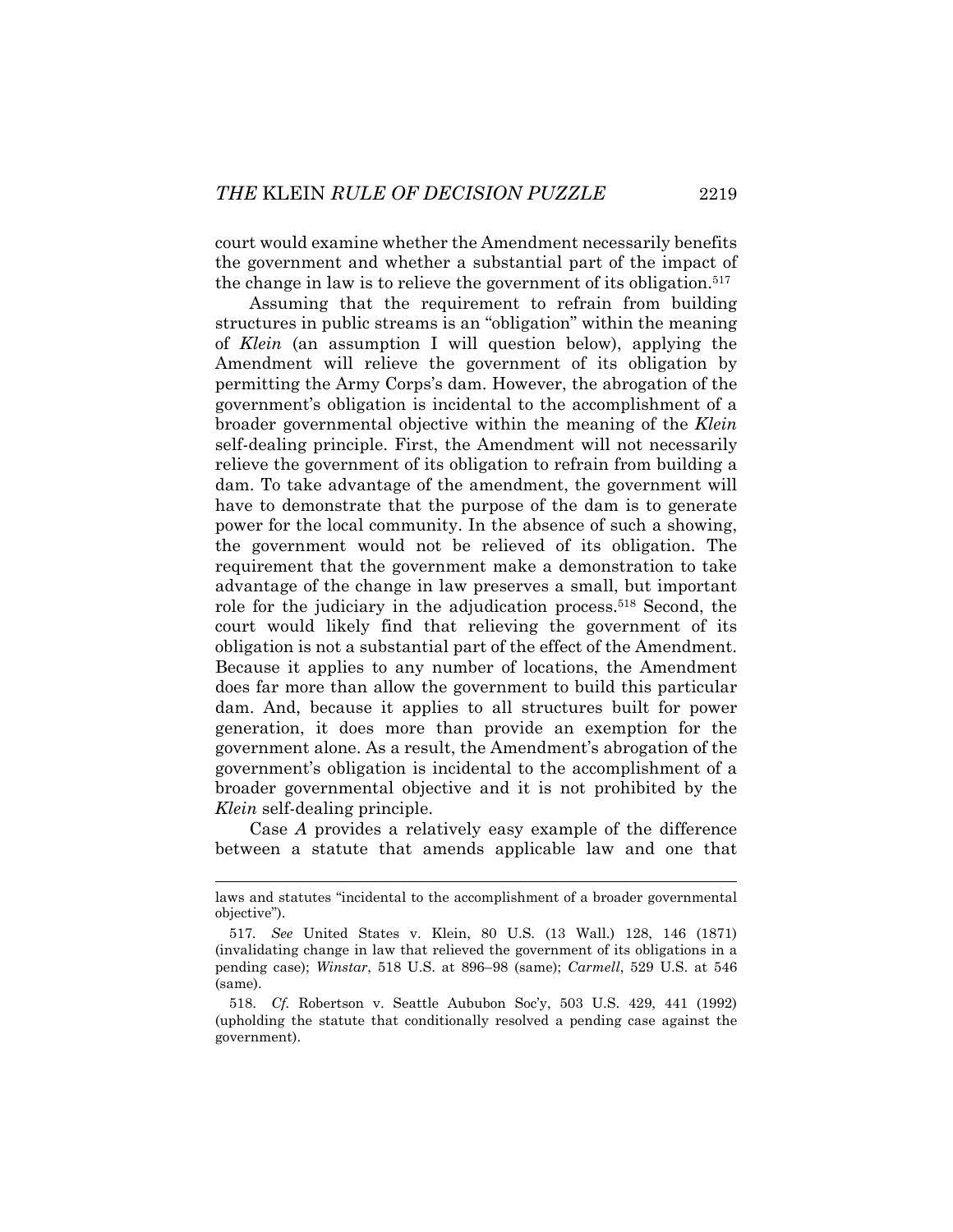court would examine whether the Amendment necessarily benefits the government and whether a substantial part of the impact of the change in law is to relieve the government of its obligation.[517]

Assuming that the requirement to refrain from building structures in public streams is an "obligation" within the meaning of *Klein* (an assumption I will question below), applying the Amendment will relieve the government of its obligation by permitting the Army Corps's dam. However, the abrogation of the government's obligation is incidental to the accomplishment of a broader governmental objective within the meaning of the *Klein* self-dealing principle. First, the Amendment will not necessarily relieve the government of its obligation to refrain from building a dam. To take advantage of the amendment, the government will have to demonstrate that the purpose of the dam is to generate power for the local community. In the absence of such a showing, the government would not be relieved of its obligation. The requirement that the government make a demonstration to take advantage of the change in law preserves a small, but important role for the judiciary in the adjudication process.[518] Second, the court would likely find that relieving the government of its obligation is not a substantial part of the effect of the Amendment. Because it applies to any number of locations, the Amendment does far more than allow the government to build this particular dam. And, because it applies to all structures built for power generation, it does more than provide an exemption for the government alone. As a result, the Amendment's abrogation of the government's obligation is incidental to the accomplishment of a broader governmental objective and it is not prohibited by the *Klein* self-dealing principle.

Case *A* provides a relatively easy example of the difference between a statute that amends applicable law and one that

---

laws and statutes "incidental to the accomplishment of a broader governmental objective").

517. *See* United States v. Klein, 80 U.S. (13 Wall.) 128, 146 (1871) (invalidating change in law that relieved the government of its obligations in a pending case); *Winstar*, 518 U.S. at 896–98 (same); *Carmell*, 529 U.S. at 546 (same).

518. *Cf.* Robertson v. Seattle Aububon Soc'y, 503 U.S. 429, 441 (1992) (upholding the statute that conditionally resolved a pending case against the government).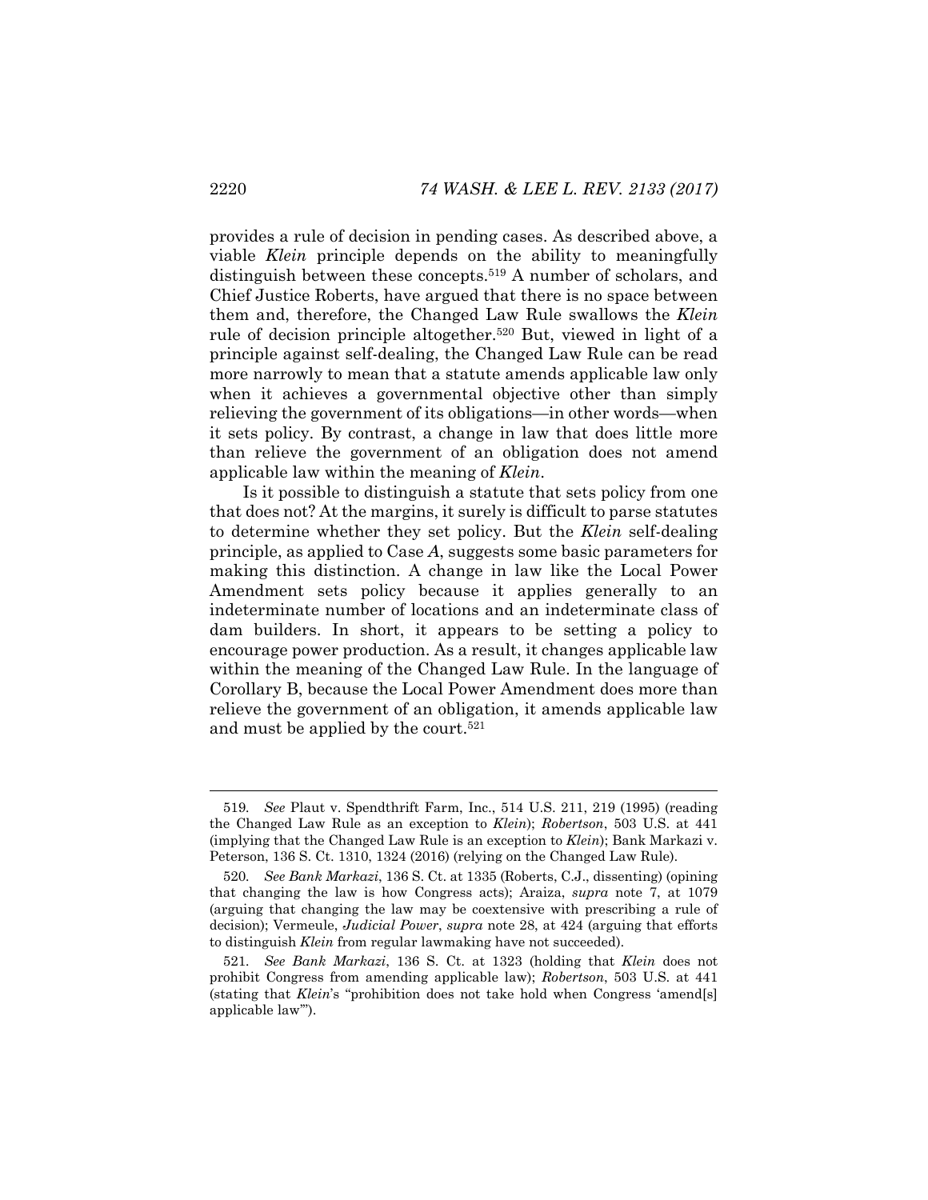provides a rule of decision in pending cases. As described above, a viable *Klein* principle depends on the ability to meaningfully distinguish between these concepts.[519] A number of scholars, and Chief Justice Roberts, have argued that there is no space between them and, therefore, the Changed Law Rule swallows the *Klein* rule of decision principle altogether.[520] But, viewed in light of a principle against self-dealing, the Changed Law Rule can be read more narrowly to mean that a statute amends applicable law only when it achieves a governmental objective other than simply relieving the government of its obligations—in other words—when it sets policy. By contrast, a change in law that does little more than relieve the government of an obligation does not amend applicable law within the meaning of *Klein*.

Is it possible to distinguish a statute that sets policy from one that does not? At the margins, it surely is difficult to parse statutes to determine whether they set policy. But the *Klein* self-dealing principle, as applied to Case *A*, suggests some basic parameters for making this distinction. A change in law like the Local Power Amendment sets policy because it applies generally to an indeterminate number of locations and an indeterminate class of dam builders. In short, it appears to be setting a policy to encourage power production. As a result, it changes applicable law within the meaning of the Changed Law Rule. In the language of Corollary B, because the Local Power Amendment does more than relieve the government of an obligation, it amends applicable law and must be applied by the court.[521]

---

519. *See* Plaut v. Spendthrift Farm, Inc., 514 U.S. 211, 219 (1995) (reading the Changed Law Rule as an exception to *Klein*); *Robertson*, 503 U.S. at 441 (implying that the Changed Law Rule is an exception to *Klein*); Bank Markazi v. Peterson, 136 S. Ct. 1310, 1324 (2016) (relying on the Changed Law Rule).

520. *See Bank Markazi*, 136 S. Ct. at 1335 (Roberts, C.J., dissenting) (opining that changing the law is how Congress acts); Araiza, *supra* note 7, at 1079 (arguing that changing the law may be coextensive with prescribing a rule of decision); Vermeule, *Judicial Power*, *supra* note 28, at 424 (arguing that efforts to distinguish *Klein* from regular lawmaking have not succeeded).

521. *See Bank Markazi*, 136 S. Ct. at 1323 (holding that *Klein* does not prohibit Congress from amending applicable law); *Robertson*, 503 U.S. at 441 (stating that *Klein*'s "prohibition does not take hold when Congress 'amend[s] applicable law'").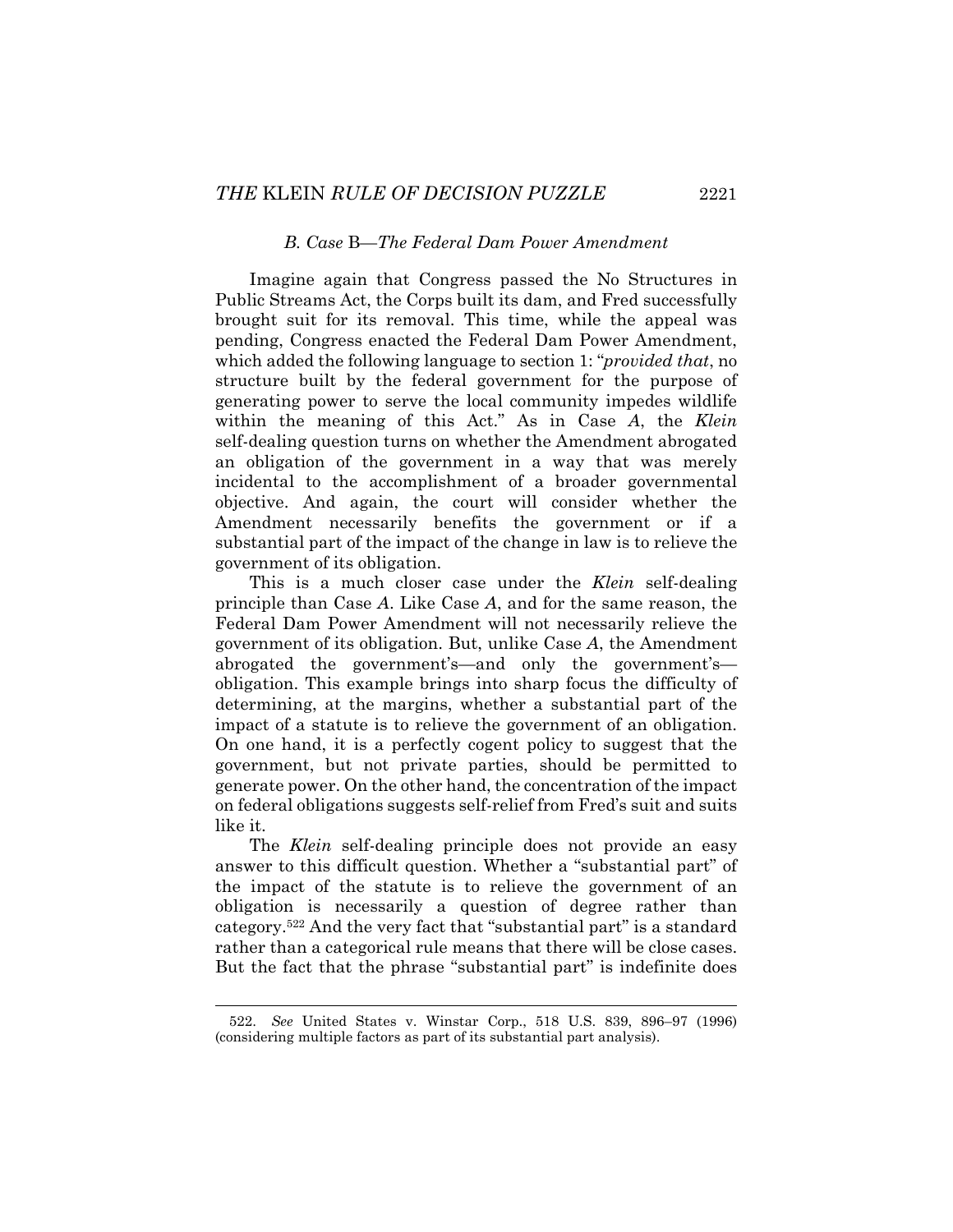### *B. Case* B—*The Federal Dam Power Amendment*

Imagine again that Congress passed the No Structures in Public Streams Act, the Corps built its dam, and Fred successfully brought suit for its removal. This time, while the appeal was pending, Congress enacted the Federal Dam Power Amendment, which added the following language to section 1: "*provided that*, no structure built by the federal government for the purpose of generating power to serve the local community impedes wildlife within the meaning of this Act." As in Case *A*, the *Klein* self-dealing question turns on whether the Amendment abrogated an obligation of the government in a way that was merely incidental to the accomplishment of a broader governmental objective. And again, the court will consider whether the Amendment necessarily benefits the government or if a substantial part of the impact of the change in law is to relieve the government of its obligation.

This is a much closer case under the *Klein* self-dealing principle than Case *A*. Like Case *A*, and for the same reason, the Federal Dam Power Amendment will not necessarily relieve the government of its obligation. But, unlike Case *A*, the Amendment abrogated the government's—and only the government's—obligation. This example brings into sharp focus the difficulty of determining, at the margins, whether a substantial part of the impact of a statute is to relieve the government of an obligation. On one hand, it is a perfectly cogent policy to suggest that the government, but not private parties, should be permitted to generate power. On the other hand, the concentration of the impact on federal obligations suggests self-relief from Fred's suit and suits like it.

The *Klein* self-dealing principle does not provide an easy answer to this difficult question. Whether a "substantial part" of the impact of the statute is to relieve the government of an obligation is necessarily a question of degree rather than category.[522] And the very fact that "substantial part" is a standard rather than a categorical rule means that there will be close cases. But the fact that the phrase "substantial part" is indefinite does

522. *See* United States v. Winstar Corp., 518 U.S. 839, 896–97 (1996) (considering multiple factors as part of its substantial part analysis).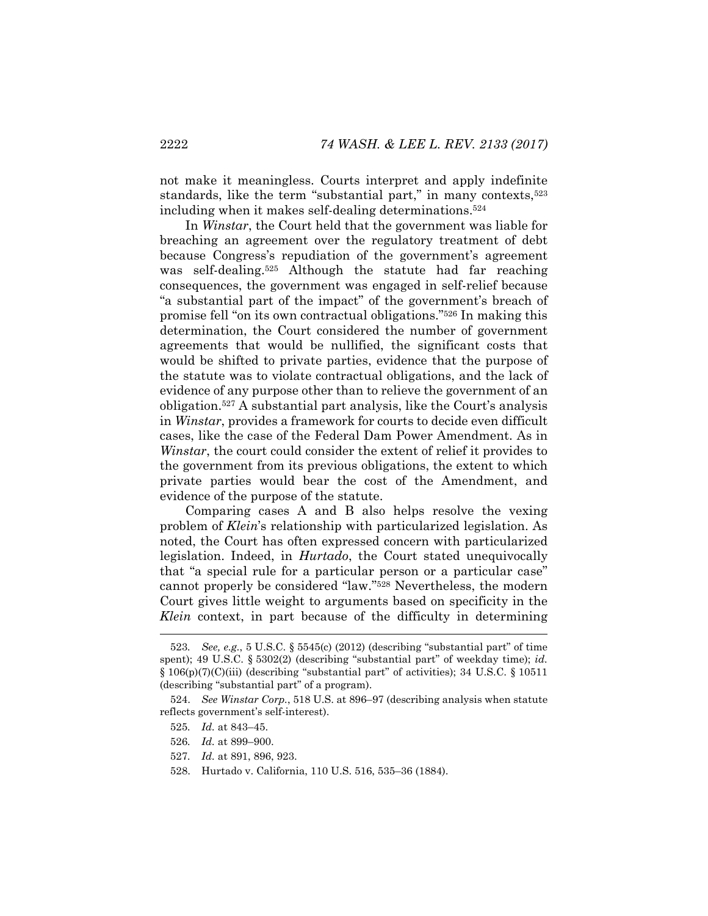not make it meaningless. Courts interpret and apply indefinite standards, like the term "substantial part," in many contexts,[523] including when it makes self-dealing determinations.[524]

In *Winstar*, the Court held that the government was liable for breaching an agreement over the regulatory treatment of debt because Congress's repudiation of the government's agreement was self-dealing.[525] Although the statute had far reaching consequences, the government was engaged in self-relief because "a substantial part of the impact" of the government's breach of promise fell "on its own contractual obligations."[526] In making this determination, the Court considered the number of government agreements that would be nullified, the significant costs that would be shifted to private parties, evidence that the purpose of the statute was to violate contractual obligations, and the lack of evidence of any purpose other than to relieve the government of an obligation.[527] A substantial part analysis, like the Court's analysis in *Winstar*, provides a framework for courts to decide even difficult cases, like the case of the Federal Dam Power Amendment. As in *Winstar*, the court could consider the extent of relief it provides to the government from its previous obligations, the extent to which private parties would bear the cost of the Amendment, and evidence of the purpose of the statute.

Comparing cases A and B also helps resolve the vexing problem of *Klein*'s relationship with particularized legislation. As noted, the Court has often expressed concern with particularized legislation. Indeed, in *Hurtado*, the Court stated unequivocally that "a special rule for a particular person or a particular case" cannot properly be considered "law."[528] Nevertheless, the modern Court gives little weight to arguments based on specificity in the *Klein* context, in part because of the difficulty in determining

523. *See, e.g.*, 5 U.S.C. § 5545(c) (2012) (describing "substantial part" of time spent); 49 U.S.C. § 5302(2) (describing "substantial part" of weekday time); *id.* § 106(p)(7)(C)(iii) (describing "substantial part" of activities); 34 U.S.C. § 10511 (describing "substantial part" of a program).

524. *See Winstar Corp.*, 518 U.S. at 896–97 (describing analysis when statute reflects government's self-interest).

525. *Id.* at 843–45.

526. *Id.* at 899–900.

527. *Id.* at 891, 896, 923.

528. Hurtado v. California, 110 U.S. 516, 535–36 (1884).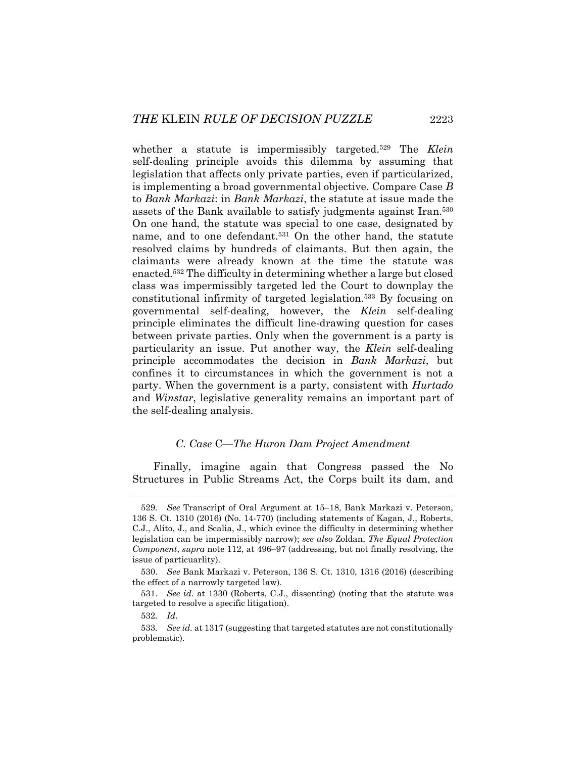whether a statute is impermissibly targeted.[529] The *Klein* self-dealing principle avoids this dilemma by assuming that legislation that affects only private parties, even if particularized, is implementing a broad governmental objective. Compare Case *B* to *Bank Markazi*: in *Bank Markazi*, the statute at issue made the assets of the Bank available to satisfy judgments against Iran.[530] On one hand, the statute was special to one case, designated by name, and to one defendant.[531] On the other hand, the statute resolved claims by hundreds of claimants. But then again, the claimants were already known at the time the statute was enacted.[532] The difficulty in determining whether a large but closed class was impermissibly targeted led the Court to downplay the constitutional infirmity of targeted legislation.[533] By focusing on governmental self-dealing, however, the *Klein* self-dealing principle eliminates the difficult line-drawing question for cases between private parties. Only when the government is a party is particularity an issue. Put another way, the *Klein* self-dealing principle accommodates the decision in *Bank Markazi*, but confines it to circumstances in which the government is not a party. When the government is a party, consistent with *Hurtado* and *Winstar*, legislative generality remains an important part of the self-dealing analysis.

### *C. Case* C—*The Huron Dam Project Amendment*

Finally, imagine again that Congress passed the No Structures in Public Streams Act, the Corps built its dam, and

---

529. *See* Transcript of Oral Argument at 15–18, Bank Markazi v. Peterson, 136 S. Ct. 1310 (2016) (No. 14-770) (including statements of Kagan, J., Roberts, C.J., Alito, J., and Scalia, J., which evince the difficulty in determining whether legislation can be impermissibly narrow); *see also* Zoldan, *The Equal Protection Component*, *supra* note 112, at 496–97 (addressing, but not finally resolving, the issue of particuarlity).

530. *See* Bank Markazi v. Peterson, 136 S. Ct. 1310, 1316 (2016) (describing the effect of a narrowly targeted law).

531. *See id.* at 1330 (Roberts, C.J., dissenting) (noting that the statute was targeted to resolve a specific litigation).

532. *Id.*

533. *See id.* at 1317 (suggesting that targeted statutes are not constitutionally problematic).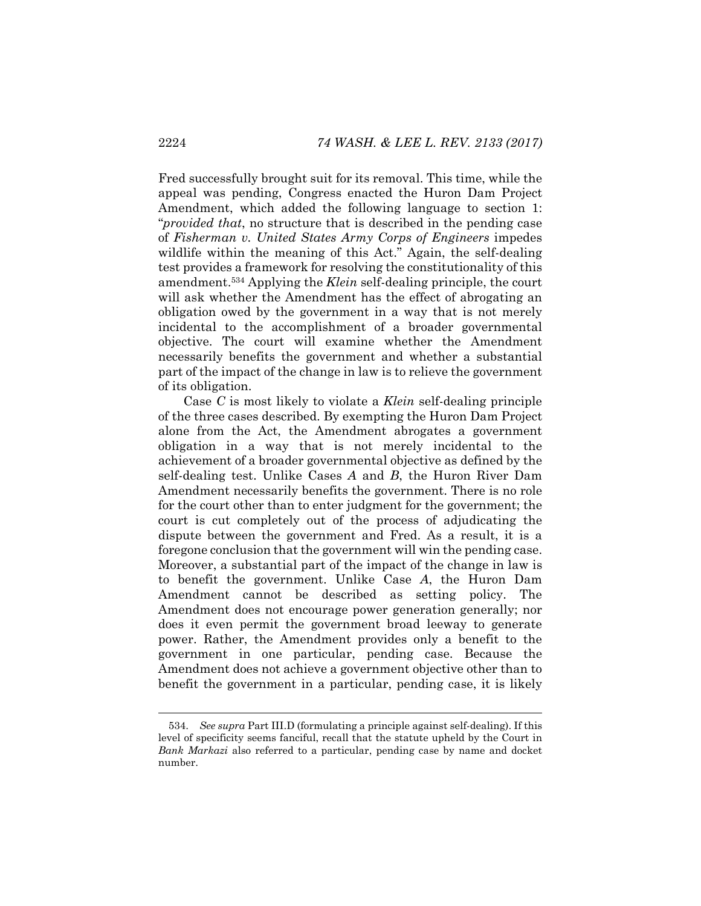Fred successfully brought suit for its removal. This time, while the appeal was pending, Congress enacted the Huron Dam Project Amendment, which added the following language to section 1: "*provided that*, no structure that is described in the pending case of *Fisherman v. United States Army Corps of Engineers* impedes wildlife within the meaning of this Act." Again, the self-dealing test provides a framework for resolving the constitutionality of this amendment.[534] Applying the *Klein* self-dealing principle, the court will ask whether the Amendment has the effect of abrogating an obligation owed by the government in a way that is not merely incidental to the accomplishment of a broader governmental objective. The court will examine whether the Amendment necessarily benefits the government and whether a substantial part of the impact of the change in law is to relieve the government of its obligation.

Case *C* is most likely to violate a *Klein* self-dealing principle of the three cases described. By exempting the Huron Dam Project alone from the Act, the Amendment abrogates a government obligation in a way that is not merely incidental to the achievement of a broader governmental objective as defined by the self-dealing test. Unlike Cases *A* and *B*, the Huron River Dam Amendment necessarily benefits the government. There is no role for the court other than to enter judgment for the government; the court is cut completely out of the process of adjudicating the dispute between the government and Fred. As a result, it is a foregone conclusion that the government will win the pending case. Moreover, a substantial part of the impact of the change in law is to benefit the government. Unlike Case *A*, the Huron Dam Amendment cannot be described as setting policy. The Amendment does not encourage power generation generally; nor does it even permit the government broad leeway to generate power. Rather, the Amendment provides only a benefit to the government in one particular, pending case. Because the Amendment does not achieve a government objective other than to benefit the government in a particular, pending case, it is likely

534. *See supra* Part III.D (formulating a principle against self-dealing). If this level of specificity seems fanciful, recall that the statute upheld by the Court in *Bank Markazi* also referred to a particular, pending case by name and docket number.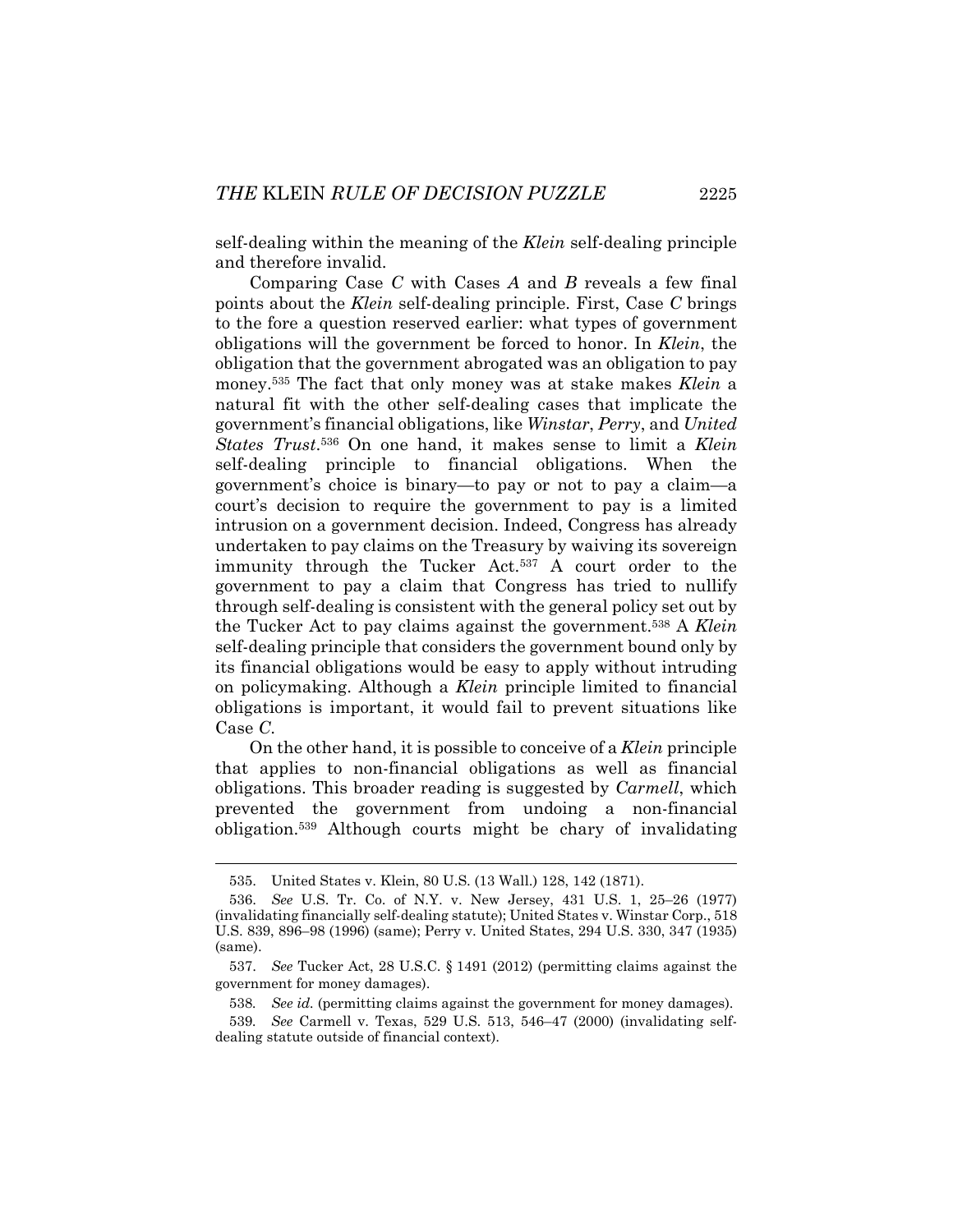self-dealing within the meaning of the *Klein* self-dealing principle and therefore invalid.

Comparing Case *C* with Cases *A* and *B* reveals a few final points about the *Klein* self-dealing principle. First, Case *C* brings to the fore a question reserved earlier: what types of government obligations will the government be forced to honor. In *Klein*, the obligation that the government abrogated was an obligation to pay money.[535] The fact that only money was at stake makes *Klein* a natural fit with the other self-dealing cases that implicate the government's financial obligations, like *Winstar*, *Perry*, and *United States Trust*.[536] On one hand, it makes sense to limit a *Klein* self-dealing principle to financial obligations. When the government's choice is binary—to pay or not to pay a claim—a court's decision to require the government to pay is a limited intrusion on a government decision. Indeed, Congress has already undertaken to pay claims on the Treasury by waiving its sovereign immunity through the Tucker Act.[537] A court order to the government to pay a claim that Congress has tried to nullify through self-dealing is consistent with the general policy set out by the Tucker Act to pay claims against the government.[538] A *Klein* self-dealing principle that considers the government bound only by its financial obligations would be easy to apply without intruding on policymaking. Although a *Klein* principle limited to financial obligations is important, it would fail to prevent situations like Case *C*.

On the other hand, it is possible to conceive of a *Klein* principle that applies to non-financial obligations as well as financial obligations. This broader reading is suggested by *Carmell*, which prevented the government from undoing a non-financial obligation.[539] Although courts might be chary of invalidating

---

535. United States v. Klein, 80 U.S. (13 Wall.) 128, 142 (1871).

536. *See* U.S. Tr. Co. of N.Y. v. New Jersey, 431 U.S. 1, 25–26 (1977) (invalidating financially self-dealing statute); United States v. Winstar Corp., 518 U.S. 839, 896–98 (1996) (same); Perry v. United States, 294 U.S. 330, 347 (1935) (same).

537. *See* Tucker Act, 28 U.S.C. § 1491 (2012) (permitting claims against the government for money damages).

538. *See id.* (permitting claims against the government for money damages).

539. *See* Carmell v. Texas, 529 U.S. 513, 546–47 (2000) (invalidating self-dealing statute outside of financial context).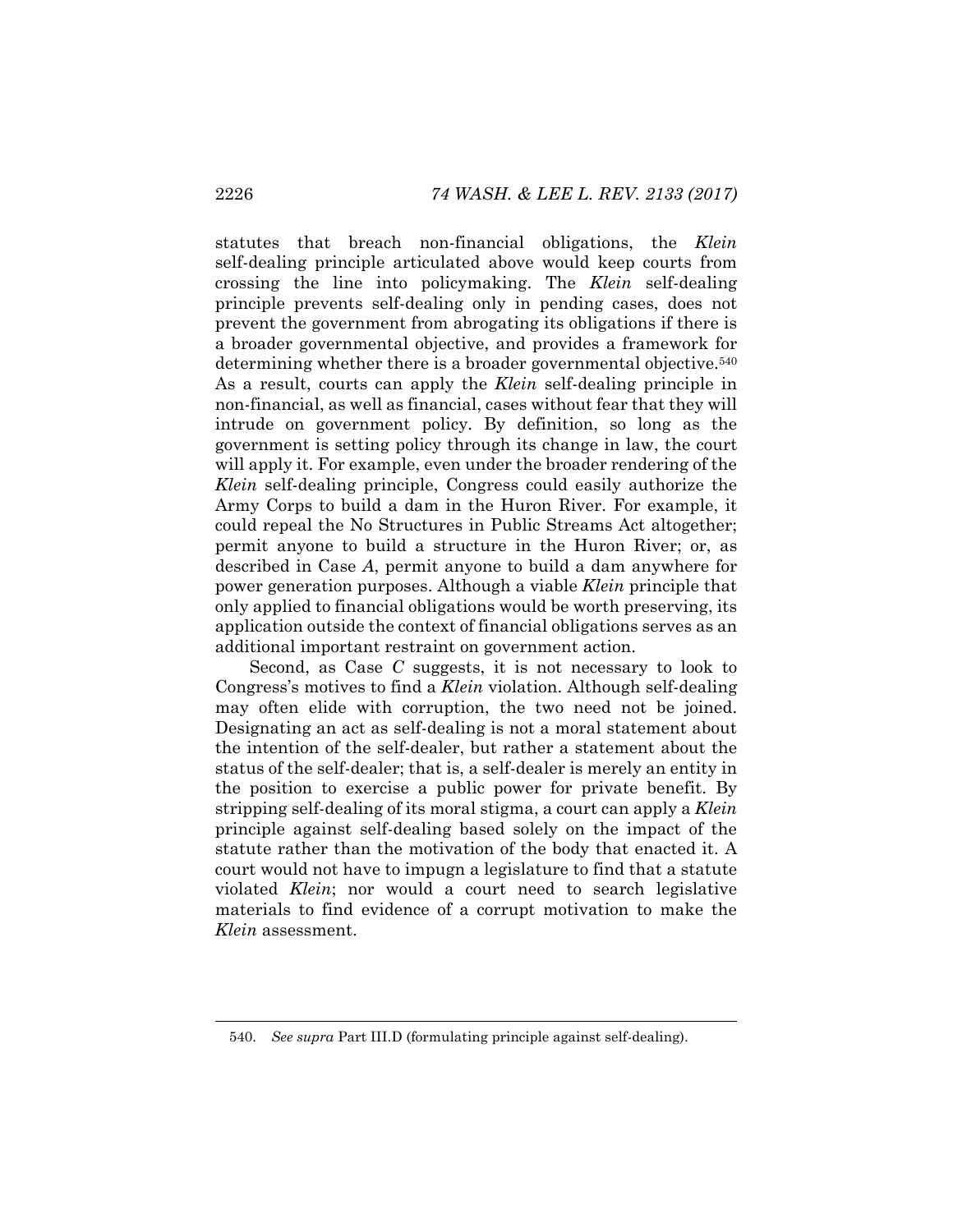statutes that breach non-financial obligations, the *Klein* self-dealing principle articulated above would keep courts from crossing the line into policymaking. The *Klein* self-dealing principle prevents self-dealing only in pending cases, does not prevent the government from abrogating its obligations if there is a broader governmental objective, and provides a framework for determining whether there is a broader governmental objective.[540] As a result, courts can apply the *Klein* self-dealing principle in non-financial, as well as financial, cases without fear that they will intrude on government policy. By definition, so long as the government is setting policy through its change in law, the court will apply it. For example, even under the broader rendering of the *Klein* self-dealing principle, Congress could easily authorize the Army Corps to build a dam in the Huron River. For example, it could repeal the No Structures in Public Streams Act altogether; permit anyone to build a structure in the Huron River; or, as described in Case *A*, permit anyone to build a dam anywhere for power generation purposes. Although a viable *Klein* principle that only applied to financial obligations would be worth preserving, its application outside the context of financial obligations serves as an additional important restraint on government action.

Second, as Case *C* suggests, it is not necessary to look to Congress's motives to find a *Klein* violation. Although self-dealing may often elide with corruption, the two need not be joined. Designating an act as self-dealing is not a moral statement about the intention of the self-dealer, but rather a statement about the status of the self-dealer; that is, a self-dealer is merely an entity in the position to exercise a public power for private benefit. By stripping self-dealing of its moral stigma, a court can apply a *Klein* principle against self-dealing based solely on the impact of the statute rather than the motivation of the body that enacted it. A court would not have to impugn a legislature to find that a statute violated *Klein*; nor would a court need to search legislative materials to find evidence of a corrupt motivation to make the *Klein* assessment.

540. *See supra* Part III.D (formulating principle against self-dealing).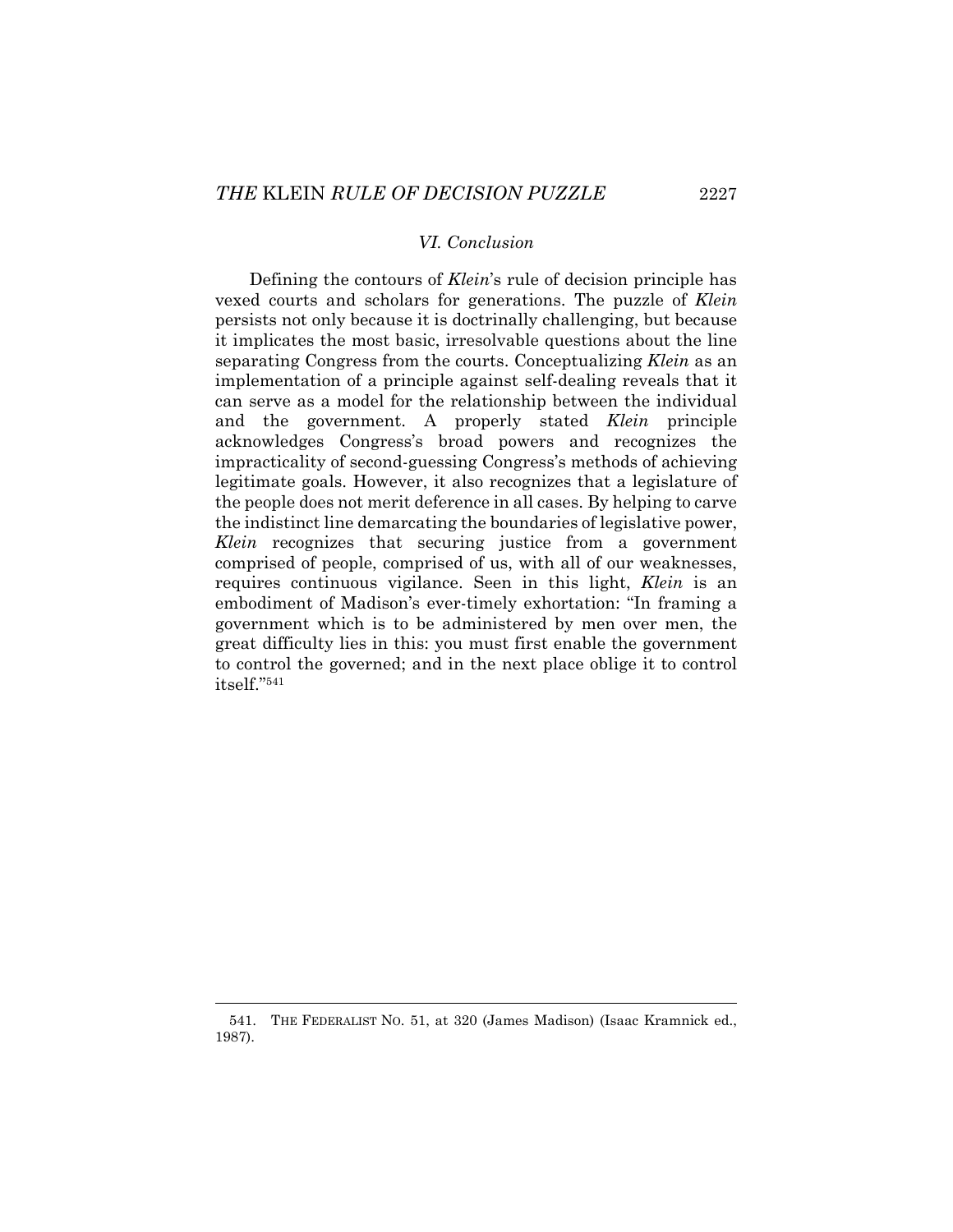## *VI. Conclusion*

Defining the contours of *Klein*'s rule of decision principle has vexed courts and scholars for generations. The puzzle of *Klein* persists not only because it is doctrinally challenging, but because it implicates the most basic, irresolvable questions about the line separating Congress from the courts. Conceptualizing *Klein* as an implementation of a principle against self-dealing reveals that it can serve as a model for the relationship between the individual and the government. A properly stated *Klein* principle acknowledges Congress's broad powers and recognizes the impracticality of second-guessing Congress's methods of achieving legitimate goals. However, it also recognizes that a legislature of the people does not merit deference in all cases. By helping to carve the indistinct line demarcating the boundaries of legislative power, *Klein* recognizes that securing justice from a government comprised of people, comprised of us, with all of our weaknesses, requires continuous vigilance. Seen in this light, *Klein* is an embodiment of Madison's ever-timely exhortation: "In framing a government which is to be administered by men over men, the great difficulty lies in this: you must first enable the government to control the governed; and in the next place oblige it to control itself."[541]

---

541. THE FEDERALIST NO. 51, at 320 (James Madison) (Isaac Kramnick ed., 1987).